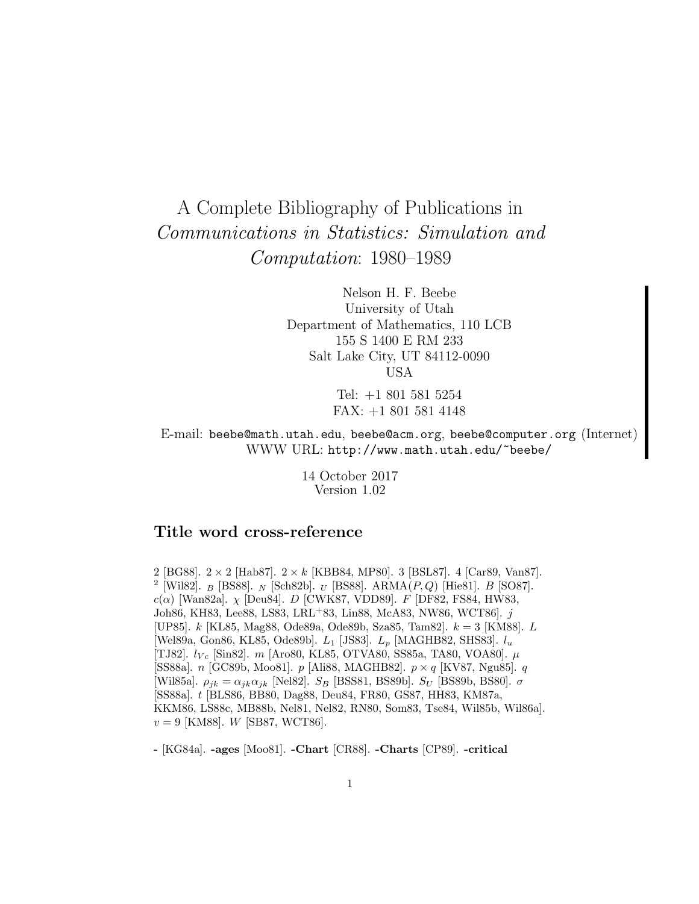# A Complete Bibliography of Publications in *Communications in Statistics: Simulation and Computation*: 1980–1989

Nelson H. F. Beebe
University of Utah
Department of Mathematics, 110 LCB
155 S 1400 E RM 233
Salt Lake City, UT 84112-0090
USA

Tel: +1 801 581 5254
FAX: +1 801 581 4148

E-mail: `beebe@math.utah.edu`, `beebe@acm.org`, `beebe@computer.org` (Internet)
WWW URL: `http://www.math.utah.edu/~beebe/`

14 October 2017
Version 1.02

## Title word cross-reference

2 [BG88]. $2 \times 2$ [Hab87]. $2 \times k$ [KBB84, MP80]. 3 [BSL87]. 4 [Car89, Van87]. $^2$ [Wil82]. $_B$ [BS88]. $_N$ [Sch82b]. $_U$ [BS88]. ARMA$(P,Q)$ [Hie81]. $B$ [SO87]. $c(\alpha)$ [Wan82a]. $\chi$ [Deu84]. $D$ [CWK87, VDD89]. $F$ [DF82, FS84, HW83, Joh86, KH83, Lee88, LS83, LRL$^+$83, Lin88, McA83, NW86, WCT86]. $j$ [UP85]. $k$ [KL85, Mag88, Ode89a, Ode89b, Sza85, Tam82]. $k = 3$ [KM88]. $L$ [Wel89a, Gon86, KL85, Ode89b]. $L_1$ [JS83]. $L_p$ [MAGHB82, SHS83]. $l_u$ [TJ82]. $l_{Vc}$ [Sin82]. $m$ [Aro80, KL85, OTVA80, SS85a, TA80, VOA80]. $\mu$ [SS88a]. $n$ [GC89b, Moo81]. $p$ [Ali88, MAGHB82]. $p \times q$ [KV87, Ngu85]. $q$ [Wil85a]. $\rho_{jk} = \alpha_{jk}\alpha_{jk}$ [Nel82]. $S_B$ [BSS81, BS89b]. $S_U$ [BS89b, BS80]. $\sigma$ [SS88a]. $t$ [BLS86, BB80, Dag88, Deu84, FR80, GS87, HH83, KM87a, KKM86, LS88c, MB88b, Nel81, Nel82, RN80, Som83, Tse84, Wil85b, Wil86a]. $v = 9$ [KM88]. $W$ [SB87, WCT86].

**-** [KG84a]. **-ages** [Moo81]. **-Chart** [CR88]. **-Charts** [CP89]. **-critical**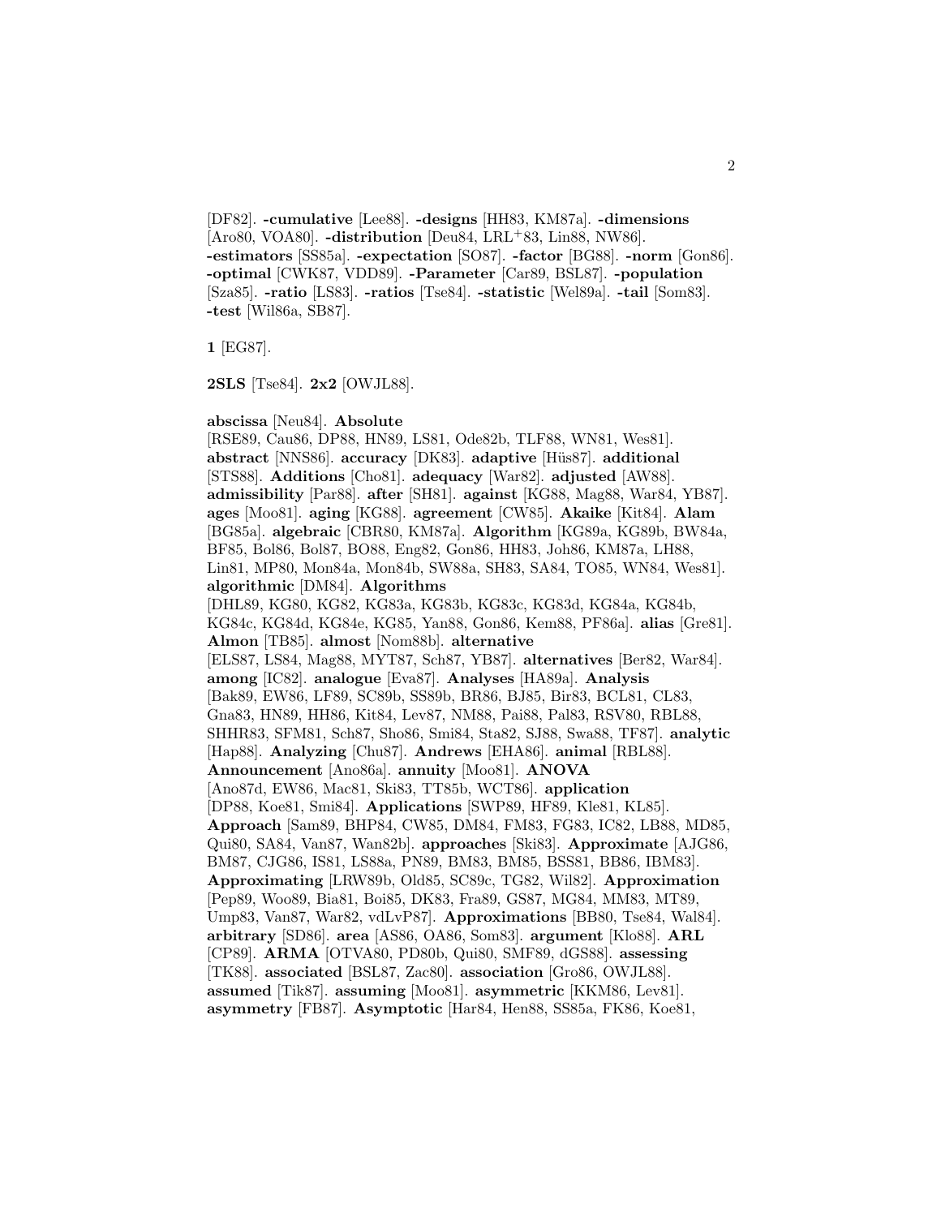[DF82]. **-cumulative** [Lee88]. **-designs** [HH83, KM87a]. **-dimensions** [Aro80, VOA80]. **-distribution** [Deu84, LRL+83, Lin88, NW86]. **-estimators** [SS85a]. **-expectation** [SO87]. **-factor** [BG88]. **-norm** [Gon86]. **-optimal** [CWK87, VDD89]. **-Parameter** [Car89, BSL87]. **-population** [Sza85]. **-ratio** [LS83]. **-ratios** [Tse84]. **-statistic** [Wel89a]. **-tail** [Som83]. **-test** [Wil86a, SB87].

**1** [EG87].

**2SLS** [Tse84]. **2x2** [OWJL88].

**abscissa** [Neu84]. **Absolute** [RSE89, Cau86, DP88, HN89, LS81, Ode82b, TLF88, WN81, Wes81]. **abstract** [NNS86]. **accuracy** [DK83]. **adaptive** [Hüs87]. **additional** [STS88]. **Additions** [Cho81]. **adequacy** [War82]. **adjusted** [AW88]. **admissibility** [Par88]. **after** [SH81]. **against** [KG88, Mag88, War84, YB87]. **ages** [Moo81]. **aging** [KG88]. **agreement** [CW85]. **Akaike** [Kit84]. **Alam** [BG85a]. **algebraic** [CBR80, KM87a]. **Algorithm** [KG89a, KG89b, BW84a, BF85, Bol86, Bol87, BO88, Eng82, Gon86, HH83, Joh86, KM87a, LH88, Lin81, MP80, Mon84a, Mon84b, SW88a, SH83, SA84, TO85, WN84, Wes81]. **algorithmic** [DM84]. **Algorithms** [DHL89, KG80, KG82, KG83a, KG83b, KG83c, KG83d, KG84a, KG84b, KG84c, KG84d, KG84e, KG85, Yan88, Gon86, Kem88, PF86a]. **alias** [Gre81]. **Almon** [TB85]. **almost** [Nom88b]. **alternative** [ELS87, LS84, Mag88, MYT87, Sch87, YB87]. **alternatives** [Ber82, War84]. **among** [IC82]. **analogue** [Eva87]. **Analyses** [HA89a]. **Analysis** [Bak89, EW86, LF89, SC89b, SS89b, BR86, BJ85, Bir83, BCL81, CL83, Gna83, HN89, HH86, Kit84, Lev87, NM88, Pai88, Pal83, RSV80, RBL88, SHHR83, SFM81, Sch87, Sho86, Smi84, Sta82, SJ88, Swa88, TF87]. **analytic** [Hap88]. **Analyzing** [Chu87]. **Andrews** [EHA86]. **animal** [RBL88]. **Announcement** [Ano86a]. **annuity** [Moo81]. **ANOVA** [Ano87d, EW86, Mac81, Ski83, TT85b, WCT86]. **application** [DP88, Koe81, Smi84]. **Applications** [SWP89, HF89, Kle81, KL85]. **Approach** [Sam89, BHP84, CW85, DM84, FM83, FG83, IC82, LB88, MD85, Qui80, SA84, Van87, Wan82b]. **approaches** [Ski83]. **Approximate** [AJG86, BM87, CJG86, IS81, LS88a, PN89, BM83, BM85, BSS81, BB86, IBM83]. **Approximating** [LRW89b, Old85, SC89c, TG82, Wil82]. **Approximation** [Pep89, Woo89, Bia81, Boi85, DK83, Fra89, GS87, MG84, MM83, MT89, Ump83, Van87, War82, vdLvP87]. **Approximations** [BB80, Tse84, Wal84]. **arbitrary** [SD86]. **area** [AS86, OA86, Som83]. **argument** [Klo88]. **ARL** [CP89]. **ARMA** [OTVA80, PD80b, Qui80, SMF89, dGS88]. **assessing** [TK88]. **associated** [BSL87, Zac80]. **association** [Gro86, OWJL88]. **assumed** [Tik87]. **assuming** [Moo81]. **asymmetric** [KKM86, Lev81]. **asymmetry** [FB87]. **Asymptotic** [Har84, Hen88, SS85a, FK86, Koe81,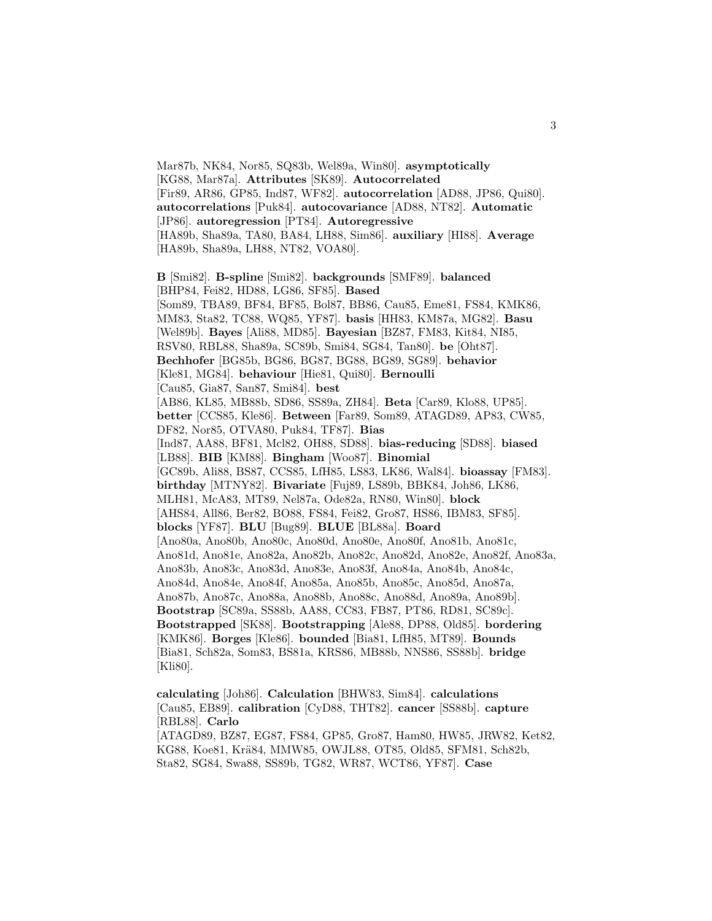Mar87b, NK84, Nor85, SQ83b, Wel89a, Win80]. **asymptotically** [KG88, Mar87a]. **Attributes** [SK89]. **Autocorrelated** [Fir89, AR86, GP85, Ind87, WF82]. **autocorrelation** [AD88, JP86, Qui80]. **autocorrelations** [Puk84]. **autocovariance** [AD88, NT82]. **Automatic** [JP86]. **autoregression** [PT84]. **Autoregressive** [HA89b, Sha89a, TA80, BA84, LH88, Sim86]. **auxiliary** [HI88]. **Average** [HA89b, Sha89a, LH88, NT82, VOA80].

**B** [Smi82]. **B-spline** [Smi82]. **backgrounds** [SMF89]. **balanced** [BHP84, Fei82, HD88, LG86, SF85]. **Based** [Som89, TBA89, BF84, BF85, Bol87, BB86, Cau85, Eme81, FS84, KMK86, MM83, Sta82, TC88, WQ85, YF87]. **basis** [HH83, KM87a, MG82]. **Basu** [Wel89b]. **Bayes** [Ali88, MD85]. **Bayesian** [BZ87, FM83, Kit84, NI85, RSV80, RBL88, Sha89a, SC89b, Smi84, SG84, Tan80]. **be** [Oht87]. **Bechhofer** [BG85b, BG86, BG87, BG88, BG89, SG89]. **behavior** [Kle81, MG84]. **behaviour** [Hie81, Qui80]. **Bernoulli** [Cau85, Gia87, San87, Smi84]. **best** [AB86, KL85, MB88b, SD86, SS89a, ZH84]. **Beta** [Car89, Klo88, UP85]. **better** [CCS85, Kle86]. **Between** [Far89, Som89, ATAGD89, AP83, CW85, DF82, Nor85, OTVA80, Puk84, TF87]. **Bias** [Ind87, AA88, BF81, Mcl82, OH88, SD88]. **bias-reducing** [SD88]. **biased** [LB88]. **BIB** [KM88]. **Bingham** [Woo87]. **Binomial** [GC89b, Ali88, BS87, CCS85, LfH85, LS83, LK86, Wal84]. **bioassay** [FM83]. **birthday** [MTNY82]. **Bivariate** [Fuj89, LS89b, BBK84, Joh86, LK86, MLH81, McA83, MT89, Nel87a, Ode82a, RN80, Win80]. **block** [AHS84, All86, Ber82, BO88, FS84, Fei82, Gro87, HS86, IBM83, SF85]. **blocks** [YF87]. **BLU** [Bug89]. **BLUE** [BL88a]. **Board** [Ano80a, Ano80b, Ano80c, Ano80d, Ano80e, Ano80f, Ano81b, Ano81c, Ano81d, Ano81e, Ano82a, Ano82b, Ano82c, Ano82d, Ano82e, Ano82f, Ano83a, Ano83b, Ano83c, Ano83d, Ano83e, Ano83f, Ano84a, Ano84b, Ano84c, Ano84d, Ano84e, Ano84f, Ano85a, Ano85b, Ano85c, Ano85d, Ano87a, Ano87b, Ano87c, Ano88a, Ano88b, Ano88c, Ano88d, Ano89a, Ano89b]. **Bootstrap** [SC89a, SS88b, AA88, CC83, FB87, PT86, RD81, SC89c]. **Bootstrapped** [SK88]. **Bootstrapping** [Ale88, DP88, Old85]. **bordering** [KMK86]. **Borges** [Kle86]. **bounded** [Bia81, LfH85, MT89]. **Bounds** [Bia81, Sch82a, Som83, BS81a, KRS86, MB88b, NNS86, SS88b]. **bridge** [Kli80].

**calculating** [Joh86]. **Calculation** [BHW83, Sim84]. **calculations** [Cau85, EB89]. **calibration** [CyD88, THT82]. **cancer** [SS88b]. **capture** [RBL88]. **Carlo** [ATAGD89, BZ87, EG87, FS84, GP85, Gro87, Ham80, HW85, JRW82, Ket82, KG88, Koe81, Krä84, MMW85, OWJL88, OT85, Old85, SFM81, Sch82b, Sta82, SG84, Swa88, SS89b, TG82, WR87, WCT86, YF87]. **Case**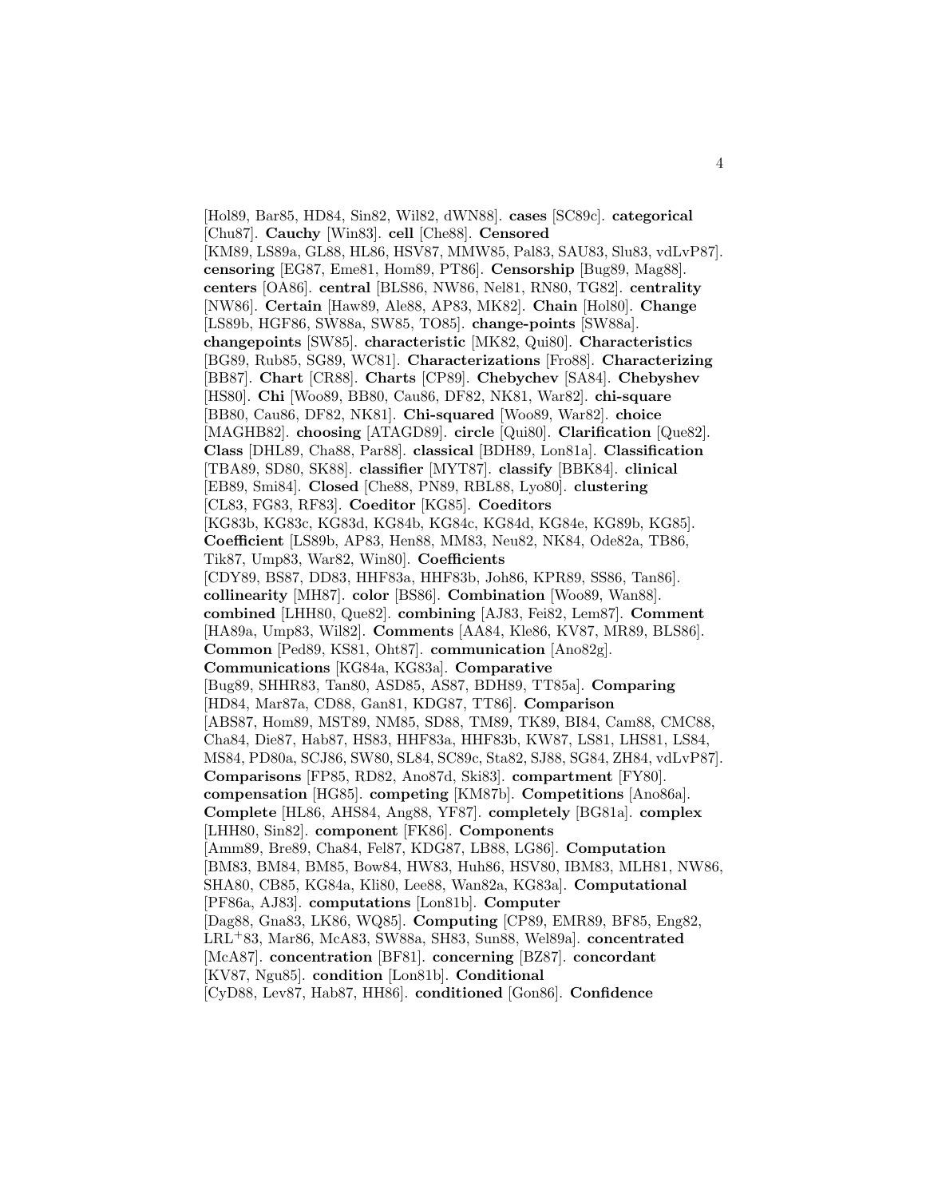[Hol89, Bar85, HD84, Sin82, Wil82, dWN88]. **cases** [SC89c]. **categorical** [Chu87]. **Cauchy** [Win83]. **cell** [Che88]. **Censored** [KM89, LS89a, GL88, HL86, HSV87, MMW85, Pal83, SAU83, Slu83, vdLvP87]. **censoring** [EG87, Eme81, Hom89, PT86]. **Censorship** [Bug89, Mag88]. **centers** [OA86]. **central** [BLS86, NW86, Nel81, RN80, TG82]. **centrality** [NW86]. **Certain** [Haw89, Ale88, AP83, MK82]. **Chain** [Hol80]. **Change** [LS89b, HGF86, SW88a, SW85, TO85]. **change-points** [SW88a]. **changepoints** [SW85]. **characteristic** [MK82, Qui80]. **Characteristics** [BG89, Rub85, SG89, WC81]. **Characterizations** [Fro88]. **Characterizing** [BB87]. **Chart** [CR88]. **Charts** [CP89]. **Chebychev** [SA84]. **Chebyshev** [HS80]. **Chi** [Woo89, BB80, Cau86, DF82, NK81, War82]. **chi-square** [BB80, Cau86, DF82, NK81]. **Chi-squared** [Woo89, War82]. **choice** [MAGHB82]. **choosing** [ATAGD89]. **circle** [Qui80]. **Clarification** [Que82]. **Class** [DHL89, Cha88, Par88]. **classical** [BDH89, Lon81a]. **Classification** [TBA89, SD80, SK88]. **classifier** [MYT87]. **classify** [BBK84]. **clinical** [EB89, Smi84]. **Closed** [Che88, PN89, RBL88, Lyo80]. **clustering** [CL83, FG83, RF83]. **Coeditor** [KG85]. **Coeditors** [KG83b, KG83c, KG83d, KG84b, KG84c, KG84d, KG84e, KG89b, KG85]. **Coefficient** [LS89b, AP83, Hen88, MM83, Neu82, NK84, Ode82a, TB86, Tik87, Ump83, War82, Win80]. **Coefficients** [CDY89, BS87, DD83, HHF83a, HHF83b, Joh86, KPR89, SS86, Tan86]. **collinearity** [MH87]. **color** [BS86]. **Combination** [Woo89, Wan88]. **combined** [LHH80, Que82]. **combining** [AJ83, Fei82, Lem87]. **Comment** [HA89a, Ump83, Wil82]. **Comments** [AA84, Kle86, KV87, MR89, BLS86]. **Common** [Ped89, KS81, Oht87]. **communication** [Ano82g]. **Communications** [KG84a, KG83a]. **Comparative** [Bug89, SHHR83, Tan80, ASD85, AS87, BDH89, TT85a]. **Comparing** [HD84, Mar87a, CD88, Gan81, KDG87, TT86]. **Comparison** [ABS87, Hom89, MST89, NM85, SD88, TM89, TK89, BI84, Cam88, CMC88, Cha84, Die87, Hab87, HS83, HHF83a, HHF83b, KW87, LS81, LHS81, LS84, MS84, PD80a, SCJ86, SW80, SL84, SC89c, Sta82, SJ88, SG84, ZH84, vdLvP87]. **Comparisons** [FP85, RD82, Ano87d, Ski83]. **compartment** [FY80]. **compensation** [HG85]. **competing** [KM87b]. **Competitions** [Ano86a]. **Complete** [HL86, AHS84, Ang88, YF87]. **completely** [BG81a]. **complex** [LHH80, Sin82]. **component** [FK86]. **Components** [Amm89, Bre89, Cha84, Fel87, KDG87, LB88, LG86]. **Computation** [BM83, BM84, BM85, Bow84, HW83, Huh86, HSV80, IBM83, MLH81, NW86, SHA80, CB85, KG84a, Kli80, Lee88, Wan82a, KG83a]. **Computational** [PF86a, AJ83]. **computations** [Lon81b]. **Computer** [Dag88, Gna83, LK86, WQ85]. **Computing** [CP89, EMR89, BF85, Eng82, LRL$^+$83, Mar86, McA83, SW88a, SH83, Sun88, Wel89a]. **concentrated** [McA87]. **concentration** [BF81]. **concerning** [BZ87]. **concordant** [KV87, Ngu85]. **condition** [Lon81b]. **Conditional** [CyD88, Lev87, Hab87, HH86]. **conditioned** [Gon86]. **Confidence**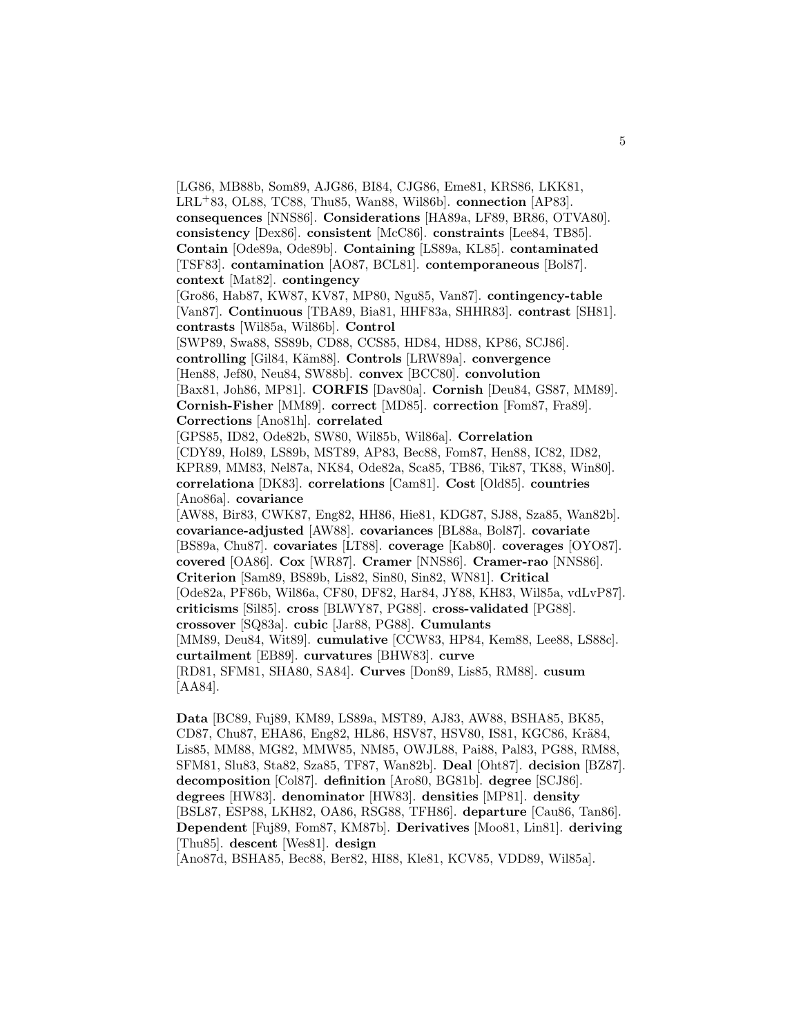[LG86, MB88b, Som89, AJG86, BI84, CJG86, Eme81, KRS86, LKK81, LRL[+]83, OL88, TC88, Thu85, Wan88, Wil86b]. **connection** [AP83]. **consequences** [NNS86]. **Considerations** [HA89a, LF89, BR86, OTVA80]. **consistency** [Dex86]. **consistent** [McC86]. **constraints** [Lee84, TB85]. **Contain** [Ode89a, Ode89b]. **Containing** [LS89a, KL85]. **contaminated** [TSF83]. **contamination** [AO87, BCL81]. **contemporaneous** [Bol87]. **context** [Mat82]. **contingency** [Gro86, Hab87, KW87, KV87, MP80, Ngu85, Van87]. **contingency-table** [Van87]. **Continuous** [TBA89, Bia81, HHF83a, SHHR83]. **contrast** [SH81]. **contrasts** [Wil85a, Wil86b]. **Control** [SWP89, Swa88, SS89b, CD88, CCS85, HD84, HD88, KP86, SCJ86]. **controlling** [Gil84, Käm88]. **Controls** [LRW89a]. **convergence** [Hen88, Jef80, Neu84, SW88b]. **convex** [BCC80]. **convolution** [Bax81, Joh86, MP81]. **CORFIS** [Dav80a]. **Cornish** [Deu84, GS87, MM89]. **Cornish-Fisher** [MM89]. **correct** [MD85]. **correction** [Fom87, Fra89]. **Corrections** [Ano81h]. **correlated** [GPS85, ID82, Ode82b, SW80, Wil85b, Wil86a]. **Correlation** [CDY89, Hol89, LS89b, MST89, AP83, Bec88, Fom87, Hen88, IC82, ID82, KPR89, MM83, Nel87a, NK84, Ode82a, Sca85, TB86, Tik87, TK88, Win80]. **correlationa** [DK83]. **correlations** [Cam81]. **Cost** [Old85]. **countries** [Ano86a]. **covariance** [AW88, Bir83, CWK87, Eng82, HH86, Hie81, KDG87, SJ88, Sza85, Wan82b]. **covariance-adjusted** [AW88]. **covariances** [BL88a, Bol87]. **covariate** [BS89a, Chu87]. **covariates** [LT88]. **coverage** [Kab80]. **coverages** [OYO87]. **covered** [OA86]. **Cox** [WR87]. **Cramer** [NNS86]. **Cramer-rao** [NNS86]. **Criterion** [Sam89, BS89b, Lis82, Sin80, Sin82, WN81]. **Critical** [Ode82a, PF86b, Wil86a, CF80, DF82, Har84, JY88, KH83, Wil85a, vdLvP87]. **criticisms** [Sil85]. **cross** [BLWY87, PG88]. **cross-validated** [PG88]. **crossover** [SQ83a]. **cubic** [Jar88, PG88]. **Cumulants** [MM89, Deu84, Wit89]. **cumulative** [CCW83, HP84, Kem88, Lee88, LS88c]. **curtailment** [EB89]. **curvatures** [BHW83]. **curve** [RD81, SFM81, SHA80, SA84]. **Curves** [Don89, Lis85, RM88]. **cusum** [AA84].

**Data** [BC89, Fuj89, KM89, LS89a, MST89, AJ83, AW88, BSHA85, BK85, CD87, Chu87, EHA86, Eng82, HL86, HSV87, HSV80, IS81, KGC86, Krä84, Lis85, MM88, MG82, MMW85, NM85, OWJL88, Pai88, Pal83, PG88, RM88, SFM81, Slu83, Sta82, Sza85, TF87, Wan82b]. **Deal** [Oht87]. **decision** [BZ87]. **decomposition** [Col87]. **definition** [Aro80, BG81b]. **degree** [SCJ86]. **degrees** [HW83]. **denominator** [HW83]. **densities** [MP81]. **density** [BSL87, ESP88, LKH82, OA86, RSG88, TFH86]. **departure** [Cau86, Tan86]. **Dependent** [Fuj89, Fom87, KM87b]. **Derivatives** [Moo81, Lin81]. **deriving** [Thu85]. **descent** [Wes81]. **design** [Ano87d, BSHA85, Bec88, Ber82, HI88, Kle81, KCV85, VDD89, Wil85a].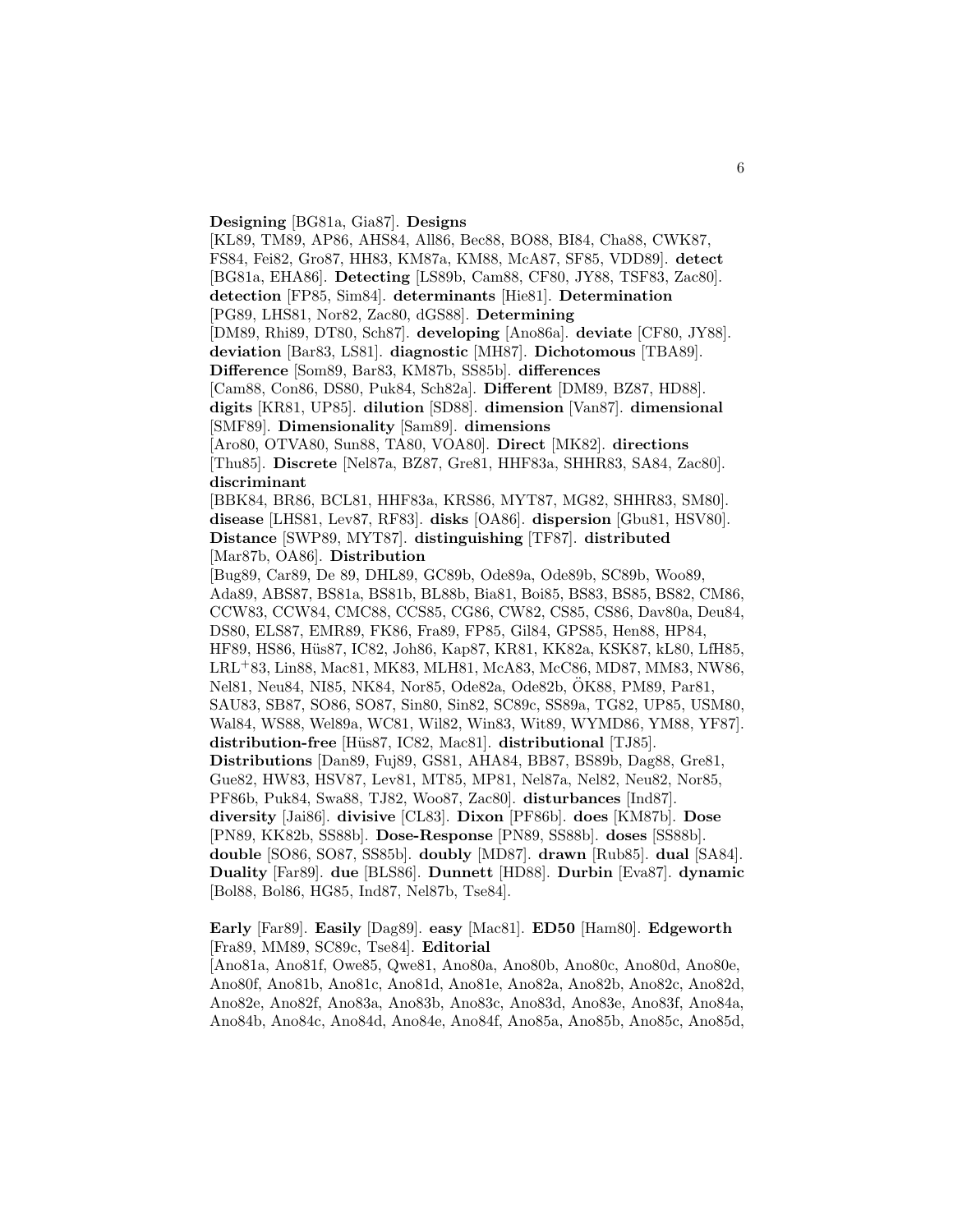**Designing** [BG81a, Gia87]. **Designs** [KL89, TM89, AP86, AHS84, All86, Bec88, BO88, BI84, Cha88, CWK87, FS84, Fei82, Gro87, HH83, KM87a, KM88, McA87, SF85, VDD89]. **detect** [BG81a, EHA86]. **Detecting** [LS89b, Cam88, CF80, JY88, TSF83, Zac80]. **detection** [FP85, Sim84]. **determinants** [Hie81]. **Determination** [PG89, LHS81, Nor82, Zac80, dGS88]. **Determining** [DM89, Rhi89, DT80, Sch87]. **developing** [Ano86a]. **deviate** [CF80, JY88]. **deviation** [Bar83, LS81]. **diagnostic** [MH87]. **Dichotomous** [TBA89]. **Difference** [Som89, Bar83, KM87b, SS85b]. **differences** [Cam88, Con86, DS80, Puk84, Sch82a]. **Different** [DM89, BZ87, HD88]. **digits** [KR81, UP85]. **dilution** [SD88]. **dimension** [Van87]. **dimensional** [SMF89]. **Dimensionality** [Sam89]. **dimensions** [Aro80, OTVA80, Sun88, TA80, VOA80]. **Direct** [MK82]. **directions** [Thu85]. **Discrete** [Nel87a, BZ87, Gre81, HHF83a, SHHR83, SA84, Zac80]. **discriminant** [BBK84, BR86, BCL81, HHF83a, KRS86, MYT87, MG82, SHHR83, SM80]. **disease** [LHS81, Lev87, RF83]. **disks** [OA86]. **dispersion** [Gbu81, HSV80]. **Distance** [SWP89, MYT87]. **distinguishing** [TF87]. **distributed** [Mar87b, OA86]. **Distribution** [Bug89, Car89, De 89, DHL89, GC89b, Ode89a, Ode89b, SC89b, Woo89, Ada89, ABS87, BS81a, BS81b, BL88b, Bia81, Boi85, BS83, BS85, BS82, CM86, CCW83, CCW84, CMC88, CCS85, CG86, CW82, CS85, CS86, Dav80a, Deu84, DS80, ELS87, EMR89, FK86, Fra89, FP85, Gil84, GPS85, Hen88, HP84, HF89, HS86, Hüs87, IC82, Joh86, Kap87, KR81, KK82a, KSK87, kL80, LfH85, LRL+83, Lin88, Mac81, MK83, MLH81, McA83, McC86, MD87, MM83, NW86, Nel81, Neu84, NI85, NK84, Nor85, Ode82a, Ode82b, ÖK88, PM89, Par81, SAU83, SB87, SO86, SO87, Sin80, Sin82, SC89c, SS89a, TG82, UP85, USM80, Wal84, WS88, Wel89a, WC81, Wil82, Win83, Wit89, WYMD86, YM88, YF87]. **distribution-free** [Hüs87, IC82, Mac81]. **distributional** [TJ85]. **Distributions** [Dan89, Fuj89, GS81, AHA84, BB87, BS89b, Dag88, Gre81, Gue82, HW83, HSV87, Lev81, MT85, MP81, Nel87a, Nel82, Neu82, Nor85, PF86b, Puk84, Swa88, TJ82, Woo87, Zac80]. **disturbances** [Ind87]. **diversity** [Jai86]. **divisive** [CL83]. **Dixon** [PF86b]. **does** [KM87b]. **Dose** [PN89, KK82b, SS88b]. **Dose-Response** [PN89, SS88b]. **doses** [SS88b]. **double** [SO86, SO87, SS85b]. **doubly** [MD87]. **drawn** [Rub85]. **dual** [SA84]. **Duality** [Far89]. **due** [BLS86]. **Dunnett** [HD88]. **Durbin** [Eva87]. **dynamic** [Bol88, Bol86, HG85, Ind87, Nel87b, Tse84].

**Early** [Far89]. **Easily** [Dag89]. **easy** [Mac81]. **ED50** [Ham80]. **Edgeworth** [Fra89, MM89, SC89c, Tse84]. **Editorial** [Ano81a, Ano81f, Owe85, Qwe81, Ano80a, Ano80b, Ano80c, Ano80d, Ano80e, Ano80f, Ano81b, Ano81c, Ano81d, Ano81e, Ano82a, Ano82b, Ano82c, Ano82d, Ano82e, Ano82f, Ano83a, Ano83b, Ano83c, Ano83d, Ano83e, Ano83f, Ano84a, Ano84b, Ano84c, Ano84d, Ano84e, Ano84f, Ano85a, Ano85b, Ano85c, Ano85d,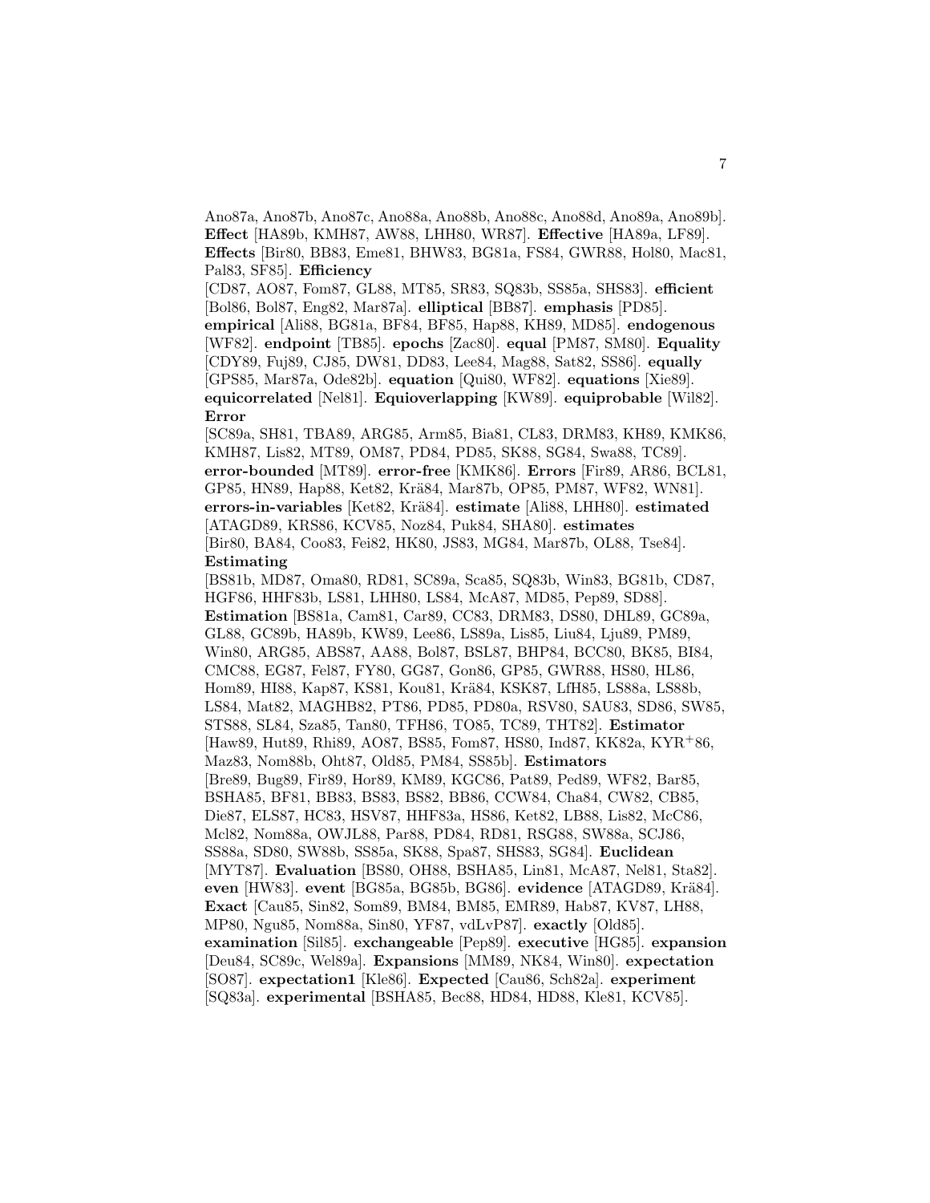Ano87a, Ano87b, Ano87c, Ano88a, Ano88b, Ano88c, Ano88d, Ano89a, Ano89b]. **Effect** [HA89b, KMH87, AW88, LHH80, WR87]. **Effective** [HA89a, LF89]. **Effects** [Bir80, BB83, Eme81, BHW83, BG81a, FS84, GWR88, Hol80, Mac81, Pal83, SF85]. **Efficiency** [CD87, AO87, Fom87, GL88, MT85, SR83, SQ83b, SS85a, SHS83]. **efficient** [Bol86, Bol87, Eng82, Mar87a]. **elliptical** [BB87]. **emphasis** [PD85]. **empirical** [Ali88, BG81a, BF84, BF85, Hap88, KH89, MD85]. **endogenous** [WF82]. **endpoint** [TB85]. **epochs** [Zac80]. **equal** [PM87, SM80]. **Equality** [CDY89, Fuj89, CJ85, DW81, DD83, Lee84, Mag88, Sat82, SS86]. **equally** [GPS85, Mar87a, Ode82b]. **equation** [Qui80, WF82]. **equations** [Xie89]. **equicorrelated** [Nel81]. **Equioverlapping** [KW89]. **equiprobable** [Wil82]. **Error** [SC89a, SH81, TBA89, ARG85, Arm85, Bia81, CL83, DRM83, KH89, KMK86, KMH87, Lis82, MT89, OM87, PD84, PD85, SK88, SG84, Swa88, TC89]. **error-bounded** [MT89]. **error-free** [KMK86]. **Errors** [Fir89, AR86, BCL81, GP85, HN89, Hap88, Ket82, Krä84, Mar87b, OP85, PM87, WF82, WN81]. **errors-in-variables** [Ket82, Krä84]. **estimate** [Ali88, LHH80]. **estimated** [ATAGD89, KRS86, KCV85, Noz84, Puk84, SHA80]. **estimates** [Bir80, BA84, Coo83, Fei82, HK80, JS83, MG84, Mar87b, OL88, Tse84]. **Estimating** [BS81b, MD87, Oma80, RD81, SC89a, Sca85, SQ83b, Win83, BG81b, CD87, HGF86, HHF83b, LS81, LHH80, LS84, McA87, MD85, Pep89, SD88]. **Estimation** [BS81a, Cam81, Car89, CC83, DRM83, DS80, DHL89, GC89a, GL88, GC89b, HA89b, KW89, Lee86, LS89a, Lis85, Liu84, Lju89, PM89, Win80, ARG85, ABS87, AA88, Bol87, BSL87, BHP84, BCC80, BK85, BI84, CMC88, EG87, Fel87, FY80, GG87, Gon86, GP85, GWR88, HS80, HL86, Hom89, HI88, Kap87, KS81, Kou81, Krä84, KSK87, LfH85, LS88a, LS88b, LS84, Mat82, MAGHB82, PT86, PD85, PD80a, RSV80, SAU83, SD86, SW85, STS88, SL84, Sza85, Tan80, TFH86, TO85, TC89, THT82]. **Estimator** [Haw89, Hut89, Rhi89, AO87, BS85, Fom87, HS80, Ind87, KK82a, KYR[+]86, Maz83, Nom88b, Oht87, Old85, PM84, SS85b]. **Estimators** [Bre89, Bug89, Fir89, Hor89, KM89, KGC86, Pat89, Ped89, WF82, Bar85, BSHA85, BF81, BB83, BS83, BS82, BB86, CCW84, Cha84, CW82, CB85, Die87, ELS87, HC83, HSV87, HHF83a, HS86, Ket82, LB88, Lis82, McC86, Mcl82, Nom88a, OWJL88, Par88, PD84, RD81, RSG88, SW88a, SCJ86, SS88a, SD80, SW88b, SS85a, SK88, Spa87, SHS83, SG84]. **Euclidean** [MYT87]. **Evaluation** [BS80, OH88, BSHA85, Lin81, McA87, Nel81, Sta82]. **even** [HW83]. **event** [BG85a, BG85b, BG86]. **evidence** [ATAGD89, Krä84]. **Exact** [Cau85, Sin82, Som89, BM84, BM85, EMR89, Hab87, KV87, LH88, MP80, Ngu85, Nom88a, Sin80, YF87, vdLvP87]. **exactly** [Old85]. **examination** [Sil85]. **exchangeable** [Pep89]. **executive** [HG85]. **expansion** [Deu84, SC89c, Wel89a]. **Expansions** [MM89, NK84, Win80]. **expectation** [SO87]. **expectation1** [Kle86]. **Expected** [Cau86, Sch82a]. **experiment** [SQ83a]. **experimental** [BSHA85, Bec88, HD84, HD88, Kle81, KCV85].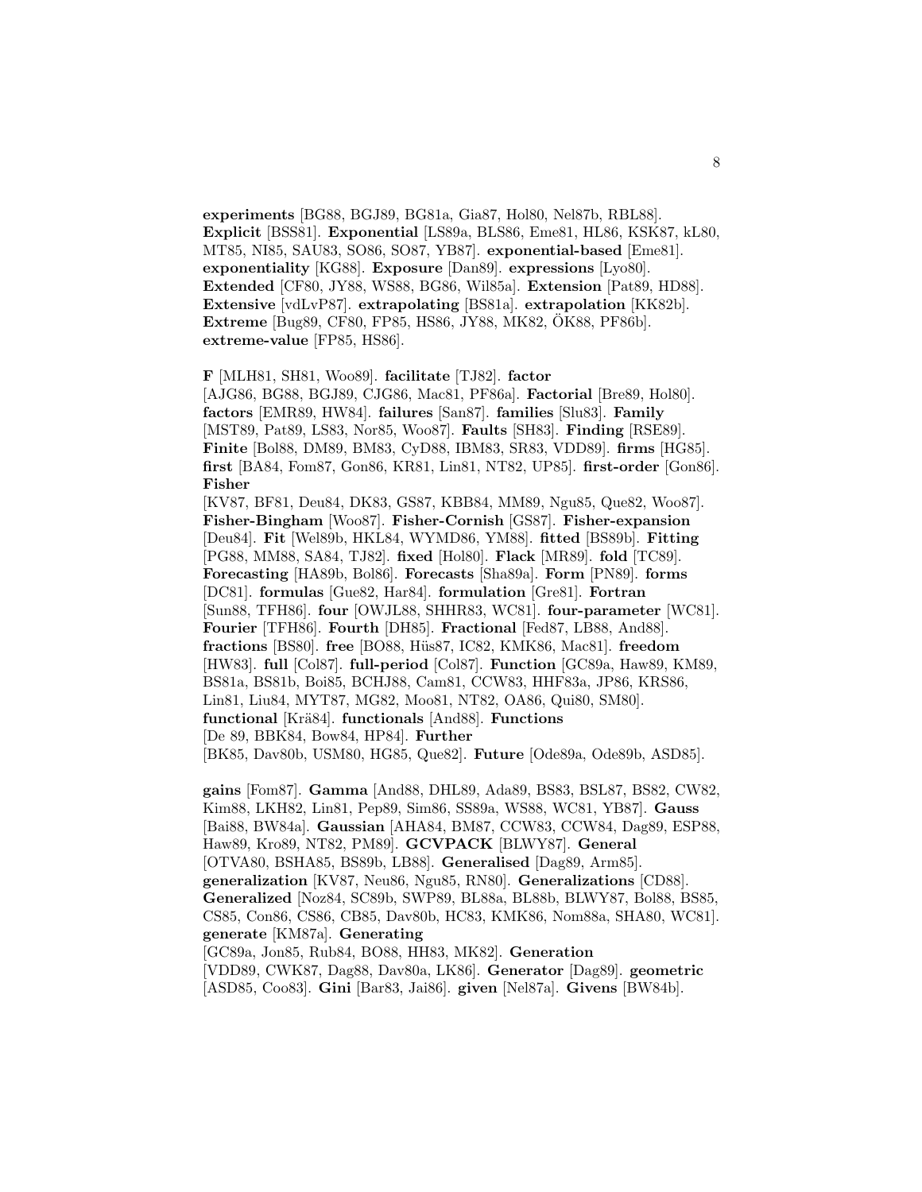**experiments** [BG88, BGJ89, BG81a, Gia87, Hol80, Nel87b, RBL88]. **Explicit** [BSS81]. **Exponential** [LS89a, BLS86, Eme81, HL86, KSK87, kL80, MT85, NI85, SAU83, SO86, SO87, YB87]. **exponential-based** [Eme81]. **exponentiality** [KG88]. **Exposure** [Dan89]. **expressions** [Lyo80]. **Extended** [CF80, JY88, WS88, BG86, Wil85a]. **Extension** [Pat89, HD88]. **Extensive** [vdLvP87]. **extrapolating** [BS81a]. **extrapolation** [KK82b]. **Extreme** [Bug89, CF80, FP85, HS86, JY88, MK82, ÖK88, PF86b]. **extreme-value** [FP85, HS86].

**F** [MLH81, SH81, Woo89]. **facilitate** [TJ82]. **factor** [AJG86, BG88, BGJ89, CJG86, Mac81, PF86a]. **Factorial** [Bre89, Hol80]. **factors** [EMR89, HW84]. **failures** [San87]. **families** [Slu83]. **Family** [MST89, Pat89, LS83, Nor85, Woo87]. **Faults** [SH83]. **Finding** [RSE89]. **Finite** [Bol88, DM89, BM83, CyD88, IBM83, SR83, VDD89]. **firms** [HG85]. **first** [BA84, Fom87, Gon86, KR81, Lin81, NT82, UP85]. **first-order** [Gon86]. **Fisher** [KV87, BF81, Deu84, DK83, GS87, KBB84, MM89, Ngu85, Que82, Woo87]. **Fisher-Bingham** [Woo87]. **Fisher-Cornish** [GS87]. **Fisher-expansion** [Deu84]. **Fit** [Wel89b, HKL84, WYMD86, YM88]. **fitted** [BS89b]. **Fitting** [PG88, MM88, SA84, TJ82]. **fixed** [Hol80]. **Flack** [MR89]. **fold** [TC89]. **Forecasting** [HA89b, Bol86]. **Forecasts** [Sha89a]. **Form** [PN89]. **forms** [DC81]. **formulas** [Gue82, Har84]. **formulation** [Gre81]. **Fortran** [Sun88, TFH86]. **four** [OWJL88, SHHR83, WC81]. **four-parameter** [WC81]. **Fourier** [TFH86]. **Fourth** [DH85]. **Fractional** [Fed87, LB88, And88]. **fractions** [BS80]. **free** [BO88, Hüs87, IC82, KMK86, Mac81]. **freedom** [HW83]. **full** [Col87]. **full-period** [Col87]. **Function** [GC89a, Haw89, KM89, BS81a, BS81b, Boi85, BCHJ88, Cam81, CCW83, HHF83a, JP86, KRS86, Lin81, Liu84, MYT87, MG82, Moo81, NT82, OA86, Qui80, SM80]. **functional** [Krä84]. **functionals** [And88]. **Functions** [De 89, BBK84, Bow84, HP84]. **Further** [BK85, Dav80b, USM80, HG85, Que82]. **Future** [Ode89a, Ode89b, ASD85].

**gains** [Fom87]. **Gamma** [And88, DHL89, Ada89, BS83, BSL87, BS82, CW82, Kim88, LKH82, Lin81, Pep89, Sim86, SS89a, WS88, WC81, YB87]. **Gauss** [Bai88, BW84a]. **Gaussian** [AHA84, BM87, CCW83, CCW84, Dag89, ESP88, Haw89, Kro89, NT82, PM89]. **GCVPACK** [BLWY87]. **General** [OTVA80, BSHA85, BS89b, LB88]. **Generalised** [Dag89, Arm85]. **generalization** [KV87, Neu86, Ngu85, RN80]. **Generalizations** [CD88]. **Generalized** [Noz84, SC89b, SWP89, BL88a, BL88b, BLWY87, Bol88, BS85, CS85, Con86, CS86, CB85, Dav80b, HC83, KMK86, Nom88a, SHA80, WC81]. **generate** [KM87a]. **Generating** [GC89a, Jon85, Rub84, BO88, HH83, MK82]. **Generation** [VDD89, CWK87, Dag88, Dav80a, LK86]. **Generator** [Dag89]. **geometric** [ASD85, Coo83]. **Gini** [Bar83, Jai86]. **given** [Nel87a]. **Givens** [BW84b].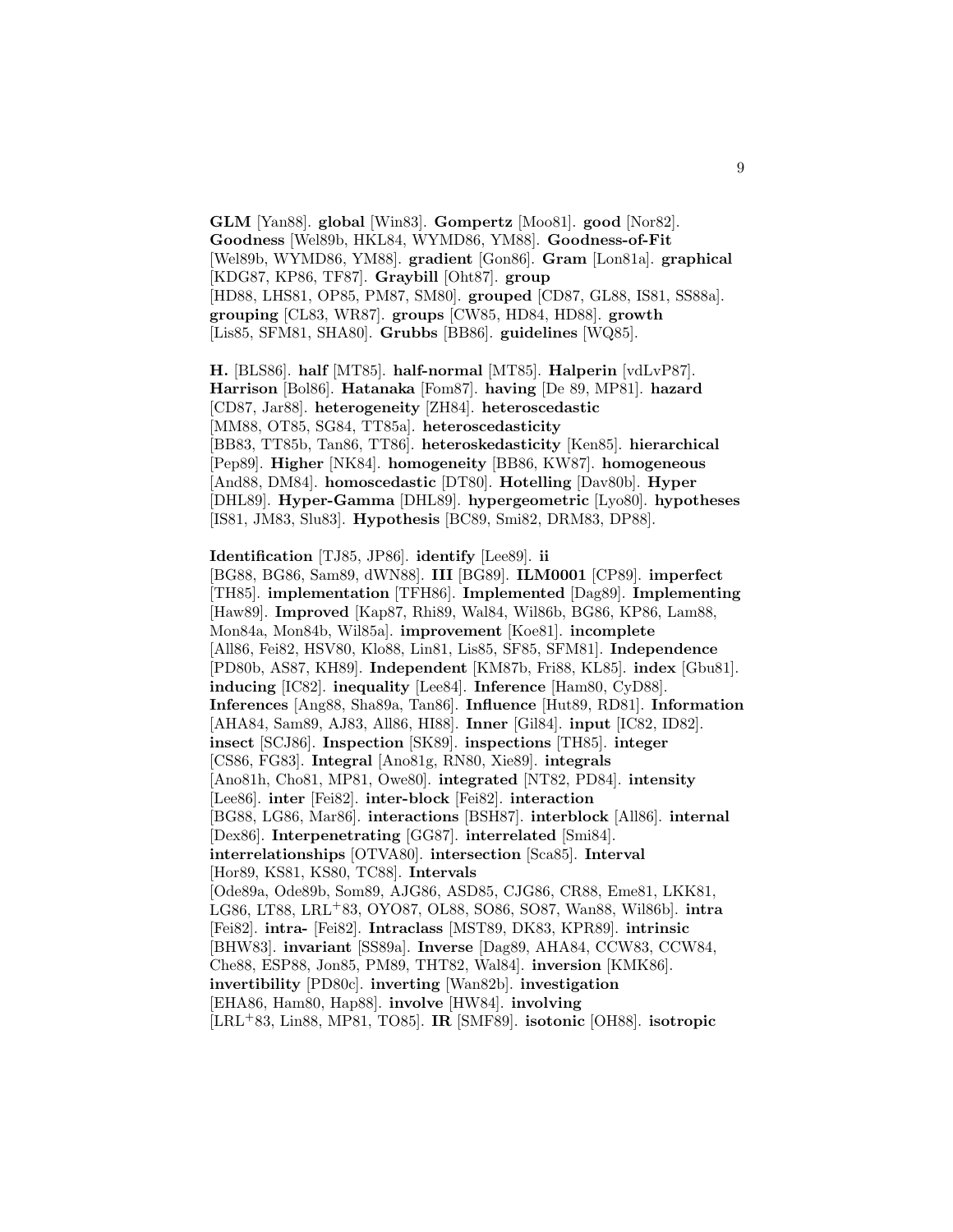**GLM** [Yan88]. **global** [Win83]. **Gompertz** [Moo81]. **good** [Nor82]. **Goodness** [Wel89b, HKL84, WYMD86, YM88]. **Goodness-of-Fit** [Wel89b, WYMD86, YM88]. **gradient** [Gon86]. **Gram** [Lon81a]. **graphical** [KDG87, KP86, TF87]. **Graybill** [Oht87]. **group** [HD88, LHS81, OP85, PM87, SM80]. **grouped** [CD87, GL88, IS81, SS88a]. **grouping** [CL83, WR87]. **groups** [CW85, HD84, HD88]. **growth** [Lis85, SFM81, SHA80]. **Grubbs** [BB86]. **guidelines** [WQ85].

**H.** [BLS86]. **half** [MT85]. **half-normal** [MT85]. **Halperin** [vdLvP87]. **Harrison** [Bol86]. **Hatanaka** [Fom87]. **having** [De 89, MP81]. **hazard** [CD87, Jar88]. **heterogeneity** [ZH84]. **heteroscedastic** [MM88, OT85, SG84, TT85a]. **heteroscedasticity** [BB83, TT85b, Tan86, TT86]. **heteroskedasticity** [Ken85]. **hierarchical** [Pep89]. **Higher** [NK84]. **homogeneity** [BB86, KW87]. **homogeneous** [And88, DM84]. **homoscedastic** [DT80]. **Hotelling** [Dav80b]. **Hyper** [DHL89]. **Hyper-Gamma** [DHL89]. **hypergeometric** [Lyo80]. **hypotheses** [IS81, JM83, Slu83]. **Hypothesis** [BC89, Smi82, DRM83, DP88].

**Identification** [TJ85, JP86]. **identify** [Lee89]. **ii** [BG88, BG86, Sam89, dWN88]. **III** [BG89]. **ILM0001** [CP89]. **imperfect** [TH85]. **implementation** [TFH86]. **Implemented** [Dag89]. **Implementing** [Haw89]. **Improved** [Kap87, Rhi89, Wal84, Wil86b, BG86, KP86, Lam88, Mon84a, Mon84b, Wil85a]. **improvement** [Koe81]. **incomplete** [All86, Fei82, HSV80, Klo88, Lin81, Lis85, SF85, SFM81]. **Independence** [PD80b, AS87, KH89]. **Independent** [KM87b, Fri88, KL85]. **index** [Gbu81]. **inducing** [IC82]. **inequality** [Lee84]. **Inference** [Ham80, CyD88]. **Inferences** [Ang88, Sha89a, Tan86]. **Influence** [Hut89, RD81]. **Information** [AHA84, Sam89, AJ83, All86, HI88]. **Inner** [Gil84]. **input** [IC82, ID82]. **insect** [SCJ86]. **Inspection** [SK89]. **inspections** [TH85]. **integer** [CS86, FG83]. **Integral** [Ano81g, RN80, Xie89]. **integrals** [Ano81h, Cho81, MP81, Owe80]. **integrated** [NT82, PD84]. **intensity** [Lee86]. **inter** [Fei82]. **inter-block** [Fei82]. **interaction** [BG88, LG86, Mar86]. **interactions** [BSH87]. **interblock** [All86]. **internal** [Dex86]. **Interpenetrating** [GG87]. **interrelated** [Smi84]. **interrelationships** [OTVA80]. **intersection** [Sca85]. **Interval** [Hor89, KS81, KS80, TC88]. **Intervals** [Ode89a, Ode89b, Som89, AJG86, ASD85, CJG86, CR88, Eme81, LKK81, LG86, LT88, LRL+83, OYO87, OL88, SO86, SO87, Wan88, Wil86b]. **intra** [Fei82]. **intra-** [Fei82]. **Intraclass** [MST89, DK83, KPR89]. **intrinsic** [BHW83]. **invariant** [SS89a]. **Inverse** [Dag89, AHA84, CCW83, CCW84, Che88, ESP88, Jon85, PM89, THT82, Wal84]. **inversion** [KMK86]. **invertibility** [PD80c]. **inverting** [Wan82b]. **investigation** [EHA86, Ham80, Hap88]. **involve** [HW84]. **involving** [LRL+83, Lin88, MP81, TO85]. **IR** [SMF89]. **isotonic** [OH88]. **isotropic**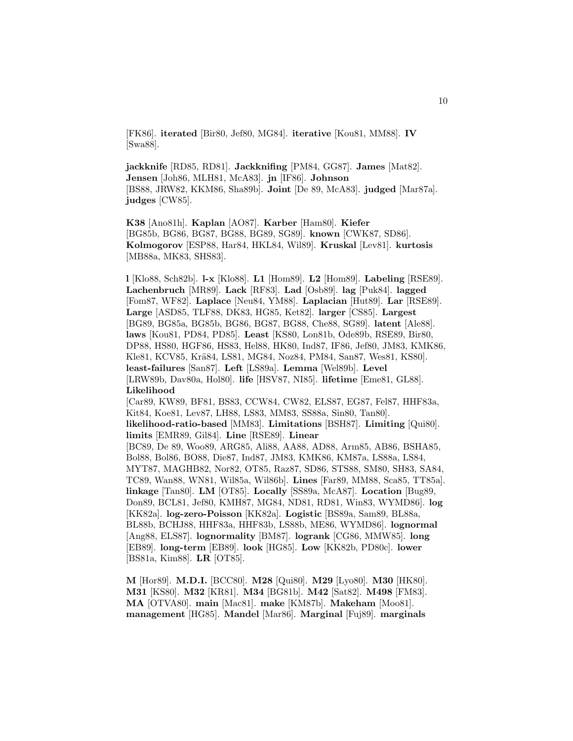[FK86]. **iterated** [Bir80, Jef80, MG84]. **iterative** [Kou81, MM88]. **IV** [Swa88].

**jackknife** [RD85, RD81]. **Jackknifing** [PM84, GG87]. **James** [Mat82]. **Jensen** [Joh86, MLH81, McA83]. **jn** [IF86]. **Johnson** [BS88, JRW82, KKM86, Sha89b]. **Joint** [De 89, McA83]. **judged** [Mar87a]. **judges** [CW85].

**K38** [Ano81h]. **Kaplan** [AO87]. **Karber** [Ham80]. **Kiefer** [BG85b, BG86, BG87, BG88, BG89, SG89]. **known** [CWK87, SD86]. **Kolmogorov** [ESP88, Har84, HKL84, Wil89]. **Kruskal** [Lev81]. **kurtosis** [MB88a, MK83, SHS83].

**l** [Klo88, Sch82b]. **l-x** [Klo88]. **L1** [Hom89]. **L2** [Hom89]. **Labeling** [RSE89]. **Lachenbruch** [MR89]. **Lack** [RF83]. **Lad** [Osb89]. **lag** [Puk84]. **lagged** [Fom87, WF82]. **Laplace** [Neu84, YM88]. **Laplacian** [Hut89]. **Lar** [RSE89]. **Large** [ASD85, TLF88, DK83, HG85, Ket82]. **larger** [CS85]. **Largest** [BG89, BG85a, BG85b, BG86, BG87, BG88, Che88, SG89]. **latent** [Ale88]. **laws** [Kou81, PD84, PD85]. **Least** [KS80, Lon81b, Ode89b, RSE89, Bir80, DP88, HS80, HGF86, HS83, Hel88, HK80, Ind87, IF86, Jef80, JM83, KMK86, Kle81, KCV85, Krä84, LS81, MG84, Noz84, PM84, San87, Wes81, KS80]. **least-failures** [San87]. **Left** [LS89a]. **Lemma** [Wel89b]. **Level** [LRW89b, Dav80a, Hol80]. **life** [HSV87, NI85]. **lifetime** [Eme81, GL88]. **Likelihood** [Car89, KW89, BF81, BS83, CCW84, CW82, ELS87, EG87, Fel87, HHF83a, Kit84, Koe81, Lev87, LH88, LS83, MM83, SS88a, Sin80, Tan80]. **likelihood-ratio-based** [MM83]. **Limitations** [BSH87]. **Limiting** [Qui80]. **limits** [EMR89, Gil84]. **Line** [RSE89]. **Linear** [BC89, De 89, Woo89, ARG85, Ali88, AA88, AD88, Arm85, AB86, BSHA85, Bol88, Bol86, BO88, Die87, Ind87, JM83, KMK86, KM87a, LS88a, LS84, MYT87, MAGHB82, Nor82, OT85, Raz87, SD86, STS88, SM80, SH83, SA84, TC89, Wan88, WN81, Wil85a, Wil86b]. **Lines** [Far89, MM88, Sca85, TT85a]. **linkage** [Tan80]. **LM** [OT85]. **Locally** [SS89a, McA87]. **Location** [Bug89, Don89, BCL81, Jef80, KMH87, MG84, ND81, RD81, Win83, WYMD86]. **log** [KK82a]. **log-zero-Poisson** [KK82a]. **Logistic** [BS89a, Sam89, BL88a, BL88b, BCHJ88, HHF83a, HHF83b, LS88b, ME86, WYMD86]. **lognormal** [Ang88, ELS87]. **lognormality** [BM87]. **logrank** [CG86, MMW85]. **long** [EB89]. **long-term** [EB89]. **look** [HG85]. **Low** [KK82b, PD80c]. **lower** [BS81a, Kim88]. **LR** [OT85].

**M** [Hor89]. **M.D.I.** [BCC80]. **M28** [Qui80]. **M29** [Lyo80]. **M30** [HK80]. **M31** [KS80]. **M32** [KR81]. **M34** [BG81b]. **M42** [Sat82]. **M498** [FM83]. **MA** [OTVA80]. **main** [Mac81]. **make** [KM87b]. **Makeham** [Moo81]. **management** [HG85]. **Mandel** [Mar86]. **Marginal** [Fuj89]. **marginals**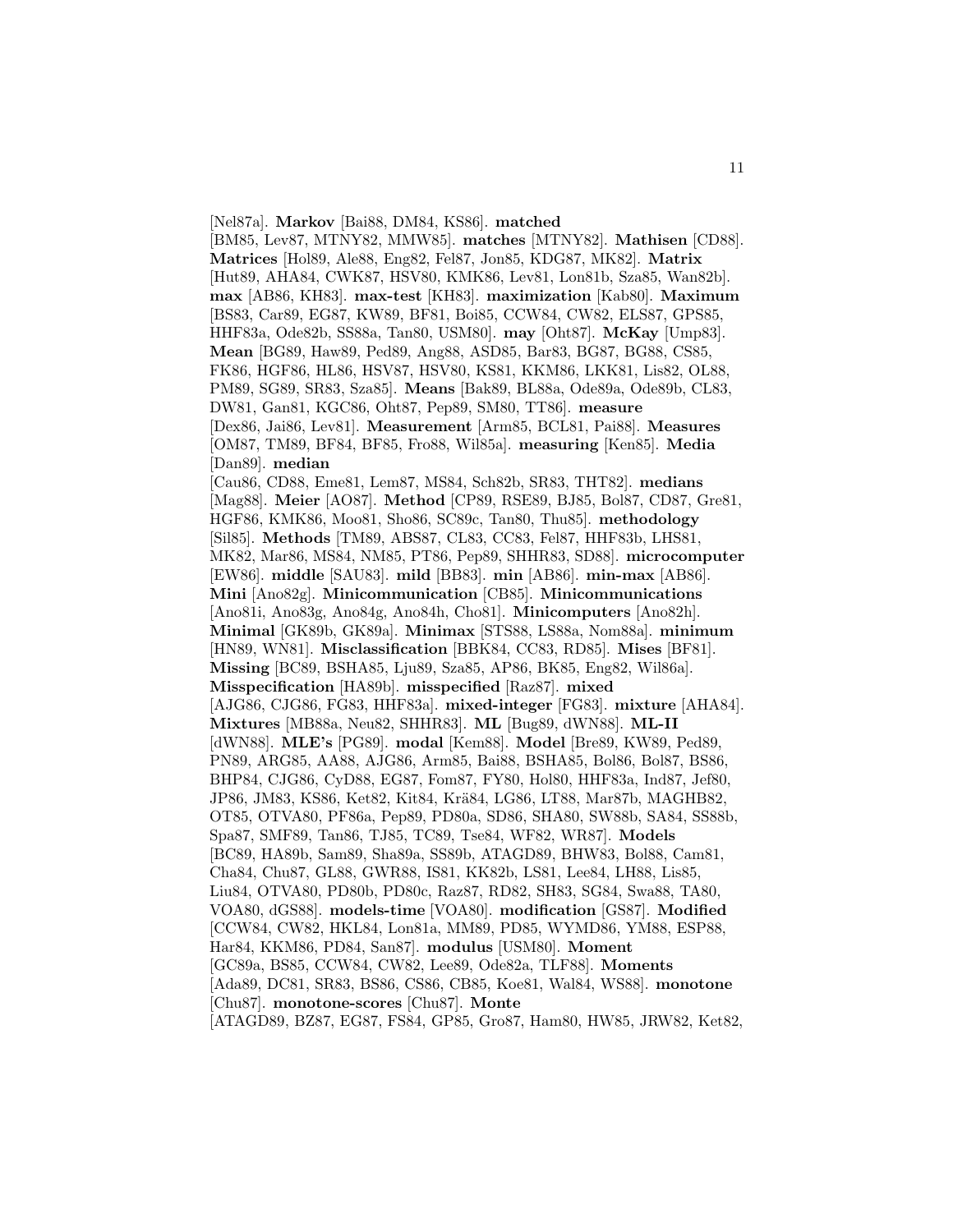[Nel87a]. **Markov** [Bai88, DM84, KS86]. **matched** [BM85, Lev87, MTNY82, MMW85]. **matches** [MTNY82]. **Mathisen** [CD88]. **Matrices** [Hol89, Ale88, Eng82, Fel87, Jon85, KDG87, MK82]. **Matrix** [Hut89, AHA84, CWK87, HSV80, KMK86, Lev81, Lon81b, Sza85, Wan82b]. **max** [AB86, KH83]. **max-test** [KH83]. **maximization** [Kab80]. **Maximum** [BS83, Car89, EG87, KW89, BF81, Boi85, CCW84, CW82, ELS87, GPS85, HHF83a, Ode82b, SS88a, Tan80, USM80]. **may** [Oht87]. **McKay** [Ump83]. **Mean** [BG89, Haw89, Ped89, Ang88, ASD85, Bar83, BG87, BG88, CS85, FK86, HGF86, HL86, HSV87, HSV80, KS81, KKM86, LKK81, Lis82, OL88, PM89, SG89, SR83, Sza85]. **Means** [Bak89, BL88a, Ode89a, Ode89b, CL83, DW81, Gan81, KGC86, Oht87, Pep89, SM80, TT86]. **measure** [Dex86, Jai86, Lev81]. **Measurement** [Arm85, BCL81, Pai88]. **Measures** [OM87, TM89, BF84, BF85, Fro88, Wil85a]. **measuring** [Ken85]. **Media** [Dan89]. **median** [Cau86, CD88, Eme81, Lem87, MS84, Sch82b, SR83, THT82]. **medians** [Mag88]. **Meier** [AO87]. **Method** [CP89, RSE89, BJ85, Bol87, CD87, Gre81, HGF86, KMK86, Moo81, Sho86, SC89c, Tan80, Thu85]. **methodology** [Sil85]. **Methods** [TM89, ABS87, CL83, CC83, Fel87, HHF83b, LHS81, MK82, Mar86, MS84, NM85, PT86, Pep89, SHHR83, SD88]. **microcomputer** [EW86]. **middle** [SAU83]. **mild** [BB83]. **min** [AB86]. **min-max** [AB86]. **Mini** [Ano82g]. **Minicommunication** [CB85]. **Minicommunications** [Ano81i, Ano83g, Ano84g, Ano84h, Cho81]. **Minicomputers** [Ano82h]. **Minimal** [GK89b, GK89a]. **Minimax** [STS88, LS88a, Nom88a]. **minimum** [HN89, WN81]. **Misclassification** [BBK84, CC83, RD85]. **Mises** [BF81]. **Missing** [BC89, BSHA85, Lju89, Sza85, AP86, BK85, Eng82, Wil86a]. **Misspecification** [HA89b]. **misspecified** [Raz87]. **mixed** [AJG86, CJG86, FG83, HHF83a]. **mixed-integer** [FG83]. **mixture** [AHA84]. **Mixtures** [MB88a, Neu82, SHHR83]. **ML** [Bug89, dWN88]. **ML-II** [dWN88]. **MLE's** [PG89]. **modal** [Kem88]. **Model** [Bre89, KW89, Ped89, PN89, ARG85, AA88, AJG86, Arm85, Bai88, BSHA85, Bol86, Bol87, BS86, BHP84, CJG86, CyD88, EG87, Fom87, FY80, Hol80, HHF83a, Ind87, Jef80, JP86, JM83, KS86, Ket82, Kit84, Krä84, LG86, LT88, Mar87b, MAGHB82, OT85, OTVA80, PF86a, Pep89, PD80a, SD86, SHA80, SW88b, SA84, SS88b, Spa87, SMF89, Tan86, TJ85, TC89, Tse84, WF82, WR87]. **Models** [BC89, HA89b, Sam89, Sha89a, SS89b, ATAGD89, BHW83, Bol88, Cam81, Cha84, Chu87, GL88, GWR88, IS81, KK82b, LS81, Lee84, LH88, Lis85, Liu84, OTVA80, PD80b, PD80c, Raz87, RD82, SH83, SG84, Swa88, TA80, VOA80, dGS88]. **models-time** [VOA80]. **modification** [GS87]. **Modified** [CCW84, CW82, HKL84, Lon81a, MM89, PD85, WYMD86, YM88, ESP88, Har84, KKM86, PD84, San87]. **modulus** [USM80]. **Moment** [GC89a, BS85, CCW84, CW82, Lee89, Ode82a, TLF88]. **Moments** [Ada89, DC81, SR83, BS86, CS86, CB85, Koe81, Wal84, WS88]. **monotone** [Chu87]. **monotone-scores** [Chu87]. **Monte** [ATAGD89, BZ87, EG87, FS84, GP85, Gro87, Ham80, HW85, JRW82, Ket82,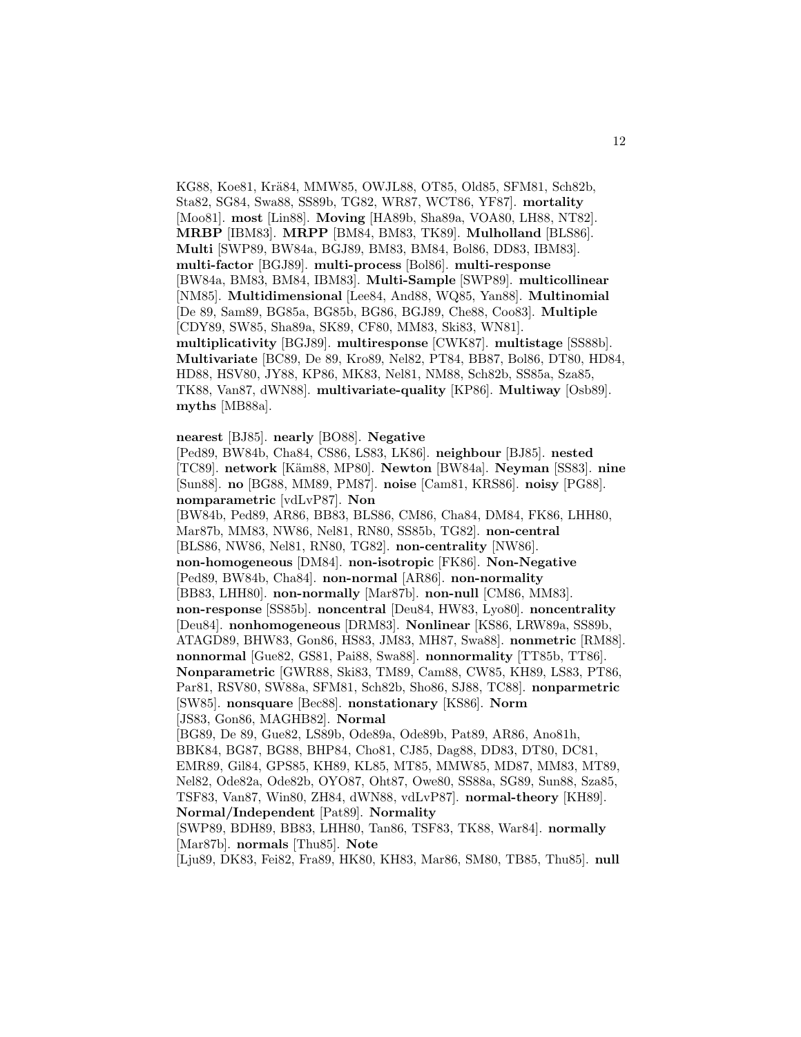KG88, Koe81, Krä84, MMW85, OWJL88, OT85, Old85, SFM81, Sch82b, Sta82, SG84, Swa88, SS89b, TG82, WR87, WCT86, YF87]. **mortality** [Moo81]. **most** [Lin88]. **Moving** [HA89b, Sha89a, VOA80, LH88, NT82]. **MRBP** [IBM83]. **MRPP** [BM84, BM83, TK89]. **Mulholland** [BLS86]. **Multi** [SWP89, BW84a, BGJ89, BM83, BM84, Bol86, DD83, IBM83]. **multi-factor** [BGJ89]. **multi-process** [Bol86]. **multi-response** [BW84a, BM83, BM84, IBM83]. **Multi-Sample** [SWP89]. **multicollinear** [NM85]. **Multidimensional** [Lee84, And88, WQ85, Yan88]. **Multinomial** [De 89, Sam89, BG85a, BG85b, BG86, BGJ89, Che88, Coo83]. **Multiple** [CDY89, SW85, Sha89a, SK89, CF80, MM83, Ski83, WN81]. **multiplicativity** [BGJ89]. **multiresponse** [CWK87]. **multistage** [SS88b]. **Multivariate** [BC89, De 89, Kro89, Nel82, PT84, BB87, Bol86, DT80, HD84, HD88, HSV80, JY88, KP86, MK83, Nel81, NM88, Sch82b, SS85a, Sza85, TK88, Van87, dWN88]. **multivariate-quality** [KP86]. **Multiway** [Osb89]. **myths** [MB88a].

**nearest** [BJ85]. **nearly** [BO88]. **Negative** [Ped89, BW84b, Cha84, CS86, LS83, LK86]. **neighbour** [BJ85]. **nested** [TC89]. **network** [Käm88, MP80]. **Newton** [BW84a]. **Neyman** [SS83]. **nine** [Sun88]. **no** [BG88, MM89, PM87]. **noise** [Cam81, KRS86]. **noisy** [PG88]. **nomparametric** [vdLvP87]. **Non** [BW84b, Ped89, AR86, BB83, BLS86, CM86, Cha84, DM84, FK86, LHH80, Mar87b, MM83, NW86, Nel81, RN80, SS85b, TG82]. **non-central** [BLS86, NW86, Nel81, RN80, TG82]. **non-centrality** [NW86]. **non-homogeneous** [DM84]. **non-isotropic** [FK86]. **Non-Negative** [Ped89, BW84b, Cha84]. **non-normal** [AR86]. **non-normality** [BB83, LHH80]. **non-normally** [Mar87b]. **non-null** [CM86, MM83]. **non-response** [SS85b]. **noncentral** [Deu84, HW83, Lyo80]. **noncentrality** [Deu84]. **nonhomogeneous** [DRM83]. **Nonlinear** [KS86, LRW89a, SS89b, ATAGD89, BHW83, Gon86, HS83, JM83, MH87, Swa88]. **nonmetric** [RM88]. **nonnormal** [Gue82, GS81, Pai88, Swa88]. **nonnormality** [TT85b, TT86]. **Nonparametric** [GWR88, Ski83, TM89, Cam88, CW85, KH89, LS83, PT86, Par81, RSV80, SW88a, SFM81, Sch82b, Sho86, SJ88, TC88]. **nonparmetric** [SW85]. **nonsquare** [Bec88]. **nonstationary** [KS86]. **Norm** [JS83, Gon86, MAGHB82]. **Normal** [BG89, De 89, Gue82, LS89b, Ode89a, Ode89b, Pat89, AR86, Ano81h, BBK84, BG87, BG88, BHP84, Cho81, CJ85, Dag88, DD83, DT80, DC81, EMR89, Gil84, GPS85, KH89, KL85, MT85, MMW85, MD87, MM83, MT89, Nel82, Ode82a, Ode82b, OYO87, Oht87, Owe80, SS88a, SG89, Sun88, Sza85, TSF83, Van87, Win80, ZH84, dWN88, vdLvP87]. **normal-theory** [KH89]. **Normal/Independent** [Pat89]. **Normality** [SWP89, BDH89, BB83, LHH80, Tan86, TSF83, TK88, War84]. **normally** [Mar87b]. **normals** [Thu85]. **Note** [Lju89, DK83, Fei82, Fra89, HK80, KH83, Mar86, SM80, TB85, Thu85]. **null**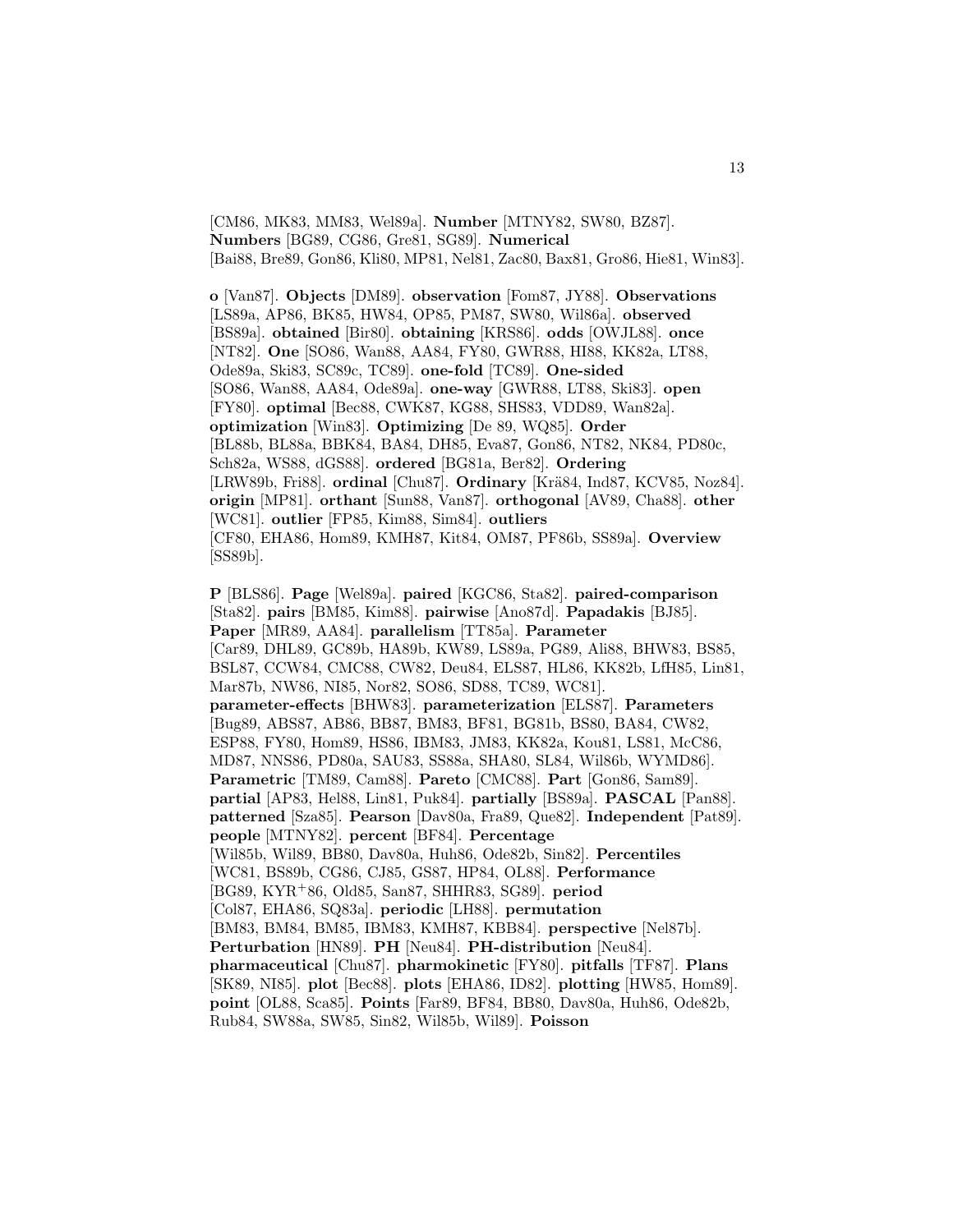[CM86, MK83, MM83, Wel89a]. **Number** [MTNY82, SW80, BZ87]. **Numbers** [BG89, CG86, Gre81, SG89]. **Numerical** [Bai88, Bre89, Gon86, Kli80, MP81, Nel81, Zac80, Bax81, Gro86, Hie81, Win83].

**o** [Van87]. **Objects** [DM89]. **observation** [Fom87, JY88]. **Observations** [LS89a, AP86, BK85, HW84, OP85, PM87, SW80, Wil86a]. **observed** [BS89a]. **obtained** [Bir80]. **obtaining** [KRS86]. **odds** [OWJL88]. **once** [NT82]. **One** [SO86, Wan88, AA84, FY80, GWR88, HI88, KK82a, LT88, Ode89a, Ski83, SC89c, TC89]. **one-fold** [TC89]. **One-sided** [SO86, Wan88, AA84, Ode89a]. **one-way** [GWR88, LT88, Ski83]. **open** [FY80]. **optimal** [Bec88, CWK87, KG88, SHS83, VDD89, Wan82a]. **optimization** [Win83]. **Optimizing** [De 89, WQ85]. **Order** [BL88b, BL88a, BBK84, BA84, DH85, Eva87, Gon86, NT82, NK84, PD80c, Sch82a, WS88, dGS88]. **ordered** [BG81a, Ber82]. **Ordering** [LRW89b, Fri88]. **ordinal** [Chu87]. **Ordinary** [Krä84, Ind87, KCV85, Noz84]. **origin** [MP81]. **orthant** [Sun88, Van87]. **orthogonal** [AV89, Cha88]. **other** [WC81]. **outlier** [FP85, Kim88, Sim84]. **outliers** [CF80, EHA86, Hom89, KMH87, Kit84, OM87, PF86b, SS89a]. **Overview** [SS89b].

**P** [BLS86]. **Page** [Wel89a]. **paired** [KGC86, Sta82]. **paired-comparison** [Sta82]. **pairs** [BM85, Kim88]. **pairwise** [Ano87d]. **Papadakis** [BJ85]. **Paper** [MR89, AA84]. **parallelism** [TT85a]. **Parameter** [Car89, DHL89, GC89b, HA89b, KW89, LS89a, PG89, Ali88, BHW83, BS85, BSL87, CCW84, CMC88, CW82, Deu84, ELS87, HL86, KK82b, LfH85, Lin81, Mar87b, NW86, NI85, Nor82, SO86, SD88, TC89, WC81]. **parameter-effects** [BHW83]. **parameterization** [ELS87]. **Parameters** [Bug89, ABS87, AB86, BB87, BM83, BF81, BG81b, BS80, BA84, CW82, ESP88, FY80, Hom89, HS86, IBM83, JM83, KK82a, Kou81, LS81, McC86, MD87, NNS86, PD80a, SAU83, SS88a, SHA80, SL84, Wil86b, WYMD86]. **Parametric** [TM89, Cam88]. **Pareto** [CMC88]. **Part** [Gon86, Sam89]. **partial** [AP83, Hel88, Lin81, Puk84]. **partially** [BS89a]. **PASCAL** [Pan88]. **patterned** [Sza85]. **Pearson** [Dav80a, Fra89, Que82]. **Independent** [Pat89]. **people** [MTNY82]. **percent** [BF84]. **Percentage** [Wil85b, Wil89, BB80, Dav80a, Huh86, Ode82b, Sin82]. **Percentiles** [WC81, BS89b, CG86, CJ85, GS87, HP84, OL88]. **Performance** [BG89, KYR+86, Old85, San87, SHHR83, SG89]. **period** [Col87, EHA86, SQ83a]. **periodic** [LH88]. **permutation** [BM83, BM84, BM85, IBM83, KMH87, KBB84]. **perspective** [Nel87b]. **Perturbation** [HN89]. **PH** [Neu84]. **PH-distribution** [Neu84]. **pharmaceutical** [Chu87]. **pharmokinetic** [FY80]. **pitfalls** [TF87]. **Plans** [SK89, NI85]. **plot** [Bec88]. **plots** [EHA86, ID82]. **plotting** [HW85, Hom89]. **point** [OL88, Sca85]. **Points** [Far89, BF84, BB80, Dav80a, Huh86, Ode82b, Rub84, SW88a, SW85, Sin82, Wil85b, Wil89]. **Poisson**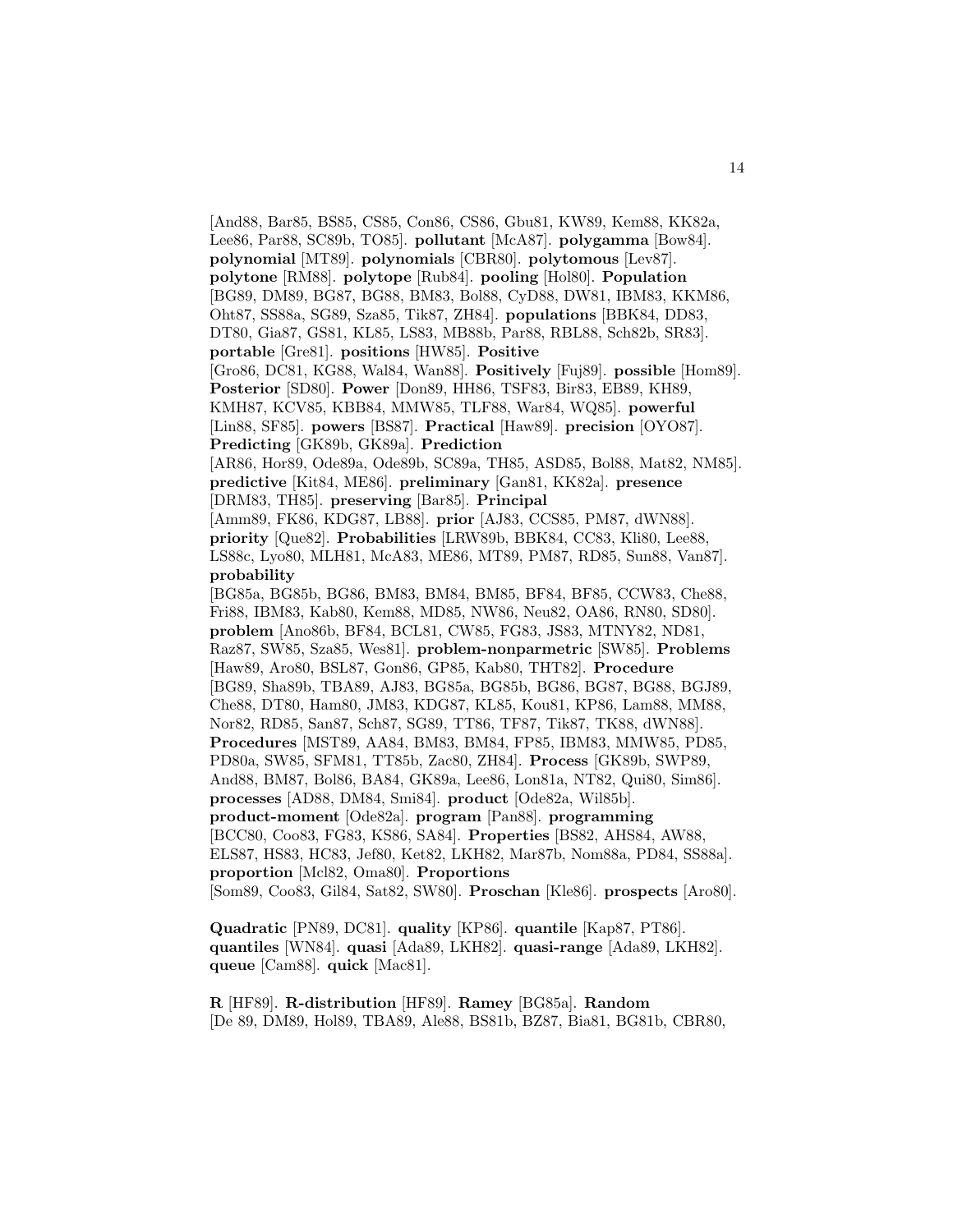[And88, Bar85, BS85, CS85, Con86, CS86, Gbu81, KW89, Kem88, KK82a, Lee86, Par88, SC89b, TO85]. **pollutant** [McA87]. **polygamma** [Bow84]. **polynomial** [MT89]. **polynomials** [CBR80]. **polytomous** [Lev87]. **polytone** [RM88]. **polytope** [Rub84]. **pooling** [Hol80]. **Population** [BG89, DM89, BG87, BG88, BM83, Bol88, CyD88, DW81, IBM83, KKM86, Oht87, SS88a, SG89, Sza85, Tik87, ZH84]. **populations** [BBK84, DD83, DT80, Gia87, GS81, KL85, LS83, MB88b, Par88, RBL88, Sch82b, SR83]. **portable** [Gre81]. **positions** [HW85]. **Positive** [Gro86, DC81, KG88, Wal84, Wan88]. **Positively** [Fuj89]. **possible** [Hom89]. **Posterior** [SD80]. **Power** [Don89, HH86, TSF83, Bir83, EB89, KH89, KMH87, KCV85, KBB84, MMW85, TLF88, War84, WQ85]. **powerful** [Lin88, SF85]. **powers** [BS87]. **Practical** [Haw89]. **precision** [OYO87]. **Predicting** [GK89b, GK89a]. **Prediction** [AR86, Hor89, Ode89a, Ode89b, SC89a, TH85, ASD85, Bol88, Mat82, NM85]. **predictive** [Kit84, ME86]. **preliminary** [Gan81, KK82a]. **presence** [DRM83, TH85]. **preserving** [Bar85]. **Principal** [Amm89, FK86, KDG87, LB88]. **prior** [AJ83, CCS85, PM87, dWN88]. **priority** [Que82]. **Probabilities** [LRW89b, BBK84, CC83, Kli80, Lee88, LS88c, Lyo80, MLH81, McA83, ME86, MT89, PM87, RD85, Sun88, Van87]. **probability** [BG85a, BG85b, BG86, BM83, BM84, BM85, BF84, BF85, CCW83, Che88, Fri88, IBM83, Kab80, Kem88, MD85, NW86, Neu82, OA86, RN80, SD80]. **problem** [Ano86b, BF84, BCL81, CW85, FG83, JS83, MTNY82, ND81, Raz87, SW85, Sza85, Wes81]. **problem-nonparmetric** [SW85]. **Problems** [Haw89, Aro80, BSL87, Gon86, GP85, Kab80, THT82]. **Procedure** [BG89, Sha89b, TBA89, AJ83, BG85a, BG85b, BG86, BG87, BG88, BGJ89, Che88, DT80, Ham80, JM83, KDG87, KL85, Kou81, KP86, Lam88, MM88, Nor82, RD85, San87, Sch87, SG89, TT86, TF87, Tik87, TK88, dWN88]. **Procedures** [MST89, AA84, BM83, BM84, FP85, IBM83, MMW85, PD85, PD80a, SW85, SFM81, TT85b, Zac80, ZH84]. **Process** [GK89b, SWP89, And88, BM87, Bol86, BA84, GK89a, Lee86, Lon81a, NT82, Qui80, Sim86]. **processes** [AD88, DM84, Smi84]. **product** [Ode82a, Wil85b]. **product-moment** [Ode82a]. **program** [Pan88]. **programming** [BCC80, Coo83, FG83, KS86, SA84]. **Properties** [BS82, AHS84, AW88, ELS87, HS83, HC83, Jef80, Ket82, LKH82, Mar87b, Nom88a, PD84, SS88a]. **proportion** [Mcl82, Oma80]. **Proportions** [Som89, Coo83, Gil84, Sat82, SW80]. **Proschan** [Kle86]. **prospects** [Aro80].

**Quadratic** [PN89, DC81]. **quality** [KP86]. **quantile** [Kap87, PT86]. **quantiles** [WN84]. **quasi** [Ada89, LKH82]. **quasi-range** [Ada89, LKH82]. **queue** [Cam88]. **quick** [Mac81].

**R** [HF89]. **R-distribution** [HF89]. **Ramey** [BG85a]. **Random** [De 89, DM89, Hol89, TBA89, Ale88, BS81b, BZ87, Bia81, BG81b, CBR80,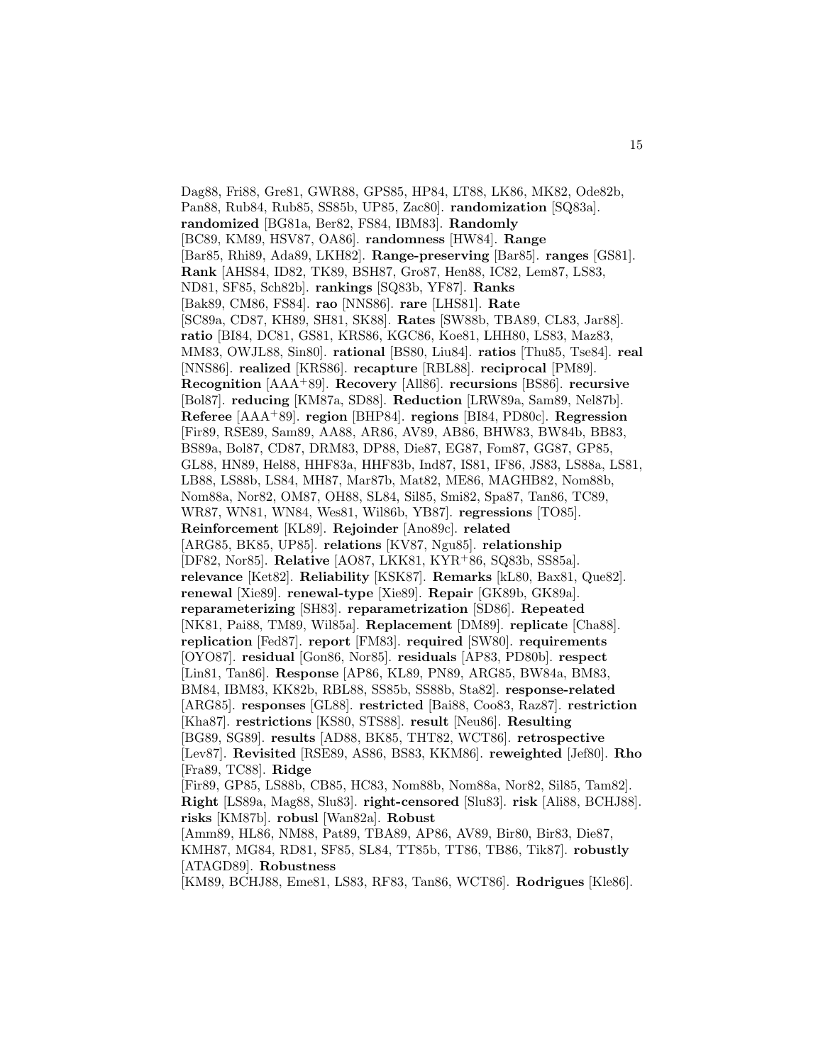Dag88, Fri88, Gre81, GWR88, GPS85, HP84, LT88, LK86, MK82, Ode82b, Pan88, Rub84, Rub85, SS85b, UP85, Zac80]. **randomization** [SQ83a]. **randomized** [BG81a, Ber82, FS84, IBM83]. **Randomly** [BC89, KM89, HSV87, OA86]. **randomness** [HW84]. **Range** [Bar85, Rhi89, Ada89, LKH82]. **Range-preserving** [Bar85]. **ranges** [GS81]. **Rank** [AHS84, ID82, TK89, BSH87, Gro87, Hen88, IC82, Lem87, LS83, ND81, SF85, Sch82b]. **rankings** [SQ83b, YF87]. **Ranks** [Bak89, CM86, FS84]. **rao** [NNS86]. **rare** [LHS81]. **Rate** [SC89a, CD87, KH89, SH81, SK88]. **Rates** [SW88b, TBA89, CL83, Jar88]. **ratio** [BI84, DC81, GS81, KRS86, KGC86, Koe81, LHH80, LS83, Maz83, MM83, OWJL88, Sin80]. **rational** [BS80, Liu84]. **ratios** [Thu85, Tse84]. **real** [NNS86]. **realized** [KRS86]. **recapture** [RBL88]. **reciprocal** [PM89]. **Recognition** [AAA+89]. **Recovery** [All86]. **recursions** [BS86]. **recursive** [Bol87]. **reducing** [KM87a, SD88]. **Reduction** [LRW89a, Sam89, Nel87b]. **Referee** [AAA+89]. **region** [BHP84]. **regions** [BI84, PD80c]. **Regression** [Fir89, RSE89, Sam89, AA88, AR86, AV89, AB86, BHW83, BW84b, BB83, BS89a, Bol87, CD87, DRM83, DP88, Die87, EG87, Fom87, GG87, GP85, GL88, HN89, Hel88, HHF83a, HHF83b, Ind87, IS81, IF86, JS83, LS88a, LS81, LB88, LS88b, LS84, MH87, Mar87b, Mat82, ME86, MAGHB82, Nom88b, Nom88a, Nor82, OM87, OH88, SL84, Sil85, Smi82, Spa87, Tan86, TC89, WR87, WN81, WN84, Wes81, Wil86b, YB87]. **regressions** [TO85]. **Reinforcement** [KL89]. **Rejoinder** [Ano89c]. **related** [ARG85, BK85, UP85]. **relations** [KV87, Ngu85]. **relationship** [DF82, Nor85]. **Relative** [AO87, LKK81, KYR+86, SQ83b, SS85a]. **relevance** [Ket82]. **Reliability** [KSK87]. **Remarks** [kL80, Bax81, Que82]. **renewal** [Xie89]. **renewal-type** [Xie89]. **Repair** [GK89b, GK89a]. **reparameterizing** [SH83]. **reparametrization** [SD86]. **Repeated** [NK81, Pai88, TM89, Wil85a]. **Replacement** [DM89]. **replicate** [Cha88]. **replication** [Fed87]. **report** [FM83]. **required** [SW80]. **requirements** [OYO87]. **residual** [Gon86, Nor85]. **residuals** [AP83, PD80b]. **respect** [Lin81, Tan86]. **Response** [AP86, KL89, PN89, ARG85, BW84a, BM83, BM84, IBM83, KK82b, RBL88, SS85b, SS88b, Sta82]. **response-related** [ARG85]. **responses** [GL88]. **restricted** [Bai88, Coo83, Raz87]. **restriction** [Kha87]. **restrictions** [KS80, STS88]. **result** [Neu86]. **Resulting** [BG89, SG89]. **results** [AD88, BK85, THT82, WCT86]. **retrospective** [Lev87]. **Revisited** [RSE89, AS86, BS83, KKM86]. **reweighted** [Jef80]. **Rho** [Fra89, TC88]. **Ridge** [Fir89, GP85, LS88b, CB85, HC83, Nom88b, Nom88a, Nor82, Sil85, Tam82]. **Right** [LS89a, Mag88, Slu83]. **right-censored** [Slu83]. **risk** [Ali88, BCHJ88]. **risks** [KM87b]. **robusl** [Wan82a]. **Robust** [Amm89, HL86, NM88, Pat89, TBA89, AP86, AV89, Bir80, Bir83, Die87, KMH87, MG84, RD81, SF85, SL84, TT85b, TT86, TB86, Tik87]. **robustly** [ATAGD89]. **Robustness** [KM89, BCHJ88, Eme81, LS83, RF83, Tan86, WCT86]. **Rodrigues** [Kle86].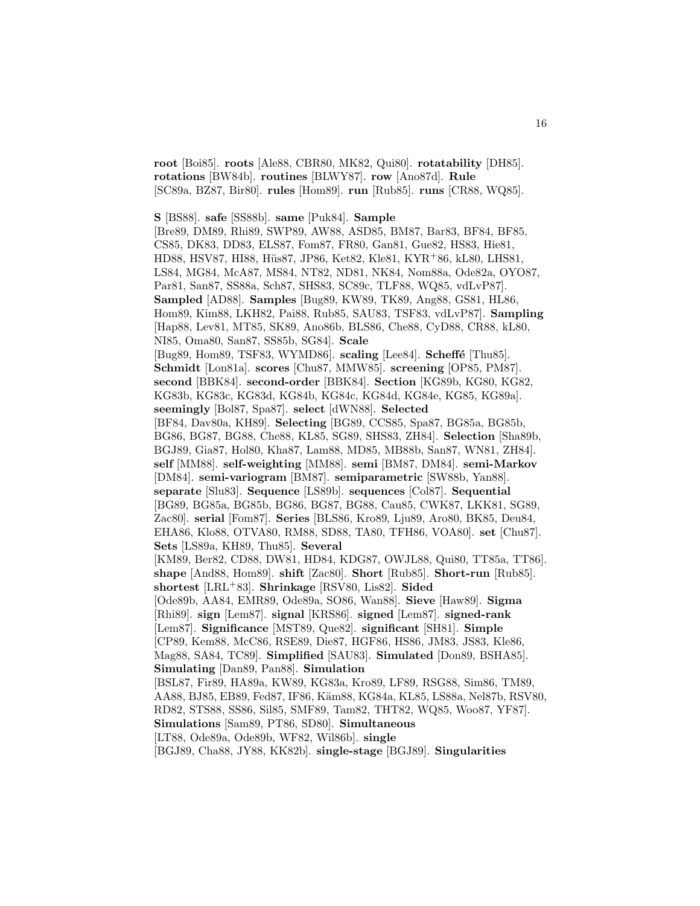**root** [Boi85]. **roots** [Ale88, CBR80, MK82, Qui80]. **rotatability** [DH85]. **rotations** [BW84b]. **routines** [BLWY87]. **row** [Ano87d]. **Rule** [SC89a, BZ87, Bir80]. **rules** [Hom89]. **run** [Rub85]. **runs** [CR88, WQ85].

**S** [BS88]. **safe** [SS88b]. **same** [Puk84]. **Sample** [Bre89, DM89, Rhi89, SWP89, AW88, ASD85, BM87, Bar83, BF84, BF85, CS85, DK83, DD83, ELS87, Fom87, FR80, Gan81, Gue82, HS83, Hie81, HD88, HSV87, HI88, Hüs87, JP86, Ket82, Kle81, KYR+86, kL80, LHS81, LS84, MG84, McA87, MS84, NT82, ND81, NK84, Nom88a, Ode82a, OYO87, Par81, San87, SS88a, Sch87, SHS83, SC89c, TLF88, WQ85, vdLvP87]. **Sampled** [AD88]. **Samples** [Bug89, KW89, TK89, Ang88, GS81, HL86, Hom89, Kim88, LKH82, Pai88, Rub85, SAU83, TSF83, vdLvP87]. **Sampling** [Hap88, Lev81, MT85, SK89, Ano86b, BLS86, Che88, CyD88, CR88, kL80, NI85, Oma80, San87, SS85b, SG84]. **Scale** [Bug89, Hom89, TSF83, WYMD86]. **scaling** [Lee84]. **Scheffé** [Thu85]. **Schmidt** [Lon81a]. **scores** [Chu87, MMW85]. **screening** [OP85, PM87]. **second** [BBK84]. **second-order** [BBK84]. **Section** [KG89b, KG80, KG82, KG83b, KG83c, KG83d, KG84b, KG84c, KG84d, KG84e, KG85, KG89a]. **seemingly** [Bol87, Spa87]. **select** [dWN88]. **Selected** [BF84, Dav80a, KH89]. **Selecting** [BG89, CCS85, Spa87, BG85a, BG85b, BG86, BG87, BG88, Che88, KL85, SG89, SHS83, ZH84]. **Selection** [Sha89b, BGJ89, Gia87, Hol80, Kha87, Lam88, MD85, MB88b, San87, WN81, ZH84]. **self** [MM88]. **self-weighting** [MM88]. **semi** [BM87, DM84]. **semi-Markov** [DM84]. **semi-variogram** [BM87]. **semiparametric** [SW88b, Yan88]. **separate** [Slu83]. **Sequence** [LS89b]. **sequences** [Col87]. **Sequential** [BG89, BG85a, BG85b, BG86, BG87, BG88, Cau85, CWK87, LKK81, SG89, Zac80]. **serial** [Fom87]. **Series** [BLS86, Kro89, Lju89, Aro80, BK85, Deu84, EHA86, Klo88, OTVA80, RM88, SD88, TA80, TFH86, VOA80]. **set** [Chu87]. **Sets** [LS89a, KH89, Thu85]. **Several** [KM89, Ber82, CD88, DW81, HD84, KDG87, OWJL88, Qui80, TT85a, TT86]. **shape** [And88, Hom89]. **shift** [Zac80]. **Short** [Rub85]. **Short-run** [Rub85]. **shortest** [LRL+83]. **Shrinkage** [RSV80, Lis82]. **Sided** [Ode89b, AA84, EMR89, Ode89a, SO86, Wan88]. **Sieve** [Haw89]. **Sigma** [Rhi89]. **sign** [Lem87]. **signal** [KRS86]. **signed** [Lem87]. **signed-rank** [Lem87]. **Significance** [MST89, Que82]. **significant** [SH81]. **Simple** [CP89, Kem88, McC86, RSE89, Die87, HGF86, HS86, JM83, JS83, Kle86, Mag88, SA84, TC89]. **Simplified** [SAU83]. **Simulated** [Don89, BSHA85]. **Simulating** [Dan89, Pan88]. **Simulation** [BSL87, Fir89, HA89a, KW89, KG83a, Kro89, LF89, RSG88, Sim86, TM89, AA88, BJ85, EB89, Fed87, IF86, Käm88, KG84a, KL85, LS88a, Nel87b, RSV80, RD82, STS88, SS86, Sil85, SMF89, Tam82, THT82, WQ85, Woo87, YF87]. **Simulations** [Sam89, PT86, SD80]. **Simultaneous** [LT88, Ode89a, Ode89b, WF82, Wil86b]. **single** [BGJ89, Cha88, JY88, KK82b]. **single-stage** [BGJ89]. **Singularities**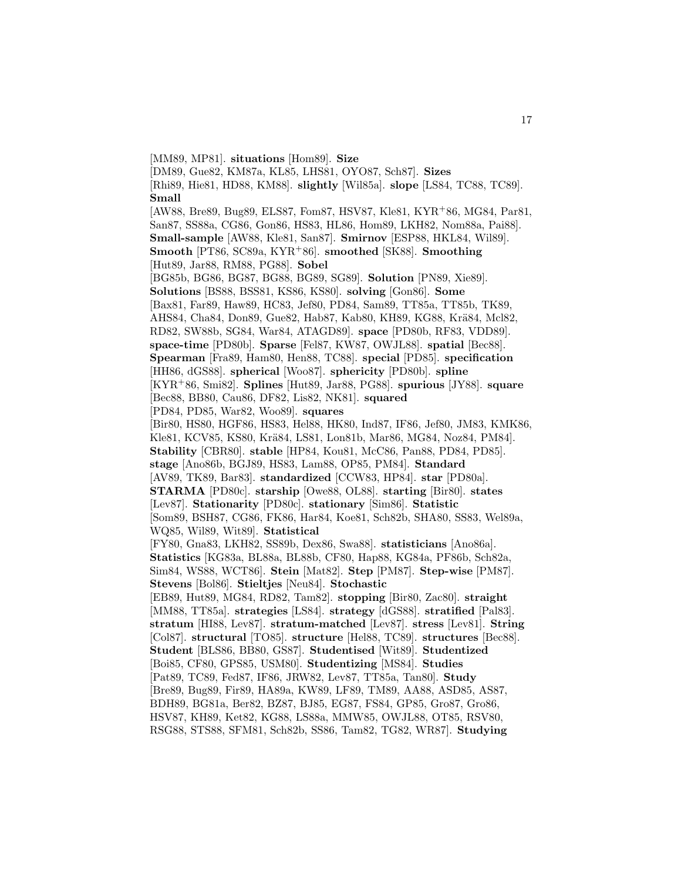[MM89, MP81]. **situations** [Hom89]. **Size** [DM89, Gue82, KM87a, KL85, LHS81, OYO87, Sch87]. **Sizes** [Rhi89, Hie81, HD88, KM88]. **slightly** [Wil85a]. **slope** [LS84, TC88, TC89]. **Small** [AW88, Bre89, Bug89, ELS87, Fom87, HSV87, Kle81, KYR+86, MG84, Par81, San87, SS88a, CG86, Gon86, HS83, HL86, Hom89, LKH82, Nom88a, Pai88]. **Small-sample** [AW88, Kle81, San87]. **Smirnov** [ESP88, HKL84, Wil89]. **Smooth** [PT86, SC89a, KYR+86]. **smoothed** [SK88]. **Smoothing** [Hut89, Jar88, RM88, PG88]. **Sobel** [BG85b, BG86, BG87, BG88, BG89, SG89]. **Solution** [PN89, Xie89]. **Solutions** [BS88, BSS81, KS86, KS80]. **solving** [Gon86]. **Some** [Bax81, Far89, Haw89, HC83, Jef80, PD84, Sam89, TT85a, TT85b, TK89, AHS84, Cha84, Don89, Gue82, Hab87, Kab80, KH89, KG88, Krä84, Mcl82, RD82, SW88b, SG84, War84, ATAGD89]. **space** [PD80b, RF83, VDD89]. **space-time** [PD80b]. **Sparse** [Fel87, KW87, OWJL88]. **spatial** [Bec88]. **Spearman** [Fra89, Ham80, Hen88, TC88]. **special** [PD85]. **specification** [HH86, dGS88]. **spherical** [Woo87]. **sphericity** [PD80b]. **spline** [KYR+86, Smi82]. **Splines** [Hut89, Jar88, PG88]. **spurious** [JY88]. **square** [Bec88, BB80, Cau86, DF82, Lis82, NK81]. **squared** [PD84, PD85, War82, Woo89]. **squares** [Bir80, HS80, HGF86, HS83, Hel88, HK80, Ind87, IF86, Jef80, JM83, KMK86, Kle81, KCV85, KS80, Krä84, LS81, Lon81b, Mar86, MG84, Noz84, PM84]. **Stability** [CBR80]. **stable** [HP84, Kou81, McC86, Pan88, PD84, PD85]. **stage** [Ano86b, BGJ89, HS83, Lam88, OP85, PM84]. **Standard** [AV89, TK89, Bar83]. **standardized** [CCW83, HP84]. **star** [PD80a]. **STARMA** [PD80c]. **starship** [Owe88, OL88]. **starting** [Bir80]. **states** [Lev87]. **Stationarity** [PD80c]. **stationary** [Sim86]. **Statistic** [Som89, BSH87, CG86, FK86, Har84, Koe81, Sch82b, SHA80, SS83, Wel89a, WQ85, Wil89, Wit89]. **Statistical** [FY80, Gna83, LKH82, SS89b, Dex86, Swa88]. **statisticians** [Ano86a]. **Statistics** [KG83a, BL88a, BL88b, CF80, Hap88, KG84a, PF86b, Sch82a, Sim84, WS88, WCT86]. **Stein** [Mat82]. **Step** [PM87]. **Step-wise** [PM87]. **Stevens** [Bol86]. **Stieltjes** [Neu84]. **Stochastic** [EB89, Hut89, MG84, RD82, Tam82]. **stopping** [Bir80, Zac80]. **straight** [MM88, TT85a]. **strategies** [LS84]. **strategy** [dGS88]. **stratified** [Pal83]. **stratum** [HI88, Lev87]. **stratum-matched** [Lev87]. **stress** [Lev81]. **String** [Col87]. **structural** [TO85]. **structure** [Hel88, TC89]. **structures** [Bec88]. **Student** [BLS86, BB80, GS87]. **Studentised** [Wit89]. **Studentized** [Boi85, CF80, GPS85, USM80]. **Studentizing** [MS84]. **Studies** [Pat89, TC89, Fed87, IF86, JRW82, Lev87, TT85a, Tan80]. **Study** [Bre89, Bug89, Fir89, HA89a, KW89, LF89, TM89, AA88, ASD85, AS87, BDH89, BG81a, Ber82, BZ87, BJ85, EG87, FS84, GP85, Gro87, Gro86, HSV87, KH89, Ket82, KG88, LS88a, MMW85, OWJL88, OT85, RSV80, RSG88, STS88, SFM81, Sch82b, SS86, Tam82, TG82, WR87]. **Studying**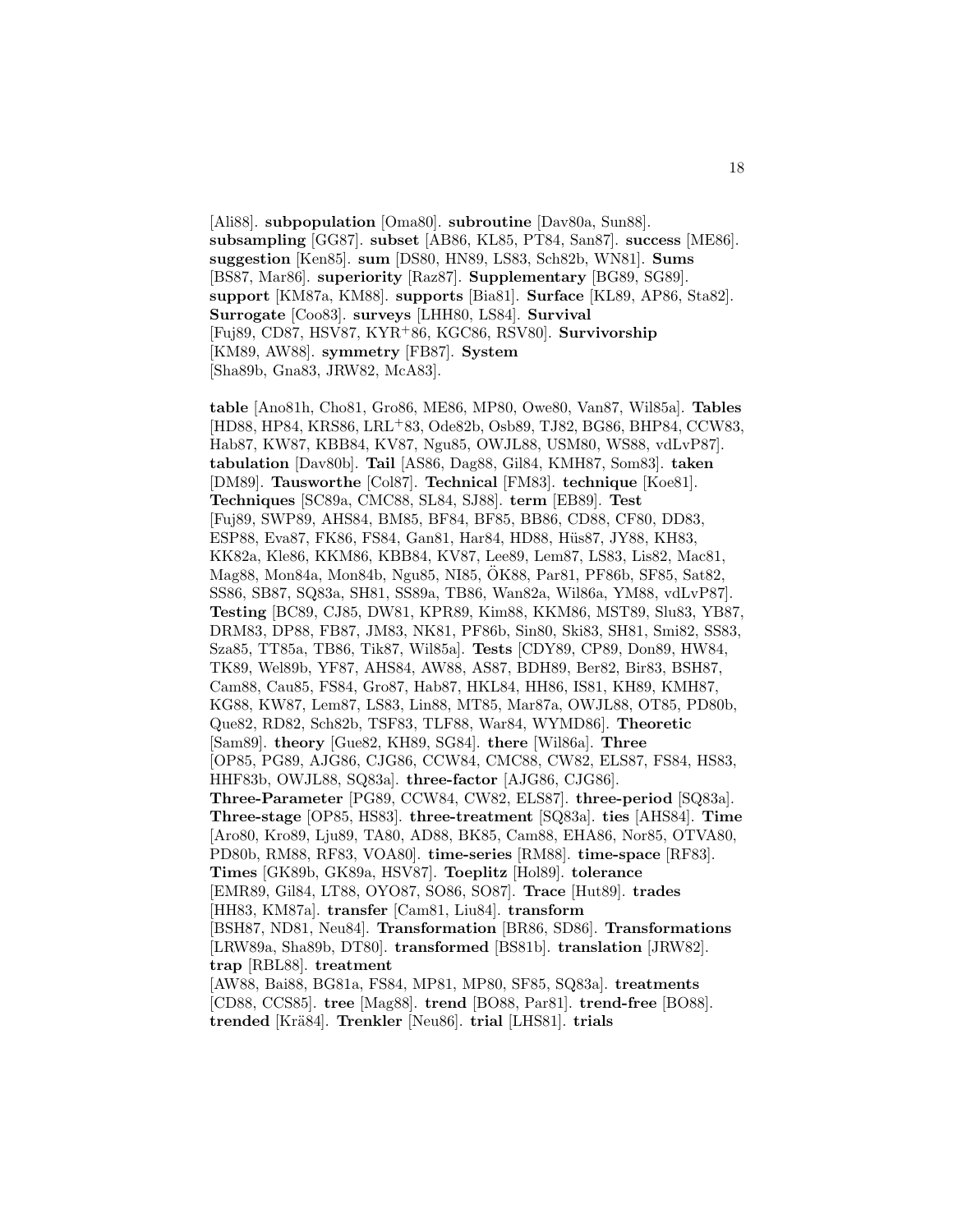[Ali88]. **subpopulation** [Oma80]. **subroutine** [Dav80a, Sun88]. **subsampling** [GG87]. **subset** [AB86, KL85, PT84, San87]. **success** [ME86]. **suggestion** [Ken85]. **sum** [DS80, HN89, LS83, Sch82b, WN81]. **Sums** [BS87, Mar86]. **superiority** [Raz87]. **Supplementary** [BG89, SG89]. **support** [KM87a, KM88]. **supports** [Bia81]. **Surface** [KL89, AP86, Sta82]. **Surrogate** [Coo83]. **surveys** [LHH80, LS84]. **Survival** [Fuj89, CD87, HSV87, KYR+86, KGC86, RSV80]. **Survivorship** [KM89, AW88]. **symmetry** [FB87]. **System** [Sha89b, Gna83, JRW82, McA83].

**table** [Ano81h, Cho81, Gro86, ME86, MP80, Owe80, Van87, Wil85a]. **Tables** [HD88, HP84, KRS86, LRL+83, Ode82b, Osb89, TJ82, BG86, BHP84, CCW83, Hab87, KW87, KBB84, KV87, Ngu85, OWJL88, USM80, WS88, vdLvP87]. **tabulation** [Dav80b]. **Tail** [AS86, Dag88, Gil84, KMH87, Som83]. **taken** [DM89]. **Tausworthe** [Col87]. **Technical** [FM83]. **technique** [Koe81]. **Techniques** [SC89a, CMC88, SL84, SJ88]. **term** [EB89]. **Test** [Fuj89, SWP89, AHS84, BM85, BF84, BF85, BB86, CD88, CF80, DD83, ESP88, Eva87, FK86, FS84, Gan81, Har84, HD88, Hüs87, JY88, KH83, KK82a, Kle86, KKM86, KBB84, KV87, Lee89, Lem87, LS83, Lis82, Mac81, Mag88, Mon84a, Mon84b, Ngu85, NI85, ÖK88, Par81, PF86b, SF85, Sat82, SS86, SB87, SQ83a, SH81, SS89a, TB86, Wan82a, Wil86a, YM88, vdLvP87]. **Testing** [BC89, CJ85, DW81, KPR89, Kim88, KKM86, MST89, Slu83, YB87, DRM83, DP88, FB87, JM83, NK81, PF86b, Sin80, Ski83, SH81, Smi82, SS83, Sza85, TT85a, TB86, Tik87, Wil85a]. **Tests** [CDY89, CP89, Don89, HW84, TK89, Wel89b, YF87, AHS84, AW88, AS87, BDH89, Ber82, Bir83, BSH87, Cam88, Cau85, FS84, Gro87, Hab87, HKL84, HH86, IS81, KH89, KMH87, KG88, KW87, Lem87, LS83, Lin88, MT85, Mar87a, OWJL88, OT85, PD80b, Que82, RD82, Sch82b, TSF83, TLF88, War84, WYMD86]. **Theoretic** [Sam89]. **theory** [Gue82, KH89, SG84]. **there** [Wil86a]. **Three** [OP85, PG89, AJG86, CJG86, CCW84, CMC88, CW82, ELS87, FS84, HS83, HHF83b, OWJL88, SQ83a]. **three-factor** [AJG86, CJG86]. **Three-Parameter** [PG89, CCW84, CW82, ELS87]. **three-period** [SQ83a]. **Three-stage** [OP85, HS83]. **three-treatment** [SQ83a]. **ties** [AHS84]. **Time** [Aro80, Kro89, Lju89, TA80, AD88, BK85, Cam88, EHA86, Nor85, OTVA80, PD80b, RM88, RF83, VOA80]. **time-series** [RM88]. **time-space** [RF83]. **Times** [GK89b, GK89a, HSV87]. **Toeplitz** [Hol89]. **tolerance** [EMR89, Gil84, LT88, OYO87, SO86, SO87]. **Trace** [Hut89]. **trades** [HH83, KM87a]. **transfer** [Cam81, Liu84]. **transform** [BSH87, ND81, Neu84]. **Transformation** [BR86, SD86]. **Transformations** [LRW89a, Sha89b, DT80]. **transformed** [BS81b]. **translation** [JRW82]. **trap** [RBL88]. **treatment** [AW88, Bai88, BG81a, FS84, MP81, MP80, SF85, SQ83a]. **treatments** [CD88, CCS85]. **tree** [Mag88]. **trend** [BO88, Par81]. **trend-free** [BO88]. **trended** [Krä84]. **Trenkler** [Neu86]. **trial** [LHS81]. **trials**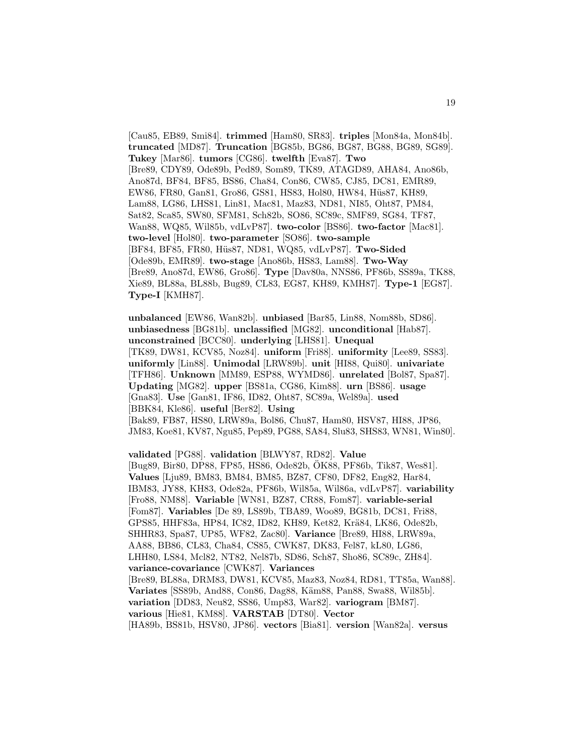[Cau85, EB89, Smi84]. **trimmed** [Ham80, SR83]. **triples** [Mon84a, Mon84b]. **truncated** [MD87]. **Truncation** [BG85b, BG86, BG87, BG88, BG89, SG89]. **Tukey** [Mar86]. **tumors** [CG86]. **twelfth** [Eva87]. **Two** [Bre89, CDY89, Ode89b, Ped89, Som89, TK89, ATAGD89, AHA84, Ano86b, Ano87d, BF84, BF85, BS86, Cha84, Con86, CW85, CJ85, DC81, EMR89, EW86, FR80, Gan81, Gro86, GS81, HS83, Hol80, HW84, Hüs87, KH89, Lam88, LG86, LHS81, Lin81, Mac81, Maz83, ND81, NI85, Oht87, PM84, Sat82, Sca85, SW80, SFM81, Sch82b, SO86, SC89c, SMF89, SG84, TF87, Wan88, WQ85, Wil85b, vdLvP87]. **two-color** [BS86]. **two-factor** [Mac81]. **two-level** [Hol80]. **two-parameter** [SO86]. **two-sample** [BF84, BF85, FR80, Hüs87, ND81, WQ85, vdLvP87]. **Two-Sided** [Ode89b, EMR89]. **two-stage** [Ano86b, HS83, Lam88]. **Two-Way** [Bre89, Ano87d, EW86, Gro86]. **Type** [Dav80a, NNS86, PF86b, SS89a, TK88, Xie89, BL88a, BL88b, Bug89, CL83, EG87, KH89, KMH87]. **Type-1** [EG87]. **Type-I** [KMH87].

**unbalanced** [EW86, Wan82b]. **unbiased** [Bar85, Lin88, Nom88b, SD86]. **unbiasedness** [BG81b]. **unclassified** [MG82]. **unconditional** [Hab87]. **unconstrained** [BCC80]. **underlying** [LHS81]. **Unequal** [TK89, DW81, KCV85, Noz84]. **uniform** [Fri88]. **uniformity** [Lee89, SS83]. **uniformly** [Lin88]. **Unimodal** [LRW89b]. **unit** [HI88, Qui80]. **univariate** [TFH86]. **Unknown** [MM89, ESP88, WYMD86]. **unrelated** [Bol87, Spa87]. **Updating** [MG82]. **upper** [BS81a, CG86, Kim88]. **urn** [BS86]. **usage** [Gna83]. **Use** [Gan81, IF86, ID82, Oht87, SC89a, Wel89a]. **used** [BBK84, Kle86]. **useful** [Ber82]. **Using** [Bak89, FB87, HS80, LRW89a, Bol86, Chu87, Ham80, HSV87, HI88, JP86, JM83, Koe81, KV87, Ngu85, Pep89, PG88, SA84, Slu83, SHS83, WN81, Win80].

**validated** [PG88]. **validation** [BLWY87, RD82]. **Value** [Bug89, Bir80, DP88, FP85, HS86, Ode82b, ÖK88, PF86b, Tik87, Wes81]. **Values** [Lju89, BM83, BM84, BM85, BZ87, CF80, DF82, Eng82, Har84, IBM83, JY88, KH83, Ode82a, PF86b, Wil85a, Wil86a, vdLvP87]. **variability** [Fro88, NM88]. **Variable** [WN81, BZ87, CR88, Fom87]. **variable-serial** [Fom87]. **Variables** [De 89, LS89b, TBA89, Woo89, BG81b, DC81, Fri88, GPS85, HHF83a, HP84, IC82, ID82, KH89, Ket82, Krä84, LK86, Ode82b, SHHR83, Spa87, UP85, WF82, Zac80]. **Variance** [Bre89, HI88, LRW89a, AA88, BB86, CL83, Cha84, CS85, CWK87, DK83, Fel87, kL80, LG86, LHH80, LS84, Mcl82, NT82, Nel87b, SD86, Sch87, Sho86, SC89c, ZH84]. **variance-covariance** [CWK87]. **Variances** [Bre89, BL88a, DRM83, DW81, KCV85, Maz83, Noz84, RD81, TT85a, Wan88]. **Variates** [SS89b, And88, Con86, Dag88, Käm88, Pan88, Swa88, Wil85b]. **variation** [DD83, Neu82, SS86, Ump83, War82]. **variogram** [BM87]. **various** [Hie81, KM88]. **VARSTAB** [DT80]. **Vector** [HA89b, BS81b, HSV80, JP86]. **vectors** [Bia81]. **version** [Wan82a]. **versus**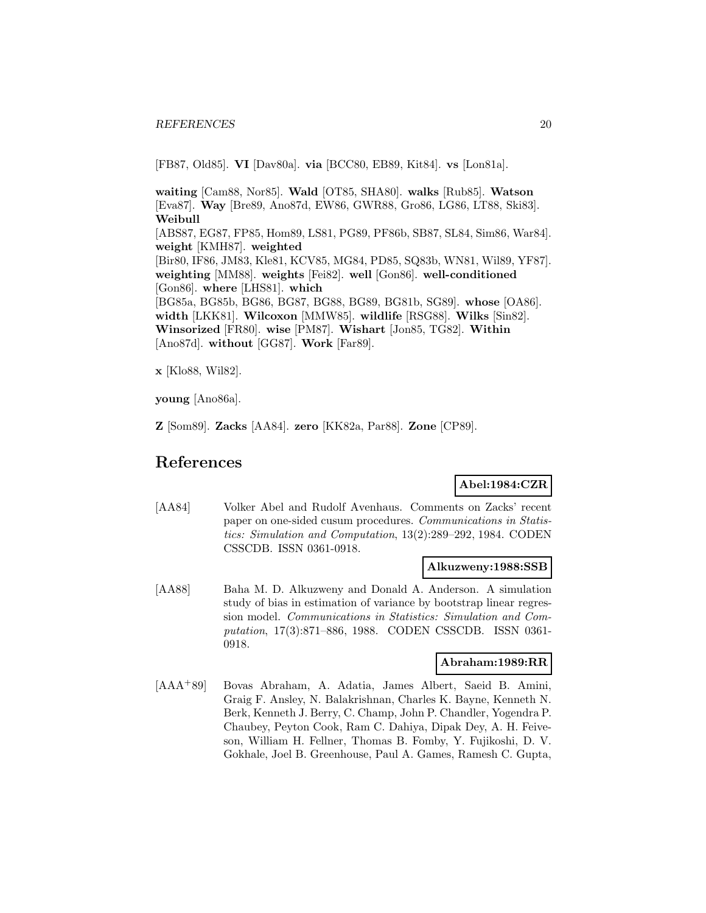[FB87, Old85]. **VI** [Dav80a]. **via** [BCC80, EB89, Kit84]. **vs** [Lon81a].

**waiting** [Cam88, Nor85]. **Wald** [OT85, SHA80]. **walks** [Rub85]. **Watson** [Eva87]. **Way** [Bre89, Ano87d, EW86, GWR88, Gro86, LG86, LT88, Ski83]. **Weibull** [ABS87, EG87, FP85, Hom89, LS81, PG89, PF86b, SB87, SL84, Sim86, War84]. **weight** [KMH87]. **weighted** [Bir80, IF86, JM83, Kle81, KCV85, MG84, PD85, SQ83b, WN81, Wil89, YF87]. **weighting** [MM88]. **weights** [Fei82]. **well** [Gon86]. **well-conditioned** [Gon86]. **where** [LHS81]. **which** [BG85a, BG85b, BG86, BG87, BG88, BG89, BG81b, SG89]. **whose** [OA86]. **width** [LKK81]. **Wilcoxon** [MMW85]. **wildlife** [RSG88]. **Wilks** [Sin82]. **Winsorized** [FR80]. **wise** [PM87]. **Wishart** [Jon85, TG82]. **Within** [Ano87d]. **without** [GG87]. **Work** [Far89].

**x** [Klo88, Wil82].

**young** [Ano86a].

**Z** [Som89]. **Zacks** [AA84]. **zero** [KK82a, Par88]. **Zone** [CP89].

# References

**Abel:1984:CZR**

[AA84] Volker Abel and Rudolf Avenhaus. Comments on Zacks' recent paper on one-sided cusum procedures. *Communications in Statistics: Simulation and Computation*, 13(2):289–292, 1984. CODEN CSSCDB. ISSN 0361-0918.

**Alkuzweny:1988:SSB**

[AA88] Baha M. D. Alkuzweny and Donald A. Anderson. A simulation study of bias in estimation of variance by bootstrap linear regression model. *Communications in Statistics: Simulation and Computation*, 17(3):871–886, 1988. CODEN CSSCDB. ISSN 0361-0918.

**Abraham:1989:RR**

[AAA+89] Bovas Abraham, A. Adatia, James Albert, Saeid B. Amini, Graig F. Ansley, N. Balakrishnan, Charles K. Bayne, Kenneth N. Berk, Kenneth J. Berry, C. Champ, John P. Chandler, Yogendra P. Chaubey, Peyton Cook, Ram C. Dahiya, Dipak Dey, A. H. Feiveson, William H. Fellner, Thomas B. Fomby, Y. Fujikoshi, D. V. Gokhale, Joel B. Greenhouse, Paul A. Games, Ramesh C. Gupta,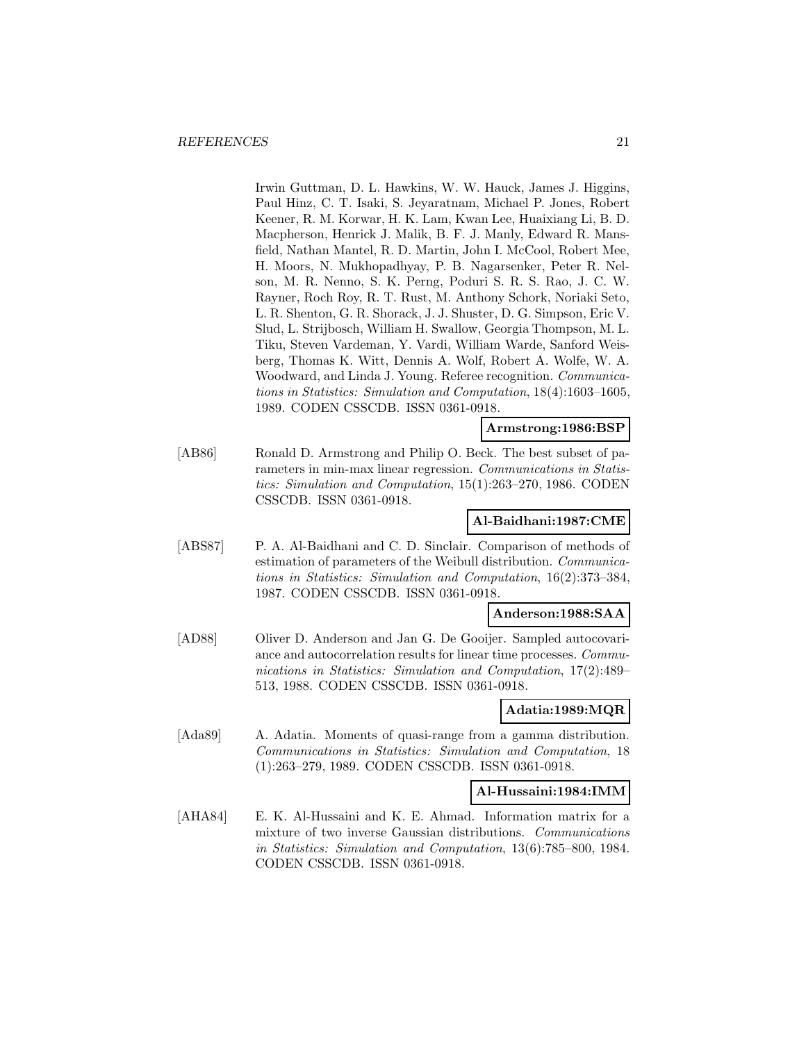Irwin Guttman, D. L. Hawkins, W. W. Hauck, James J. Higgins, Paul Hinz, C. T. Isaki, S. Jeyaratnam, Michael P. Jones, Robert Keener, R. M. Korwar, H. K. Lam, Kwan Lee, Huaixiang Li, B. D. Macpherson, Henrick J. Malik, B. F. J. Manly, Edward R. Mansfield, Nathan Mantel, R. D. Martin, John I. McCool, Robert Mee, H. Moors, N. Mukhopadhyay, P. B. Nagarsenker, Peter R. Nelson, M. R. Nenno, S. K. Perng, Poduri S. R. S. Rao, J. C. W. Rayner, Roch Roy, R. T. Rust, M. Anthony Schork, Noriaki Seto, L. R. Shenton, G. R. Shorack, J. J. Shuster, D. G. Simpson, Eric V. Slud, L. Strijbosch, William H. Swallow, Georgia Thompson, M. L. Tiku, Steven Vardeman, Y. Vardi, William Warde, Sanford Weisberg, Thomas K. Witt, Dennis A. Wolf, Robert A. Wolfe, W. A. Woodward, and Linda J. Young. Referee recognition. *Communications in Statistics: Simulation and Computation*, 18(4):1603–1605, 1989. CODEN CSSCDB. ISSN 0361-0918.

**Armstrong:1986:BSP**

[AB86] Ronald D. Armstrong and Philip O. Beck. The best subset of parameters in min-max linear regression. *Communications in Statistics: Simulation and Computation*, 15(1):263–270, 1986. CODEN CSSCDB. ISSN 0361-0918.

**Al-Baidhani:1987:CME**

[ABS87] P. A. Al-Baidhani and C. D. Sinclair. Comparison of methods of estimation of parameters of the Weibull distribution. *Communications in Statistics: Simulation and Computation*, 16(2):373–384, 1987. CODEN CSSCDB. ISSN 0361-0918.

**Anderson:1988:SAA**

[AD88] Oliver D. Anderson and Jan G. De Gooijer. Sampled autocovariance and autocorrelation results for linear time processes. *Communications in Statistics: Simulation and Computation*, 17(2):489–513, 1988. CODEN CSSCDB. ISSN 0361-0918.

**Adatia:1989:MQR**

[Ada89] A. Adatia. Moments of quasi-range from a gamma distribution. *Communications in Statistics: Simulation and Computation*, 18 (1):263–279, 1989. CODEN CSSCDB. ISSN 0361-0918.

**Al-Hussaini:1984:IMM**

[AHA84] E. K. Al-Hussaini and K. E. Ahmad. Information matrix for a mixture of two inverse Gaussian distributions. *Communications in Statistics: Simulation and Computation*, 13(6):785–800, 1984. CODEN CSSCDB. ISSN 0361-0918.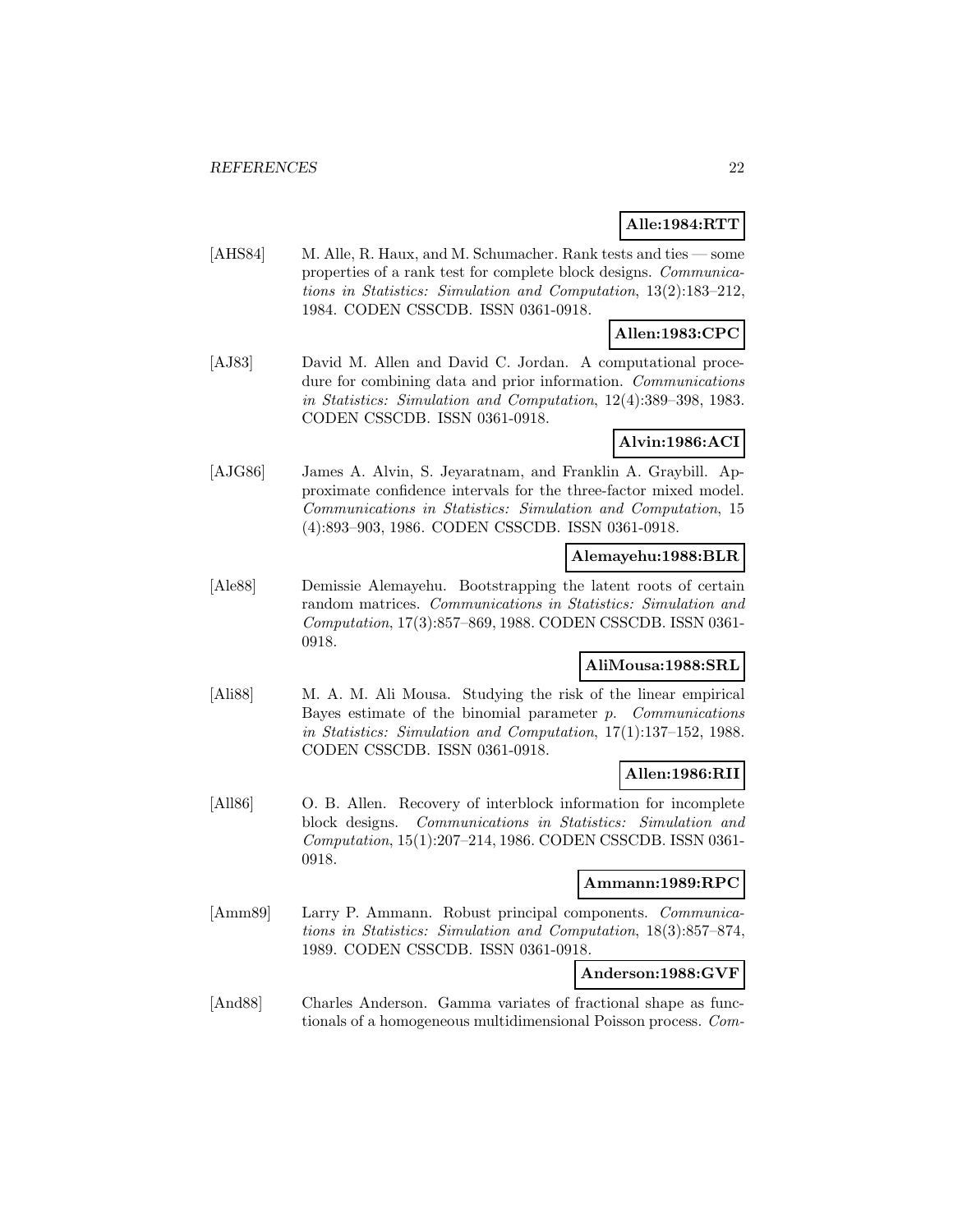**Alle:1984:RTT**

[AHS84] M. Alle, R. Haux, and M. Schumacher. Rank tests and ties — some properties of a rank test for complete block designs. *Communications in Statistics: Simulation and Computation*, 13(2):183–212, 1984. CODEN CSSCDB. ISSN 0361-0918.

**Allen:1983:CPC**

[AJ83] David M. Allen and David C. Jordan. A computational procedure for combining data and prior information. *Communications in Statistics: Simulation and Computation*, 12(4):389–398, 1983. CODEN CSSCDB. ISSN 0361-0918.

**Alvin:1986:ACI**

[AJG86] James A. Alvin, S. Jeyaratnam, and Franklin A. Graybill. Approximate confidence intervals for the three-factor mixed model. *Communications in Statistics: Simulation and Computation*, 15 (4):893–903, 1986. CODEN CSSCDB. ISSN 0361-0918.

**Alemayehu:1988:BLR**

[Ale88] Demissie Alemayehu. Bootstrapping the latent roots of certain random matrices. *Communications in Statistics: Simulation and Computation*, 17(3):857–869, 1988. CODEN CSSCDB. ISSN 0361-0918.

**AliMousa:1988:SRL**

[Ali88] M. A. M. Ali Mousa. Studying the risk of the linear empirical Bayes estimate of the binomial parameter $p$. *Communications in Statistics: Simulation and Computation*, 17(1):137–152, 1988. CODEN CSSCDB. ISSN 0361-0918.

**Allen:1986:RII**

[All86] O. B. Allen. Recovery of interblock information for incomplete block designs. *Communications in Statistics: Simulation and Computation*, 15(1):207–214, 1986. CODEN CSSCDB. ISSN 0361-0918.

**Ammann:1989:RPC**

[Amm89] Larry P. Ammann. Robust principal components. *Communications in Statistics: Simulation and Computation*, 18(3):857–874, 1989. CODEN CSSCDB. ISSN 0361-0918.

**Anderson:1988:GVF**

[And88] Charles Anderson. Gamma variates of fractional shape as functionals of a homogeneous multidimensional Poisson process. *Com-*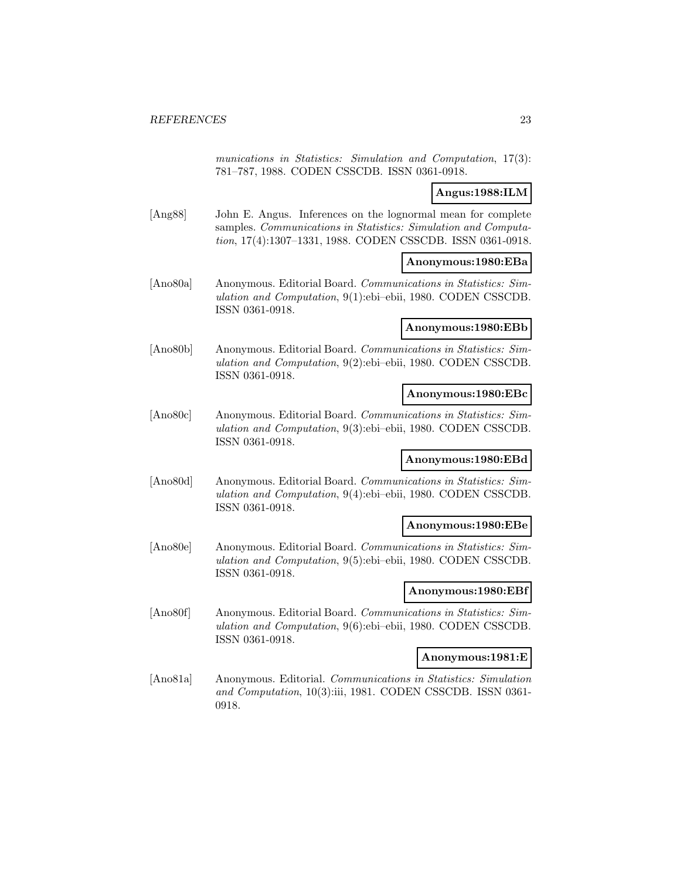*munications in Statistics: Simulation and Computation*, 17(3): 781–787, 1988. CODEN CSSCDB. ISSN 0361-0918.

**Angus:1988:ILM**

[Ang88] John E. Angus. Inferences on the lognormal mean for complete samples. *Communications in Statistics: Simulation and Computation*, 17(4):1307–1331, 1988. CODEN CSSCDB. ISSN 0361-0918.

**Anonymous:1980:EBa**

[Ano80a] Anonymous. Editorial Board. *Communications in Statistics: Simulation and Computation*, 9(1):ebi–ebii, 1980. CODEN CSSCDB. ISSN 0361-0918.

**Anonymous:1980:EBb**

[Ano80b] Anonymous. Editorial Board. *Communications in Statistics: Simulation and Computation*, 9(2):ebi–ebii, 1980. CODEN CSSCDB. ISSN 0361-0918.

**Anonymous:1980:EBc**

[Ano80c] Anonymous. Editorial Board. *Communications in Statistics: Simulation and Computation*, 9(3):ebi–ebii, 1980. CODEN CSSCDB. ISSN 0361-0918.

**Anonymous:1980:EBd**

[Ano80d] Anonymous. Editorial Board. *Communications in Statistics: Simulation and Computation*, 9(4):ebi–ebii, 1980. CODEN CSSCDB. ISSN 0361-0918.

**Anonymous:1980:EBe**

[Ano80e] Anonymous. Editorial Board. *Communications in Statistics: Simulation and Computation*, 9(5):ebi–ebii, 1980. CODEN CSSCDB. ISSN 0361-0918.

**Anonymous:1980:EBf**

[Ano80f] Anonymous. Editorial Board. *Communications in Statistics: Simulation and Computation*, 9(6):ebi–ebii, 1980. CODEN CSSCDB. ISSN 0361-0918.

**Anonymous:1981:E**

[Ano81a] Anonymous. Editorial. *Communications in Statistics: Simulation and Computation*, 10(3):iii, 1981. CODEN CSSCDB. ISSN 0361-0918.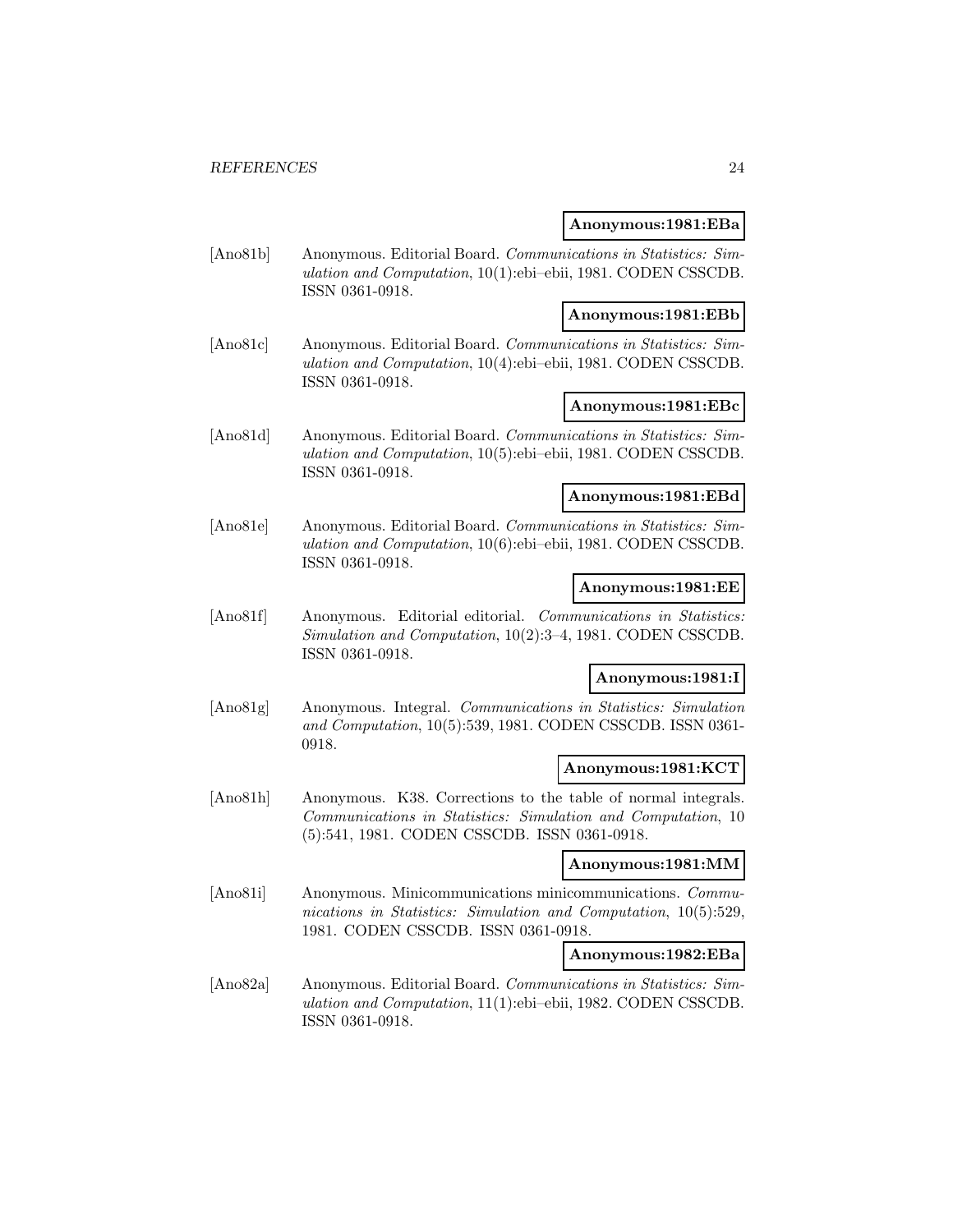**Anonymous:1981:EBa**

[Ano81b] Anonymous. Editorial Board. *Communications in Statistics: Simulation and Computation*, 10(1):ebi–ebii, 1981. CODEN CSSCDB. ISSN 0361-0918.

**Anonymous:1981:EBb**

[Ano81c] Anonymous. Editorial Board. *Communications in Statistics: Simulation and Computation*, 10(4):ebi–ebii, 1981. CODEN CSSCDB. ISSN 0361-0918.

**Anonymous:1981:EBc**

[Ano81d] Anonymous. Editorial Board. *Communications in Statistics: Simulation and Computation*, 10(5):ebi–ebii, 1981. CODEN CSSCDB. ISSN 0361-0918.

**Anonymous:1981:EBd**

[Ano81e] Anonymous. Editorial Board. *Communications in Statistics: Simulation and Computation*, 10(6):ebi–ebii, 1981. CODEN CSSCDB. ISSN 0361-0918.

**Anonymous:1981:EE**

[Ano81f] Anonymous. Editorial editorial. *Communications in Statistics: Simulation and Computation*, 10(2):3–4, 1981. CODEN CSSCDB. ISSN 0361-0918.

**Anonymous:1981:I**

[Ano81g] Anonymous. Integral. *Communications in Statistics: Simulation and Computation*, 10(5):539, 1981. CODEN CSSCDB. ISSN 0361-0918.

**Anonymous:1981:KCT**

[Ano81h] Anonymous. K38. Corrections to the table of normal integrals. *Communications in Statistics: Simulation and Computation*, 10 (5):541, 1981. CODEN CSSCDB. ISSN 0361-0918.

**Anonymous:1981:MM**

[Ano81i] Anonymous. Minicommunications minicommunications. *Communications in Statistics: Simulation and Computation*, 10(5):529, 1981. CODEN CSSCDB. ISSN 0361-0918.

**Anonymous:1982:EBa**

[Ano82a] Anonymous. Editorial Board. *Communications in Statistics: Simulation and Computation*, 11(1):ebi–ebii, 1982. CODEN CSSCDB. ISSN 0361-0918.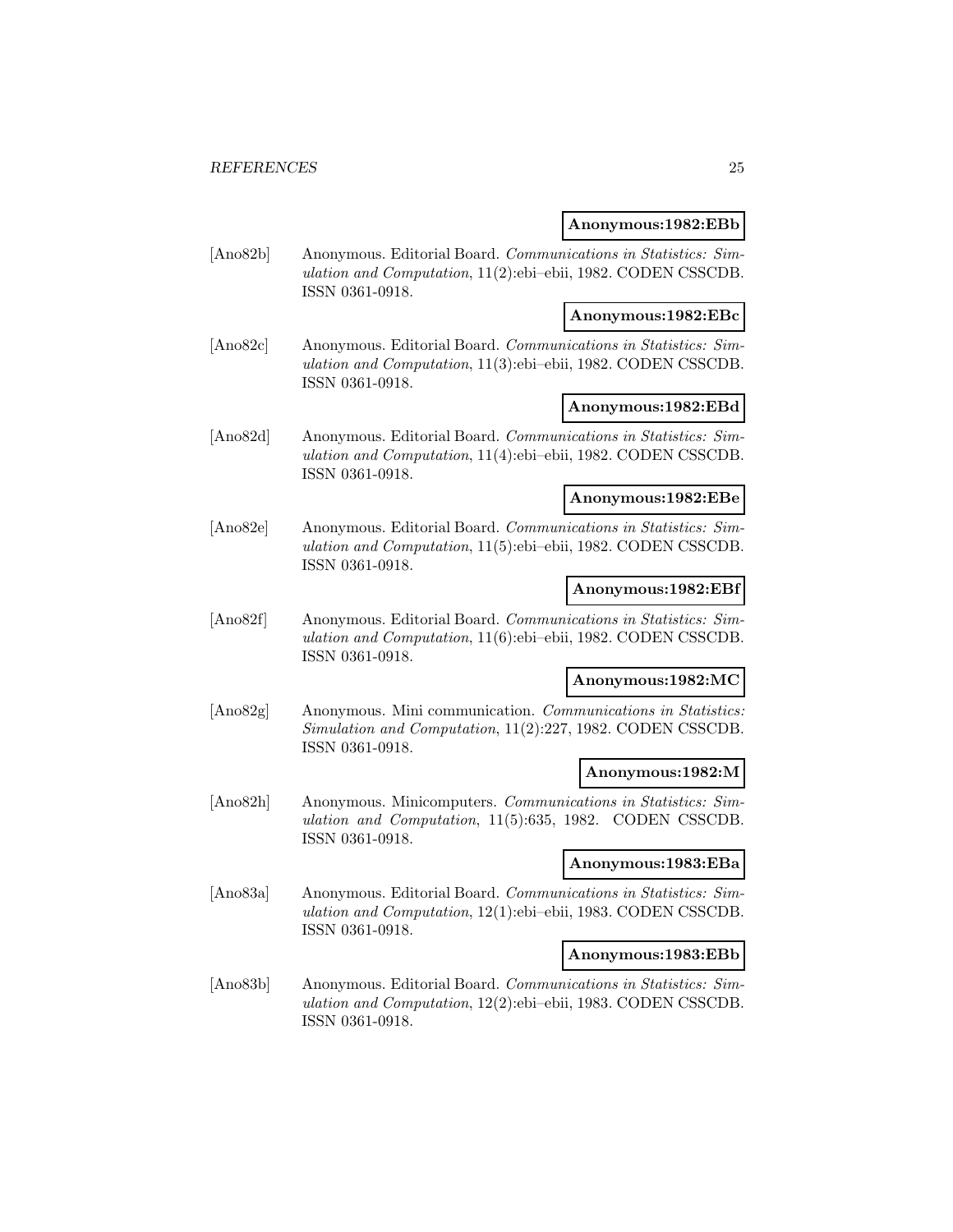**Anonymous:1982:EBb**

[Ano82b] Anonymous. Editorial Board. *Communications in Statistics: Simulation and Computation*, 11(2):ebi–ebii, 1982. CODEN CSSCDB. ISSN 0361-0918.

**Anonymous:1982:EBc**

[Ano82c] Anonymous. Editorial Board. *Communications in Statistics: Simulation and Computation*, 11(3):ebi–ebii, 1982. CODEN CSSCDB. ISSN 0361-0918.

**Anonymous:1982:EBd**

[Ano82d] Anonymous. Editorial Board. *Communications in Statistics: Simulation and Computation*, 11(4):ebi–ebii, 1982. CODEN CSSCDB. ISSN 0361-0918.

**Anonymous:1982:EBe**

[Ano82e] Anonymous. Editorial Board. *Communications in Statistics: Simulation and Computation*, 11(5):ebi–ebii, 1982. CODEN CSSCDB. ISSN 0361-0918.

**Anonymous:1982:EBf**

[Ano82f] Anonymous. Editorial Board. *Communications in Statistics: Simulation and Computation*, 11(6):ebi–ebii, 1982. CODEN CSSCDB. ISSN 0361-0918.

**Anonymous:1982:MC**

[Ano82g] Anonymous. Mini communication. *Communications in Statistics: Simulation and Computation*, 11(2):227, 1982. CODEN CSSCDB. ISSN 0361-0918.

**Anonymous:1982:M**

[Ano82h] Anonymous. Minicomputers. *Communications in Statistics: Simulation and Computation*, 11(5):635, 1982. CODEN CSSCDB. ISSN 0361-0918.

**Anonymous:1983:EBa**

[Ano83a] Anonymous. Editorial Board. *Communications in Statistics: Simulation and Computation*, 12(1):ebi–ebii, 1983. CODEN CSSCDB. ISSN 0361-0918.

**Anonymous:1983:EBb**

[Ano83b] Anonymous. Editorial Board. *Communications in Statistics: Simulation and Computation*, 12(2):ebi–ebii, 1983. CODEN CSSCDB. ISSN 0361-0918.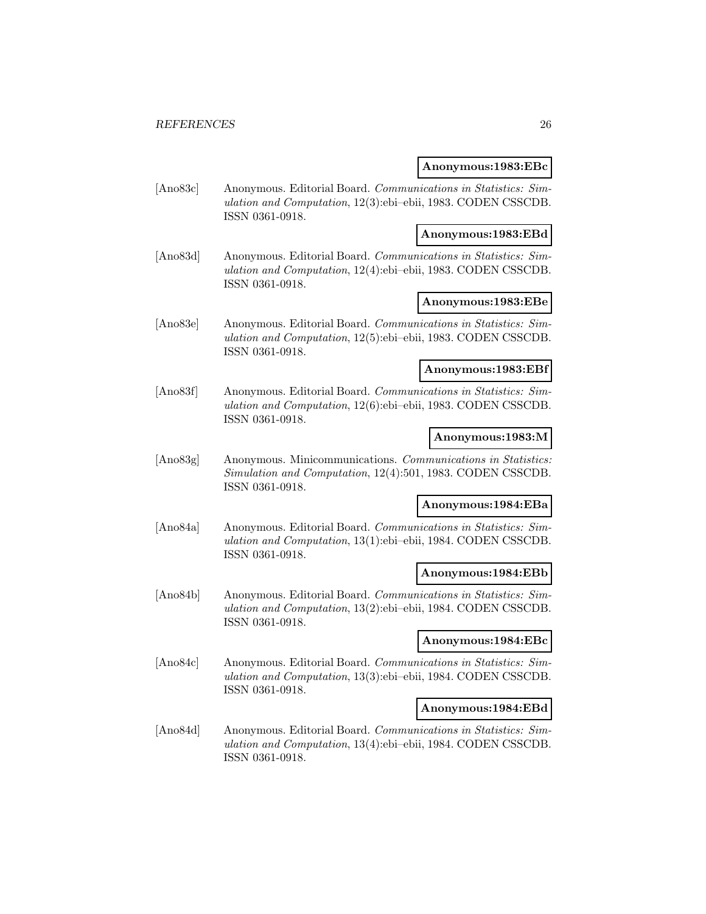**Anonymous:1983:EBc**

[Ano83c] Anonymous. Editorial Board. *Communications in Statistics: Simulation and Computation*, 12(3):ebi–ebii, 1983. CODEN CSSCDB. ISSN 0361-0918.

**Anonymous:1983:EBd**

[Ano83d] Anonymous. Editorial Board. *Communications in Statistics: Simulation and Computation*, 12(4):ebi–ebii, 1983. CODEN CSSCDB. ISSN 0361-0918.

**Anonymous:1983:EBe**

[Ano83e] Anonymous. Editorial Board. *Communications in Statistics: Simulation and Computation*, 12(5):ebi–ebii, 1983. CODEN CSSCDB. ISSN 0361-0918.

**Anonymous:1983:EBf**

[Ano83f] Anonymous. Editorial Board. *Communications in Statistics: Simulation and Computation*, 12(6):ebi–ebii, 1983. CODEN CSSCDB. ISSN 0361-0918.

**Anonymous:1983:M**

[Ano83g] Anonymous. Minicommunications. *Communications in Statistics: Simulation and Computation*, 12(4):501, 1983. CODEN CSSCDB. ISSN 0361-0918.

**Anonymous:1984:EBa**

[Ano84a] Anonymous. Editorial Board. *Communications in Statistics: Simulation and Computation*, 13(1):ebi–ebii, 1984. CODEN CSSCDB. ISSN 0361-0918.

**Anonymous:1984:EBb**

[Ano84b] Anonymous. Editorial Board. *Communications in Statistics: Simulation and Computation*, 13(2):ebi–ebii, 1984. CODEN CSSCDB. ISSN 0361-0918.

**Anonymous:1984:EBc**

[Ano84c] Anonymous. Editorial Board. *Communications in Statistics: Simulation and Computation*, 13(3):ebi–ebii, 1984. CODEN CSSCDB. ISSN 0361-0918.

**Anonymous:1984:EBd**

[Ano84d] Anonymous. Editorial Board. *Communications in Statistics: Simulation and Computation*, 13(4):ebi–ebii, 1984. CODEN CSSCDB. ISSN 0361-0918.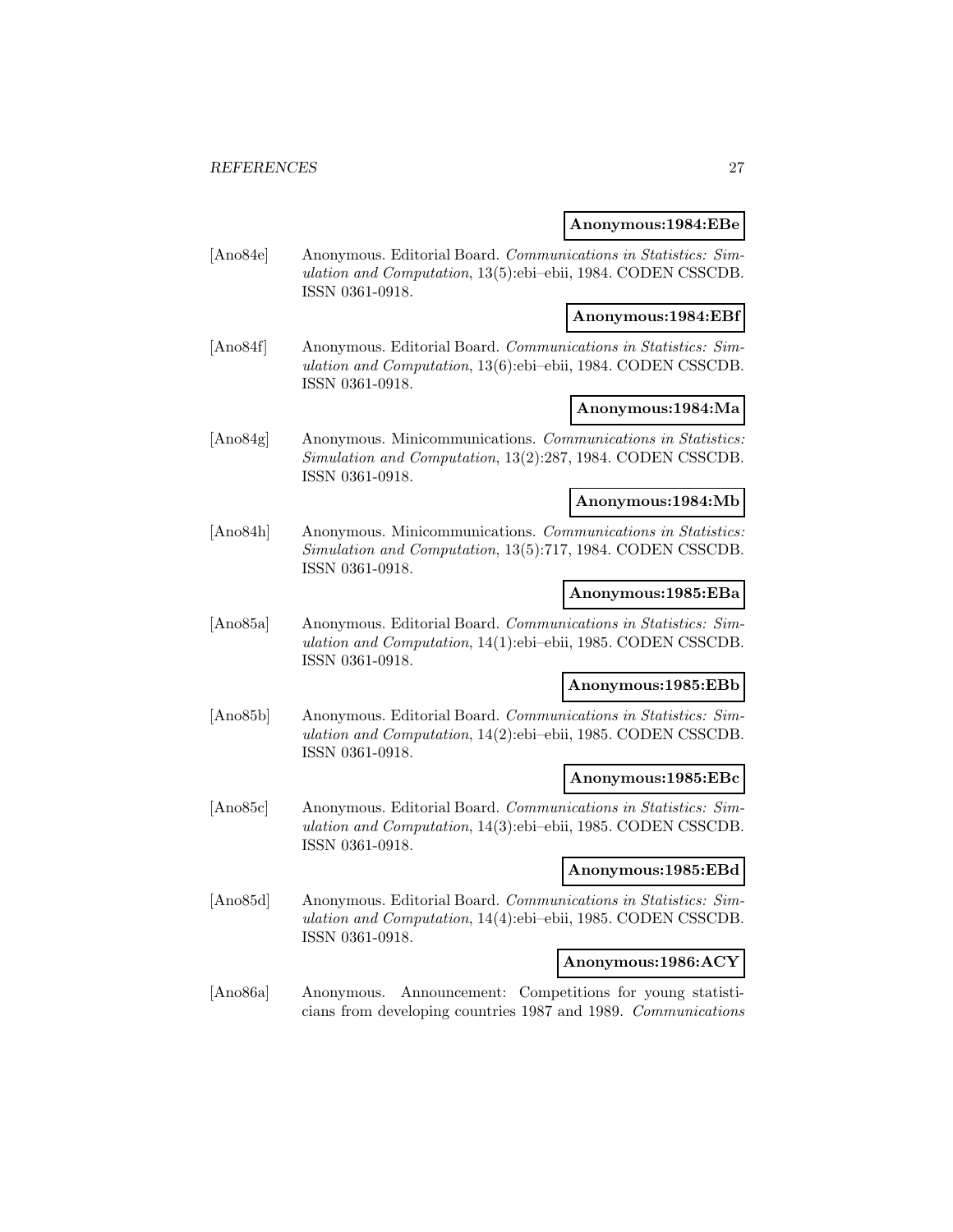**Anonymous:1984:EBe**

[Ano84e] Anonymous. Editorial Board. *Communications in Statistics: Simulation and Computation*, 13(5):ebi–ebii, 1984. CODEN CSSCDB. ISSN 0361-0918.

**Anonymous:1984:EBf**

[Ano84f] Anonymous. Editorial Board. *Communications in Statistics: Simulation and Computation*, 13(6):ebi–ebii, 1984. CODEN CSSCDB. ISSN 0361-0918.

**Anonymous:1984:Ma**

[Ano84g] Anonymous. Minicommunications. *Communications in Statistics: Simulation and Computation*, 13(2):287, 1984. CODEN CSSCDB. ISSN 0361-0918.

**Anonymous:1984:Mb**

[Ano84h] Anonymous. Minicommunications. *Communications in Statistics: Simulation and Computation*, 13(5):717, 1984. CODEN CSSCDB. ISSN 0361-0918.

**Anonymous:1985:EBa**

[Ano85a] Anonymous. Editorial Board. *Communications in Statistics: Simulation and Computation*, 14(1):ebi–ebii, 1985. CODEN CSSCDB. ISSN 0361-0918.

**Anonymous:1985:EBb**

[Ano85b] Anonymous. Editorial Board. *Communications in Statistics: Simulation and Computation*, 14(2):ebi–ebii, 1985. CODEN CSSCDB. ISSN 0361-0918.

**Anonymous:1985:EBc**

[Ano85c] Anonymous. Editorial Board. *Communications in Statistics: Simulation and Computation*, 14(3):ebi–ebii, 1985. CODEN CSSCDB. ISSN 0361-0918.

**Anonymous:1985:EBd**

[Ano85d] Anonymous. Editorial Board. *Communications in Statistics: Simulation and Computation*, 14(4):ebi–ebii, 1985. CODEN CSSCDB. ISSN 0361-0918.

**Anonymous:1986:ACY**

[Ano86a] Anonymous. Announcement: Competitions for young statisticians from developing countries 1987 and 1989. *Communications*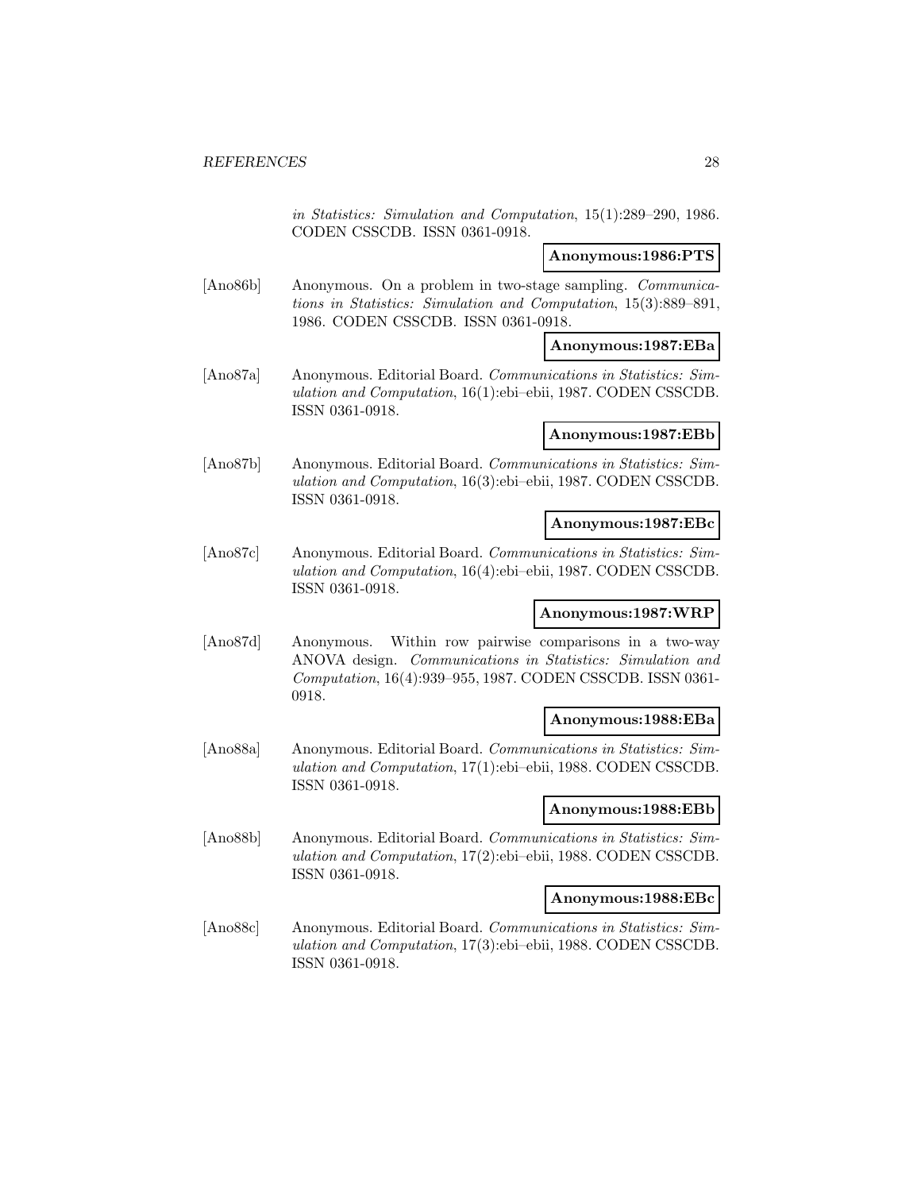*in Statistics: Simulation and Computation*, 15(1):289–290, 1986. CODEN CSSCDB. ISSN 0361-0918.

**Anonymous:1986:PTS**

[Ano86b] Anonymous. On a problem in two-stage sampling. *Communications in Statistics: Simulation and Computation*, 15(3):889–891, 1986. CODEN CSSCDB. ISSN 0361-0918.

**Anonymous:1987:EBa**

[Ano87a] Anonymous. Editorial Board. *Communications in Statistics: Simulation and Computation*, 16(1):ebi–ebii, 1987. CODEN CSSCDB. ISSN 0361-0918.

**Anonymous:1987:EBb**

[Ano87b] Anonymous. Editorial Board. *Communications in Statistics: Simulation and Computation*, 16(3):ebi–ebii, 1987. CODEN CSSCDB. ISSN 0361-0918.

**Anonymous:1987:EBc**

[Ano87c] Anonymous. Editorial Board. *Communications in Statistics: Simulation and Computation*, 16(4):ebi–ebii, 1987. CODEN CSSCDB. ISSN 0361-0918.

**Anonymous:1987:WRP**

[Ano87d] Anonymous. Within row pairwise comparisons in a two-way ANOVA design. *Communications in Statistics: Simulation and Computation*, 16(4):939–955, 1987. CODEN CSSCDB. ISSN 0361-0918.

**Anonymous:1988:EBa**

[Ano88a] Anonymous. Editorial Board. *Communications in Statistics: Simulation and Computation*, 17(1):ebi–ebii, 1988. CODEN CSSCDB. ISSN 0361-0918.

**Anonymous:1988:EBb**

[Ano88b] Anonymous. Editorial Board. *Communications in Statistics: Simulation and Computation*, 17(2):ebi–ebii, 1988. CODEN CSSCDB. ISSN 0361-0918.

**Anonymous:1988:EBc**

[Ano88c] Anonymous. Editorial Board. *Communications in Statistics: Simulation and Computation*, 17(3):ebi–ebii, 1988. CODEN CSSCDB. ISSN 0361-0918.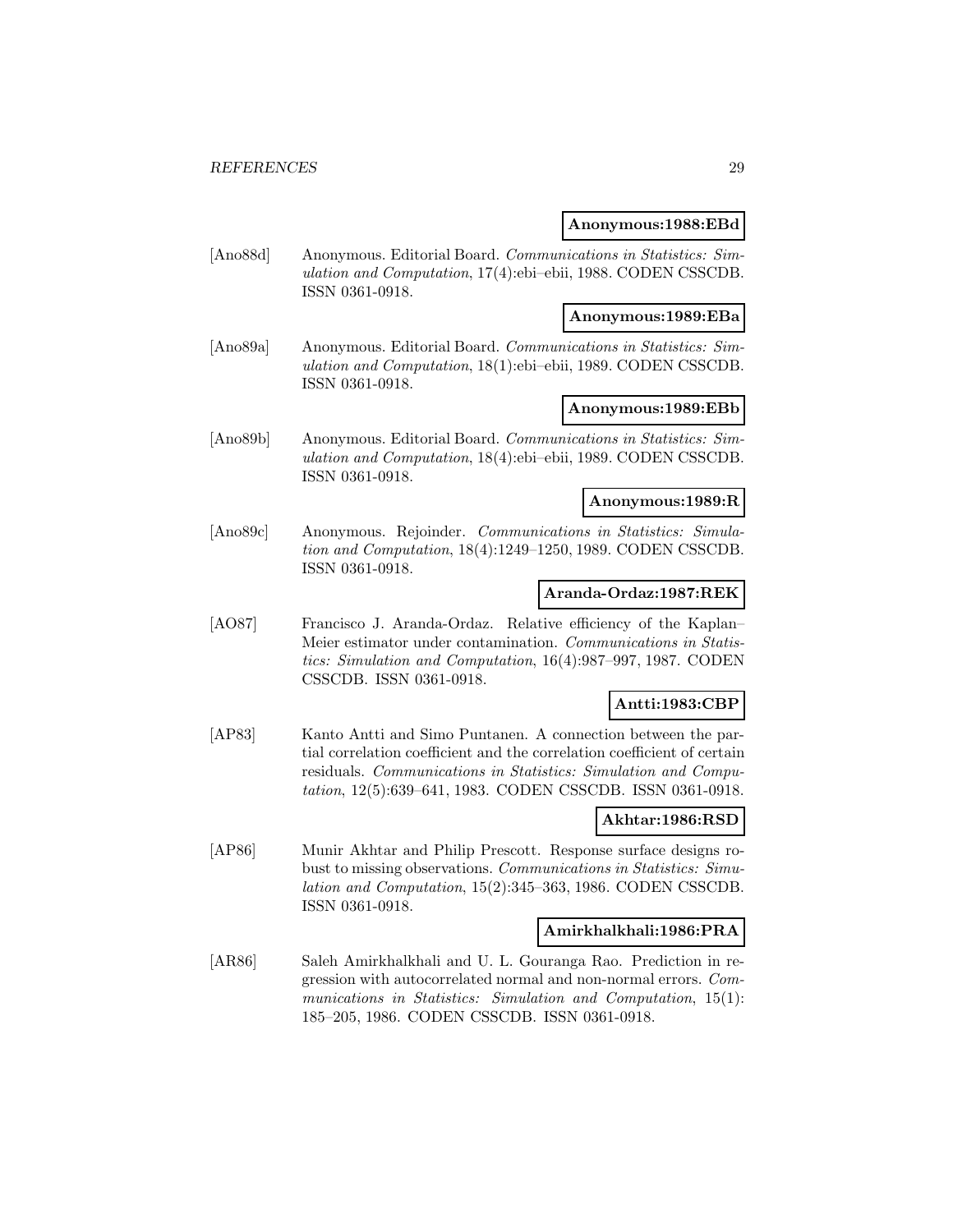**Anonymous:1988:EBd**

[Ano88d] Anonymous. Editorial Board. *Communications in Statistics: Simulation and Computation*, 17(4):ebi–ebii, 1988. CODEN CSSCDB. ISSN 0361-0918.

**Anonymous:1989:EBa**

[Ano89a] Anonymous. Editorial Board. *Communications in Statistics: Simulation and Computation*, 18(1):ebi–ebii, 1989. CODEN CSSCDB. ISSN 0361-0918.

**Anonymous:1989:EBb**

[Ano89b] Anonymous. Editorial Board. *Communications in Statistics: Simulation and Computation*, 18(4):ebi–ebii, 1989. CODEN CSSCDB. ISSN 0361-0918.

**Anonymous:1989:R**

[Ano89c] Anonymous. Rejoinder. *Communications in Statistics: Simulation and Computation*, 18(4):1249–1250, 1989. CODEN CSSCDB. ISSN 0361-0918.

**Aranda-Ordaz:1987:REK**

[AO87] Francisco J. Aranda-Ordaz. Relative efficiency of the Kaplan–Meier estimator under contamination. *Communications in Statistics: Simulation and Computation*, 16(4):987–997, 1987. CODEN CSSCDB. ISSN 0361-0918.

**Antti:1983:CBP**

[AP83] Kanto Antti and Simo Puntanen. A connection between the partial correlation coefficient and the correlation coefficient of certain residuals. *Communications in Statistics: Simulation and Computation*, 12(5):639–641, 1983. CODEN CSSCDB. ISSN 0361-0918.

**Akhtar:1986:RSD**

[AP86] Munir Akhtar and Philip Prescott. Response surface designs robust to missing observations. *Communications in Statistics: Simulation and Computation*, 15(2):345–363, 1986. CODEN CSSCDB. ISSN 0361-0918.

**Amirkhalkhali:1986:PRA**

[AR86] Saleh Amirkhalkhali and U. L. Gouranga Rao. Prediction in regression with autocorrelated normal and non-normal errors. *Communications in Statistics: Simulation and Computation*, 15(1): 185–205, 1986. CODEN CSSCDB. ISSN 0361-0918.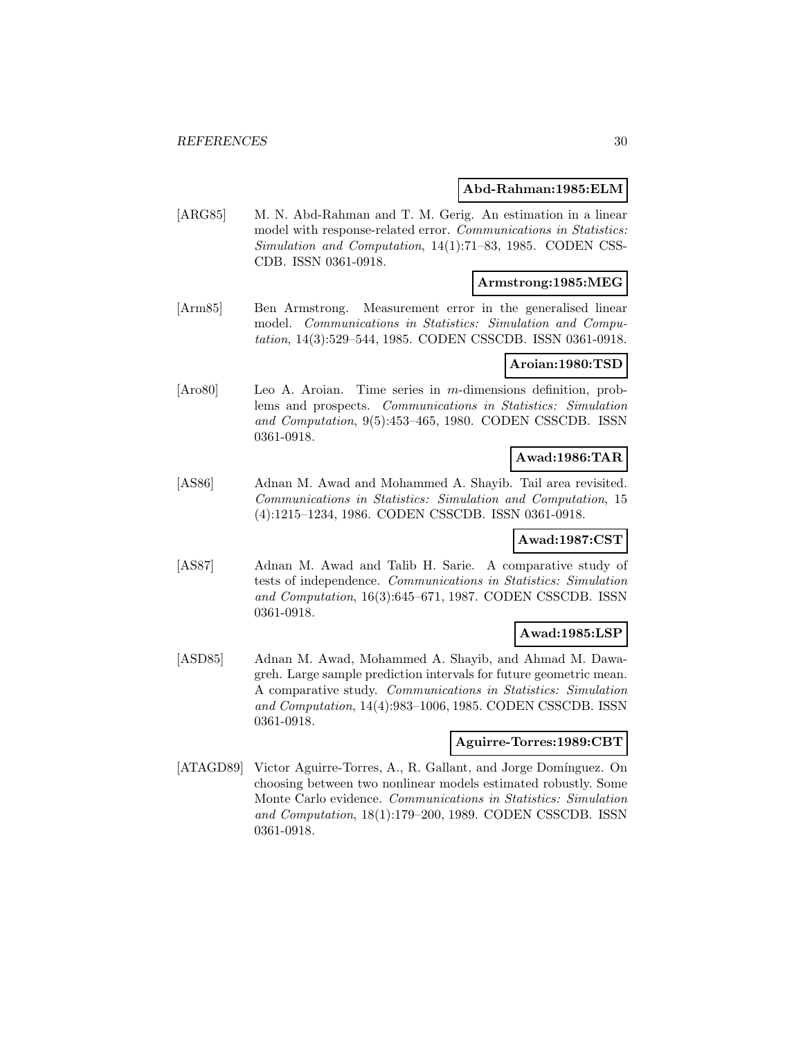**Abd-Rahman:1985:ELM**

[ARG85] M. N. Abd-Rahman and T. M. Gerig. An estimation in a linear model with response-related error. *Communications in Statistics: Simulation and Computation*, 14(1):71–83, 1985. CODEN CSSCDB. ISSN 0361-0918.

**Armstrong:1985:MEG**

[Arm85] Ben Armstrong. Measurement error in the generalised linear model. *Communications in Statistics: Simulation and Computation*, 14(3):529–544, 1985. CODEN CSSCDB. ISSN 0361-0918.

**Aroian:1980:TSD**

[Aro80] Leo A. Aroian. Time series in $m$-dimensions definition, problems and prospects. *Communications in Statistics: Simulation and Computation*, 9(5):453–465, 1980. CODEN CSSCDB. ISSN 0361-0918.

**Awad:1986:TAR**

[AS86] Adnan M. Awad and Mohammed A. Shayib. Tail area revisited. *Communications in Statistics: Simulation and Computation*, 15 (4):1215–1234, 1986. CODEN CSSCDB. ISSN 0361-0918.

**Awad:1987:CST**

[AS87] Adnan M. Awad and Talib H. Sarie. A comparative study of tests of independence. *Communications in Statistics: Simulation and Computation*, 16(3):645–671, 1987. CODEN CSSCDB. ISSN 0361-0918.

**Awad:1985:LSP**

[ASD85] Adnan M. Awad, Mohammed A. Shayib, and Ahmad M. Dawagreh. Large sample prediction intervals for future geometric mean. A comparative study. *Communications in Statistics: Simulation and Computation*, 14(4):983–1006, 1985. CODEN CSSCDB. ISSN 0361-0918.

**Aguirre-Torres:1989:CBT**

[ATAGD89] Victor Aguirre-Torres, A., R. Gallant, and Jorge Domínguez. On choosing between two nonlinear models estimated robustly. Some Monte Carlo evidence. *Communications in Statistics: Simulation and Computation*, 18(1):179–200, 1989. CODEN CSSCDB. ISSN 0361-0918.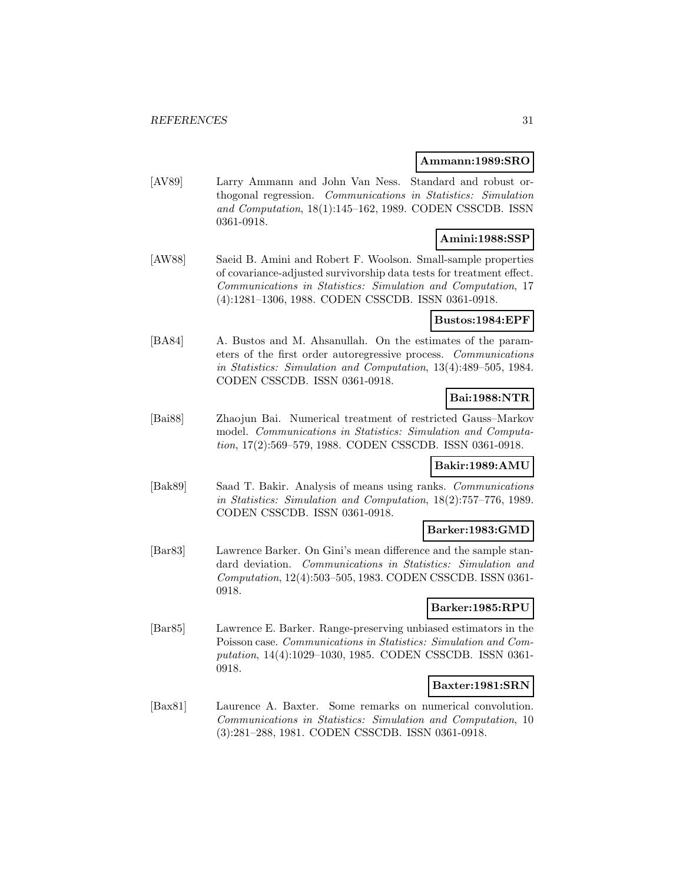**Ammann:1989:SRO**

[AV89] Larry Ammann and John Van Ness. Standard and robust orthogonal regression. *Communications in Statistics: Simulation and Computation*, 18(1):145–162, 1989. CODEN CSSCDB. ISSN 0361-0918.

**Amini:1988:SSP**

[AW88] Saeid B. Amini and Robert F. Woolson. Small-sample properties of covariance-adjusted survivorship data tests for treatment effect. *Communications in Statistics: Simulation and Computation*, 17 (4):1281–1306, 1988. CODEN CSSCDB. ISSN 0361-0918.

**Bustos:1984:EPF**

[BA84] A. Bustos and M. Ahsanullah. On the estimates of the parameters of the first order autoregressive process. *Communications in Statistics: Simulation and Computation*, 13(4):489–505, 1984. CODEN CSSCDB. ISSN 0361-0918.

**Bai:1988:NTR**

[Bai88] Zhaojun Bai. Numerical treatment of restricted Gauss–Markov model. *Communications in Statistics: Simulation and Computation*, 17(2):569–579, 1988. CODEN CSSCDB. ISSN 0361-0918.

**Bakir:1989:AMU**

[Bak89] Saad T. Bakir. Analysis of means using ranks. *Communications in Statistics: Simulation and Computation*, 18(2):757–776, 1989. CODEN CSSCDB. ISSN 0361-0918.

**Barker:1983:GMD**

[Bar83] Lawrence Barker. On Gini's mean difference and the sample standard deviation. *Communications in Statistics: Simulation and Computation*, 12(4):503–505, 1983. CODEN CSSCDB. ISSN 0361-0918.

**Barker:1985:RPU**

[Bar85] Lawrence E. Barker. Range-preserving unbiased estimators in the Poisson case. *Communications in Statistics: Simulation and Computation*, 14(4):1029–1030, 1985. CODEN CSSCDB. ISSN 0361-0918.

**Baxter:1981:SRN**

[Bax81] Laurence A. Baxter. Some remarks on numerical convolution. *Communications in Statistics: Simulation and Computation*, 10 (3):281–288, 1981. CODEN CSSCDB. ISSN 0361-0918.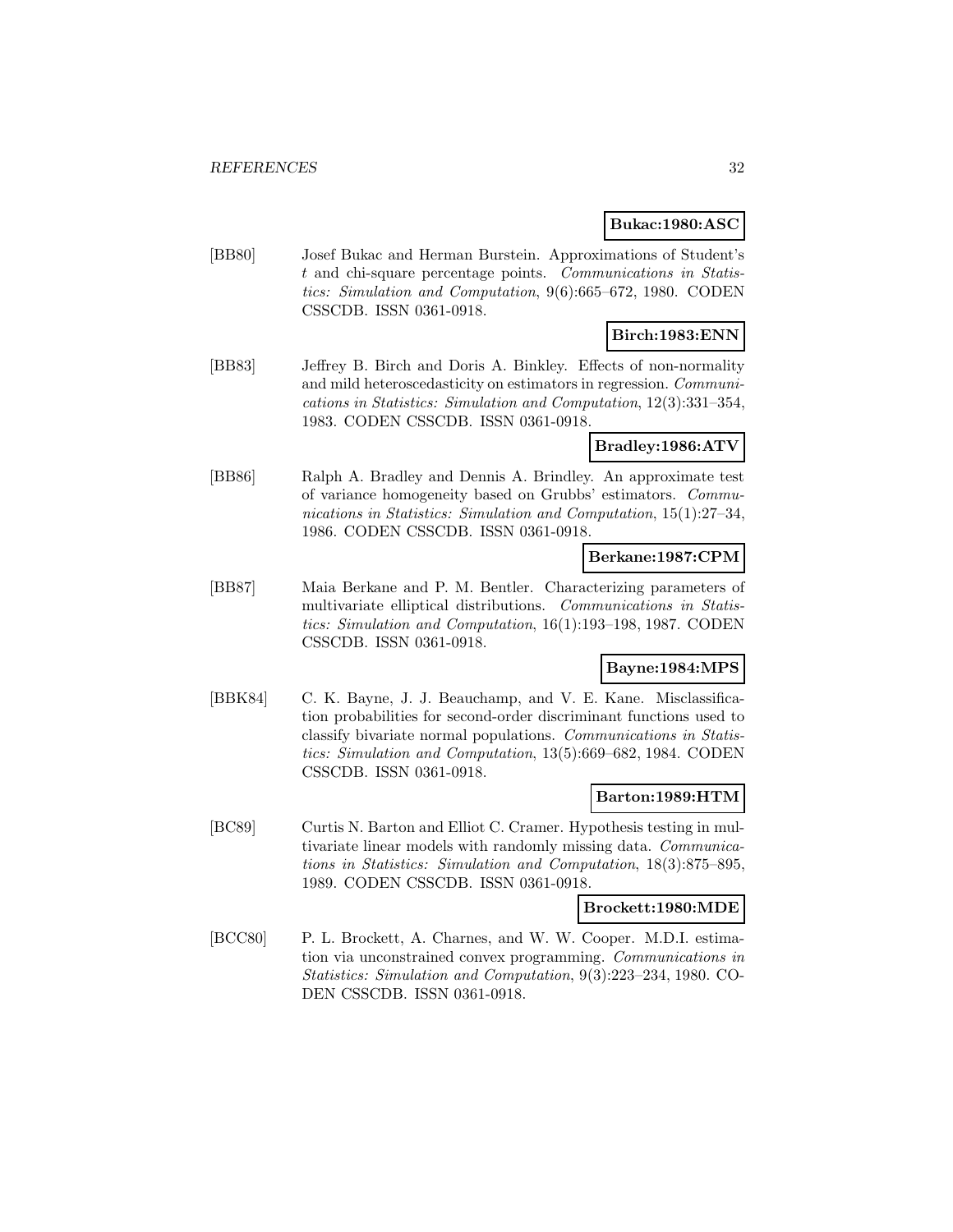**Bukac:1980:ASC**

[BB80] Josef Bukac and Herman Burstein. Approximations of Student's $t$ and chi-square percentage points. *Communications in Statistics: Simulation and Computation*, 9(6):665–672, 1980. CODEN CSSCDB. ISSN 0361-0918.

**Birch:1983:ENN**

[BB83] Jeffrey B. Birch and Doris A. Binkley. Effects of non-normality and mild heteroscedasticity on estimators in regression. *Communications in Statistics: Simulation and Computation*, 12(3):331–354, 1983. CODEN CSSCDB. ISSN 0361-0918.

**Bradley:1986:ATV**

[BB86] Ralph A. Bradley and Dennis A. Brindley. An approximate test of variance homogeneity based on Grubbs' estimators. *Communications in Statistics: Simulation and Computation*, 15(1):27–34, 1986. CODEN CSSCDB. ISSN 0361-0918.

**Berkane:1987:CPM**

[BB87] Maia Berkane and P. M. Bentler. Characterizing parameters of multivariate elliptical distributions. *Communications in Statistics: Simulation and Computation*, 16(1):193–198, 1987. CODEN CSSCDB. ISSN 0361-0918.

**Bayne:1984:MPS**

[BBK84] C. K. Bayne, J. J. Beauchamp, and V. E. Kane. Misclassification probabilities for second-order discriminant functions used to classify bivariate normal populations. *Communications in Statistics: Simulation and Computation*, 13(5):669–682, 1984. CODEN CSSCDB. ISSN 0361-0918.

**Barton:1989:HTM**

[BC89] Curtis N. Barton and Elliot C. Cramer. Hypothesis testing in multivariate linear models with randomly missing data. *Communications in Statistics: Simulation and Computation*, 18(3):875–895, 1989. CODEN CSSCDB. ISSN 0361-0918.

**Brockett:1980:MDE**

[BCC80] P. L. Brockett, A. Charnes, and W. W. Cooper. M.D.I. estimation via unconstrained convex programming. *Communications in Statistics: Simulation and Computation*, 9(3):223–234, 1980. CODEN CSSCDB. ISSN 0361-0918.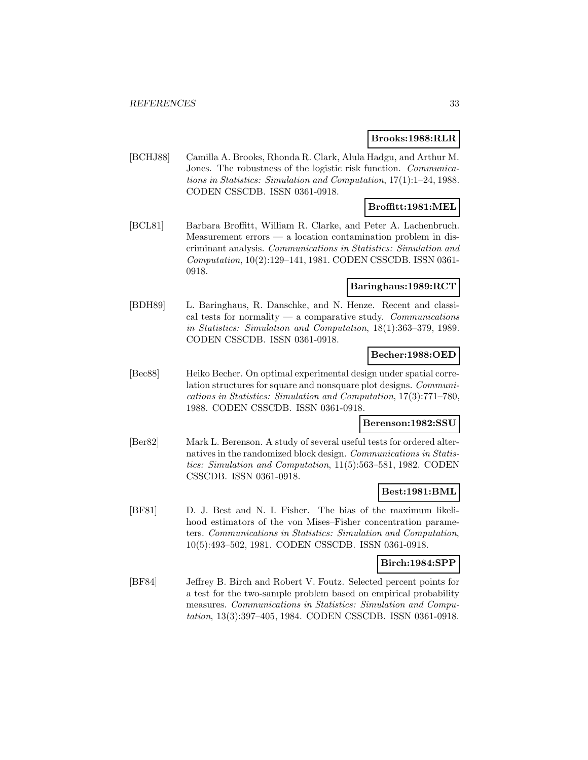**Brooks:1988:RLR**

[BCHJ88] Camilla A. Brooks, Rhonda R. Clark, Alula Hadgu, and Arthur M. Jones. The robustness of the logistic risk function. *Communications in Statistics: Simulation and Computation*, 17(1):1–24, 1988. CODEN CSSCDB. ISSN 0361-0918.

**Broffitt:1981:MEL**

[BCL81] Barbara Broffitt, William R. Clarke, and Peter A. Lachenbruch. Measurement errors — a location contamination problem in discriminant analysis. *Communications in Statistics: Simulation and Computation*, 10(2):129–141, 1981. CODEN CSSCDB. ISSN 0361-0918.

**Baringhaus:1989:RCT**

[BDH89] L. Baringhaus, R. Danschke, and N. Henze. Recent and classical tests for normality — a comparative study. *Communications in Statistics: Simulation and Computation*, 18(1):363–379, 1989. CODEN CSSCDB. ISSN 0361-0918.

**Becher:1988:OED**

[Bec88] Heiko Becher. On optimal experimental design under spatial correlation structures for square and nonsquare plot designs. *Communications in Statistics: Simulation and Computation*, 17(3):771–780, 1988. CODEN CSSCDB. ISSN 0361-0918.

**Berenson:1982:SSU**

[Ber82] Mark L. Berenson. A study of several useful tests for ordered alternatives in the randomized block design. *Communications in Statistics: Simulation and Computation*, 11(5):563–581, 1982. CODEN CSSCDB. ISSN 0361-0918.

**Best:1981:BML**

[BF81] D. J. Best and N. I. Fisher. The bias of the maximum likelihood estimators of the von Mises–Fisher concentration parameters. *Communications in Statistics: Simulation and Computation*, 10(5):493–502, 1981. CODEN CSSCDB. ISSN 0361-0918.

**Birch:1984:SPP**

[BF84] Jeffrey B. Birch and Robert V. Foutz. Selected percent points for a test for the two-sample problem based on empirical probability measures. *Communications in Statistics: Simulation and Computation*, 13(3):397–405, 1984. CODEN CSSCDB. ISSN 0361-0918.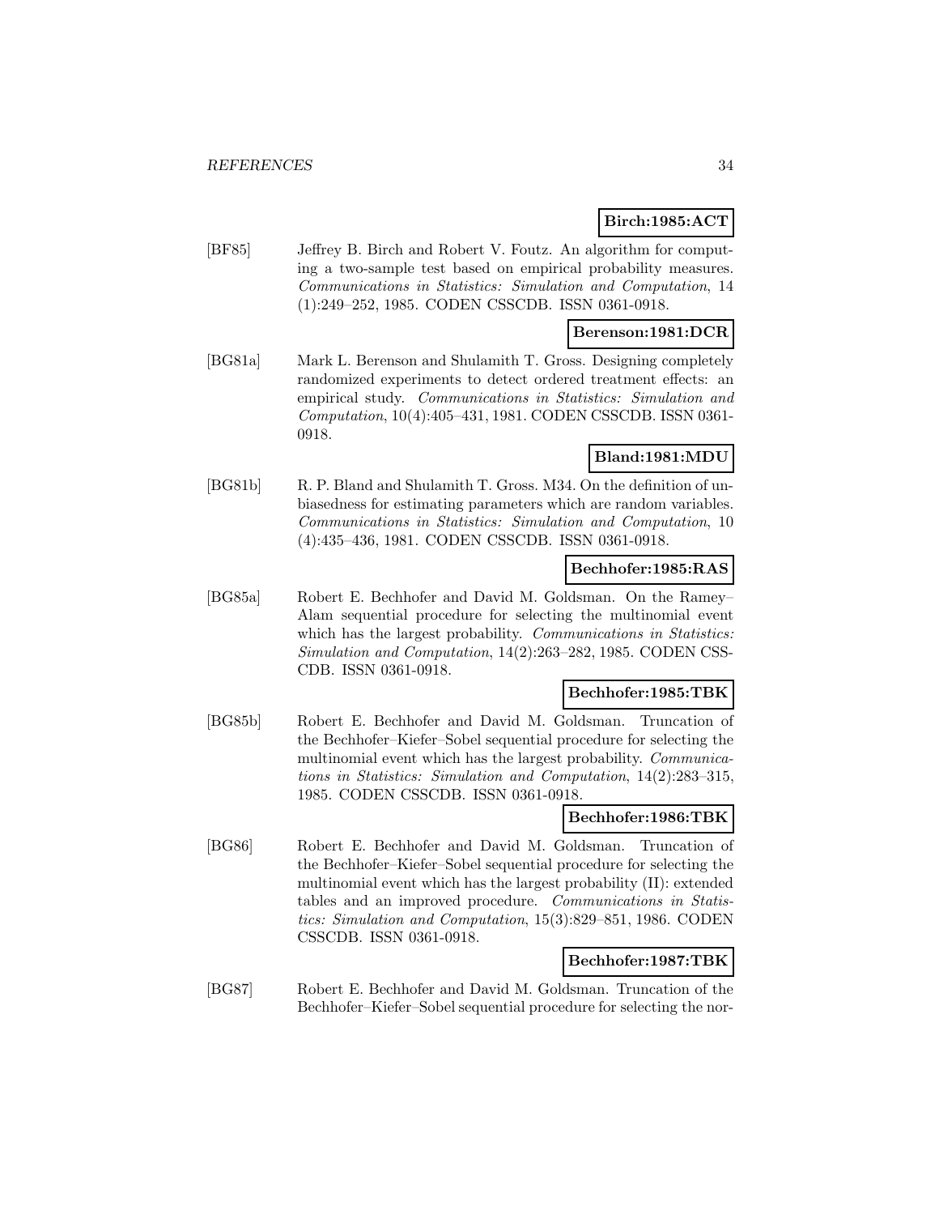**Birch:1985:ACT**

[BF85] Jeffrey B. Birch and Robert V. Foutz. An algorithm for computing a two-sample test based on empirical probability measures. *Communications in Statistics: Simulation and Computation*, 14 (1):249–252, 1985. CODEN CSSCDB. ISSN 0361-0918.

**Berenson:1981:DCR**

[BG81a] Mark L. Berenson and Shulamith T. Gross. Designing completely randomized experiments to detect ordered treatment effects: an empirical study. *Communications in Statistics: Simulation and Computation*, 10(4):405–431, 1981. CODEN CSSCDB. ISSN 0361-0918.

**Bland:1981:MDU**

[BG81b] R. P. Bland and Shulamith T. Gross. M34. On the definition of unbiasedness for estimating parameters which are random variables. *Communications in Statistics: Simulation and Computation*, 10 (4):435–436, 1981. CODEN CSSCDB. ISSN 0361-0918.

**Bechhofer:1985:RAS**

[BG85a] Robert E. Bechhofer and David M. Goldsman. On the Ramey–Alam sequential procedure for selecting the multinomial event which has the largest probability. *Communications in Statistics: Simulation and Computation*, 14(2):263–282, 1985. CODEN CSSCDB. ISSN 0361-0918.

**Bechhofer:1985:TBK**

[BG85b] Robert E. Bechhofer and David M. Goldsman. Truncation of the Bechhofer–Kiefer–Sobel sequential procedure for selecting the multinomial event which has the largest probability. *Communications in Statistics: Simulation and Computation*, 14(2):283–315, 1985. CODEN CSSCDB. ISSN 0361-0918.

**Bechhofer:1986:TBK**

[BG86] Robert E. Bechhofer and David M. Goldsman. Truncation of the Bechhofer–Kiefer–Sobel sequential procedure for selecting the multinomial event which has the largest probability (II): extended tables and an improved procedure. *Communications in Statistics: Simulation and Computation*, 15(3):829–851, 1986. CODEN CSSCDB. ISSN 0361-0918.

**Bechhofer:1987:TBK**

[BG87] Robert E. Bechhofer and David M. Goldsman. Truncation of the Bechhofer–Kiefer–Sobel sequential procedure for selecting the nor-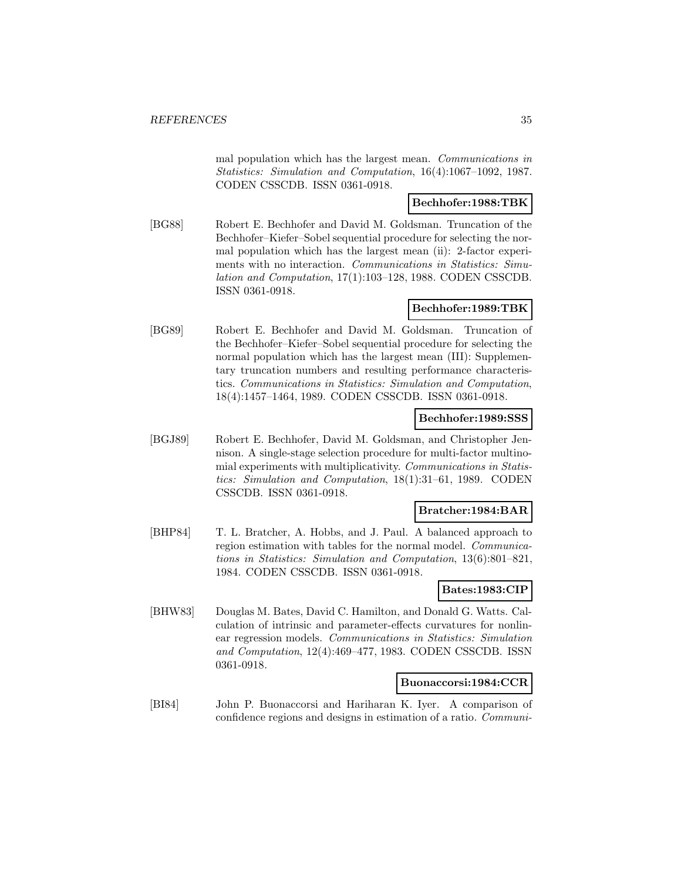mal population which has the largest mean. *Communications in Statistics: Simulation and Computation*, 16(4):1067–1092, 1987. CODEN CSSCDB. ISSN 0361-0918.

**Bechhofer:1988:TBK**

[BG88] Robert E. Bechhofer and David M. Goldsman. Truncation of the Bechhofer–Kiefer–Sobel sequential procedure for selecting the normal population which has the largest mean (ii): 2-factor experiments with no interaction. *Communications in Statistics: Simulation and Computation*, 17(1):103–128, 1988. CODEN CSSCDB. ISSN 0361-0918.

**Bechhofer:1989:TBK**

[BG89] Robert E. Bechhofer and David M. Goldsman. Truncation of the Bechhofer–Kiefer–Sobel sequential procedure for selecting the normal population which has the largest mean (III): Supplementary truncation numbers and resulting performance characteristics. *Communications in Statistics: Simulation and Computation*, 18(4):1457–1464, 1989. CODEN CSSCDB. ISSN 0361-0918.

**Bechhofer:1989:SSS**

[BGJ89] Robert E. Bechhofer, David M. Goldsman, and Christopher Jennison. A single-stage selection procedure for multi-factor multinomial experiments with multiplicativity. *Communications in Statistics: Simulation and Computation*, 18(1):31–61, 1989. CODEN CSSCDB. ISSN 0361-0918.

**Bratcher:1984:BAR**

[BHP84] T. L. Bratcher, A. Hobbs, and J. Paul. A balanced approach to region estimation with tables for the normal model. *Communications in Statistics: Simulation and Computation*, 13(6):801–821, 1984. CODEN CSSCDB. ISSN 0361-0918.

**Bates:1983:CIP**

[BHW83] Douglas M. Bates, David C. Hamilton, and Donald G. Watts. Calculation of intrinsic and parameter-effects curvatures for nonlinear regression models. *Communications in Statistics: Simulation and Computation*, 12(4):469–477, 1983. CODEN CSSCDB. ISSN 0361-0918.

**Buonaccorsi:1984:CCR**

[BI84] John P. Buonaccorsi and Hariharan K. Iyer. A comparison of confidence regions and designs in estimation of a ratio. *Communi-*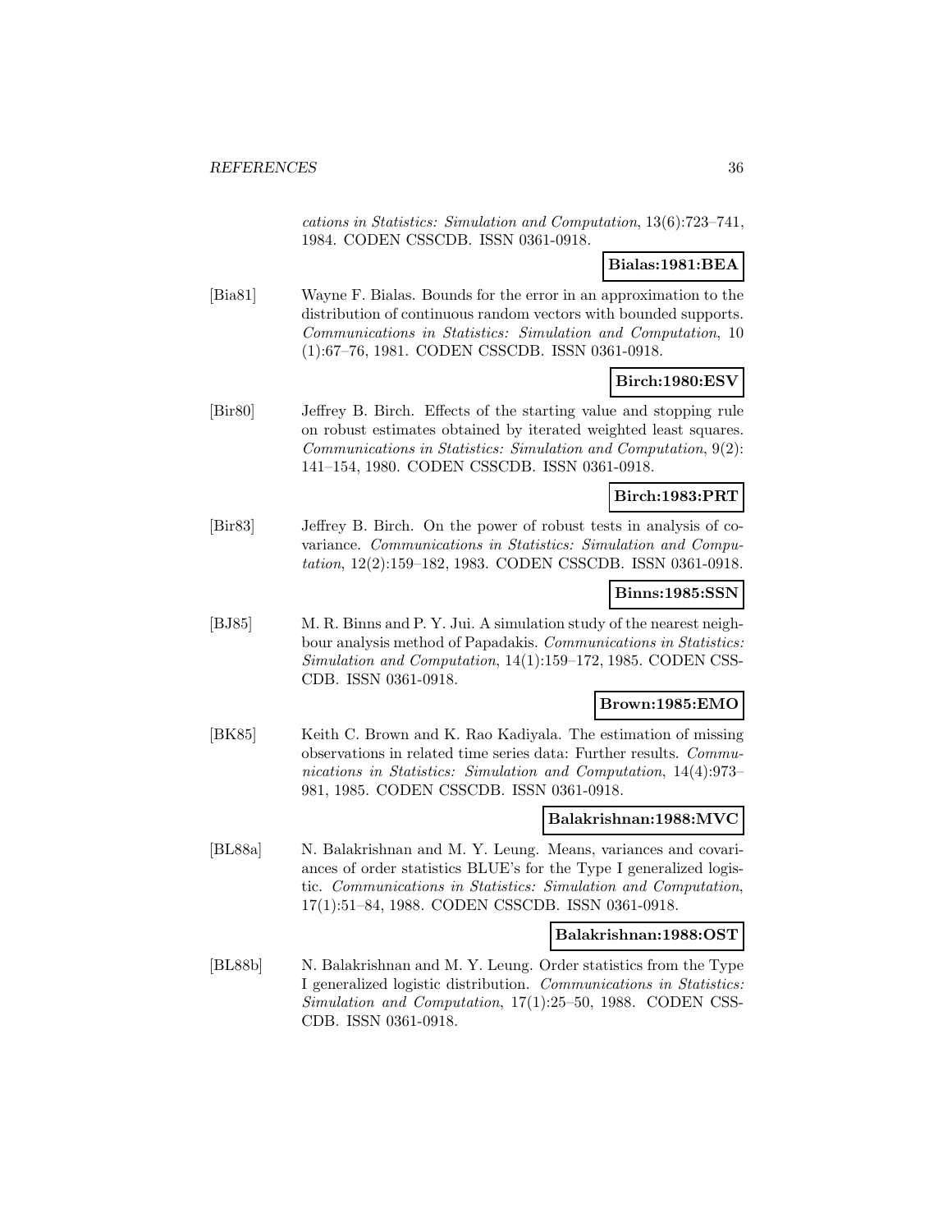*cations in Statistics: Simulation and Computation*, 13(6):723–741, 1984. CODEN CSSCDB. ISSN 0361-0918.

**Bialas:1981:BEA**

[Bia81] Wayne F. Bialas. Bounds for the error in an approximation to the distribution of continuous random vectors with bounded supports. *Communications in Statistics: Simulation and Computation*, 10 (1):67–76, 1981. CODEN CSSCDB. ISSN 0361-0918.

**Birch:1980:ESV**

[Bir80] Jeffrey B. Birch. Effects of the starting value and stopping rule on robust estimates obtained by iterated weighted least squares. *Communications in Statistics: Simulation and Computation*, 9(2): 141–154, 1980. CODEN CSSCDB. ISSN 0361-0918.

**Birch:1983:PRT**

[Bir83] Jeffrey B. Birch. On the power of robust tests in analysis of covariance. *Communications in Statistics: Simulation and Computation*, 12(2):159–182, 1983. CODEN CSSCDB. ISSN 0361-0918.

**Binns:1985:SSN**

[BJ85] M. R. Binns and P. Y. Jui. A simulation study of the nearest neighbour analysis method of Papadakis. *Communications in Statistics: Simulation and Computation*, 14(1):159–172, 1985. CODEN CSSCDB. ISSN 0361-0918.

**Brown:1985:EMO**

[BK85] Keith C. Brown and K. Rao Kadiyala. The estimation of missing observations in related time series data: Further results. *Communications in Statistics: Simulation and Computation*, 14(4):973–981, 1985. CODEN CSSCDB. ISSN 0361-0918.

**Balakrishnan:1988:MVC**

[BL88a] N. Balakrishnan and M. Y. Leung. Means, variances and covariances of order statistics BLUE's for the Type I generalized logistic. *Communications in Statistics: Simulation and Computation*, 17(1):51–84, 1988. CODEN CSSCDB. ISSN 0361-0918.

**Balakrishnan:1988:OST**

[BL88b] N. Balakrishnan and M. Y. Leung. Order statistics from the Type I generalized logistic distribution. *Communications in Statistics: Simulation and Computation*, 17(1):25–50, 1988. CODEN CSSCDB. ISSN 0361-0918.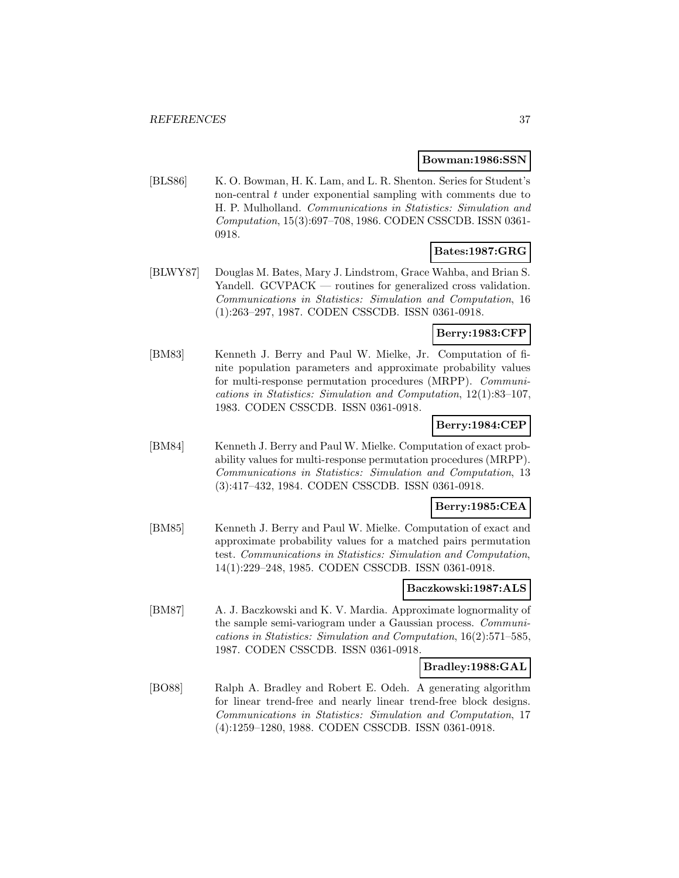**Bowman:1986:SSN**

[BLS86] K. O. Bowman, H. K. Lam, and L. R. Shenton. Series for Student's non-central $t$ under exponential sampling with comments due to H. P. Mulholland. *Communications in Statistics: Simulation and Computation*, 15(3):697–708, 1986. CODEN CSSCDB. ISSN 0361-0918.

**Bates:1987:GRG**

[BLWY87] Douglas M. Bates, Mary J. Lindstrom, Grace Wahba, and Brian S. Yandell. GCVPACK — routines for generalized cross validation. *Communications in Statistics: Simulation and Computation*, 16 (1):263–297, 1987. CODEN CSSCDB. ISSN 0361-0918.

**Berry:1983:CFP**

[BM83] Kenneth J. Berry and Paul W. Mielke, Jr. Computation of finite population parameters and approximate probability values for multi-response permutation procedures (MRPP). *Communications in Statistics: Simulation and Computation*, 12(1):83–107, 1983. CODEN CSSCDB. ISSN 0361-0918.

**Berry:1984:CEP**

[BM84] Kenneth J. Berry and Paul W. Mielke. Computation of exact probability values for multi-response permutation procedures (MRPP). *Communications in Statistics: Simulation and Computation*, 13 (3):417–432, 1984. CODEN CSSCDB. ISSN 0361-0918.

**Berry:1985:CEA**

[BM85] Kenneth J. Berry and Paul W. Mielke. Computation of exact and approximate probability values for a matched pairs permutation test. *Communications in Statistics: Simulation and Computation*, 14(1):229–248, 1985. CODEN CSSCDB. ISSN 0361-0918.

**Baczkowski:1987:ALS**

[BM87] A. J. Baczkowski and K. V. Mardia. Approximate lognormality of the sample semi-variogram under a Gaussian process. *Communications in Statistics: Simulation and Computation*, 16(2):571–585, 1987. CODEN CSSCDB. ISSN 0361-0918.

**Bradley:1988:GAL**

[BO88] Ralph A. Bradley and Robert E. Odeh. A generating algorithm for linear trend-free and nearly linear trend-free block designs. *Communications in Statistics: Simulation and Computation*, 17 (4):1259–1280, 1988. CODEN CSSCDB. ISSN 0361-0918.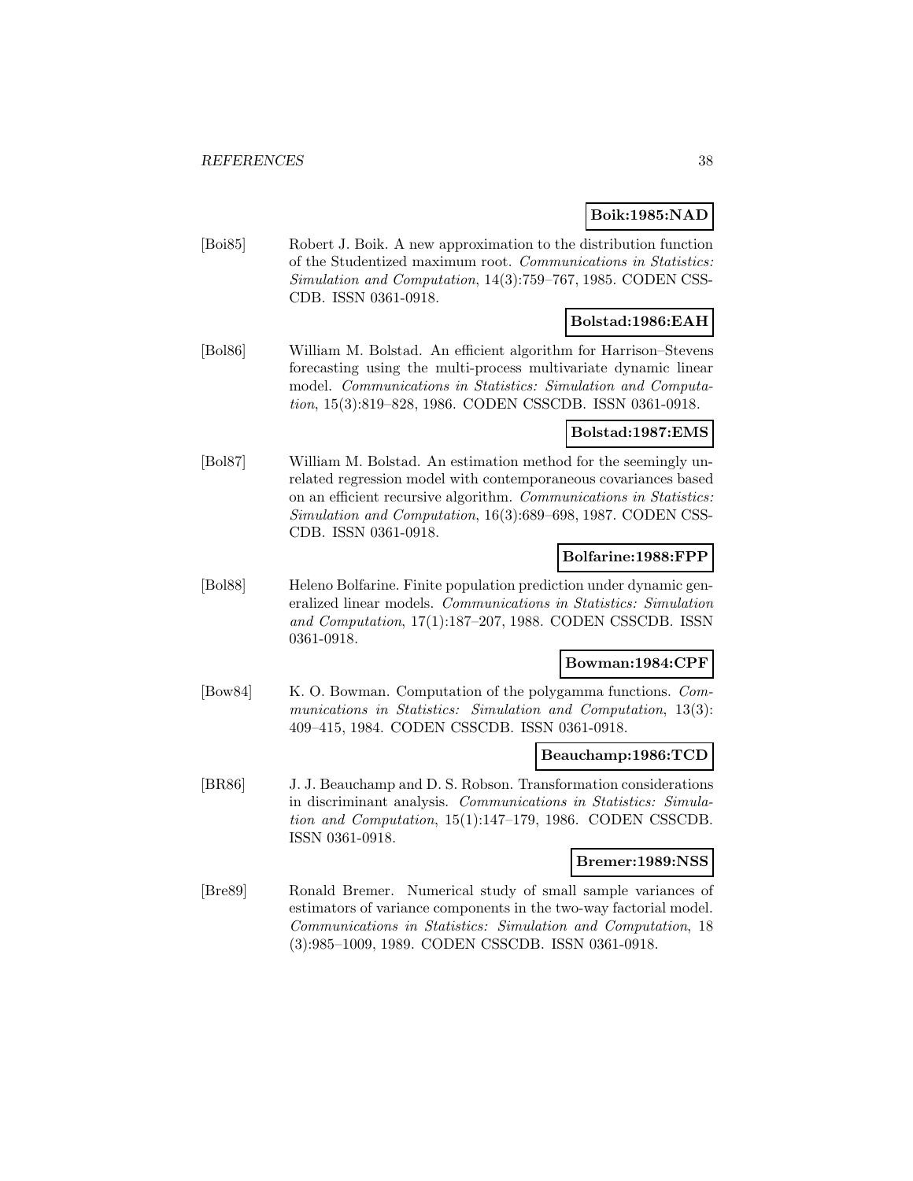**Boik:1985:NAD**

[Boi85] Robert J. Boik. A new approximation to the distribution function of the Studentized maximum root. *Communications in Statistics: Simulation and Computation*, 14(3):759–767, 1985. CODEN CSSCDB. ISSN 0361-0918.

**Bolstad:1986:EAH**

[Bol86] William M. Bolstad. An efficient algorithm for Harrison–Stevens forecasting using the multi-process multivariate dynamic linear model. *Communications in Statistics: Simulation and Computation*, 15(3):819–828, 1986. CODEN CSSCDB. ISSN 0361-0918.

**Bolstad:1987:EMS**

[Bol87] William M. Bolstad. An estimation method for the seemingly unrelated regression model with contemporaneous covariances based on an efficient recursive algorithm. *Communications in Statistics: Simulation and Computation*, 16(3):689–698, 1987. CODEN CSSCDB. ISSN 0361-0918.

**Bolfarine:1988:FPP**

[Bol88] Heleno Bolfarine. Finite population prediction under dynamic generalized linear models. *Communications in Statistics: Simulation and Computation*, 17(1):187–207, 1988. CODEN CSSCDB. ISSN 0361-0918.

**Bowman:1984:CPF**

[Bow84] K. O. Bowman. Computation of the polygamma functions. *Communications in Statistics: Simulation and Computation*, 13(3): 409–415, 1984. CODEN CSSCDB. ISSN 0361-0918.

**Beauchamp:1986:TCD**

[BR86] J. J. Beauchamp and D. S. Robson. Transformation considerations in discriminant analysis. *Communications in Statistics: Simulation and Computation*, 15(1):147–179, 1986. CODEN CSSCDB. ISSN 0361-0918.

**Bremer:1989:NSS**

[Bre89] Ronald Bremer. Numerical study of small sample variances of estimators of variance components in the two-way factorial model. *Communications in Statistics: Simulation and Computation*, 18 (3):985–1009, 1989. CODEN CSSCDB. ISSN 0361-0918.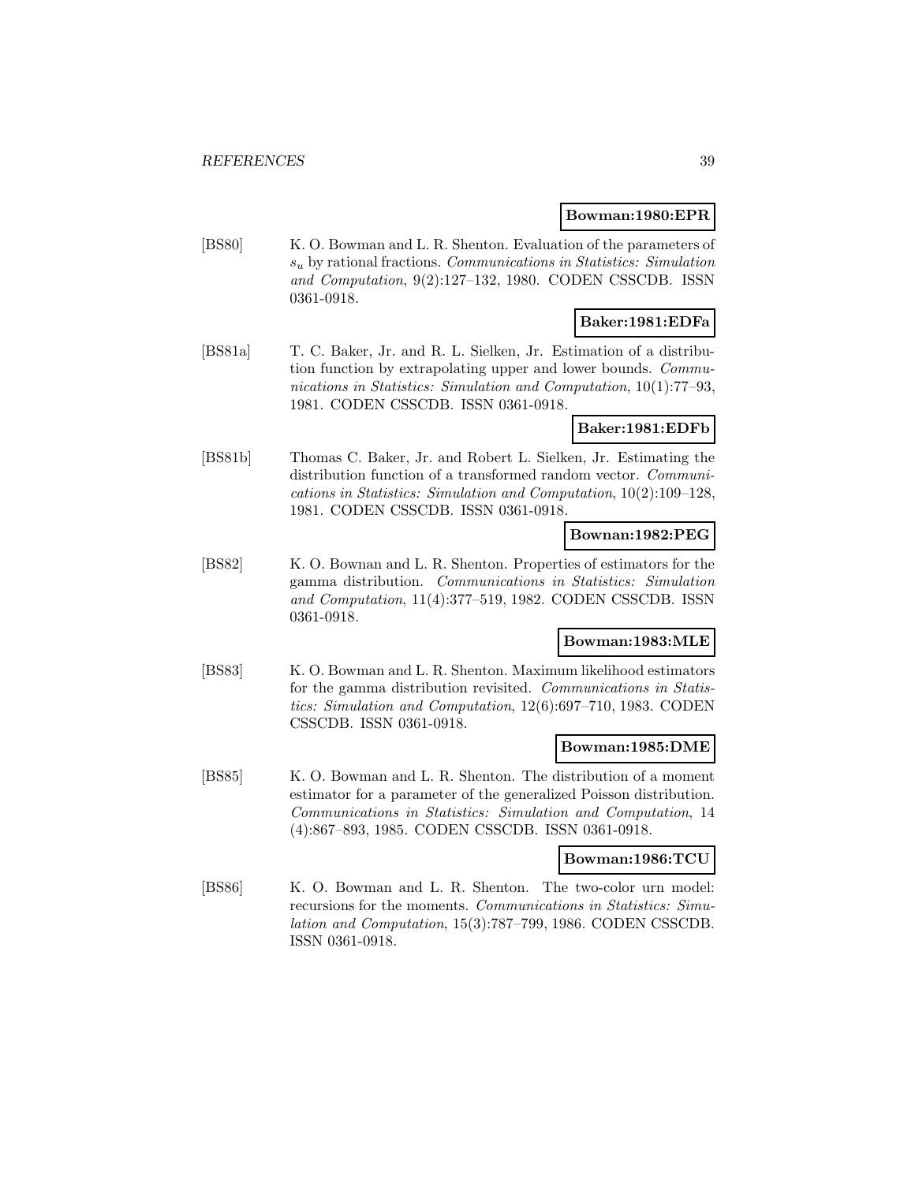**Bowman:1980:EPR**

[BS80] K. O. Bowman and L. R. Shenton. Evaluation of the parameters of $s_u$ by rational fractions. *Communications in Statistics: Simulation and Computation*, 9(2):127–132, 1980. CODEN CSSCDB. ISSN 0361-0918.

**Baker:1981:EDFa**

[BS81a] T. C. Baker, Jr. and R. L. Sielken, Jr. Estimation of a distribution function by extrapolating upper and lower bounds. *Communications in Statistics: Simulation and Computation*, 10(1):77–93, 1981. CODEN CSSCDB. ISSN 0361-0918.

**Baker:1981:EDFb**

[BS81b] Thomas C. Baker, Jr. and Robert L. Sielken, Jr. Estimating the distribution function of a transformed random vector. *Communications in Statistics: Simulation and Computation*, 10(2):109–128, 1981. CODEN CSSCDB. ISSN 0361-0918.

**Bownan:1982:PEG**

[BS82] K. O. Bownan and L. R. Shenton. Properties of estimators for the gamma distribution. *Communications in Statistics: Simulation and Computation*, 11(4):377–519, 1982. CODEN CSSCDB. ISSN 0361-0918.

**Bowman:1983:MLE**

[BS83] K. O. Bowman and L. R. Shenton. Maximum likelihood estimators for the gamma distribution revisited. *Communications in Statistics: Simulation and Computation*, 12(6):697–710, 1983. CODEN CSSCDB. ISSN 0361-0918.

**Bowman:1985:DME**

[BS85] K. O. Bowman and L. R. Shenton. The distribution of a moment estimator for a parameter of the generalized Poisson distribution. *Communications in Statistics: Simulation and Computation*, 14 (4):867–893, 1985. CODEN CSSCDB. ISSN 0361-0918.

**Bowman:1986:TCU**

[BS86] K. O. Bowman and L. R. Shenton. The two-color urn model: recursions for the moments. *Communications in Statistics: Simulation and Computation*, 15(3):787–799, 1986. CODEN CSSCDB. ISSN 0361-0918.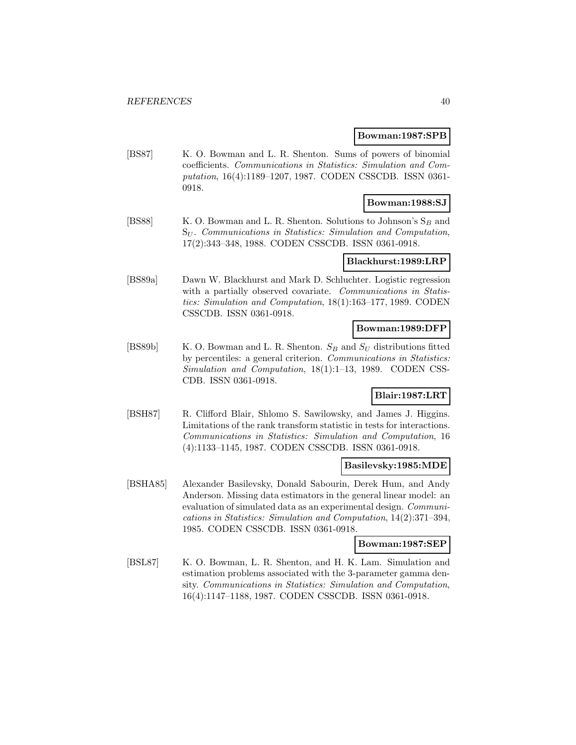**Bowman:1987:SPB**

[BS87] K. O. Bowman and L. R. Shenton. Sums of powers of binomial coefficients. *Communications in Statistics: Simulation and Computation*, 16(4):1189–1207, 1987. CODEN CSSCDB. ISSN 0361-0918.

**Bowman:1988:SJ**

[BS88] K. O. Bowman and L. R. Shenton. Solutions to Johnson's $S_B$ and $S_U$. *Communications in Statistics: Simulation and Computation*, 17(2):343–348, 1988. CODEN CSSCDB. ISSN 0361-0918.

**Blackhurst:1989:LRP**

[BS89a] Dawn W. Blackhurst and Mark D. Schluchter. Logistic regression with a partially observed covariate. *Communications in Statistics: Simulation and Computation*, 18(1):163–177, 1989. CODEN CSSCDB. ISSN 0361-0918.

**Bowman:1989:DFP**

[BS89b] K. O. Bowman and L. R. Shenton. $S_B$ and $S_U$ distributions fitted by percentiles: a general criterion. *Communications in Statistics: Simulation and Computation*, 18(1):1–13, 1989. CODEN CSSCDB. ISSN 0361-0918.

**Blair:1987:LRT**

[BSH87] R. Clifford Blair, Shlomo S. Sawilowsky, and James J. Higgins. Limitations of the rank transform statistic in tests for interactions. *Communications in Statistics: Simulation and Computation*, 16 (4):1133–1145, 1987. CODEN CSSCDB. ISSN 0361-0918.

**Basilevsky:1985:MDE**

[BSHA85] Alexander Basilevsky, Donald Sabourin, Derek Hum, and Andy Anderson. Missing data estimators in the general linear model: an evaluation of simulated data as an experimental design. *Communications in Statistics: Simulation and Computation*, 14(2):371–394, 1985. CODEN CSSCDB. ISSN 0361-0918.

**Bowman:1987:SEP**

[BSL87] K. O. Bowman, L. R. Shenton, and H. K. Lam. Simulation and estimation problems associated with the 3-parameter gamma density. *Communications in Statistics: Simulation and Computation*, 16(4):1147–1188, 1987. CODEN CSSCDB. ISSN 0361-0918.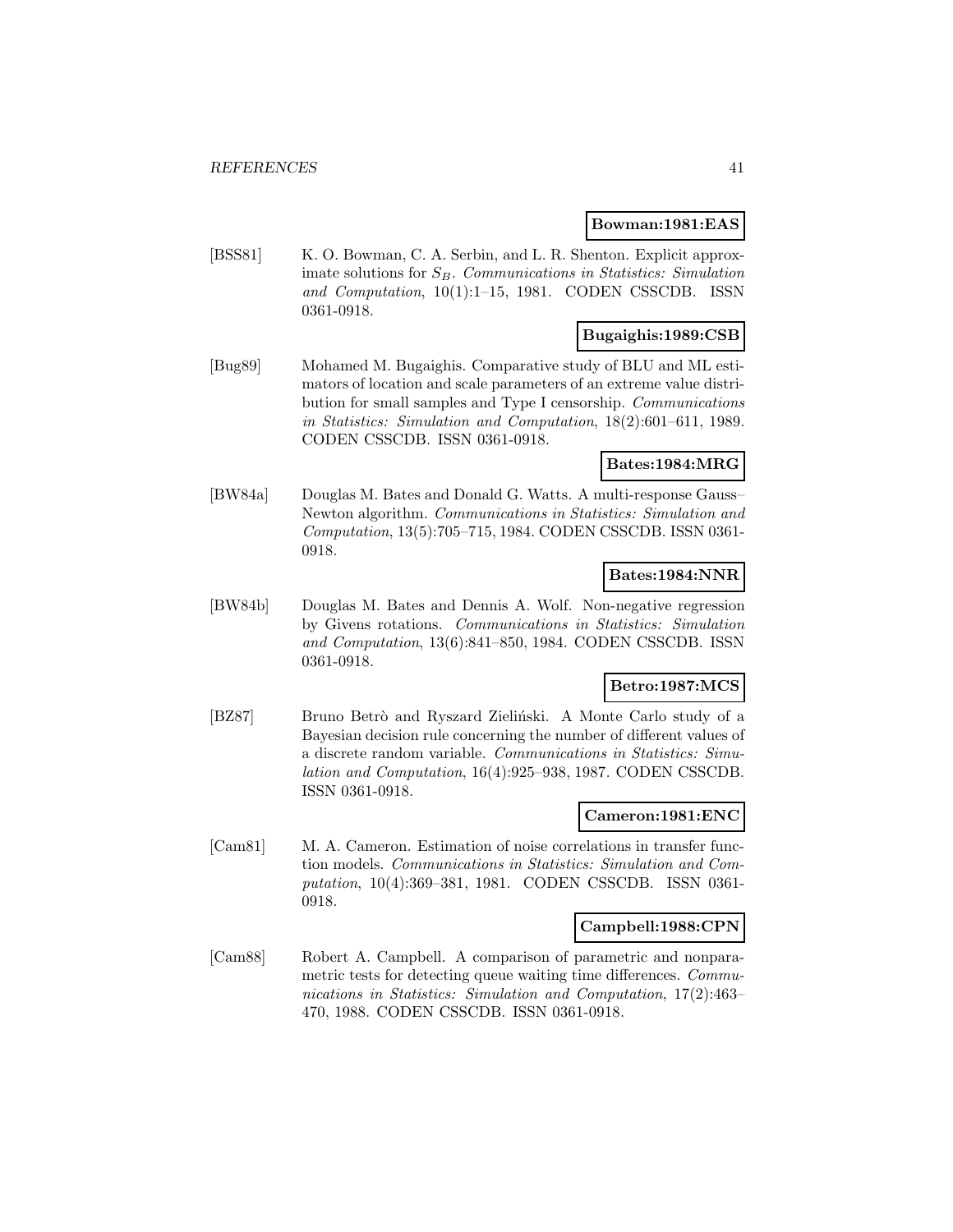**Bowman:1981:EAS**

[BSS81] K. O. Bowman, C. A. Serbin, and L. R. Shenton. Explicit approximate solutions for $S_B$. *Communications in Statistics: Simulation and Computation*, 10(1):1–15, 1981. CODEN CSSCDB. ISSN 0361-0918.

**Bugaighis:1989:CSB**

[Bug89] Mohamed M. Bugaighis. Comparative study of BLU and ML estimators of location and scale parameters of an extreme value distribution for small samples and Type I censorship. *Communications in Statistics: Simulation and Computation*, 18(2):601–611, 1989. CODEN CSSCDB. ISSN 0361-0918.

**Bates:1984:MRG**

[BW84a] Douglas M. Bates and Donald G. Watts. A multi-response Gauss–Newton algorithm. *Communications in Statistics: Simulation and Computation*, 13(5):705–715, 1984. CODEN CSSCDB. ISSN 0361-0918.

**Bates:1984:NNR**

[BW84b] Douglas M. Bates and Dennis A. Wolf. Non-negative regression by Givens rotations. *Communications in Statistics: Simulation and Computation*, 13(6):841–850, 1984. CODEN CSSCDB. ISSN 0361-0918.

**Betro:1987:MCS**

[BZ87] Bruno Betrò and Ryszard Zieliński. A Monte Carlo study of a Bayesian decision rule concerning the number of different values of a discrete random variable. *Communications in Statistics: Simulation and Computation*, 16(4):925–938, 1987. CODEN CSSCDB. ISSN 0361-0918.

**Cameron:1981:ENC**

[Cam81] M. A. Cameron. Estimation of noise correlations in transfer function models. *Communications in Statistics: Simulation and Computation*, 10(4):369–381, 1981. CODEN CSSCDB. ISSN 0361-0918.

**Campbell:1988:CPN**

[Cam88] Robert A. Campbell. A comparison of parametric and nonparametric tests for detecting queue waiting time differences. *Communications in Statistics: Simulation and Computation*, 17(2):463–470, 1988. CODEN CSSCDB. ISSN 0361-0918.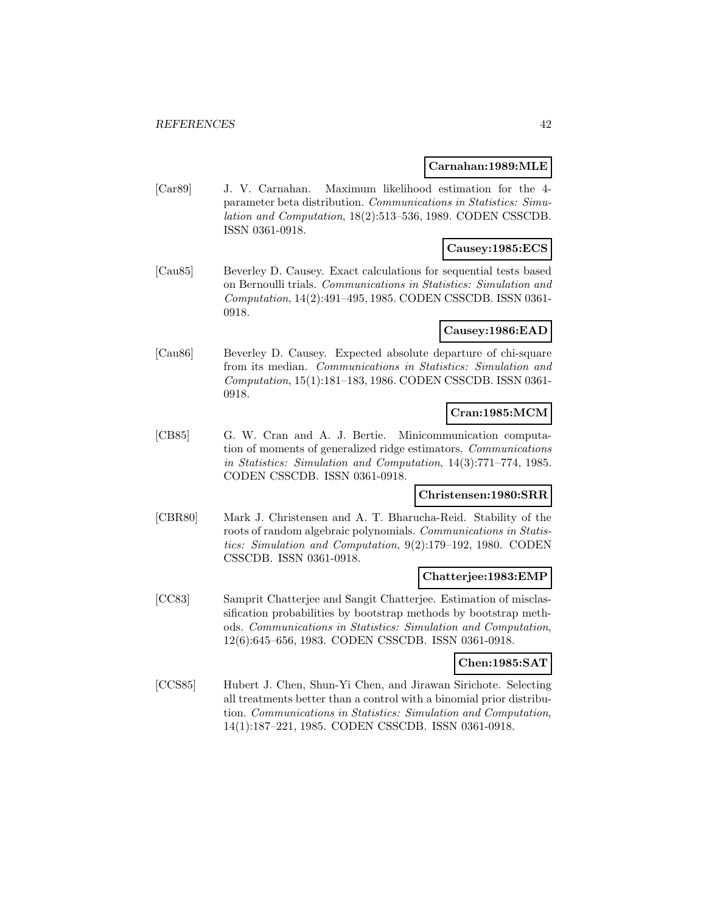**Carnahan:1989:MLE**

[Car89] J. V. Carnahan. Maximum likelihood estimation for the 4-parameter beta distribution. *Communications in Statistics: Simulation and Computation*, 18(2):513–536, 1989. CODEN CSSCDB. ISSN 0361-0918.

**Causey:1985:ECS**

[Cau85] Beverley D. Causey. Exact calculations for sequential tests based on Bernoulli trials. *Communications in Statistics: Simulation and Computation*, 14(2):491–495, 1985. CODEN CSSCDB. ISSN 0361-0918.

**Causey:1986:EAD**

[Cau86] Beverley D. Causey. Expected absolute departure of chi-square from its median. *Communications in Statistics: Simulation and Computation*, 15(1):181–183, 1986. CODEN CSSCDB. ISSN 0361-0918.

**Cran:1985:MCM**

[CB85] G. W. Cran and A. J. Bertie. Minicommunication computation of moments of generalized ridge estimators. *Communications in Statistics: Simulation and Computation*, 14(3):771–774, 1985. CODEN CSSCDB. ISSN 0361-0918.

**Christensen:1980:SRR**

[CBR80] Mark J. Christensen and A. T. Bharucha-Reid. Stability of the roots of random algebraic polynomials. *Communications in Statistics: Simulation and Computation*, 9(2):179–192, 1980. CODEN CSSCDB. ISSN 0361-0918.

**Chatterjee:1983:EMP**

[CC83] Samprit Chatterjee and Sangit Chatterjee. Estimation of misclassification probabilities by bootstrap methods by bootstrap methods. *Communications in Statistics: Simulation and Computation*, 12(6):645–656, 1983. CODEN CSSCDB. ISSN 0361-0918.

**Chen:1985:SAT**

[CCS85] Hubert J. Chen, Shun-Yi Chen, and Jirawan Sirichote. Selecting all treatments better than a control with a binomial prior distribution. *Communications in Statistics: Simulation and Computation*, 14(1):187–221, 1985. CODEN CSSCDB. ISSN 0361-0918.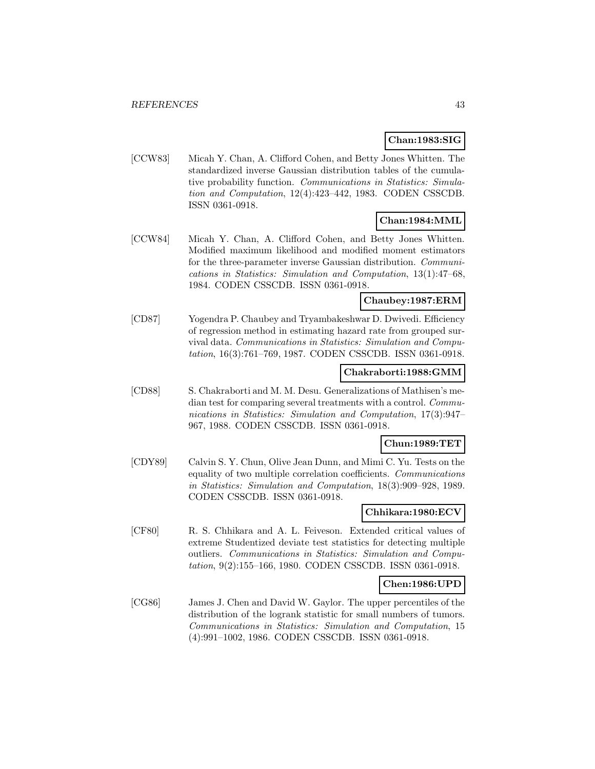**Chan:1983:SIG**

[CCW83] Micah Y. Chan, A. Clifford Cohen, and Betty Jones Whitten. The standardized inverse Gaussian distribution tables of the cumulative probability function. *Communications in Statistics: Simulation and Computation*, 12(4):423–442, 1983. CODEN CSSCDB. ISSN 0361-0918.

**Chan:1984:MML**

[CCW84] Micah Y. Chan, A. Clifford Cohen, and Betty Jones Whitten. Modified maximum likelihood and modified moment estimators for the three-parameter inverse Gaussian distribution. *Communications in Statistics: Simulation and Computation*, 13(1):47–68, 1984. CODEN CSSCDB. ISSN 0361-0918.

**Chaubey:1987:ERM**

[CD87] Yogendra P. Chaubey and Tryambakeshwar D. Dwivedi. Efficiency of regression method in estimating hazard rate from grouped survival data. *Communications in Statistics: Simulation and Computation*, 16(3):761–769, 1987. CODEN CSSCDB. ISSN 0361-0918.

**Chakraborti:1988:GMM**

[CD88] S. Chakraborti and M. M. Desu. Generalizations of Mathisen's median test for comparing several treatments with a control. *Communications in Statistics: Simulation and Computation*, 17(3):947–967, 1988. CODEN CSSCDB. ISSN 0361-0918.

**Chun:1989:TET**

[CDY89] Calvin S. Y. Chun, Olive Jean Dunn, and Mimi C. Yu. Tests on the equality of two multiple correlation coefficients. *Communications in Statistics: Simulation and Computation*, 18(3):909–928, 1989. CODEN CSSCDB. ISSN 0361-0918.

**Chhikara:1980:ECV**

[CF80] R. S. Chhikara and A. L. Feiveson. Extended critical values of extreme Studentized deviate test statistics for detecting multiple outliers. *Communications in Statistics: Simulation and Computation*, 9(2):155–166, 1980. CODEN CSSCDB. ISSN 0361-0918.

**Chen:1986:UPD**

[CG86] James J. Chen and David W. Gaylor. The upper percentiles of the distribution of the logrank statistic for small numbers of tumors. *Communications in Statistics: Simulation and Computation*, 15 (4):991–1002, 1986. CODEN CSSCDB. ISSN 0361-0918.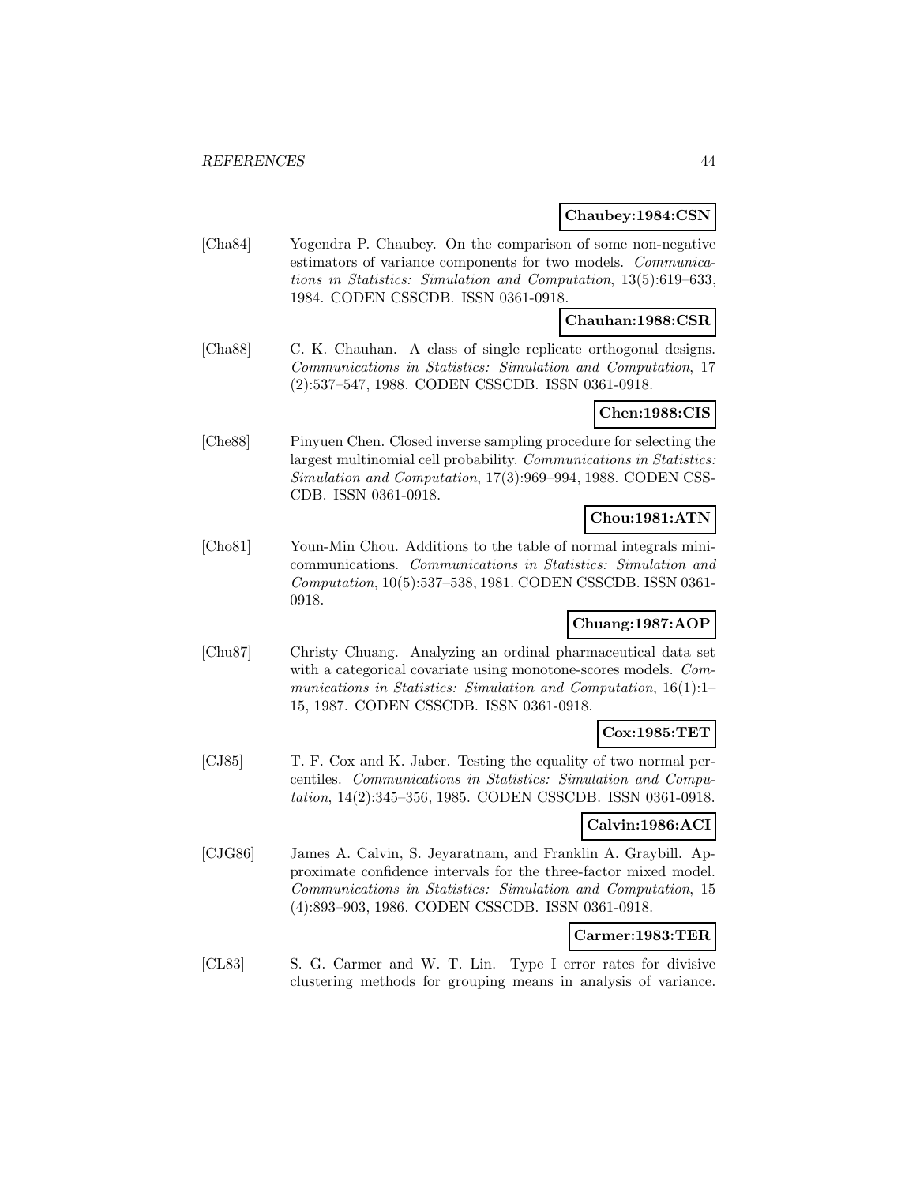**Chaubey:1984:CSN**

[Cha84] Yogendra P. Chaubey. On the comparison of some non-negative estimators of variance components for two models. *Communications in Statistics: Simulation and Computation*, 13(5):619–633, 1984. CODEN CSSCDB. ISSN 0361-0918.

**Chauhan:1988:CSR**

[Cha88] C. K. Chauhan. A class of single replicate orthogonal designs. *Communications in Statistics: Simulation and Computation*, 17 (2):537–547, 1988. CODEN CSSCDB. ISSN 0361-0918.

**Chen:1988:CIS**

[Che88] Pinyuen Chen. Closed inverse sampling procedure for selecting the largest multinomial cell probability. *Communications in Statistics: Simulation and Computation*, 17(3):969–994, 1988. CODEN CSSCDB. ISSN 0361-0918.

**Chou:1981:ATN**

[Cho81] Youn-Min Chou. Additions to the table of normal integrals mini-communications. *Communications in Statistics: Simulation and Computation*, 10(5):537–538, 1981. CODEN CSSCDB. ISSN 0361-0918.

**Chuang:1987:AOP**

[Chu87] Christy Chuang. Analyzing an ordinal pharmaceutical data set with a categorical covariate using monotone-scores models. *Communications in Statistics: Simulation and Computation*, 16(1):1–15, 1987. CODEN CSSCDB. ISSN 0361-0918.

**Cox:1985:TET**

[CJ85] T. F. Cox and K. Jaber. Testing the equality of two normal percentiles. *Communications in Statistics: Simulation and Computation*, 14(2):345–356, 1985. CODEN CSSCDB. ISSN 0361-0918.

**Calvin:1986:ACI**

[CJG86] James A. Calvin, S. Jeyaratnam, and Franklin A. Graybill. Approximate confidence intervals for the three-factor mixed model. *Communications in Statistics: Simulation and Computation*, 15 (4):893–903, 1986. CODEN CSSCDB. ISSN 0361-0918.

**Carmer:1983:TER**

[CL83] S. G. Carmer and W. T. Lin. Type I error rates for divisive clustering methods for grouping means in analysis of variance.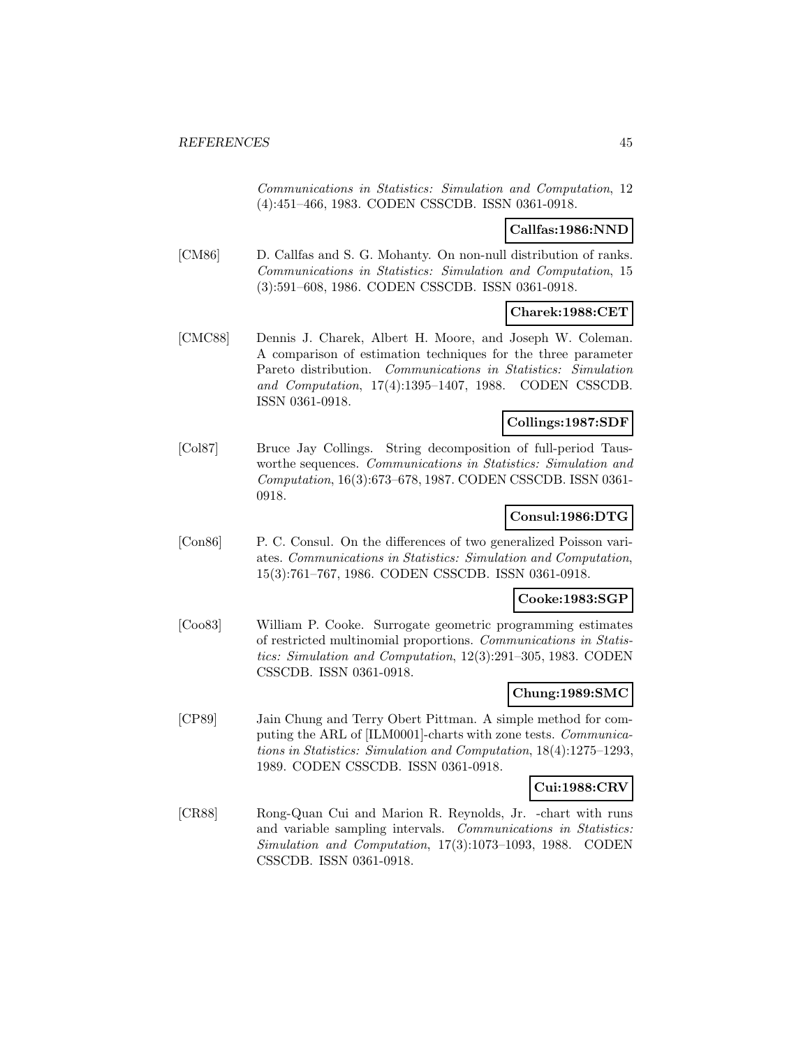*Communications in Statistics: Simulation and Computation*, 12 (4):451–466, 1983. CODEN CSSCDB. ISSN 0361-0918.

**Callfas:1986:NND**

[CM86] D. Callfas and S. G. Mohanty. On non-null distribution of ranks. *Communications in Statistics: Simulation and Computation*, 15 (3):591–608, 1986. CODEN CSSCDB. ISSN 0361-0918.

**Charek:1988:CET**

[CMC88] Dennis J. Charek, Albert H. Moore, and Joseph W. Coleman. A comparison of estimation techniques for the three parameter Pareto distribution. *Communications in Statistics: Simulation and Computation*, 17(4):1395–1407, 1988. CODEN CSSCDB. ISSN 0361-0918.

**Collings:1987:SDF**

[Col87] Bruce Jay Collings. String decomposition of full-period Tausworthe sequences. *Communications in Statistics: Simulation and Computation*, 16(3):673–678, 1987. CODEN CSSCDB. ISSN 0361-0918.

**Consul:1986:DTG**

[Con86] P. C. Consul. On the differences of two generalized Poisson variates. *Communications in Statistics: Simulation and Computation*, 15(3):761–767, 1986. CODEN CSSCDB. ISSN 0361-0918.

**Cooke:1983:SGP**

[Coo83] William P. Cooke. Surrogate geometric programming estimates of restricted multinomial proportions. *Communications in Statistics: Simulation and Computation*, 12(3):291–305, 1983. CODEN CSSCDB. ISSN 0361-0918.

**Chung:1989:SMC**

[CP89] Jain Chung and Terry Obert Pittman. A simple method for computing the ARL of [ILM0001]-charts with zone tests. *Communications in Statistics: Simulation and Computation*, 18(4):1275–1293, 1989. CODEN CSSCDB. ISSN 0361-0918.

**Cui:1988:CRV**

[CR88] Rong-Quan Cui and Marion R. Reynolds, Jr. -chart with runs and variable sampling intervals. *Communications in Statistics: Simulation and Computation*, 17(3):1073–1093, 1988. CODEN CSSCDB. ISSN 0361-0918.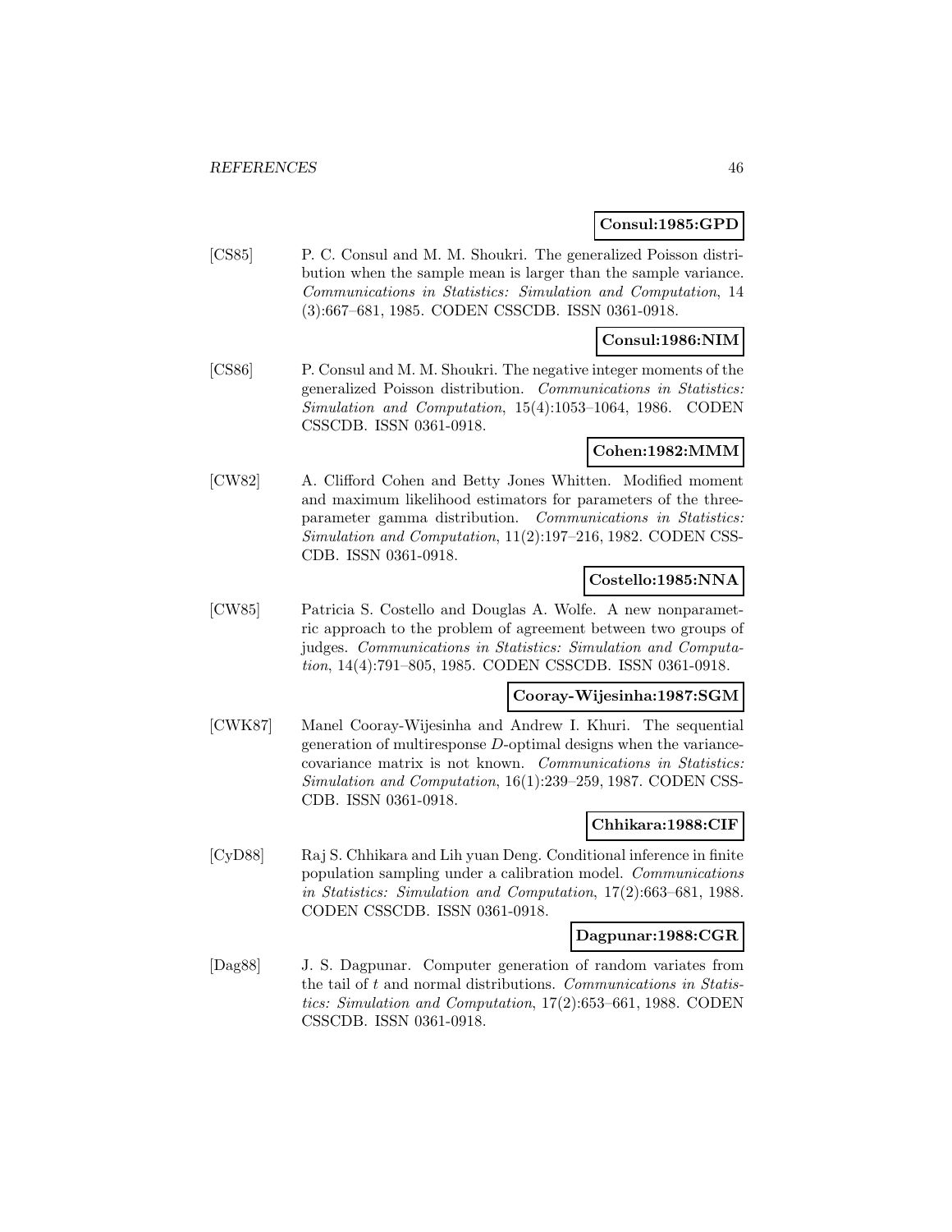**Consul:1985:GPD**

[CS85] P. C. Consul and M. M. Shoukri. The generalized Poisson distribution when the sample mean is larger than the sample variance. *Communications in Statistics: Simulation and Computation*, 14 (3):667–681, 1985. CODEN CSSCDB. ISSN 0361-0918.

**Consul:1986:NIM**

[CS86] P. Consul and M. M. Shoukri. The negative integer moments of the generalized Poisson distribution. *Communications in Statistics: Simulation and Computation*, 15(4):1053–1064, 1986. CODEN CSSCDB. ISSN 0361-0918.

**Cohen:1982:MMM**

[CW82] A. Clifford Cohen and Betty Jones Whitten. Modified moment and maximum likelihood estimators for parameters of the three-parameter gamma distribution. *Communications in Statistics: Simulation and Computation*, 11(2):197–216, 1982. CODEN CSSCDB. ISSN 0361-0918.

**Costello:1985:NNA**

[CW85] Patricia S. Costello and Douglas A. Wolfe. A new nonparametric approach to the problem of agreement between two groups of judges. *Communications in Statistics: Simulation and Computation*, 14(4):791–805, 1985. CODEN CSSCDB. ISSN 0361-0918.

**Cooray-Wijesinha:1987:SGM**

[CWK87] Manel Cooray-Wijesinha and Andrew I. Khuri. The sequential generation of multiresponse $D$-optimal designs when the variance-covariance matrix is not known. *Communications in Statistics: Simulation and Computation*, 16(1):239–259, 1987. CODEN CSSCDB. ISSN 0361-0918.

**Chhikara:1988:CIF**

[CyD88] Raj S. Chhikara and Lih yuan Deng. Conditional inference in finite population sampling under a calibration model. *Communications in Statistics: Simulation and Computation*, 17(2):663–681, 1988. CODEN CSSCDB. ISSN 0361-0918.

**Dagpunar:1988:CGR**

[Dag88] J. S. Dagpunar. Computer generation of random variates from the tail of $t$ and normal distributions. *Communications in Statistics: Simulation and Computation*, 17(2):653–661, 1988. CODEN CSSCDB. ISSN 0361-0918.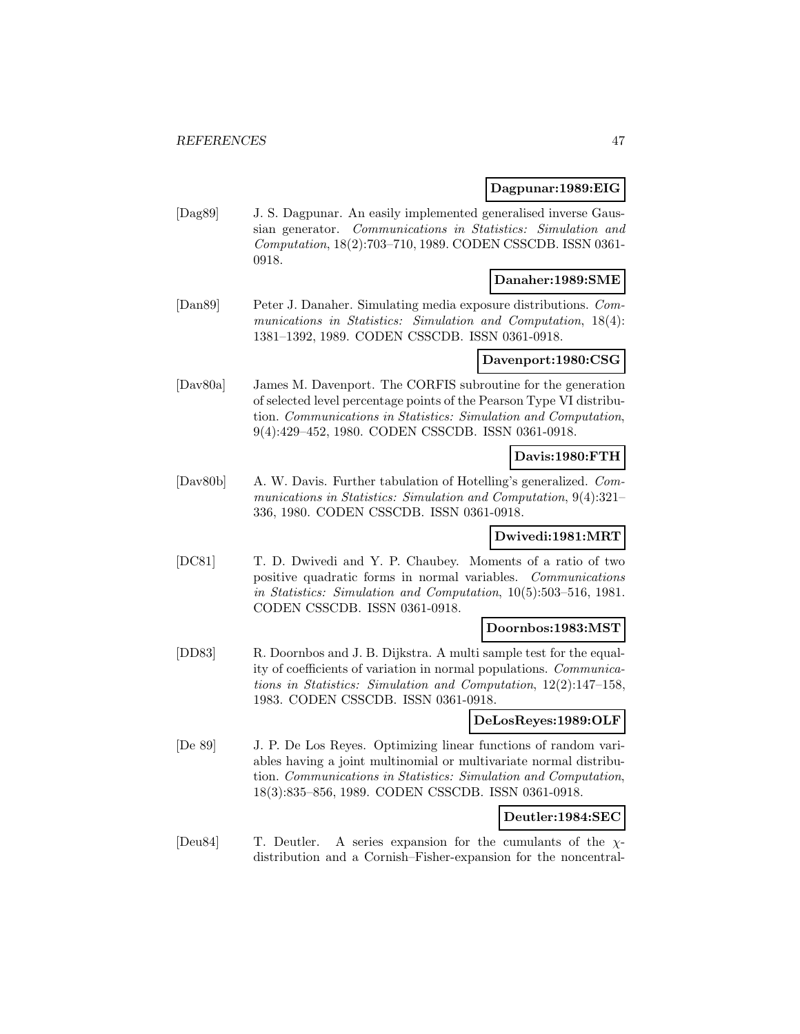**Dagpunar:1989:EIG**

[Dag89] J. S. Dagpunar. An easily implemented generalised inverse Gaussian generator. *Communications in Statistics: Simulation and Computation*, 18(2):703–710, 1989. CODEN CSSCDB. ISSN 0361-0918.

**Danaher:1989:SME**

[Dan89] Peter J. Danaher. Simulating media exposure distributions. *Communications in Statistics: Simulation and Computation*, 18(4): 1381–1392, 1989. CODEN CSSCDB. ISSN 0361-0918.

**Davenport:1980:CSG**

[Dav80a] James M. Davenport. The CORFIS subroutine for the generation of selected level percentage points of the Pearson Type VI distribution. *Communications in Statistics: Simulation and Computation*, 9(4):429–452, 1980. CODEN CSSCDB. ISSN 0361-0918.

**Davis:1980:FTH**

[Dav80b] A. W. Davis. Further tabulation of Hotelling's generalized. *Communications in Statistics: Simulation and Computation*, 9(4):321–336, 1980. CODEN CSSCDB. ISSN 0361-0918.

**Dwivedi:1981:MRT**

[DC81] T. D. Dwivedi and Y. P. Chaubey. Moments of a ratio of two positive quadratic forms in normal variables. *Communications in Statistics: Simulation and Computation*, 10(5):503–516, 1981. CODEN CSSCDB. ISSN 0361-0918.

**Doornbos:1983:MST**

[DD83] R. Doornbos and J. B. Dijkstra. A multi sample test for the equality of coefficients of variation in normal populations. *Communications in Statistics: Simulation and Computation*, 12(2):147–158, 1983. CODEN CSSCDB. ISSN 0361-0918.

**DeLosReyes:1989:OLF**

[De 89] J. P. De Los Reyes. Optimizing linear functions of random variables having a joint multinomial or multivariate normal distribution. *Communications in Statistics: Simulation and Computation*, 18(3):835–856, 1989. CODEN CSSCDB. ISSN 0361-0918.

**Deutler:1984:SEC**

[Deu84] T. Deutler. A series expansion for the cumulants of the $\chi$-distribution and a Cornish–Fisher-expansion for the noncentral-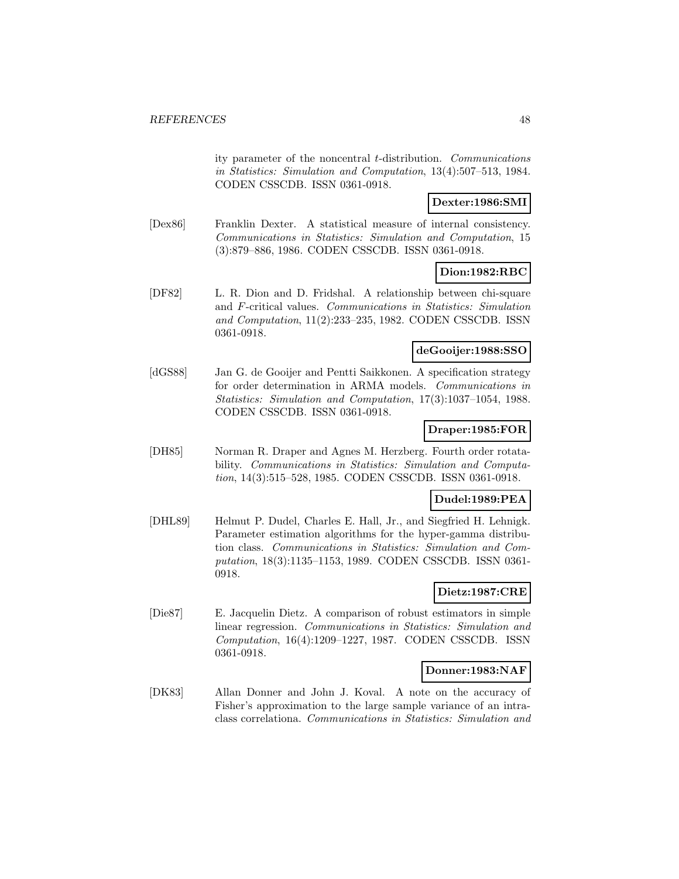ity parameter of the noncentral $t$-distribution. *Communications in Statistics: Simulation and Computation*, 13(4):507–513, 1984. CODEN CSSCDB. ISSN 0361-0918.

**Dexter:1986:SMI**

[Dex86] Franklin Dexter. A statistical measure of internal consistency. *Communications in Statistics: Simulation and Computation*, 15 (3):879–886, 1986. CODEN CSSCDB. ISSN 0361-0918.

**Dion:1982:RBC**

[DF82] L. R. Dion and D. Fridshal. A relationship between chi-square and $F$-critical values. *Communications in Statistics: Simulation and Computation*, 11(2):233–235, 1982. CODEN CSSCDB. ISSN 0361-0918.

**deGooijer:1988:SSO**

[dGS88] Jan G. de Gooijer and Pentti Saikkonen. A specification strategy for order determination in ARMA models. *Communications in Statistics: Simulation and Computation*, 17(3):1037–1054, 1988. CODEN CSSCDB. ISSN 0361-0918.

**Draper:1985:FOR**

[DH85] Norman R. Draper and Agnes M. Herzberg. Fourth order rotatability. *Communications in Statistics: Simulation and Computation*, 14(3):515–528, 1985. CODEN CSSCDB. ISSN 0361-0918.

**Dudel:1989:PEA**

[DHL89] Helmut P. Dudel, Charles E. Hall, Jr., and Siegfried H. Lehnigk. Parameter estimation algorithms for the hyper-gamma distribution class. *Communications in Statistics: Simulation and Computation*, 18(3):1135–1153, 1989. CODEN CSSCDB. ISSN 0361-0918.

**Dietz:1987:CRE**

[Die87] E. Jacquelin Dietz. A comparison of robust estimators in simple linear regression. *Communications in Statistics: Simulation and Computation*, 16(4):1209–1227, 1987. CODEN CSSCDB. ISSN 0361-0918.

**Donner:1983:NAF**

[DK83] Allan Donner and John J. Koval. A note on the accuracy of Fisher's approximation to the large sample variance of an intraclass correlationa. *Communications in Statistics: Simulation and*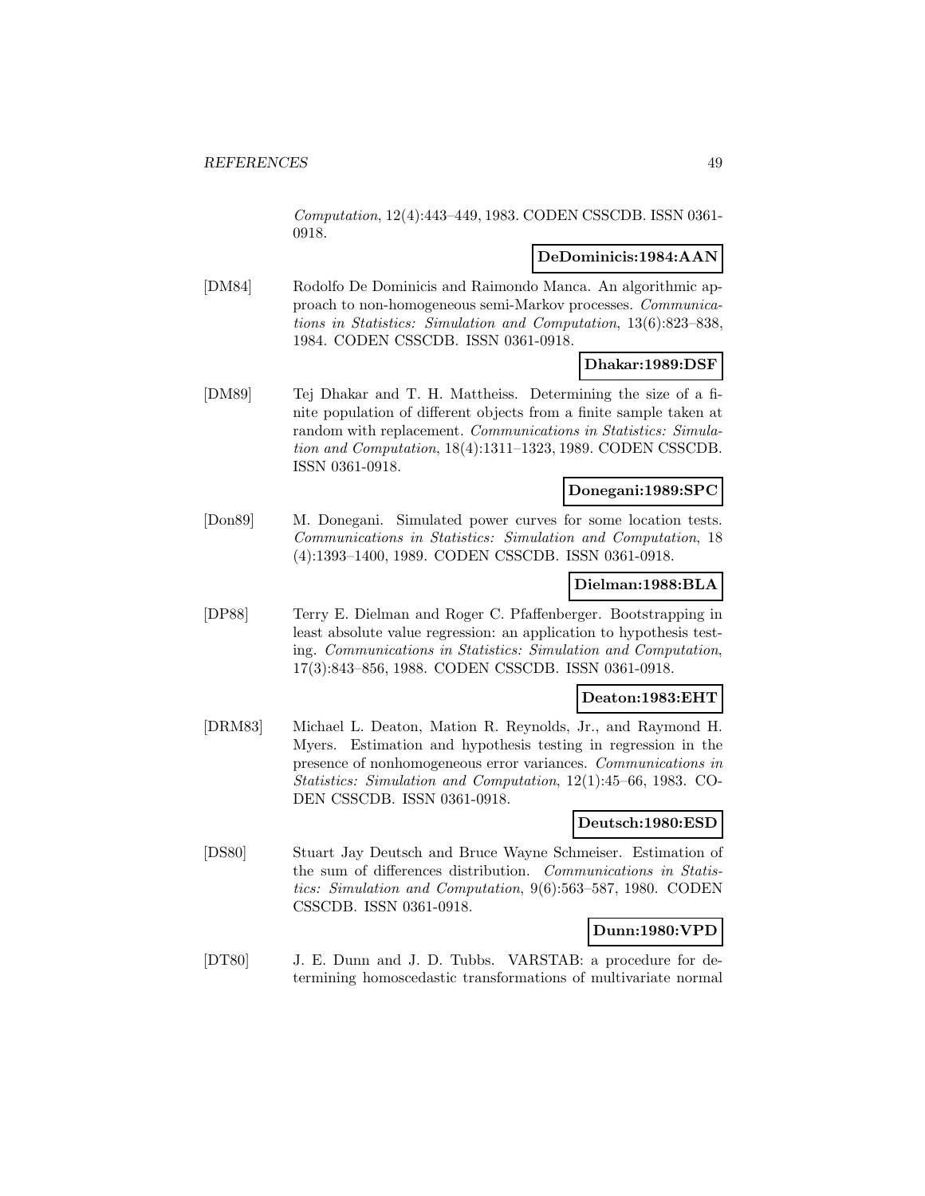*Computation*, 12(4):443–449, 1983. CODEN CSSCDB. ISSN 0361-0918.

**DeDominicis:1984:AAN**

[DM84] Rodolfo De Dominicis and Raimondo Manca. An algorithmic approach to non-homogeneous semi-Markov processes. *Communications in Statistics: Simulation and Computation*, 13(6):823–838, 1984. CODEN CSSCDB. ISSN 0361-0918.

**Dhakar:1989:DSF**

[DM89] Tej Dhakar and T. H. Mattheiss. Determining the size of a finite population of different objects from a finite sample taken at random with replacement. *Communications in Statistics: Simulation and Computation*, 18(4):1311–1323, 1989. CODEN CSSCDB. ISSN 0361-0918.

**Donegani:1989:SPC**

[Don89] M. Donegani. Simulated power curves for some location tests. *Communications in Statistics: Simulation and Computation*, 18 (4):1393–1400, 1989. CODEN CSSCDB. ISSN 0361-0918.

**Dielman:1988:BLA**

[DP88] Terry E. Dielman and Roger C. Pfaffenberger. Bootstrapping in least absolute value regression: an application to hypothesis testing. *Communications in Statistics: Simulation and Computation*, 17(3):843–856, 1988. CODEN CSSCDB. ISSN 0361-0918.

**Deaton:1983:EHT**

[DRM83] Michael L. Deaton, Mation R. Reynolds, Jr., and Raymond H. Myers. Estimation and hypothesis testing in regression in the presence of nonhomogeneous error variances. *Communications in Statistics: Simulation and Computation*, 12(1):45–66, 1983. CODEN CSSCDB. ISSN 0361-0918.

**Deutsch:1980:ESD**

[DS80] Stuart Jay Deutsch and Bruce Wayne Schmeiser. Estimation of the sum of differences distribution. *Communications in Statistics: Simulation and Computation*, 9(6):563–587, 1980. CODEN CSSCDB. ISSN 0361-0918.

**Dunn:1980:VPD**

[DT80] J. E. Dunn and J. D. Tubbs. VARSTAB: a procedure for determining homoscedastic transformations of multivariate normal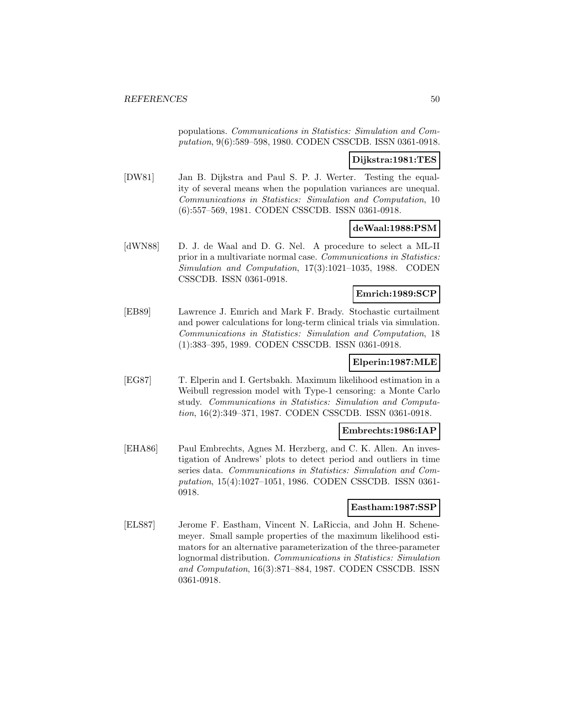populations. *Communications in Statistics: Simulation and Computation*, 9(6):589–598, 1980. CODEN CSSCDB. ISSN 0361-0918.

**Dijkstra:1981:TES**

[DW81] Jan B. Dijkstra and Paul S. P. J. Werter. Testing the equality of several means when the population variances are unequal. *Communications in Statistics: Simulation and Computation*, 10 (6):557–569, 1981. CODEN CSSCDB. ISSN 0361-0918.

**deWaal:1988:PSM**

[dWN88] D. J. de Waal and D. G. Nel. A procedure to select a ML-II prior in a multivariate normal case. *Communications in Statistics: Simulation and Computation*, 17(3):1021–1035, 1988. CODEN CSSCDB. ISSN 0361-0918.

**Emrich:1989:SCP**

[EB89] Lawrence J. Emrich and Mark F. Brady. Stochastic curtailment and power calculations for long-term clinical trials via simulation. *Communications in Statistics: Simulation and Computation*, 18 (1):383–395, 1989. CODEN CSSCDB. ISSN 0361-0918.

**Elperin:1987:MLE**

[EG87] T. Elperin and I. Gertsbakh. Maximum likelihood estimation in a Weibull regression model with Type-1 censoring: a Monte Carlo study. *Communications in Statistics: Simulation and Computation*, 16(2):349–371, 1987. CODEN CSSCDB. ISSN 0361-0918.

**Embrechts:1986:IAP**

[EHA86] Paul Embrechts, Agnes M. Herzberg, and C. K. Allen. An investigation of Andrews' plots to detect period and outliers in time series data. *Communications in Statistics: Simulation and Computation*, 15(4):1027–1051, 1986. CODEN CSSCDB. ISSN 0361-0918.

**Eastham:1987:SSP**

[ELS87] Jerome F. Eastham, Vincent N. LaRiccia, and John H. Schenemeyer. Small sample properties of the maximum likelihood estimators for an alternative parameterization of the three-parameter lognormal distribution. *Communications in Statistics: Simulation and Computation*, 16(3):871–884, 1987. CODEN CSSCDB. ISSN 0361-0918.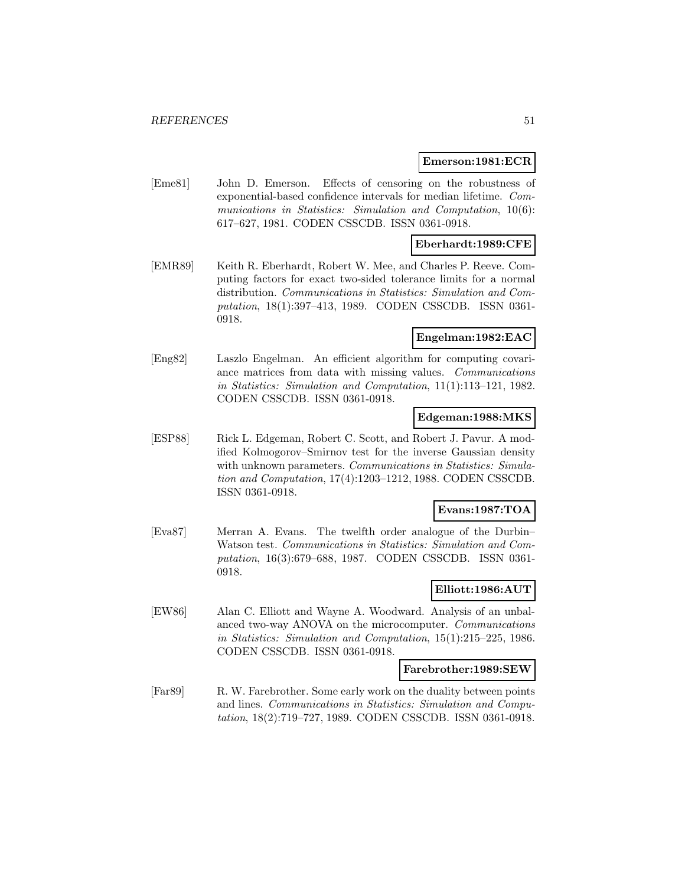**Emerson:1981:ECR**

[Eme81] John D. Emerson. Effects of censoring on the robustness of exponential-based confidence intervals for median lifetime. *Communications in Statistics: Simulation and Computation*, 10(6): 617–627, 1981. CODEN CSSCDB. ISSN 0361-0918.

**Eberhardt:1989:CFE**

[EMR89] Keith R. Eberhardt, Robert W. Mee, and Charles P. Reeve. Computing factors for exact two-sided tolerance limits for a normal distribution. *Communications in Statistics: Simulation and Computation*, 18(1):397–413, 1989. CODEN CSSCDB. ISSN 0361-0918.

**Engelman:1982:EAC**

[Eng82] Laszlo Engelman. An efficient algorithm for computing covariance matrices from data with missing values. *Communications in Statistics: Simulation and Computation*, 11(1):113–121, 1982. CODEN CSSCDB. ISSN 0361-0918.

**Edgeman:1988:MKS**

[ESP88] Rick L. Edgeman, Robert C. Scott, and Robert J. Pavur. A modified Kolmogorov–Smirnov test for the inverse Gaussian density with unknown parameters. *Communications in Statistics: Simulation and Computation*, 17(4):1203–1212, 1988. CODEN CSSCDB. ISSN 0361-0918.

**Evans:1987:TOA**

[Eva87] Merran A. Evans. The twelfth order analogue of the Durbin–Watson test. *Communications in Statistics: Simulation and Computation*, 16(3):679–688, 1987. CODEN CSSCDB. ISSN 0361-0918.

**Elliott:1986:AUT**

[EW86] Alan C. Elliott and Wayne A. Woodward. Analysis of an unbalanced two-way ANOVA on the microcomputer. *Communications in Statistics: Simulation and Computation*, 15(1):215–225, 1986. CODEN CSSCDB. ISSN 0361-0918.

**Farebrother:1989:SEW**

[Far89] R. W. Farebrother. Some early work on the duality between points and lines. *Communications in Statistics: Simulation and Computation*, 18(2):719–727, 1989. CODEN CSSCDB. ISSN 0361-0918.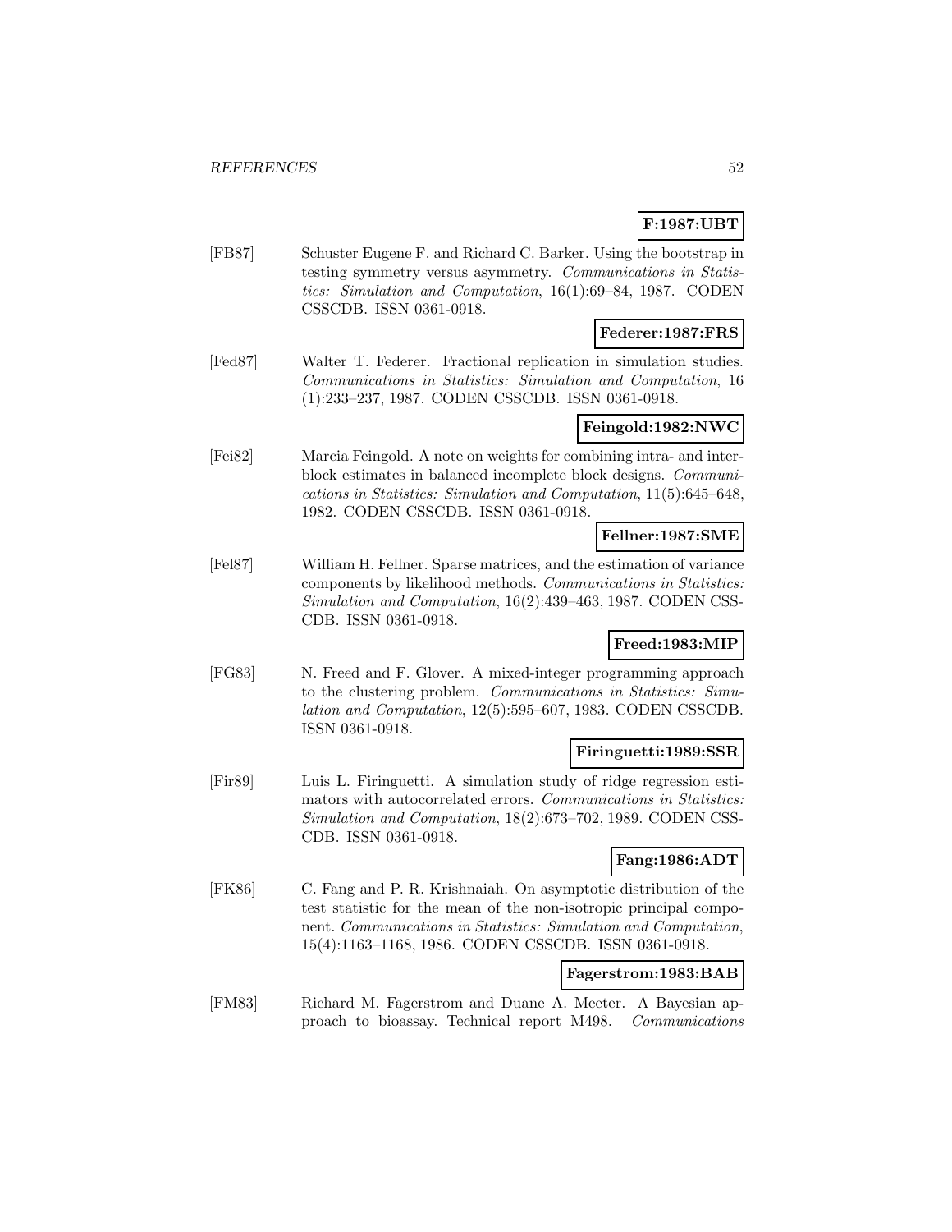**F:1987:UBT**

[FB87] Schuster Eugene F. and Richard C. Barker. Using the bootstrap in testing symmetry versus asymmetry. *Communications in Statistics: Simulation and Computation*, 16(1):69–84, 1987. CODEN CSSCDB. ISSN 0361-0918.

**Federer:1987:FRS**

[Fed87] Walter T. Federer. Fractional replication in simulation studies. *Communications in Statistics: Simulation and Computation*, 16 (1):233–237, 1987. CODEN CSSCDB. ISSN 0361-0918.

**Feingold:1982:NWC**

[Fei82] Marcia Feingold. A note on weights for combining intra- and interblock estimates in balanced incomplete block designs. *Communications in Statistics: Simulation and Computation*, 11(5):645–648, 1982. CODEN CSSCDB. ISSN 0361-0918.

**Fellner:1987:SME**

[Fel87] William H. Fellner. Sparse matrices, and the estimation of variance components by likelihood methods. *Communications in Statistics: Simulation and Computation*, 16(2):439–463, 1987. CODEN CSSCDB. ISSN 0361-0918.

**Freed:1983:MIP**

[FG83] N. Freed and F. Glover. A mixed-integer programming approach to the clustering problem. *Communications in Statistics: Simulation and Computation*, 12(5):595–607, 1983. CODEN CSSCDB. ISSN 0361-0918.

**Firinguetti:1989:SSR**

[Fir89] Luis L. Firinguetti. A simulation study of ridge regression estimators with autocorrelated errors. *Communications in Statistics: Simulation and Computation*, 18(2):673–702, 1989. CODEN CSSCDB. ISSN 0361-0918.

**Fang:1986:ADT**

[FK86] C. Fang and P. R. Krishnaiah. On asymptotic distribution of the test statistic for the mean of the non-isotropic principal component. *Communications in Statistics: Simulation and Computation*, 15(4):1163–1168, 1986. CODEN CSSCDB. ISSN 0361-0918.

**Fagerstrom:1983:BAB**

[FM83] Richard M. Fagerstrom and Duane A. Meeter. A Bayesian approach to bioassay. Technical report M498. *Communications*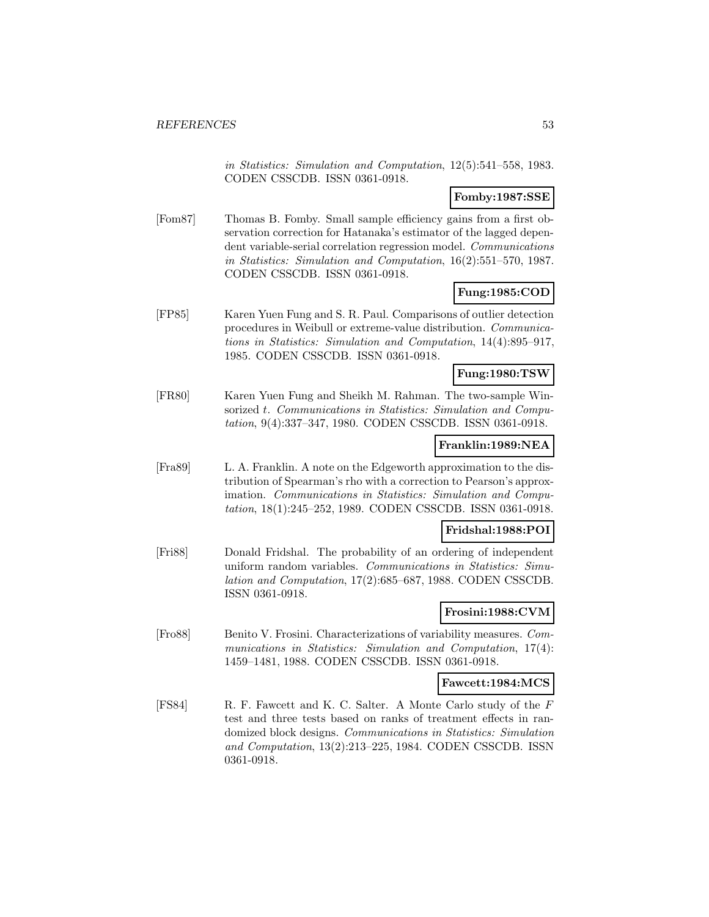*in Statistics: Simulation and Computation*, 12(5):541–558, 1983. CODEN CSSCDB. ISSN 0361-0918.

**Fomby:1987:SSE**

[Fom87] Thomas B. Fomby. Small sample efficiency gains from a first observation correction for Hatanaka's estimator of the lagged dependent variable-serial correlation regression model. *Communications in Statistics: Simulation and Computation*, 16(2):551–570, 1987. CODEN CSSCDB. ISSN 0361-0918.

**Fung:1985:COD**

[FP85] Karen Yuen Fung and S. R. Paul. Comparisons of outlier detection procedures in Weibull or extreme-value distribution. *Communications in Statistics: Simulation and Computation*, 14(4):895–917, 1985. CODEN CSSCDB. ISSN 0361-0918.

**Fung:1980:TSW**

[FR80] Karen Yuen Fung and Sheikh M. Rahman. The two-sample Winsorized *t*. *Communications in Statistics: Simulation and Computation*, 9(4):337–347, 1980. CODEN CSSCDB. ISSN 0361-0918.

**Franklin:1989:NEA**

[Fra89] L. A. Franklin. A note on the Edgeworth approximation to the distribution of Spearman's rho with a correction to Pearson's approximation. *Communications in Statistics: Simulation and Computation*, 18(1):245–252, 1989. CODEN CSSCDB. ISSN 0361-0918.

**Fridshal:1988:POI**

[Fri88] Donald Fridshal. The probability of an ordering of independent uniform random variables. *Communications in Statistics: Simulation and Computation*, 17(2):685–687, 1988. CODEN CSSCDB. ISSN 0361-0918.

**Frosini:1988:CVM**

[Fro88] Benito V. Frosini. Characterizations of variability measures. *Communications in Statistics: Simulation and Computation*, 17(4): 1459–1481, 1988. CODEN CSSCDB. ISSN 0361-0918.

**Fawcett:1984:MCS**

[FS84] R. F. Fawcett and K. C. Salter. A Monte Carlo study of the *F* test and three tests based on ranks of treatment effects in randomized block designs. *Communications in Statistics: Simulation and Computation*, 13(2):213–225, 1984. CODEN CSSCDB. ISSN 0361-0918.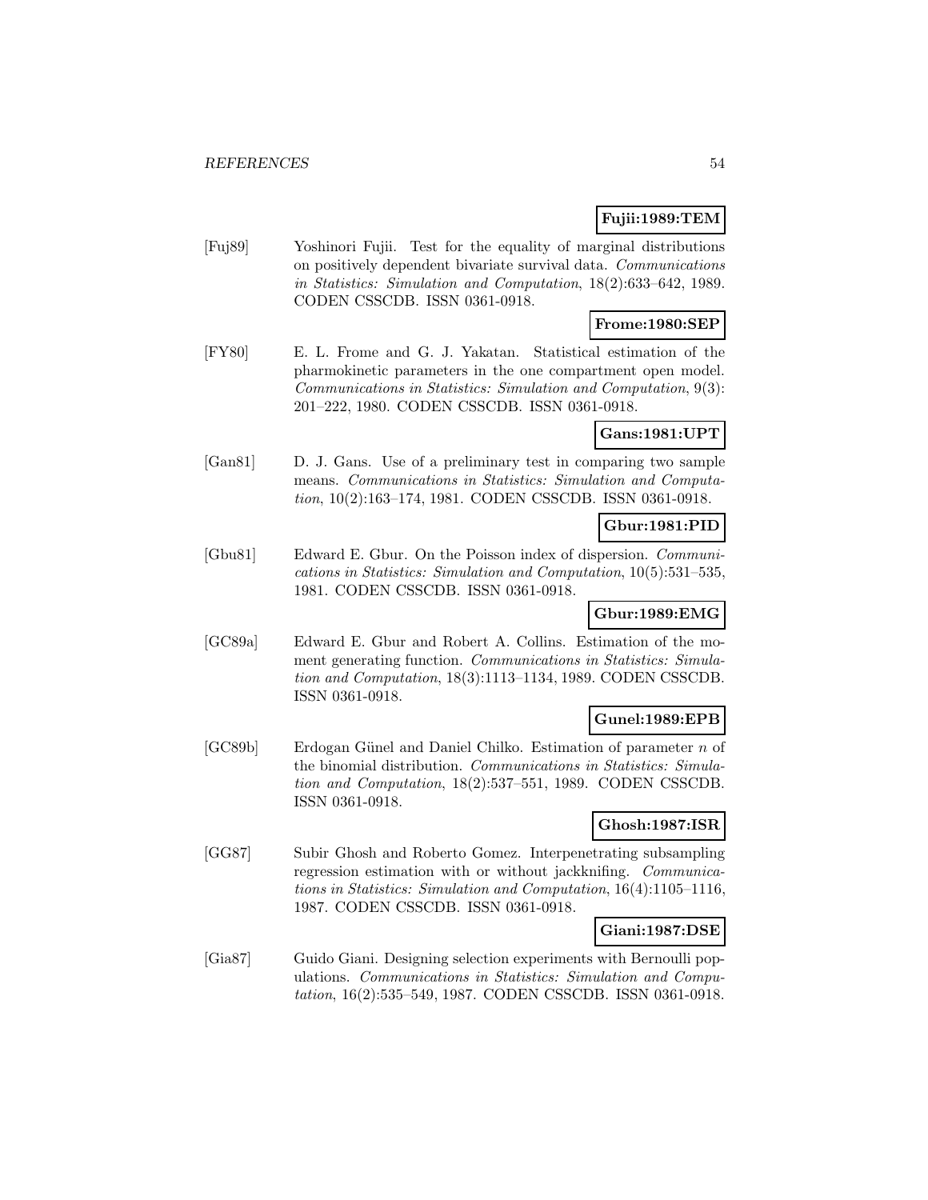**Fujii:1989:TEM**

[Fuj89] Yoshinori Fujii. Test for the equality of marginal distributions on positively dependent bivariate survival data. *Communications in Statistics: Simulation and Computation*, 18(2):633–642, 1989. CODEN CSSCDB. ISSN 0361-0918.

**Frome:1980:SEP**

[FY80] E. L. Frome and G. J. Yakatan. Statistical estimation of the pharmokinetic parameters in the one compartment open model. *Communications in Statistics: Simulation and Computation*, 9(3): 201–222, 1980. CODEN CSSCDB. ISSN 0361-0918.

**Gans:1981:UPT**

[Gan81] D. J. Gans. Use of a preliminary test in comparing two sample means. *Communications in Statistics: Simulation and Computation*, 10(2):163–174, 1981. CODEN CSSCDB. ISSN 0361-0918.

**Gbur:1981:PID**

[Gbu81] Edward E. Gbur. On the Poisson index of dispersion. *Communications in Statistics: Simulation and Computation*, 10(5):531–535, 1981. CODEN CSSCDB. ISSN 0361-0918.

**Gbur:1989:EMG**

[GC89a] Edward E. Gbur and Robert A. Collins. Estimation of the moment generating function. *Communications in Statistics: Simulation and Computation*, 18(3):1113–1134, 1989. CODEN CSSCDB. ISSN 0361-0918.

**Gunel:1989:EPB**

[GC89b] Erdogan Günel and Daniel Chilko. Estimation of parameter $n$ of the binomial distribution. *Communications in Statistics: Simulation and Computation*, 18(2):537–551, 1989. CODEN CSSCDB. ISSN 0361-0918.

**Ghosh:1987:ISR**

[GG87] Subir Ghosh and Roberto Gomez. Interpenetrating subsampling regression estimation with or without jackknifing. *Communications in Statistics: Simulation and Computation*, 16(4):1105–1116, 1987. CODEN CSSCDB. ISSN 0361-0918.

**Giani:1987:DSE**

[Gia87] Guido Giani. Designing selection experiments with Bernoulli populations. *Communications in Statistics: Simulation and Computation*, 16(2):535–549, 1987. CODEN CSSCDB. ISSN 0361-0918.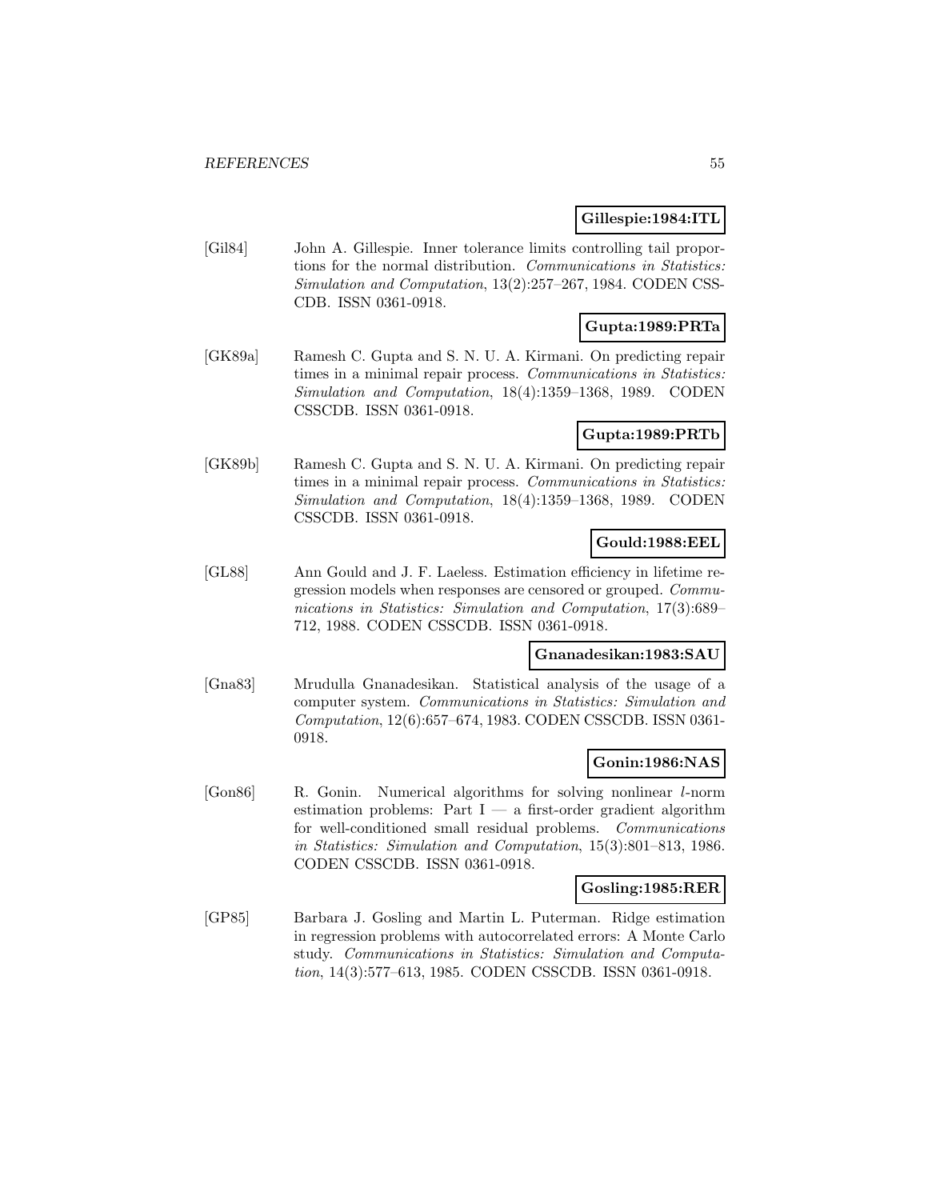**Gillespie:1984:ITL**

[Gil84] John A. Gillespie. Inner tolerance limits controlling tail proportions for the normal distribution. *Communications in Statistics: Simulation and Computation*, 13(2):257–267, 1984. CODEN CSSCDB. ISSN 0361-0918.

**Gupta:1989:PRTa**

[GK89a] Ramesh C. Gupta and S. N. U. A. Kirmani. On predicting repair times in a minimal repair process. *Communications in Statistics: Simulation and Computation*, 18(4):1359–1368, 1989. CODEN CSSCDB. ISSN 0361-0918.

**Gupta:1989:PRTb**

[GK89b] Ramesh C. Gupta and S. N. U. A. Kirmani. On predicting repair times in a minimal repair process. *Communications in Statistics: Simulation and Computation*, 18(4):1359–1368, 1989. CODEN CSSCDB. ISSN 0361-0918.

**Gould:1988:EEL**

[GL88] Ann Gould and J. F. Laeless. Estimation efficiency in lifetime regression models when responses are censored or grouped. *Communications in Statistics: Simulation and Computation*, 17(3):689–712, 1988. CODEN CSSCDB. ISSN 0361-0918.

**Gnanadesikan:1983:SAU**

[Gna83] Mrudulla Gnanadesikan. Statistical analysis of the usage of a computer system. *Communications in Statistics: Simulation and Computation*, 12(6):657–674, 1983. CODEN CSSCDB. ISSN 0361-0918.

**Gonin:1986:NAS**

[Gon86] R. Gonin. Numerical algorithms for solving nonlinear $l$-norm estimation problems: Part I — a first-order gradient algorithm for well-conditioned small residual problems. *Communications in Statistics: Simulation and Computation*, 15(3):801–813, 1986. CODEN CSSCDB. ISSN 0361-0918.

**Gosling:1985:RER**

[GP85] Barbara J. Gosling and Martin L. Puterman. Ridge estimation in regression problems with autocorrelated errors: A Monte Carlo study. *Communications in Statistics: Simulation and Computation*, 14(3):577–613, 1985. CODEN CSSCDB. ISSN 0361-0918.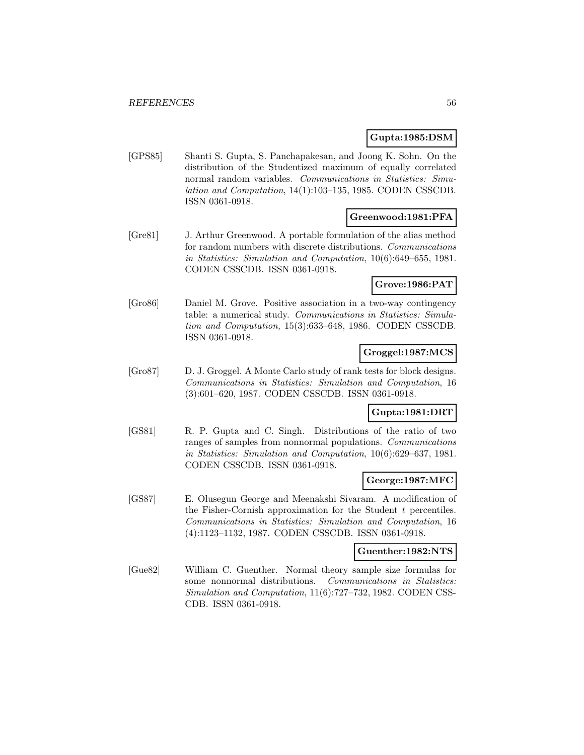**Gupta:1985:DSM**

[GPS85] Shanti S. Gupta, S. Panchapakesan, and Joong K. Sohn. On the distribution of the Studentized maximum of equally correlated normal random variables. *Communications in Statistics: Simulation and Computation*, 14(1):103–135, 1985. CODEN CSSCDB. ISSN 0361-0918.

**Greenwood:1981:PFA**

[Gre81] J. Arthur Greenwood. A portable formulation of the alias method for random numbers with discrete distributions. *Communications in Statistics: Simulation and Computation*, 10(6):649–655, 1981. CODEN CSSCDB. ISSN 0361-0918.

**Grove:1986:PAT**

[Gro86] Daniel M. Grove. Positive association in a two-way contingency table: a numerical study. *Communications in Statistics: Simulation and Computation*, 15(3):633–648, 1986. CODEN CSSCDB. ISSN 0361-0918.

**Groggel:1987:MCS**

[Gro87] D. J. Groggel. A Monte Carlo study of rank tests for block designs. *Communications in Statistics: Simulation and Computation*, 16 (3):601–620, 1987. CODEN CSSCDB. ISSN 0361-0918.

**Gupta:1981:DRT**

[GS81] R. P. Gupta and C. Singh. Distributions of the ratio of two ranges of samples from nonnormal populations. *Communications in Statistics: Simulation and Computation*, 10(6):629–637, 1981. CODEN CSSCDB. ISSN 0361-0918.

**George:1987:MFC**

[GS87] E. Olusegun George and Meenakshi Sivaram. A modification of the Fisher-Cornish approximation for the Student $t$ percentiles. *Communications in Statistics: Simulation and Computation*, 16 (4):1123–1132, 1987. CODEN CSSCDB. ISSN 0361-0918.

**Guenther:1982:NTS**

[Gue82] William C. Guenther. Normal theory sample size formulas for some nonnormal distributions. *Communications in Statistics: Simulation and Computation*, 11(6):727–732, 1982. CODEN CSSCDB. ISSN 0361-0918.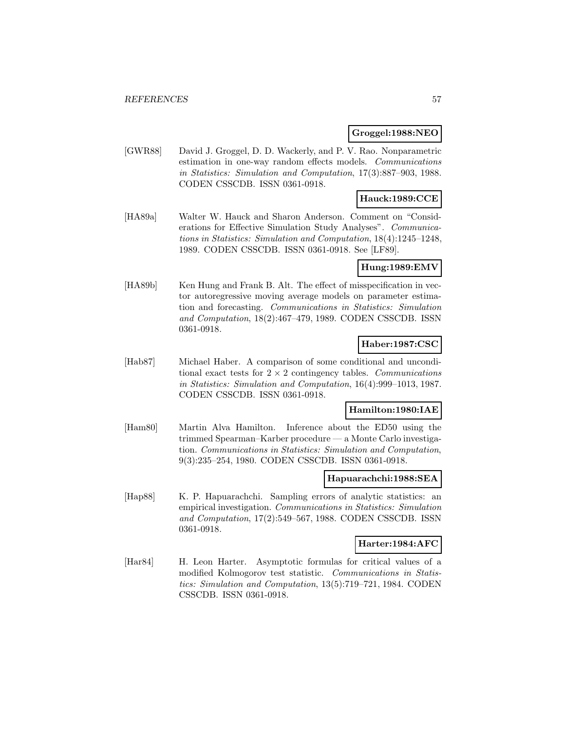**Groggel:1988:NEO**

[GWR88] David J. Groggel, D. D. Wackerly, and P. V. Rao. Nonparametric estimation in one-way random effects models. *Communications in Statistics: Simulation and Computation*, 17(3):887–903, 1988. CODEN CSSCDB. ISSN 0361-0918.

**Hauck:1989:CCE**

[HA89a] Walter W. Hauck and Sharon Anderson. Comment on "Considerations for Effective Simulation Study Analyses". *Communications in Statistics: Simulation and Computation*, 18(4):1245–1248, 1989. CODEN CSSCDB. ISSN 0361-0918. See [LF89].

**Hung:1989:EMV**

[HA89b] Ken Hung and Frank B. Alt. The effect of misspecification in vector autoregressive moving average models on parameter estimation and forecasting. *Communications in Statistics: Simulation and Computation*, 18(2):467–479, 1989. CODEN CSSCDB. ISSN 0361-0918.

**Haber:1987:CSC**

[Hab87] Michael Haber. A comparison of some conditional and unconditional exact tests for $2 \times 2$ contingency tables. *Communications in Statistics: Simulation and Computation*, 16(4):999–1013, 1987. CODEN CSSCDB. ISSN 0361-0918.

**Hamilton:1980:IAE**

[Ham80] Martin Alva Hamilton. Inference about the ED50 using the trimmed Spearman–Karber procedure — a Monte Carlo investigation. *Communications in Statistics: Simulation and Computation*, 9(3):235–254, 1980. CODEN CSSCDB. ISSN 0361-0918.

**Hapuarachchi:1988:SEA**

[Hap88] K. P. Hapuarachchi. Sampling errors of analytic statistics: an empirical investigation. *Communications in Statistics: Simulation and Computation*, 17(2):549–567, 1988. CODEN CSSCDB. ISSN 0361-0918.

**Harter:1984:AFC**

[Har84] H. Leon Harter. Asymptotic formulas for critical values of a modified Kolmogorov test statistic. *Communications in Statistics: Simulation and Computation*, 13(5):719–721, 1984. CODEN CSSCDB. ISSN 0361-0918.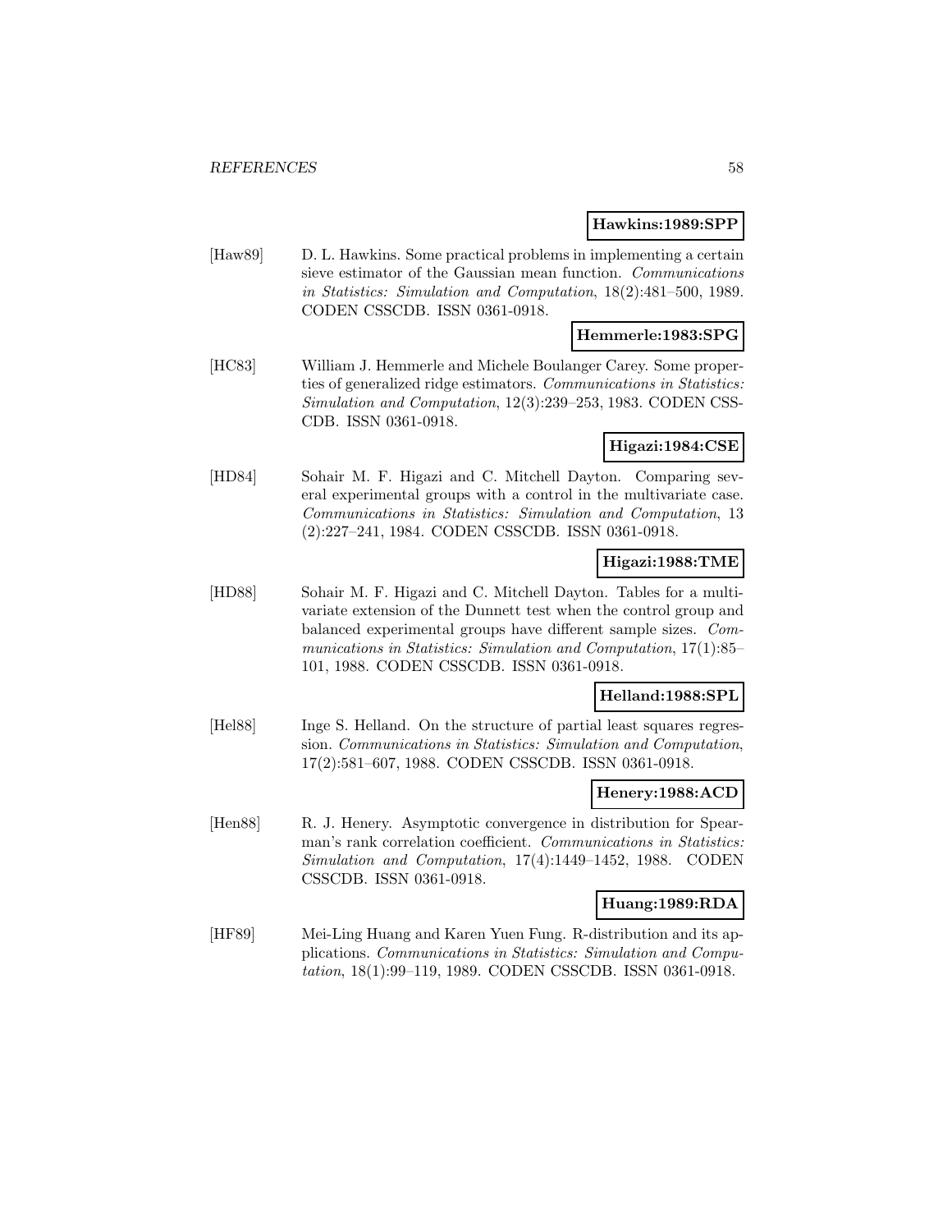**Hawkins:1989:SPP**

[Haw89] D. L. Hawkins. Some practical problems in implementing a certain sieve estimator of the Gaussian mean function. *Communications in Statistics: Simulation and Computation*, 18(2):481–500, 1989. CODEN CSSCDB. ISSN 0361-0918.

**Hemmerle:1983:SPG**

[HC83] William J. Hemmerle and Michele Boulanger Carey. Some properties of generalized ridge estimators. *Communications in Statistics: Simulation and Computation*, 12(3):239–253, 1983. CODEN CSSCDB. ISSN 0361-0918.

**Higazi:1984:CSE**

[HD84] Sohair M. F. Higazi and C. Mitchell Dayton. Comparing several experimental groups with a control in the multivariate case. *Communications in Statistics: Simulation and Computation*, 13 (2):227–241, 1984. CODEN CSSCDB. ISSN 0361-0918.

**Higazi:1988:TME**

[HD88] Sohair M. F. Higazi and C. Mitchell Dayton. Tables for a multivariate extension of the Dunnett test when the control group and balanced experimental groups have different sample sizes. *Communications in Statistics: Simulation and Computation*, 17(1):85–101, 1988. CODEN CSSCDB. ISSN 0361-0918.

**Helland:1988:SPL**

[Hel88] Inge S. Helland. On the structure of partial least squares regression. *Communications in Statistics: Simulation and Computation*, 17(2):581–607, 1988. CODEN CSSCDB. ISSN 0361-0918.

**Henery:1988:ACD**

[Hen88] R. J. Henery. Asymptotic convergence in distribution for Spearman's rank correlation coefficient. *Communications in Statistics: Simulation and Computation*, 17(4):1449–1452, 1988. CODEN CSSCDB. ISSN 0361-0918.

**Huang:1989:RDA**

[HF89] Mei-Ling Huang and Karen Yuen Fung. R-distribution and its applications. *Communications in Statistics: Simulation and Computation*, 18(1):99–119, 1989. CODEN CSSCDB. ISSN 0361-0918.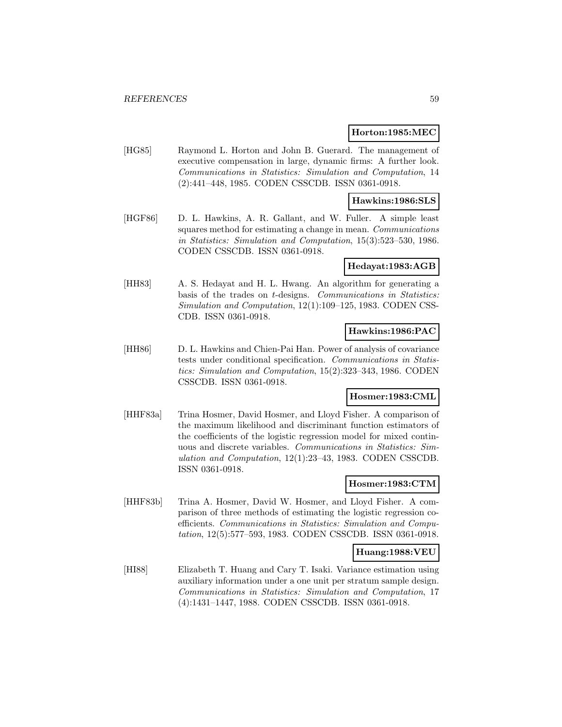**Horton:1985:MEC**

[HG85] Raymond L. Horton and John B. Guerard. The management of executive compensation in large, dynamic firms: A further look. *Communications in Statistics: Simulation and Computation*, 14 (2):441–448, 1985. CODEN CSSCDB. ISSN 0361-0918.

**Hawkins:1986:SLS**

[HGF86] D. L. Hawkins, A. R. Gallant, and W. Fuller. A simple least squares method for estimating a change in mean. *Communications in Statistics: Simulation and Computation*, 15(3):523–530, 1986. CODEN CSSCDB. ISSN 0361-0918.

**Hedayat:1983:AGB**

[HH83] A. S. Hedayat and H. L. Hwang. An algorithm for generating a basis of the trades on $t$-designs. *Communications in Statistics: Simulation and Computation*, 12(1):109–125, 1983. CODEN CSSCDB. ISSN 0361-0918.

**Hawkins:1986:PAC**

[HH86] D. L. Hawkins and Chien-Pai Han. Power of analysis of covariance tests under conditional specification. *Communications in Statistics: Simulation and Computation*, 15(2):323–343, 1986. CODEN CSSCDB. ISSN 0361-0918.

**Hosmer:1983:CML**

[HHF83a] Trina Hosmer, David Hosmer, and Lloyd Fisher. A comparison of the maximum likelihood and discriminant function estimators of the coefficients of the logistic regression model for mixed continuous and discrete variables. *Communications in Statistics: Simulation and Computation*, 12(1):23–43, 1983. CODEN CSSCDB. ISSN 0361-0918.

**Hosmer:1983:CTM**

[HHF83b] Trina A. Hosmer, David W. Hosmer, and Lloyd Fisher. A comparison of three methods of estimating the logistic regression coefficients. *Communications in Statistics: Simulation and Computation*, 12(5):577–593, 1983. CODEN CSSCDB. ISSN 0361-0918.

**Huang:1988:VEU**

[HI88] Elizabeth T. Huang and Cary T. Isaki. Variance estimation using auxiliary information under a one unit per stratum sample design. *Communications in Statistics: Simulation and Computation*, 17 (4):1431–1447, 1988. CODEN CSSCDB. ISSN 0361-0918.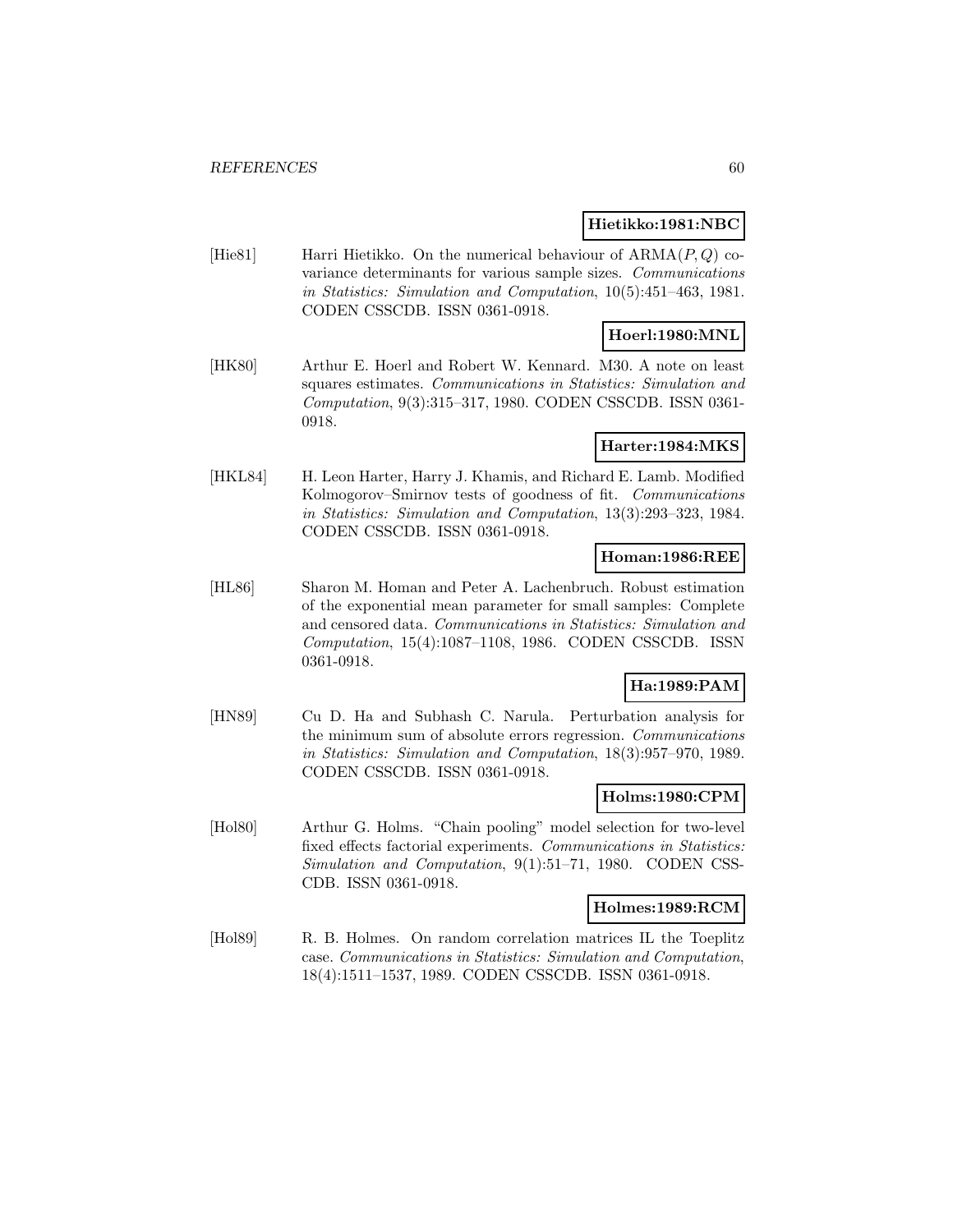**Hietikko:1981:NBC**

[Hie81] Harri Hietikko. On the numerical behaviour of ARMA$(P, Q)$ covariance determinants for various sample sizes. *Communications in Statistics: Simulation and Computation*, 10(5):451–463, 1981. CODEN CSSCDB. ISSN 0361-0918.

**Hoerl:1980:MNL**

[HK80] Arthur E. Hoerl and Robert W. Kennard. M30. A note on least squares estimates. *Communications in Statistics: Simulation and Computation*, 9(3):315–317, 1980. CODEN CSSCDB. ISSN 0361-0918.

**Harter:1984:MKS**

[HKL84] H. Leon Harter, Harry J. Khamis, and Richard E. Lamb. Modified Kolmogorov–Smirnov tests of goodness of fit. *Communications in Statistics: Simulation and Computation*, 13(3):293–323, 1984. CODEN CSSCDB. ISSN 0361-0918.

**Homan:1986:REE**

[HL86] Sharon M. Homan and Peter A. Lachenbruch. Robust estimation of the exponential mean parameter for small samples: Complete and censored data. *Communications in Statistics: Simulation and Computation*, 15(4):1087–1108, 1986. CODEN CSSCDB. ISSN 0361-0918.

**Ha:1989:PAM**

[HN89] Cu D. Ha and Subhash C. Narula. Perturbation analysis for the minimum sum of absolute errors regression. *Communications in Statistics: Simulation and Computation*, 18(3):957–970, 1989. CODEN CSSCDB. ISSN 0361-0918.

**Holms:1980:CPM**

[Hol80] Arthur G. Holms. "Chain pooling" model selection for two-level fixed effects factorial experiments. *Communications in Statistics: Simulation and Computation*, 9(1):51–71, 1980. CODEN CSSCDB. ISSN 0361-0918.

**Holmes:1989:RCM**

[Hol89] R. B. Holmes. On random correlation matrices IL the Toeplitz case. *Communications in Statistics: Simulation and Computation*, 18(4):1511–1537, 1989. CODEN CSSCDB. ISSN 0361-0918.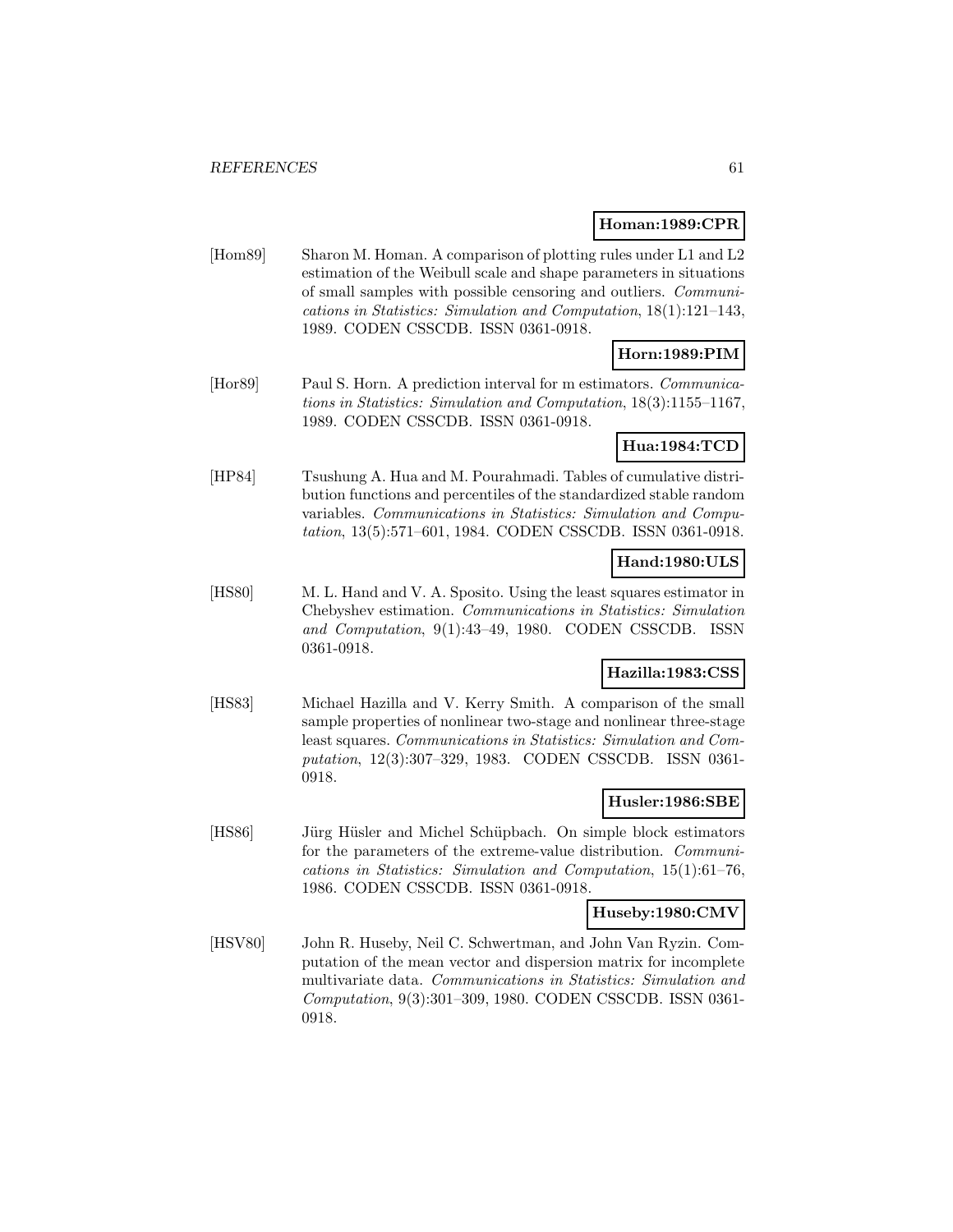**Homan:1989:CPR**

[Hom89] Sharon M. Homan. A comparison of plotting rules under L1 and L2 estimation of the Weibull scale and shape parameters in situations of small samples with possible censoring and outliers. *Communications in Statistics: Simulation and Computation*, 18(1):121–143, 1989. CODEN CSSCDB. ISSN 0361-0918.

**Horn:1989:PIM**

[Hor89] Paul S. Horn. A prediction interval for m estimators. *Communications in Statistics: Simulation and Computation*, 18(3):1155–1167, 1989. CODEN CSSCDB. ISSN 0361-0918.

**Hua:1984:TCD**

[HP84] Tsushung A. Hua and M. Pourahmadi. Tables of cumulative distribution functions and percentiles of the standardized stable random variables. *Communications in Statistics: Simulation and Computation*, 13(5):571–601, 1984. CODEN CSSCDB. ISSN 0361-0918.

**Hand:1980:ULS**

[HS80] M. L. Hand and V. A. Sposito. Using the least squares estimator in Chebyshev estimation. *Communications in Statistics: Simulation and Computation*, 9(1):43–49, 1980. CODEN CSSCDB. ISSN 0361-0918.

**Hazilla:1983:CSS**

[HS83] Michael Hazilla and V. Kerry Smith. A comparison of the small sample properties of nonlinear two-stage and nonlinear three-stage least squares. *Communications in Statistics: Simulation and Computation*, 12(3):307–329, 1983. CODEN CSSCDB. ISSN 0361-0918.

**Husler:1986:SBE**

[HS86] Jürg Hüsler and Michel Schüpbach. On simple block estimators for the parameters of the extreme-value distribution. *Communications in Statistics: Simulation and Computation*, 15(1):61–76, 1986. CODEN CSSCDB. ISSN 0361-0918.

**Huseby:1980:CMV**

[HSV80] John R. Huseby, Neil C. Schwertman, and John Van Ryzin. Computation of the mean vector and dispersion matrix for incomplete multivariate data. *Communications in Statistics: Simulation and Computation*, 9(3):301–309, 1980. CODEN CSSCDB. ISSN 0361-0918.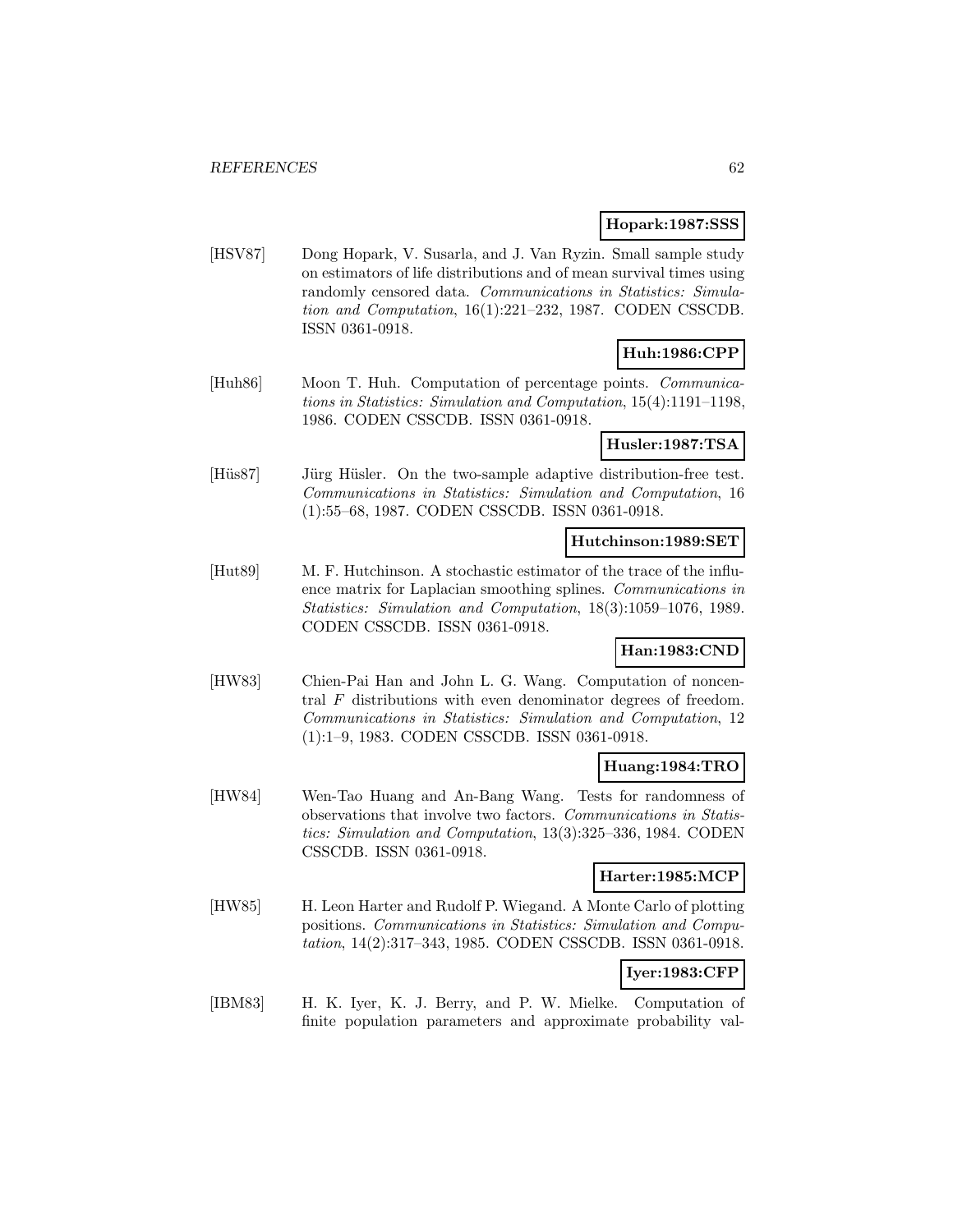**Hopark:1987:SSS**

[HSV87] Dong Hopark, V. Susarla, and J. Van Ryzin. Small sample study on estimators of life distributions and of mean survival times using randomly censored data. *Communications in Statistics: Simulation and Computation*, 16(1):221–232, 1987. CODEN CSSCDB. ISSN 0361-0918.

**Huh:1986:CPP**

[Huh86] Moon T. Huh. Computation of percentage points. *Communications in Statistics: Simulation and Computation*, 15(4):1191–1198, 1986. CODEN CSSCDB. ISSN 0361-0918.

**Husler:1987:TSA**

[Hüs87] Jürg Hüsler. On the two-sample adaptive distribution-free test. *Communications in Statistics: Simulation and Computation*, 16 (1):55–68, 1987. CODEN CSSCDB. ISSN 0361-0918.

**Hutchinson:1989:SET**

[Hut89] M. F. Hutchinson. A stochastic estimator of the trace of the influence matrix for Laplacian smoothing splines. *Communications in Statistics: Simulation and Computation*, 18(3):1059–1076, 1989. CODEN CSSCDB. ISSN 0361-0918.

**Han:1983:CND**

[HW83] Chien-Pai Han and John L. G. Wang. Computation of noncentral $F$ distributions with even denominator degrees of freedom. *Communications in Statistics: Simulation and Computation*, 12 (1):1–9, 1983. CODEN CSSCDB. ISSN 0361-0918.

**Huang:1984:TRO**

[HW84] Wen-Tao Huang and An-Bang Wang. Tests for randomness of observations that involve two factors. *Communications in Statistics: Simulation and Computation*, 13(3):325–336, 1984. CODEN CSSCDB. ISSN 0361-0918.

**Harter:1985:MCP**

[HW85] H. Leon Harter and Rudolf P. Wiegand. A Monte Carlo of plotting positions. *Communications in Statistics: Simulation and Computation*, 14(2):317–343, 1985. CODEN CSSCDB. ISSN 0361-0918.

**Iyer:1983:CFP**

[IBM83] H. K. Iyer, K. J. Berry, and P. W. Mielke. Computation of finite population parameters and approximate probability val-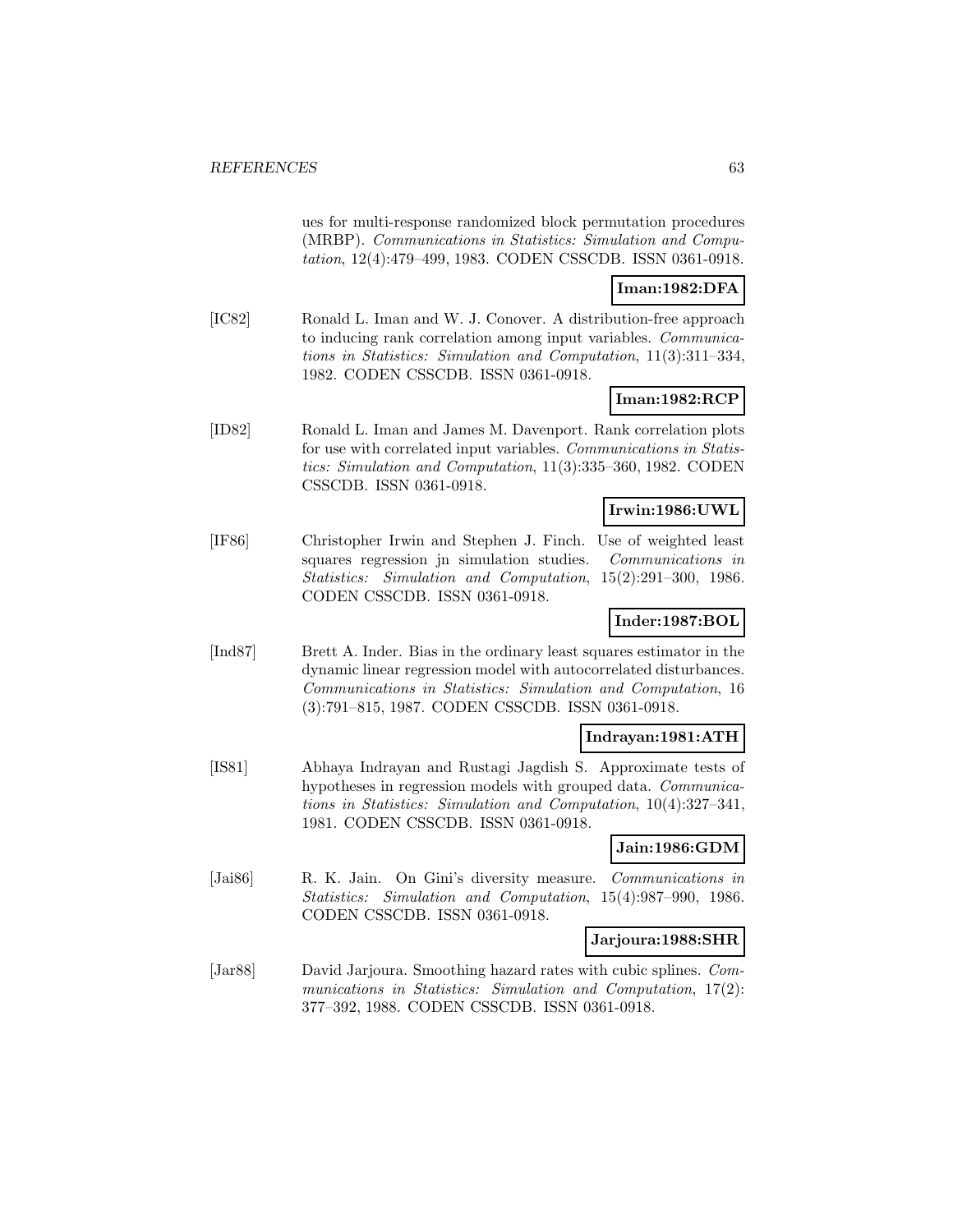ues for multi-response randomized block permutation procedures (MRBP). *Communications in Statistics: Simulation and Computation*, 12(4):479–499, 1983. CODEN CSSCDB. ISSN 0361-0918.

**Iman:1982:DFA**

[IC82] Ronald L. Iman and W. J. Conover. A distribution-free approach to inducing rank correlation among input variables. *Communications in Statistics: Simulation and Computation*, 11(3):311–334, 1982. CODEN CSSCDB. ISSN 0361-0918.

**Iman:1982:RCP**

[ID82] Ronald L. Iman and James M. Davenport. Rank correlation plots for use with correlated input variables. *Communications in Statistics: Simulation and Computation*, 11(3):335–360, 1982. CODEN CSSCDB. ISSN 0361-0918.

**Irwin:1986:UWL**

[IF86] Christopher Irwin and Stephen J. Finch. Use of weighted least squares regression jn simulation studies. *Communications in Statistics: Simulation and Computation*, 15(2):291–300, 1986. CODEN CSSCDB. ISSN 0361-0918.

**Inder:1987:BOL**

[Ind87] Brett A. Inder. Bias in the ordinary least squares estimator in the dynamic linear regression model with autocorrelated disturbances. *Communications in Statistics: Simulation and Computation*, 16 (3):791–815, 1987. CODEN CSSCDB. ISSN 0361-0918.

**Indrayan:1981:ATH**

[IS81] Abhaya Indrayan and Rustagi Jagdish S. Approximate tests of hypotheses in regression models with grouped data. *Communications in Statistics: Simulation and Computation*, 10(4):327–341, 1981. CODEN CSSCDB. ISSN 0361-0918.

**Jain:1986:GDM**

[Jai86] R. K. Jain. On Gini's diversity measure. *Communications in Statistics: Simulation and Computation*, 15(4):987–990, 1986. CODEN CSSCDB. ISSN 0361-0918.

**Jarjoura:1988:SHR**

[Jar88] David Jarjoura. Smoothing hazard rates with cubic splines. *Communications in Statistics: Simulation and Computation*, 17(2): 377–392, 1988. CODEN CSSCDB. ISSN 0361-0918.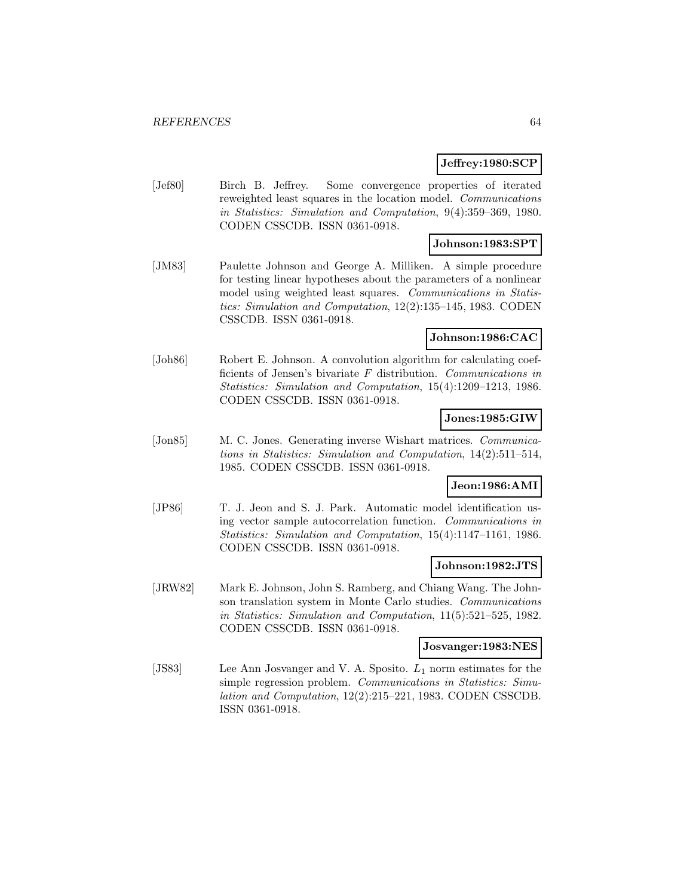**Jeffrey:1980:SCP**

[Jef80] Birch B. Jeffrey. Some convergence properties of iterated reweighted least squares in the location model. *Communications in Statistics: Simulation and Computation*, 9(4):359–369, 1980. CODEN CSSCDB. ISSN 0361-0918.

**Johnson:1983:SPT**

[JM83] Paulette Johnson and George A. Milliken. A simple procedure for testing linear hypotheses about the parameters of a nonlinear model using weighted least squares. *Communications in Statistics: Simulation and Computation*, 12(2):135–145, 1983. CODEN CSSCDB. ISSN 0361-0918.

**Johnson:1986:CAC**

[Joh86] Robert E. Johnson. A convolution algorithm for calculating coefficients of Jensen's bivariate $F$ distribution. *Communications in Statistics: Simulation and Computation*, 15(4):1209–1213, 1986. CODEN CSSCDB. ISSN 0361-0918.

**Jones:1985:GIW**

[Jon85] M. C. Jones. Generating inverse Wishart matrices. *Communications in Statistics: Simulation and Computation*, 14(2):511–514, 1985. CODEN CSSCDB. ISSN 0361-0918.

**Jeon:1986:AMI**

[JP86] T. J. Jeon and S. J. Park. Automatic model identification using vector sample autocorrelation function. *Communications in Statistics: Simulation and Computation*, 15(4):1147–1161, 1986. CODEN CSSCDB. ISSN 0361-0918.

**Johnson:1982:JTS**

[JRW82] Mark E. Johnson, John S. Ramberg, and Chiang Wang. The Johnson translation system in Monte Carlo studies. *Communications in Statistics: Simulation and Computation*, 11(5):521–525, 1982. CODEN CSSCDB. ISSN 0361-0918.

**Josvanger:1983:NES**

[JS83] Lee Ann Josvanger and V. A. Sposito. $L_1$ norm estimates for the simple regression problem. *Communications in Statistics: Simulation and Computation*, 12(2):215–221, 1983. CODEN CSSCDB. ISSN 0361-0918.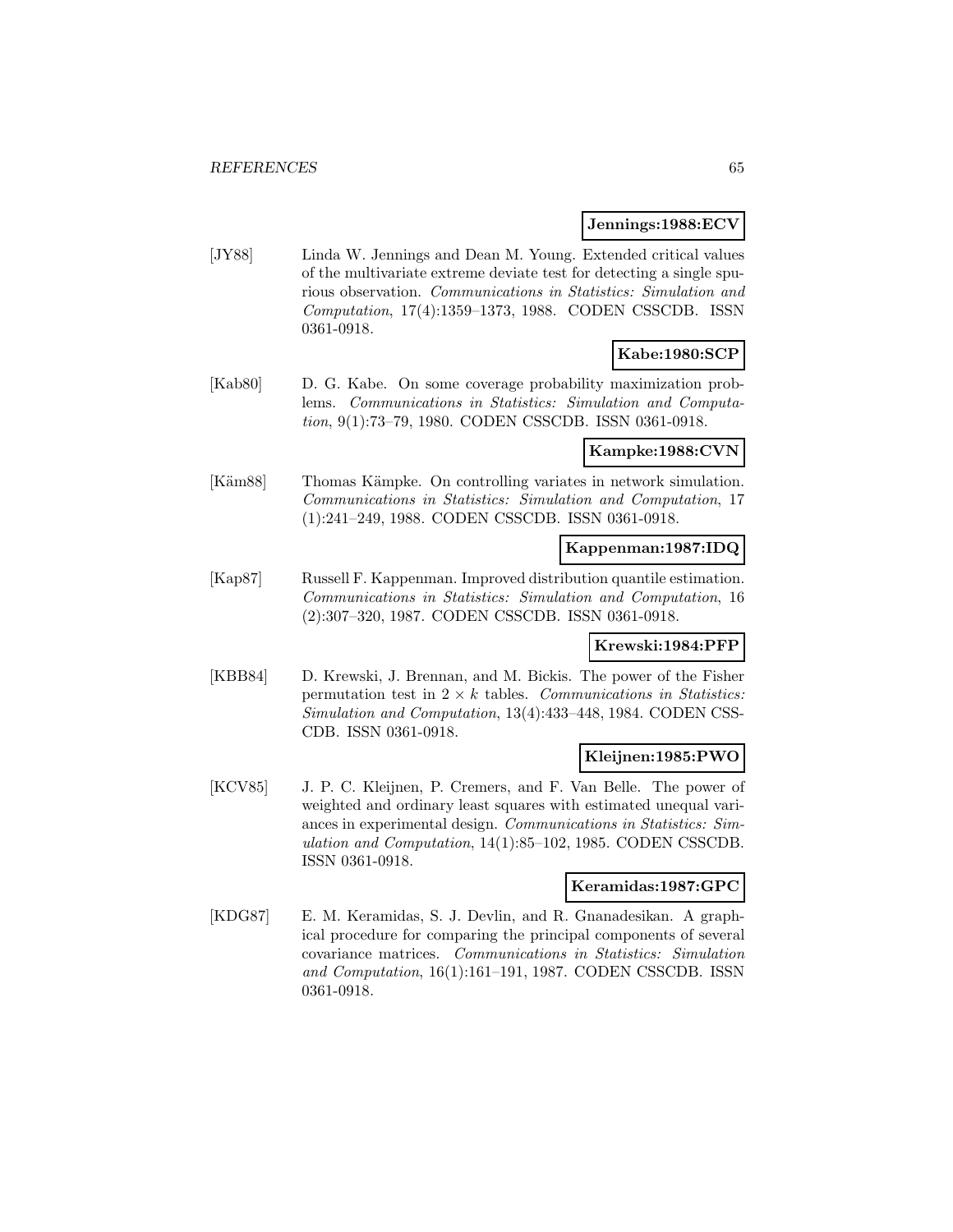**Jennings:1988:ECV**

[JY88] Linda W. Jennings and Dean M. Young. Extended critical values of the multivariate extreme deviate test for detecting a single spurious observation. *Communications in Statistics: Simulation and Computation*, 17(4):1359–1373, 1988. CODEN CSSCDB. ISSN 0361-0918.

**Kabe:1980:SCP**

[Kab80] D. G. Kabe. On some coverage probability maximization problems. *Communications in Statistics: Simulation and Computation*, 9(1):73–79, 1980. CODEN CSSCDB. ISSN 0361-0918.

**Kampke:1988:CVN**

[Käm88] Thomas Kämpke. On controlling variates in network simulation. *Communications in Statistics: Simulation and Computation*, 17 (1):241–249, 1988. CODEN CSSCDB. ISSN 0361-0918.

**Kappenman:1987:IDQ**

[Kap87] Russell F. Kappenman. Improved distribution quantile estimation. *Communications in Statistics: Simulation and Computation*, 16 (2):307–320, 1987. CODEN CSSCDB. ISSN 0361-0918.

**Krewski:1984:PFP**

[KBB84] D. Krewski, J. Brennan, and M. Bickis. The power of the Fisher permutation test in $2 \times k$ tables. *Communications in Statistics: Simulation and Computation*, 13(4):433–448, 1984. CODEN CSSCDB. ISSN 0361-0918.

**Kleijnen:1985:PWO**

[KCV85] J. P. C. Kleijnen, P. Cremers, and F. Van Belle. The power of weighted and ordinary least squares with estimated unequal variances in experimental design. *Communications in Statistics: Simulation and Computation*, 14(1):85–102, 1985. CODEN CSSCDB. ISSN 0361-0918.

**Keramidas:1987:GPC**

[KDG87] E. M. Keramidas, S. J. Devlin, and R. Gnanadesikan. A graphical procedure for comparing the principal components of several covariance matrices. *Communications in Statistics: Simulation and Computation*, 16(1):161–191, 1987. CODEN CSSCDB. ISSN 0361-0918.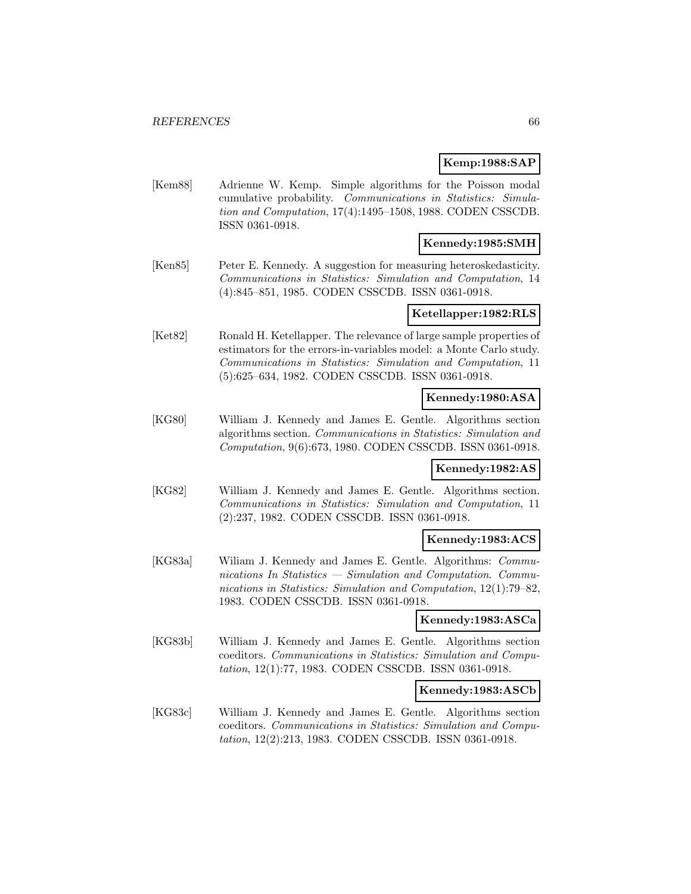**Kemp:1988:SAP**

[Kem88] Adrienne W. Kemp. Simple algorithms for the Poisson modal cumulative probability. *Communications in Statistics: Simulation and Computation*, 17(4):1495–1508, 1988. CODEN CSSCDB. ISSN 0361-0918.

**Kennedy:1985:SMH**

[Ken85] Peter E. Kennedy. A suggestion for measuring heteroskedasticity. *Communications in Statistics: Simulation and Computation*, 14 (4):845–851, 1985. CODEN CSSCDB. ISSN 0361-0918.

**Ketellapper:1982:RLS**

[Ket82] Ronald H. Ketellapper. The relevance of large sample properties of estimators for the errors-in-variables model: a Monte Carlo study. *Communications in Statistics: Simulation and Computation*, 11 (5):625–634, 1982. CODEN CSSCDB. ISSN 0361-0918.

**Kennedy:1980:ASA**

[KG80] William J. Kennedy and James E. Gentle. Algorithms section algorithms section. *Communications in Statistics: Simulation and Computation*, 9(6):673, 1980. CODEN CSSCDB. ISSN 0361-0918.

**Kennedy:1982:AS**

[KG82] William J. Kennedy and James E. Gentle. Algorithms section. *Communications in Statistics: Simulation and Computation*, 11 (2):237, 1982. CODEN CSSCDB. ISSN 0361-0918.

**Kennedy:1983:ACS**

[KG83a] Wiliam J. Kennedy and James E. Gentle. Algorithms: *Communications In Statistics — Simulation and Computation*. *Communications in Statistics: Simulation and Computation*, 12(1):79–82, 1983. CODEN CSSCDB. ISSN 0361-0918.

**Kennedy:1983:ASCa**

[KG83b] William J. Kennedy and James E. Gentle. Algorithms section coeditors. *Communications in Statistics: Simulation and Computation*, 12(1):77, 1983. CODEN CSSCDB. ISSN 0361-0918.

**Kennedy:1983:ASCb**

[KG83c] William J. Kennedy and James E. Gentle. Algorithms section coeditors. *Communications in Statistics: Simulation and Computation*, 12(2):213, 1983. CODEN CSSCDB. ISSN 0361-0918.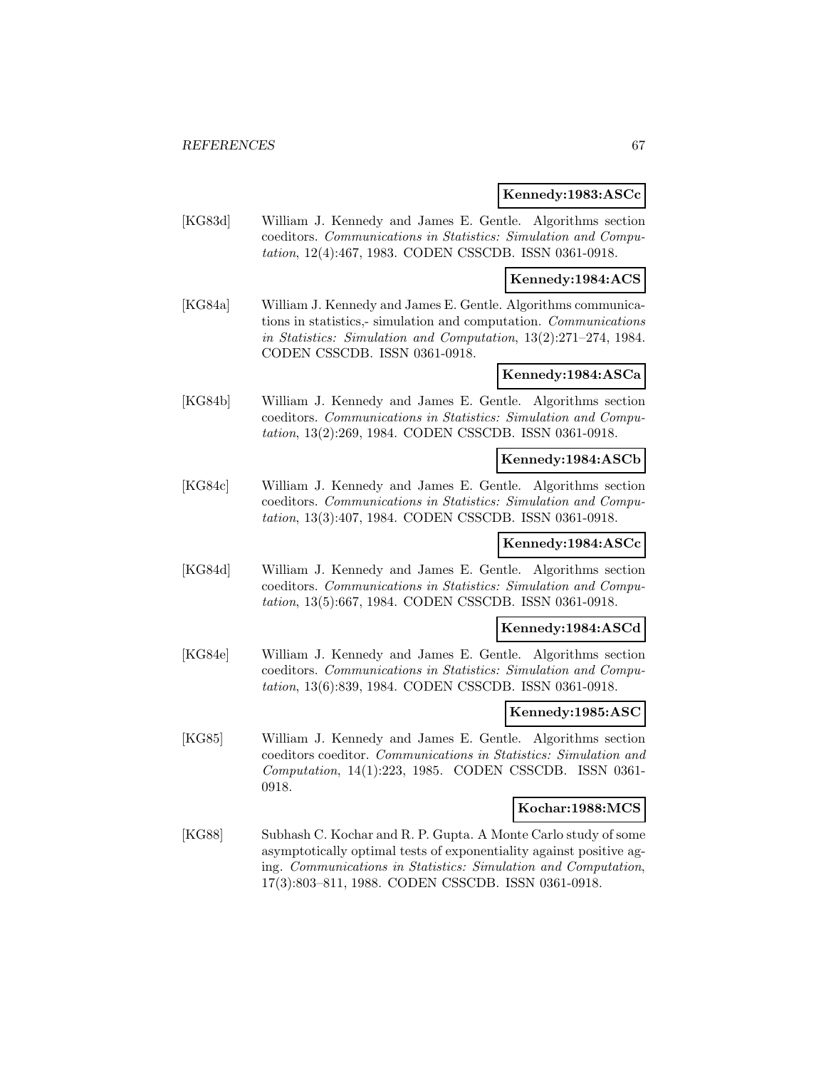**Kennedy:1983:ASCc**

[KG83d] William J. Kennedy and James E. Gentle. Algorithms section coeditors. *Communications in Statistics: Simulation and Computation*, 12(4):467, 1983. CODEN CSSCDB. ISSN 0361-0918.

**Kennedy:1984:ACS**

[KG84a] William J. Kennedy and James E. Gentle. Algorithms communications in statistics,- simulation and computation. *Communications in Statistics: Simulation and Computation*, 13(2):271–274, 1984. CODEN CSSCDB. ISSN 0361-0918.

**Kennedy:1984:ASCa**

[KG84b] William J. Kennedy and James E. Gentle. Algorithms section coeditors. *Communications in Statistics: Simulation and Computation*, 13(2):269, 1984. CODEN CSSCDB. ISSN 0361-0918.

**Kennedy:1984:ASCb**

[KG84c] William J. Kennedy and James E. Gentle. Algorithms section coeditors. *Communications in Statistics: Simulation and Computation*, 13(3):407, 1984. CODEN CSSCDB. ISSN 0361-0918.

**Kennedy:1984:ASCc**

[KG84d] William J. Kennedy and James E. Gentle. Algorithms section coeditors. *Communications in Statistics: Simulation and Computation*, 13(5):667, 1984. CODEN CSSCDB. ISSN 0361-0918.

**Kennedy:1984:ASCd**

[KG84e] William J. Kennedy and James E. Gentle. Algorithms section coeditors. *Communications in Statistics: Simulation and Computation*, 13(6):839, 1984. CODEN CSSCDB. ISSN 0361-0918.

**Kennedy:1985:ASC**

[KG85] William J. Kennedy and James E. Gentle. Algorithms section coeditors coeditor. *Communications in Statistics: Simulation and Computation*, 14(1):223, 1985. CODEN CSSCDB. ISSN 0361-0918.

**Kochar:1988:MCS**

[KG88] Subhash C. Kochar and R. P. Gupta. A Monte Carlo study of some asymptotically optimal tests of exponentiality against positive aging. *Communications in Statistics: Simulation and Computation*, 17(3):803–811, 1988. CODEN CSSCDB. ISSN 0361-0918.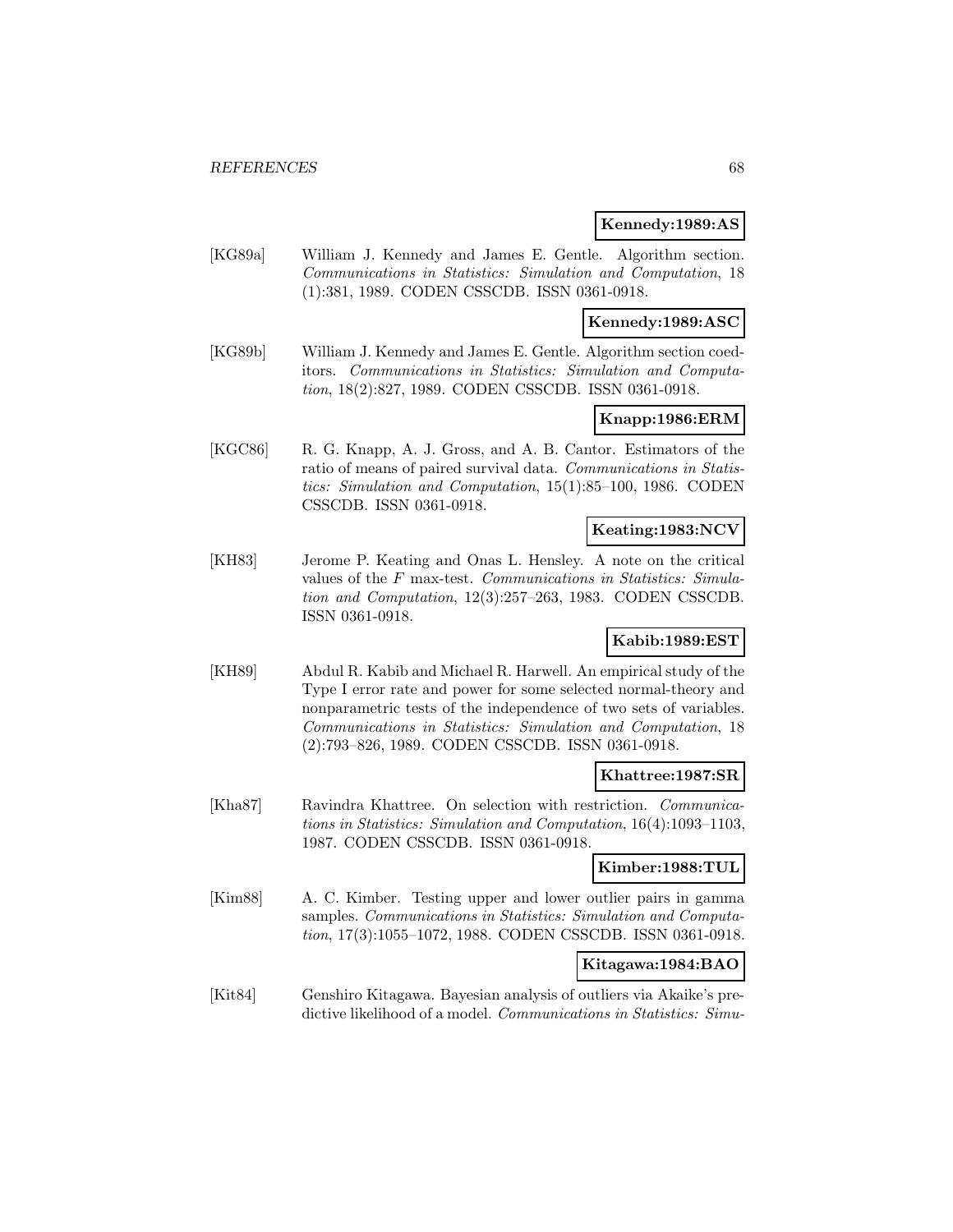**Kennedy:1989:AS**

[KG89a] William J. Kennedy and James E. Gentle. Algorithm section. *Communications in Statistics: Simulation and Computation*, 18 (1):381, 1989. CODEN CSSCDB. ISSN 0361-0918.

**Kennedy:1989:ASC**

[KG89b] William J. Kennedy and James E. Gentle. Algorithm section coeditors. *Communications in Statistics: Simulation and Computation*, 18(2):827, 1989. CODEN CSSCDB. ISSN 0361-0918.

**Knapp:1986:ERM**

[KGC86] R. G. Knapp, A. J. Gross, and A. B. Cantor. Estimators of the ratio of means of paired survival data. *Communications in Statistics: Simulation and Computation*, 15(1):85–100, 1986. CODEN CSSCDB. ISSN 0361-0918.

**Keating:1983:NCV**

[KH83] Jerome P. Keating and Onas L. Hensley. A note on the critical values of the $F$ max-test. *Communications in Statistics: Simulation and Computation*, 12(3):257–263, 1983. CODEN CSSCDB. ISSN 0361-0918.

**Kabib:1989:EST**

[KH89] Abdul R. Kabib and Michael R. Harwell. An empirical study of the Type I error rate and power for some selected normal-theory and nonparametric tests of the independence of two sets of variables. *Communications in Statistics: Simulation and Computation*, 18 (2):793–826, 1989. CODEN CSSCDB. ISSN 0361-0918.

**Khattree:1987:SR**

[Kha87] Ravindra Khattree. On selection with restriction. *Communications in Statistics: Simulation and Computation*, 16(4):1093–1103, 1987. CODEN CSSCDB. ISSN 0361-0918.

**Kimber:1988:TUL**

[Kim88] A. C. Kimber. Testing upper and lower outlier pairs in gamma samples. *Communications in Statistics: Simulation and Computation*, 17(3):1055–1072, 1988. CODEN CSSCDB. ISSN 0361-0918.

**Kitagawa:1984:BAO**

[Kit84] Genshiro Kitagawa. Bayesian analysis of outliers via Akaike's predictive likelihood of a model. *Communications in Statistics: Simu-*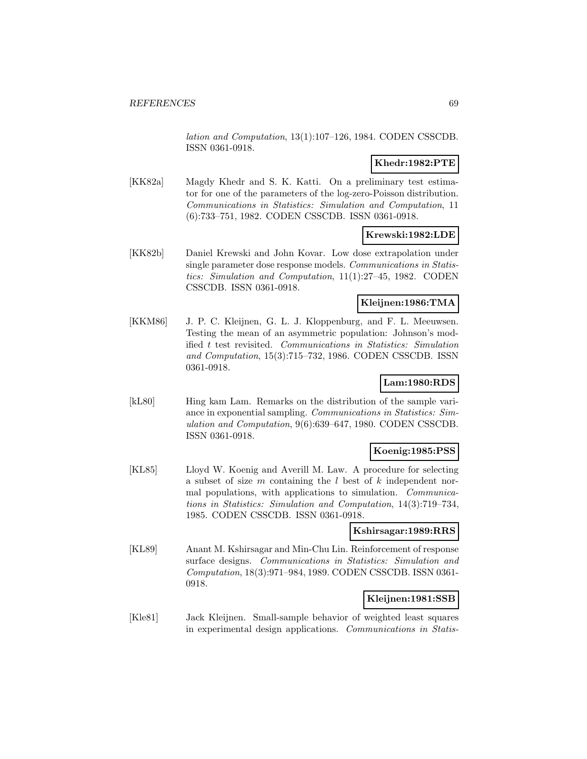*lation and Computation*, 13(1):107–126, 1984. CODEN CSSCDB. ISSN 0361-0918.

**Khedr:1982:PTE**

[KK82a] Magdy Khedr and S. K. Katti. On a preliminary test estimator for one of the parameters of the log-zero-Poisson distribution. *Communications in Statistics: Simulation and Computation*, 11 (6):733–751, 1982. CODEN CSSCDB. ISSN 0361-0918.

**Krewski:1982:LDE**

[KK82b] Daniel Krewski and John Kovar. Low dose extrapolation under single parameter dose response models. *Communications in Statistics: Simulation and Computation*, 11(1):27–45, 1982. CODEN CSSCDB. ISSN 0361-0918.

**Kleijnen:1986:TMA**

[KKM86] J. P. C. Kleijnen, G. L. J. Kloppenburg, and F. L. Meeuwsen. Testing the mean of an asymmetric population: Johnson's modified $t$ test revisited. *Communications in Statistics: Simulation and Computation*, 15(3):715–732, 1986. CODEN CSSCDB. ISSN 0361-0918.

**Lam:1980:RDS**

[kL80] Hing kam Lam. Remarks on the distribution of the sample variance in exponential sampling. *Communications in Statistics: Simulation and Computation*, 9(6):639–647, 1980. CODEN CSSCDB. ISSN 0361-0918.

**Koenig:1985:PSS**

[KL85] Lloyd W. Koenig and Averill M. Law. A procedure for selecting a subset of size $m$ containing the $l$ best of $k$ independent normal populations, with applications to simulation. *Communications in Statistics: Simulation and Computation*, 14(3):719–734, 1985. CODEN CSSCDB. ISSN 0361-0918.

**Kshirsagar:1989:RRS**

[KL89] Anant M. Kshirsagar and Min-Chu Lin. Reinforcement of response surface designs. *Communications in Statistics: Simulation and Computation*, 18(3):971–984, 1989. CODEN CSSCDB. ISSN 0361-0918.

**Kleijnen:1981:SSB**

[Kle81] Jack Kleijnen. Small-sample behavior of weighted least squares in experimental design applications. *Communications in Statis-*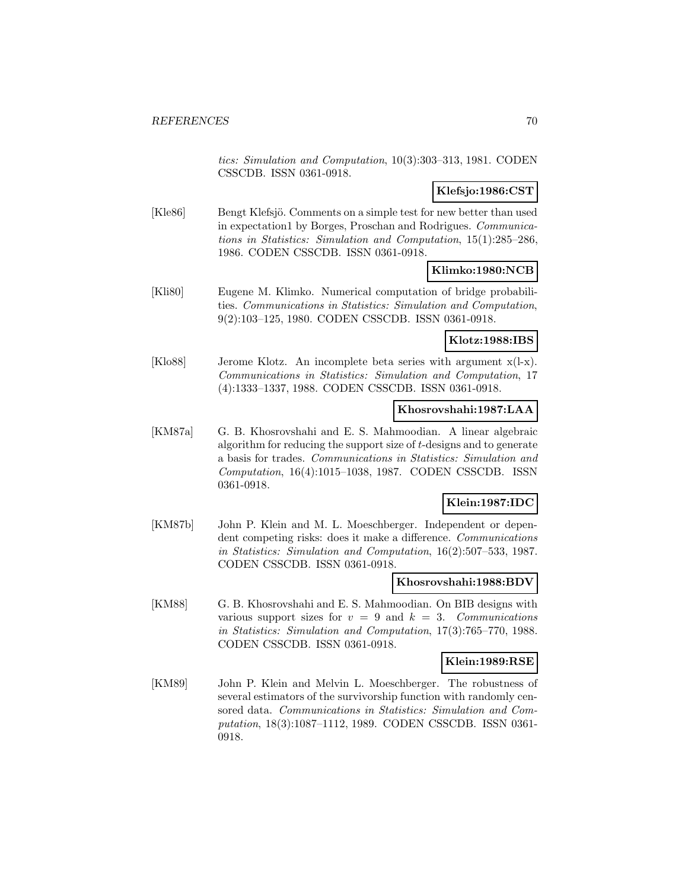*tics: Simulation and Computation*, 10(3):303–313, 1981. CODEN CSSCDB. ISSN 0361-0918.

**Klefsjo:1986:CST**

[Kle86] Bengt Klefsjö. Comments on a simple test for new better than used in expectation1 by Borges, Proschan and Rodrigues. *Communications in Statistics: Simulation and Computation*, 15(1):285–286, 1986. CODEN CSSCDB. ISSN 0361-0918.

**Klimko:1980:NCB**

[Kli80] Eugene M. Klimko. Numerical computation of bridge probabilities. *Communications in Statistics: Simulation and Computation*, 9(2):103–125, 1980. CODEN CSSCDB. ISSN 0361-0918.

**Klotz:1988:IBS**

[Klo88] Jerome Klotz. An incomplete beta series with argument x(l-x). *Communications in Statistics: Simulation and Computation*, 17 (4):1333–1337, 1988. CODEN CSSCDB. ISSN 0361-0918.

**Khosrovshahi:1987:LAA**

[KM87a] G. B. Khosrovshahi and E. S. Mahmoodian. A linear algebraic algorithm for reducing the support size of $t$-designs and to generate a basis for trades. *Communications in Statistics: Simulation and Computation*, 16(4):1015–1038, 1987. CODEN CSSCDB. ISSN 0361-0918.

**Klein:1987:IDC**

[KM87b] John P. Klein and M. L. Moeschberger. Independent or dependent competing risks: does it make a difference. *Communications in Statistics: Simulation and Computation*, 16(2):507–533, 1987. CODEN CSSCDB. ISSN 0361-0918.

**Khosrovshahi:1988:BDV**

[KM88] G. B. Khosrovshahi and E. S. Mahmoodian. On BIB designs with various support sizes for $v = 9$ and $k = 3$. *Communications in Statistics: Simulation and Computation*, 17(3):765–770, 1988. CODEN CSSCDB. ISSN 0361-0918.

**Klein:1989:RSE**

[KM89] John P. Klein and Melvin L. Moeschberger. The robustness of several estimators of the survivorship function with randomly censored data. *Communications in Statistics: Simulation and Computation*, 18(3):1087–1112, 1989. CODEN CSSCDB. ISSN 0361-0918.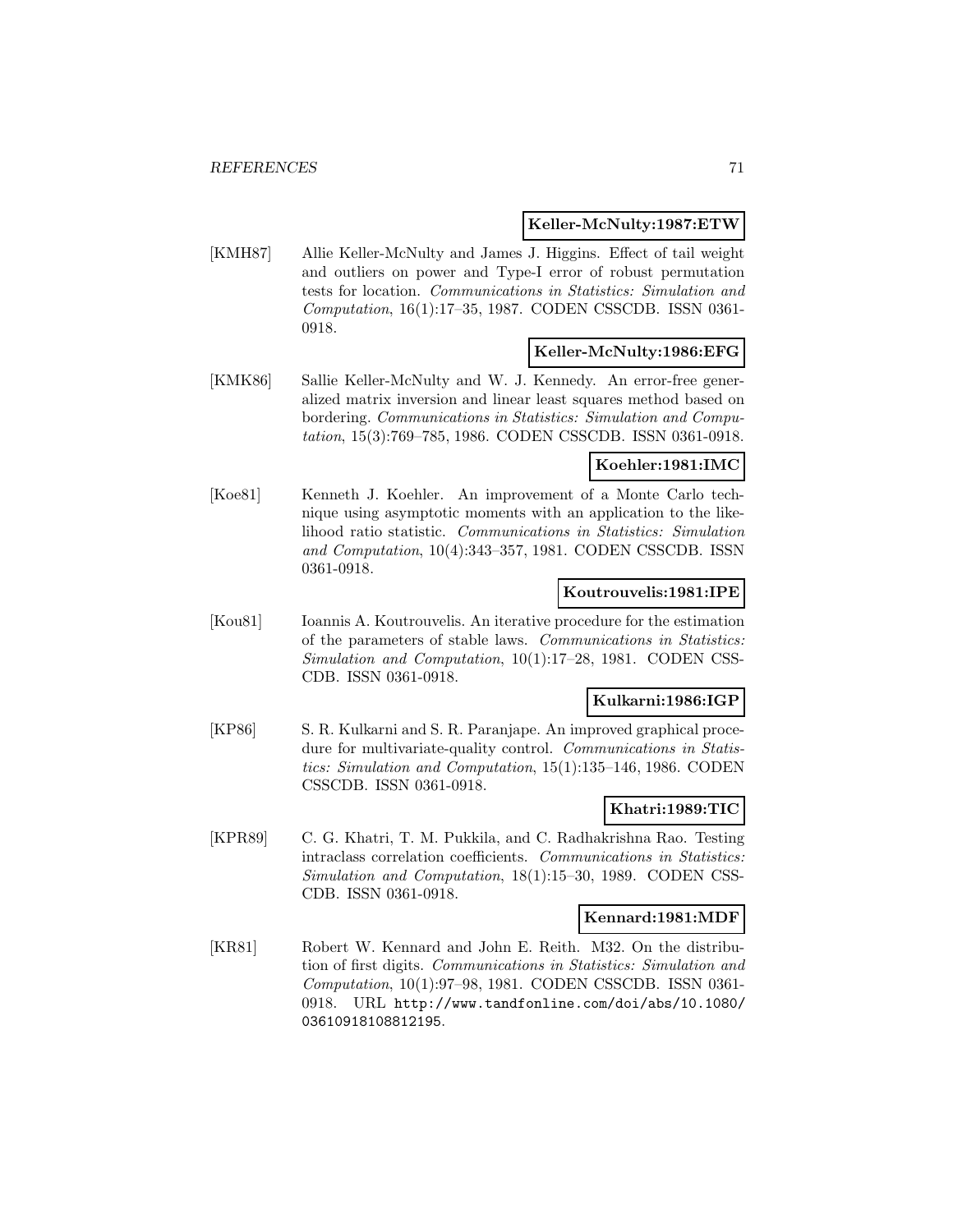**Keller-McNulty:1987:ETW**

[KMH87] Allie Keller-McNulty and James J. Higgins. Effect of tail weight and outliers on power and Type-I error of robust permutation tests for location. *Communications in Statistics: Simulation and Computation*, 16(1):17–35, 1987. CODEN CSSCDB. ISSN 0361-0918.

**Keller-McNulty:1986:EFG**

[KMK86] Sallie Keller-McNulty and W. J. Kennedy. An error-free generalized matrix inversion and linear least squares method based on bordering. *Communications in Statistics: Simulation and Computation*, 15(3):769–785, 1986. CODEN CSSCDB. ISSN 0361-0918.

**Koehler:1981:IMC**

[Koe81] Kenneth J. Koehler. An improvement of a Monte Carlo technique using asymptotic moments with an application to the likelihood ratio statistic. *Communications in Statistics: Simulation and Computation*, 10(4):343–357, 1981. CODEN CSSCDB. ISSN 0361-0918.

**Koutrouvelis:1981:IPE**

[Kou81] Ioannis A. Koutrouvelis. An iterative procedure for the estimation of the parameters of stable laws. *Communications in Statistics: Simulation and Computation*, 10(1):17–28, 1981. CODEN CSSCDB. ISSN 0361-0918.

**Kulkarni:1986:IGP**

[KP86] S. R. Kulkarni and S. R. Paranjape. An improved graphical procedure for multivariate-quality control. *Communications in Statistics: Simulation and Computation*, 15(1):135–146, 1986. CODEN CSSCDB. ISSN 0361-0918.

**Khatri:1989:TIC**

[KPR89] C. G. Khatri, T. M. Pukkila, and C. Radhakrishna Rao. Testing intraclass correlation coefficients. *Communications in Statistics: Simulation and Computation*, 18(1):15–30, 1989. CODEN CSSCDB. ISSN 0361-0918.

**Kennard:1981:MDF**

[KR81] Robert W. Kennard and John E. Reith. M32. On the distribution of first digits. *Communications in Statistics: Simulation and Computation*, 10(1):97–98, 1981. CODEN CSSCDB. ISSN 0361-0918. URL http://www.tandfonline.com/doi/abs/10.1080/03610918108812195.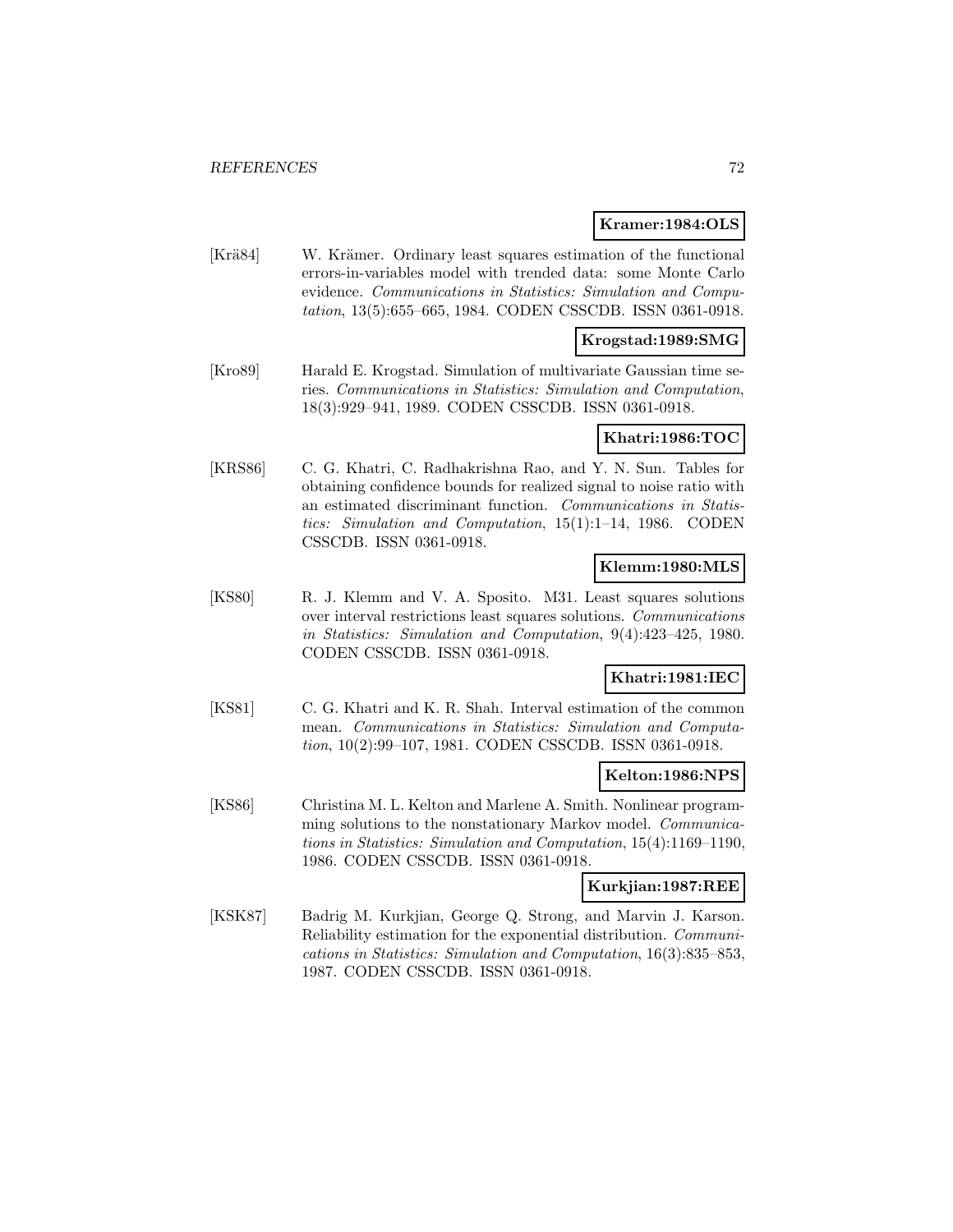**Kramer:1984:OLS**

[Krä84] W. Krämer. Ordinary least squares estimation of the functional errors-in-variables model with trended data: some Monte Carlo evidence. *Communications in Statistics: Simulation and Computation*, 13(5):655–665, 1984. CODEN CSSCDB. ISSN 0361-0918.

**Krogstad:1989:SMG**

[Kro89] Harald E. Krogstad. Simulation of multivariate Gaussian time series. *Communications in Statistics: Simulation and Computation*, 18(3):929–941, 1989. CODEN CSSCDB. ISSN 0361-0918.

**Khatri:1986:TOC**

[KRS86] C. G. Khatri, C. Radhakrishna Rao, and Y. N. Sun. Tables for obtaining confidence bounds for realized signal to noise ratio with an estimated discriminant function. *Communications in Statistics: Simulation and Computation*, 15(1):1–14, 1986. CODEN CSSCDB. ISSN 0361-0918.

**Klemm:1980:MLS**

[KS80] R. J. Klemm and V. A. Sposito. M31. Least squares solutions over interval restrictions least squares solutions. *Communications in Statistics: Simulation and Computation*, 9(4):423–425, 1980. CODEN CSSCDB. ISSN 0361-0918.

**Khatri:1981:IEC**

[KS81] C. G. Khatri and K. R. Shah. Interval estimation of the common mean. *Communications in Statistics: Simulation and Computation*, 10(2):99–107, 1981. CODEN CSSCDB. ISSN 0361-0918.

**Kelton:1986:NPS**

[KS86] Christina M. L. Kelton and Marlene A. Smith. Nonlinear programming solutions to the nonstationary Markov model. *Communications in Statistics: Simulation and Computation*, 15(4):1169–1190, 1986. CODEN CSSCDB. ISSN 0361-0918.

**Kurkjian:1987:REE**

[KSK87] Badrig M. Kurkjian, George Q. Strong, and Marvin J. Karson. Reliability estimation for the exponential distribution. *Communications in Statistics: Simulation and Computation*, 16(3):835–853, 1987. CODEN CSSCDB. ISSN 0361-0918.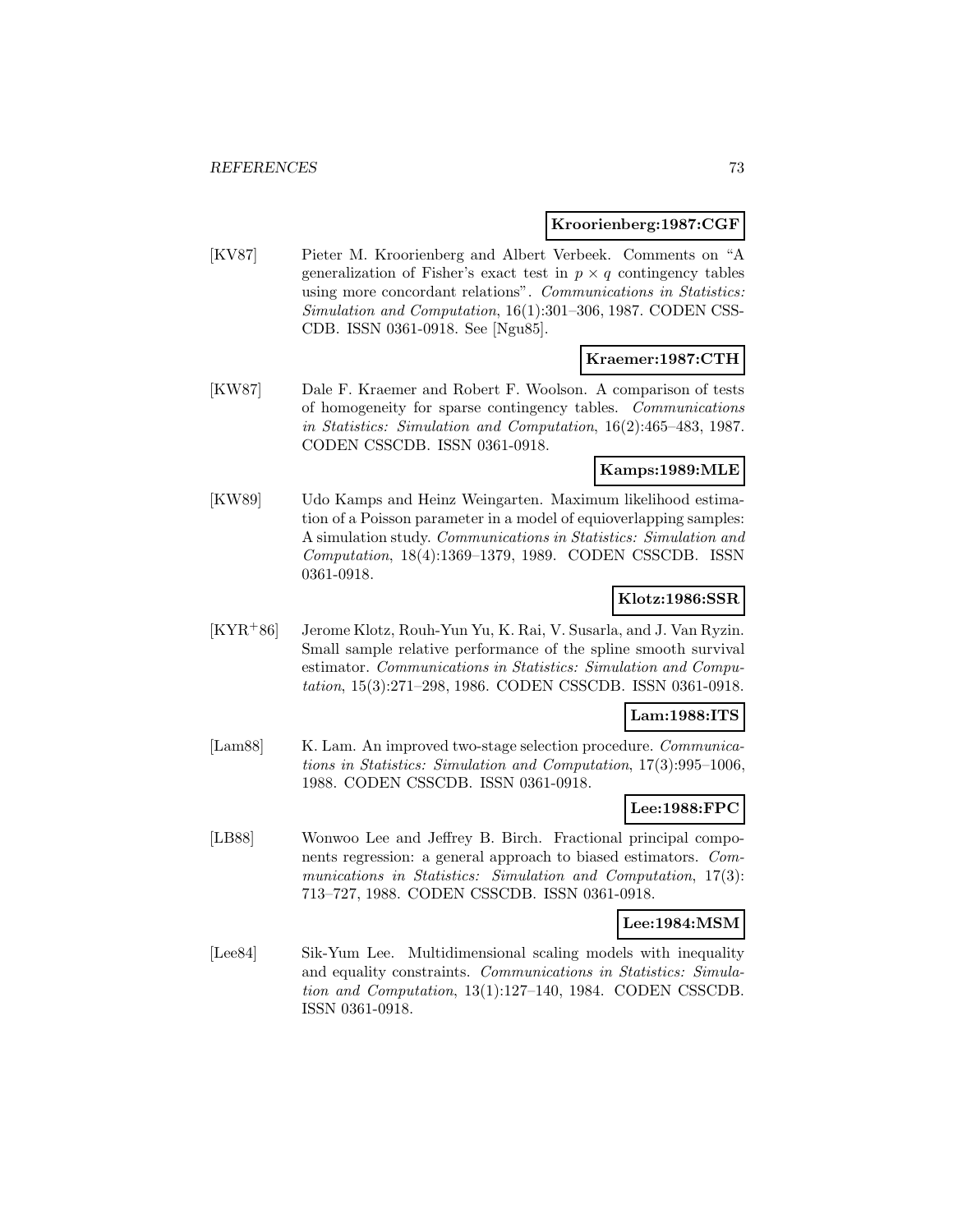**Kroorienberg:1987:CGF**

[KV87] Pieter M. Kroorienberg and Albert Verbeek. Comments on "A generalization of Fisher's exact test in $p \times q$ contingency tables using more concordant relations". *Communications in Statistics: Simulation and Computation*, 16(1):301–306, 1987. CODEN CSSCDB. ISSN 0361-0918. See [Ngu85].

**Kraemer:1987:CTH**

[KW87] Dale F. Kraemer and Robert F. Woolson. A comparison of tests of homogeneity for sparse contingency tables. *Communications in Statistics: Simulation and Computation*, 16(2):465–483, 1987. CODEN CSSCDB. ISSN 0361-0918.

**Kamps:1989:MLE**

[KW89] Udo Kamps and Heinz Weingarten. Maximum likelihood estimation of a Poisson parameter in a model of equioverlapping samples: A simulation study. *Communications in Statistics: Simulation and Computation*, 18(4):1369–1379, 1989. CODEN CSSCDB. ISSN 0361-0918.

**Klotz:1986:SSR**

[KYR+86] Jerome Klotz, Rouh-Yun Yu, K. Rai, V. Susarla, and J. Van Ryzin. Small sample relative performance of the spline smooth survival estimator. *Communications in Statistics: Simulation and Computation*, 15(3):271–298, 1986. CODEN CSSCDB. ISSN 0361-0918.

**Lam:1988:ITS**

[Lam88] K. Lam. An improved two-stage selection procedure. *Communications in Statistics: Simulation and Computation*, 17(3):995–1006, 1988. CODEN CSSCDB. ISSN 0361-0918.

**Lee:1988:FPC**

[LB88] Wonwoo Lee and Jeffrey B. Birch. Fractional principal components regression: a general approach to biased estimators. *Communications in Statistics: Simulation and Computation*, 17(3): 713–727, 1988. CODEN CSSCDB. ISSN 0361-0918.

**Lee:1984:MSM**

[Lee84] Sik-Yum Lee. Multidimensional scaling models with inequality and equality constraints. *Communications in Statistics: Simulation and Computation*, 13(1):127–140, 1984. CODEN CSSCDB. ISSN 0361-0918.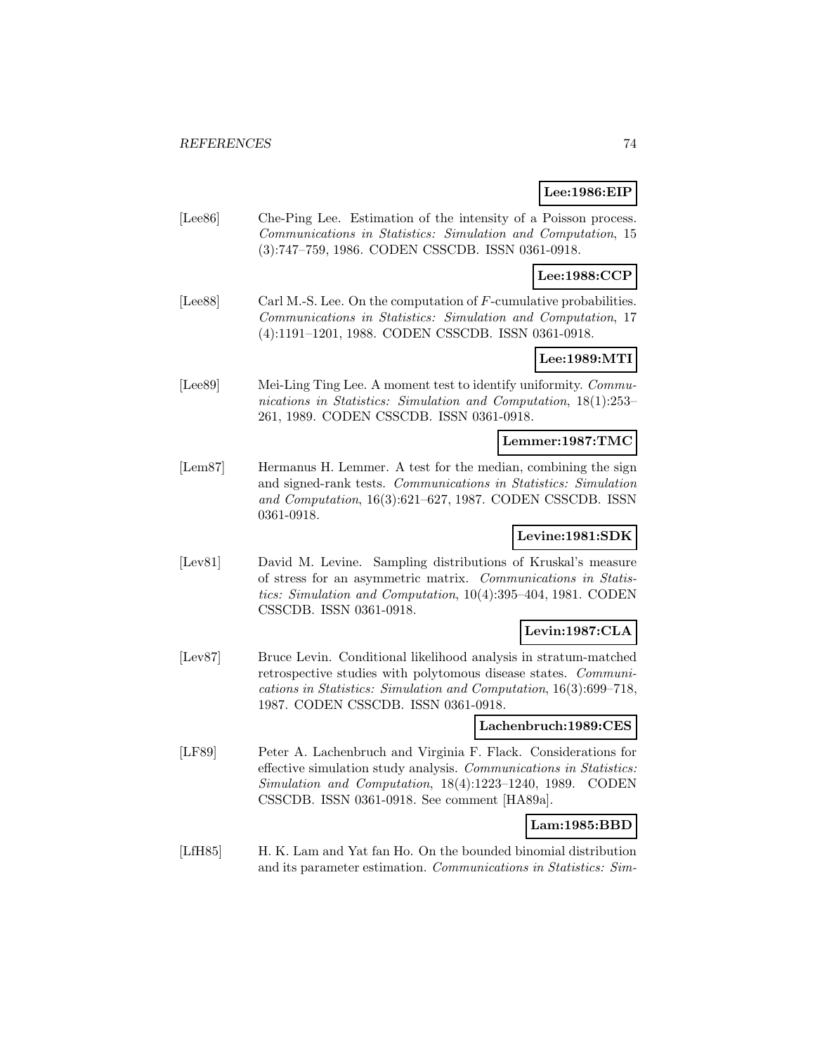**Lee:1986:EIP**

[Lee86] Che-Ping Lee. Estimation of the intensity of a Poisson process. *Communications in Statistics: Simulation and Computation*, 15 (3):747–759, 1986. CODEN CSSCDB. ISSN 0361-0918.

**Lee:1988:CCP**

[Lee88] Carl M.-S. Lee. On the computation of $F$-cumulative probabilities. *Communications in Statistics: Simulation and Computation*, 17 (4):1191–1201, 1988. CODEN CSSCDB. ISSN 0361-0918.

**Lee:1989:MTI**

[Lee89] Mei-Ling Ting Lee. A moment test to identify uniformity. *Communications in Statistics: Simulation and Computation*, 18(1):253–261, 1989. CODEN CSSCDB. ISSN 0361-0918.

**Lemmer:1987:TMC**

[Lem87] Hermanus H. Lemmer. A test for the median, combining the sign and signed-rank tests. *Communications in Statistics: Simulation and Computation*, 16(3):621–627, 1987. CODEN CSSCDB. ISSN 0361-0918.

**Levine:1981:SDK**

[Lev81] David M. Levine. Sampling distributions of Kruskal's measure of stress for an asymmetric matrix. *Communications in Statistics: Simulation and Computation*, 10(4):395–404, 1981. CODEN CSSCDB. ISSN 0361-0918.

**Levin:1987:CLA**

[Lev87] Bruce Levin. Conditional likelihood analysis in stratum-matched retrospective studies with polytomous disease states. *Communications in Statistics: Simulation and Computation*, 16(3):699–718, 1987. CODEN CSSCDB. ISSN 0361-0918.

**Lachenbruch:1989:CES**

[LF89] Peter A. Lachenbruch and Virginia F. Flack. Considerations for effective simulation study analysis. *Communications in Statistics: Simulation and Computation*, 18(4):1223–1240, 1989. CODEN CSSCDB. ISSN 0361-0918. See comment [HA89a].

**Lam:1985:BBD**

[LfH85] H. K. Lam and Yat fan Ho. On the bounded binomial distribution and its parameter estimation. *Communications in Statistics: Sim-*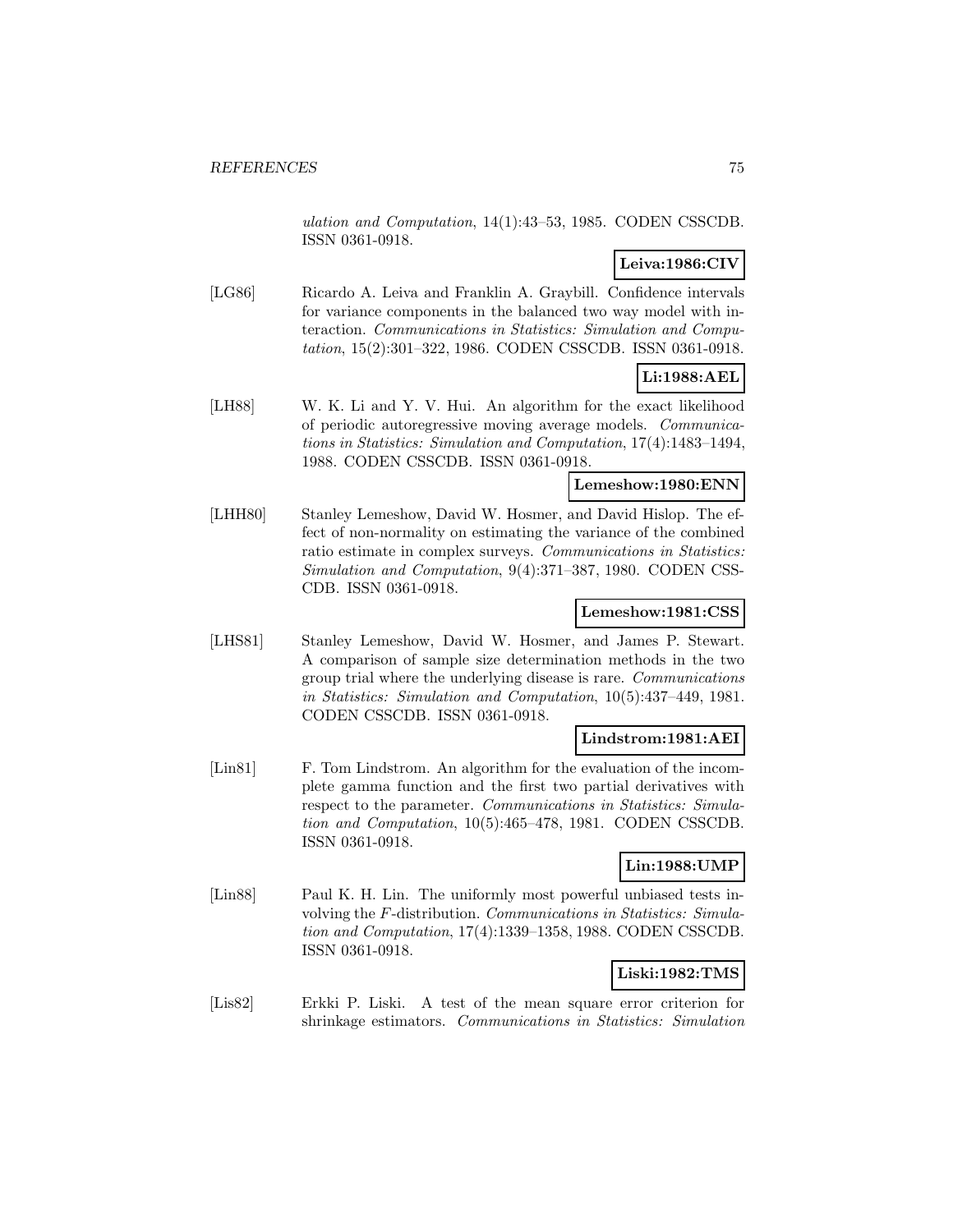*ulation and Computation*, 14(1):43–53, 1985. CODEN CSSCDB. ISSN 0361-0918.

**Leiva:1986:CIV**

[LG86] Ricardo A. Leiva and Franklin A. Graybill. Confidence intervals for variance components in the balanced two way model with interaction. *Communications in Statistics: Simulation and Computation*, 15(2):301–322, 1986. CODEN CSSCDB. ISSN 0361-0918.

**Li:1988:AEL**

[LH88] W. K. Li and Y. V. Hui. An algorithm for the exact likelihood of periodic autoregressive moving average models. *Communications in Statistics: Simulation and Computation*, 17(4):1483–1494, 1988. CODEN CSSCDB. ISSN 0361-0918.

**Lemeshow:1980:ENN**

[LHH80] Stanley Lemeshow, David W. Hosmer, and David Hislop. The effect of non-normality on estimating the variance of the combined ratio estimate in complex surveys. *Communications in Statistics: Simulation and Computation*, 9(4):371–387, 1980. CODEN CSSCDB. ISSN 0361-0918.

**Lemeshow:1981:CSS**

[LHS81] Stanley Lemeshow, David W. Hosmer, and James P. Stewart. A comparison of sample size determination methods in the two group trial where the underlying disease is rare. *Communications in Statistics: Simulation and Computation*, 10(5):437–449, 1981. CODEN CSSCDB. ISSN 0361-0918.

**Lindstrom:1981:AEI**

[Lin81] F. Tom Lindstrom. An algorithm for the evaluation of the incomplete gamma function and the first two partial derivatives with respect to the parameter. *Communications in Statistics: Simulation and Computation*, 10(5):465–478, 1981. CODEN CSSCDB. ISSN 0361-0918.

**Lin:1988:UMP**

[Lin88] Paul K. H. Lin. The uniformly most powerful unbiased tests involving the $F$-distribution. *Communications in Statistics: Simulation and Computation*, 17(4):1339–1358, 1988. CODEN CSSCDB. ISSN 0361-0918.

**Liski:1982:TMS**

[Lis82] Erkki P. Liski. A test of the mean square error criterion for shrinkage estimators. *Communications in Statistics: Simulation*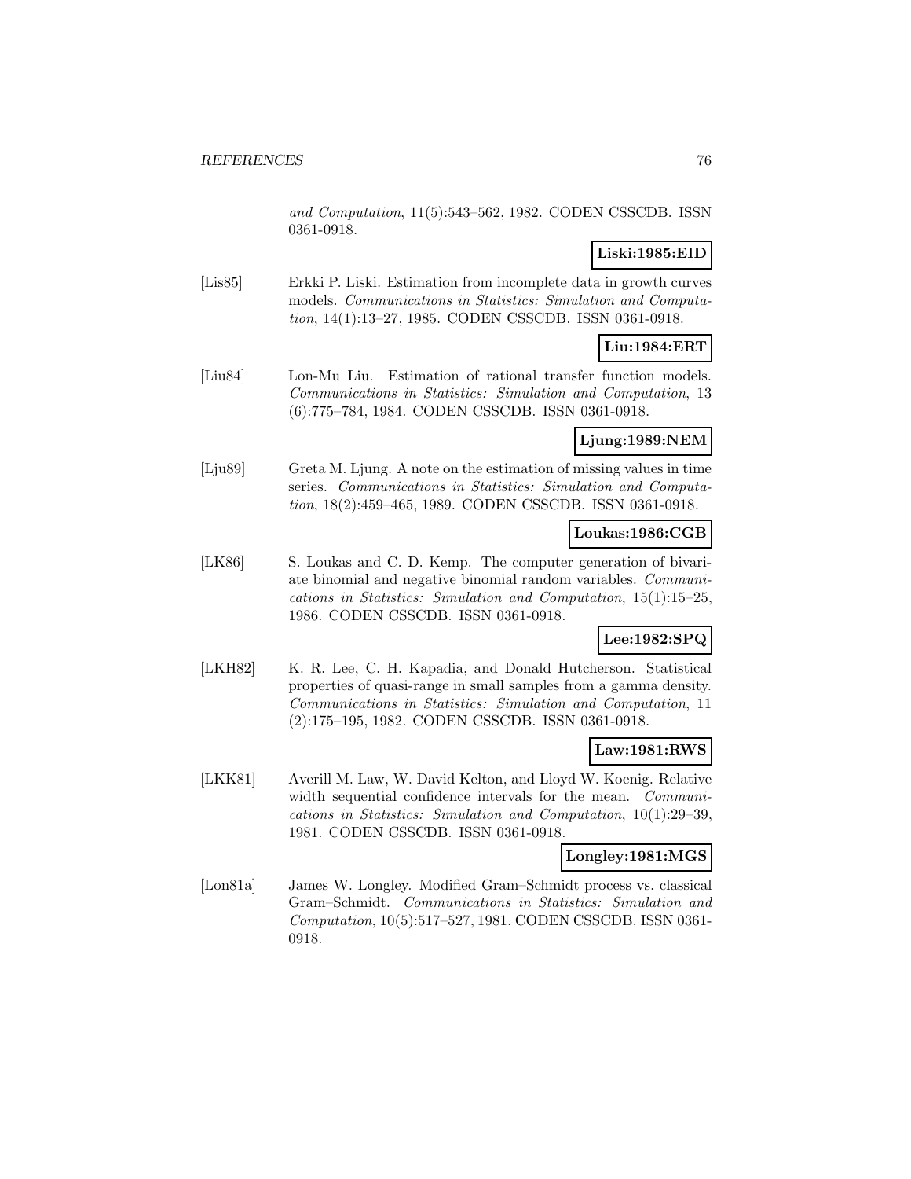*and Computation*, 11(5):543–562, 1982. CODEN CSSCDB. ISSN 0361-0918.

**Liski:1985:EID**

[Lis85] Erkki P. Liski. Estimation from incomplete data in growth curves models. *Communications in Statistics: Simulation and Computation*, 14(1):13–27, 1985. CODEN CSSCDB. ISSN 0361-0918.

**Liu:1984:ERT**

[Liu84] Lon-Mu Liu. Estimation of rational transfer function models. *Communications in Statistics: Simulation and Computation*, 13 (6):775–784, 1984. CODEN CSSCDB. ISSN 0361-0918.

**Ljung:1989:NEM**

[Lju89] Greta M. Ljung. A note on the estimation of missing values in time series. *Communications in Statistics: Simulation and Computation*, 18(2):459–465, 1989. CODEN CSSCDB. ISSN 0361-0918.

**Loukas:1986:CGB**

[LK86] S. Loukas and C. D. Kemp. The computer generation of bivariate binomial and negative binomial random variables. *Communications in Statistics: Simulation and Computation*, 15(1):15–25, 1986. CODEN CSSCDB. ISSN 0361-0918.

**Lee:1982:SPQ**

[LKH82] K. R. Lee, C. H. Kapadia, and Donald Hutcherson. Statistical properties of quasi-range in small samples from a gamma density. *Communications in Statistics: Simulation and Computation*, 11 (2):175–195, 1982. CODEN CSSCDB. ISSN 0361-0918.

**Law:1981:RWS**

[LKK81] Averill M. Law, W. David Kelton, and Lloyd W. Koenig. Relative width sequential confidence intervals for the mean. *Communications in Statistics: Simulation and Computation*, 10(1):29–39, 1981. CODEN CSSCDB. ISSN 0361-0918.

**Longley:1981:MGS**

[Lon81a] James W. Longley. Modified Gram–Schmidt process vs. classical Gram–Schmidt. *Communications in Statistics: Simulation and Computation*, 10(5):517–527, 1981. CODEN CSSCDB. ISSN 0361-0918.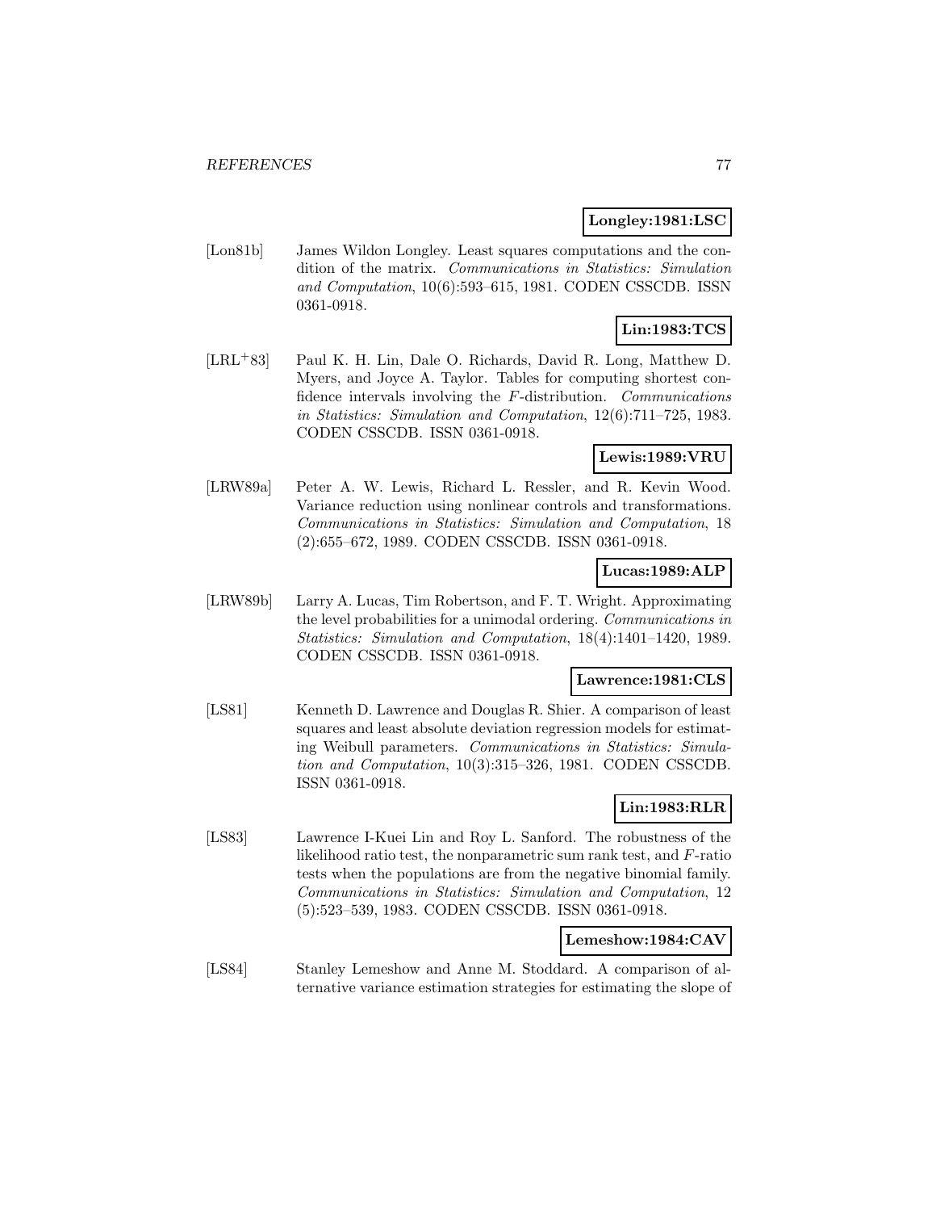**Longley:1981:LSC**

[Lon81b] James Wildon Longley. Least squares computations and the condition of the matrix. *Communications in Statistics: Simulation and Computation*, 10(6):593–615, 1981. CODEN CSSCDB. ISSN 0361-0918.

**Lin:1983:TCS**

[LRL+83] Paul K. H. Lin, Dale O. Richards, David R. Long, Matthew D. Myers, and Joyce A. Taylor. Tables for computing shortest confidence intervals involving the $F$-distribution. *Communications in Statistics: Simulation and Computation*, 12(6):711–725, 1983. CODEN CSSCDB. ISSN 0361-0918.

**Lewis:1989:VRU**

[LRW89a] Peter A. W. Lewis, Richard L. Ressler, and R. Kevin Wood. Variance reduction using nonlinear controls and transformations. *Communications in Statistics: Simulation and Computation*, 18 (2):655–672, 1989. CODEN CSSCDB. ISSN 0361-0918.

**Lucas:1989:ALP**

[LRW89b] Larry A. Lucas, Tim Robertson, and F. T. Wright. Approximating the level probabilities for a unimodal ordering. *Communications in Statistics: Simulation and Computation*, 18(4):1401–1420, 1989. CODEN CSSCDB. ISSN 0361-0918.

**Lawrence:1981:CLS**

[LS81] Kenneth D. Lawrence and Douglas R. Shier. A comparison of least squares and least absolute deviation regression models for estimating Weibull parameters. *Communications in Statistics: Simulation and Computation*, 10(3):315–326, 1981. CODEN CSSCDB. ISSN 0361-0918.

**Lin:1983:RLR**

[LS83] Lawrence I-Kuei Lin and Roy L. Sanford. The robustness of the likelihood ratio test, the nonparametric sum rank test, and $F$-ratio tests when the populations are from the negative binomial family. *Communications in Statistics: Simulation and Computation*, 12 (5):523–539, 1983. CODEN CSSCDB. ISSN 0361-0918.

**Lemeshow:1984:CAV**

[LS84] Stanley Lemeshow and Anne M. Stoddard. A comparison of alternative variance estimation strategies for estimating the slope of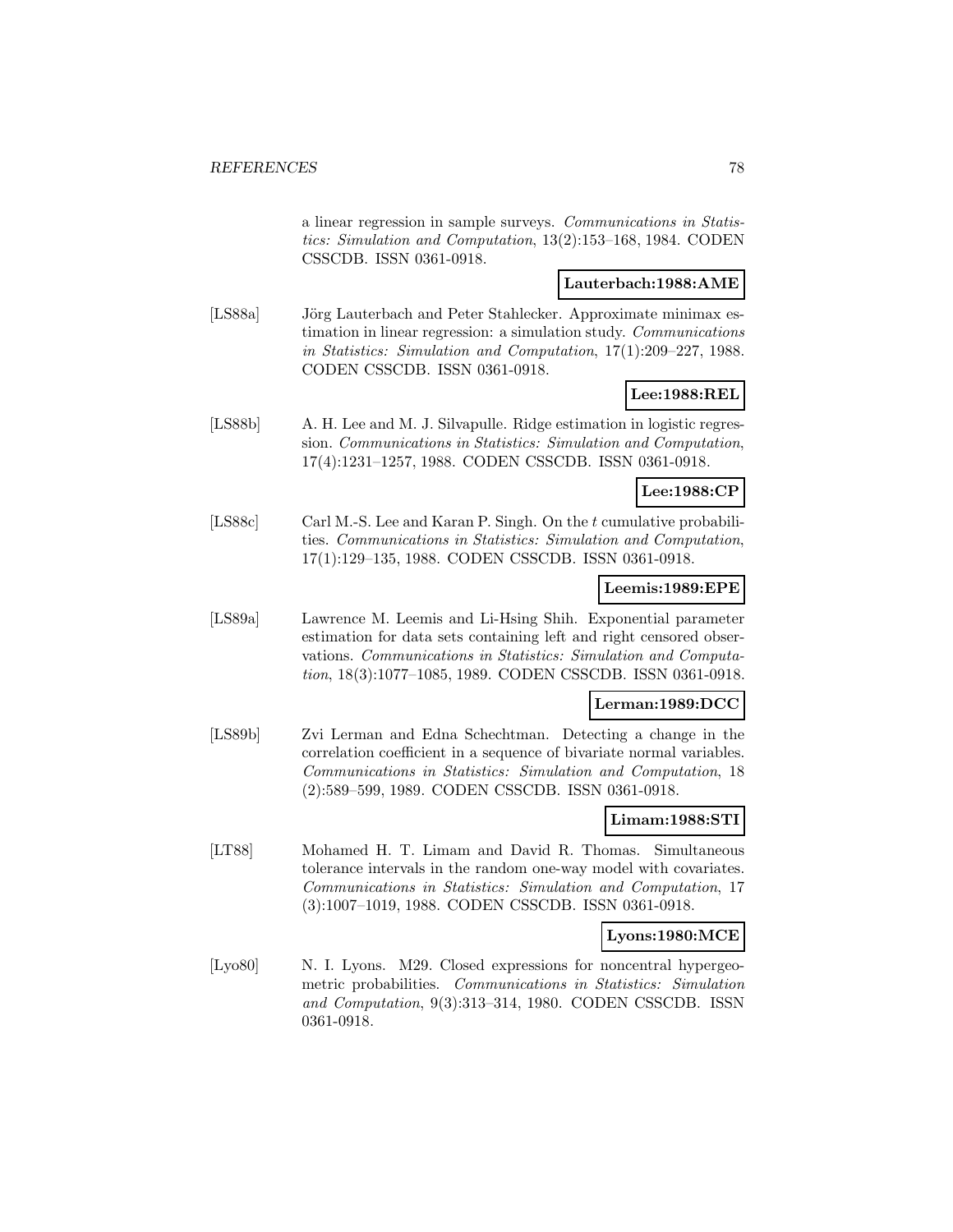a linear regression in sample surveys. *Communications in Statistics: Simulation and Computation*, 13(2):153–168, 1984. CODEN CSSCDB. ISSN 0361-0918.

**Lauterbach:1988:AME**

[LS88a] Jörg Lauterbach and Peter Stahlecker. Approximate minimax estimation in linear regression: a simulation study. *Communications in Statistics: Simulation and Computation*, 17(1):209–227, 1988. CODEN CSSCDB. ISSN 0361-0918.

**Lee:1988:REL**

[LS88b] A. H. Lee and M. J. Silvapulle. Ridge estimation in logistic regression. *Communications in Statistics: Simulation and Computation*, 17(4):1231–1257, 1988. CODEN CSSCDB. ISSN 0361-0918.

**Lee:1988:CP**

[LS88c] Carl M.-S. Lee and Karan P. Singh. On the $t$ cumulative probabilities. *Communications in Statistics: Simulation and Computation*, 17(1):129–135, 1988. CODEN CSSCDB. ISSN 0361-0918.

**Leemis:1989:EPE**

[LS89a] Lawrence M. Leemis and Li-Hsing Shih. Exponential parameter estimation for data sets containing left and right censored observations. *Communications in Statistics: Simulation and Computation*, 18(3):1077–1085, 1989. CODEN CSSCDB. ISSN 0361-0918.

**Lerman:1989:DCC**

[LS89b] Zvi Lerman and Edna Schechtman. Detecting a change in the correlation coefficient in a sequence of bivariate normal variables. *Communications in Statistics: Simulation and Computation*, 18 (2):589–599, 1989. CODEN CSSCDB. ISSN 0361-0918.

**Limam:1988:STI**

[LT88] Mohamed H. T. Limam and David R. Thomas. Simultaneous tolerance intervals in the random one-way model with covariates. *Communications in Statistics: Simulation and Computation*, 17 (3):1007–1019, 1988. CODEN CSSCDB. ISSN 0361-0918.

**Lyons:1980:MCE**

[Lyo80] N. I. Lyons. M29. Closed expressions for noncentral hypergeometric probabilities. *Communications in Statistics: Simulation and Computation*, 9(3):313–314, 1980. CODEN CSSCDB. ISSN 0361-0918.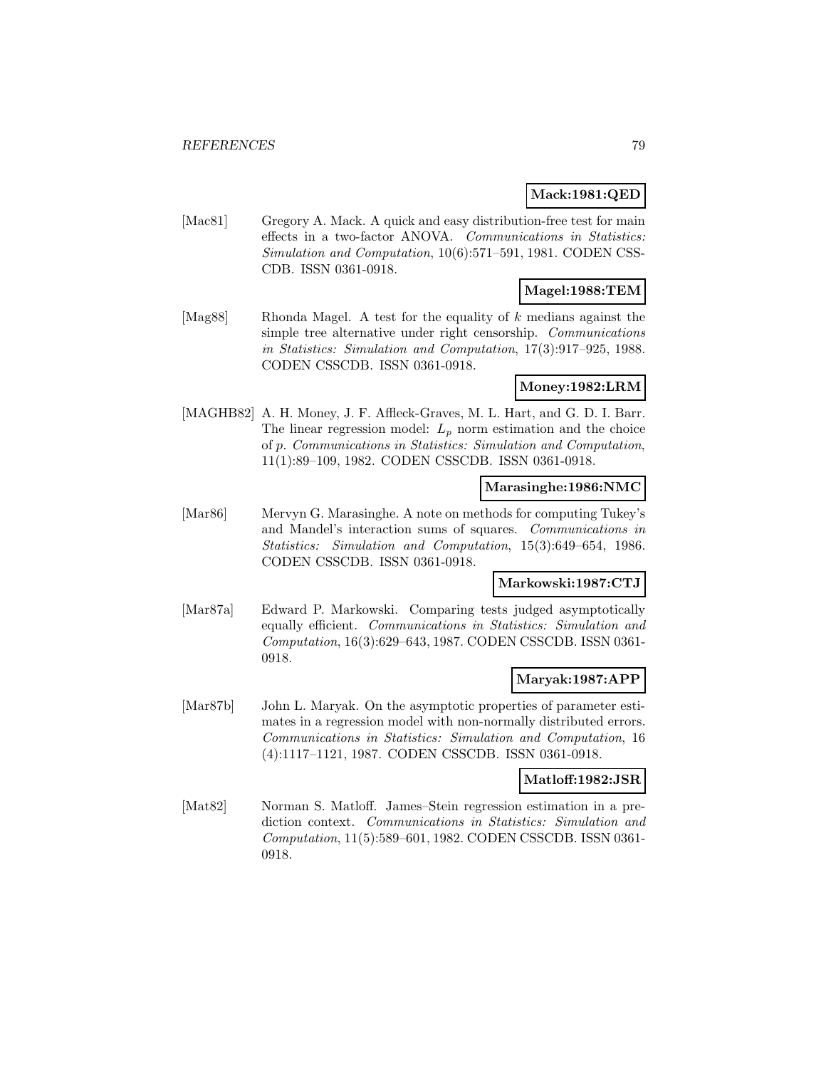**Mack:1981:QED**

[Mac81] Gregory A. Mack. A quick and easy distribution-free test for main effects in a two-factor ANOVA. *Communications in Statistics: Simulation and Computation*, 10(6):571–591, 1981. CODEN CSSCDB. ISSN 0361-0918.

**Magel:1988:TEM**

[Mag88] Rhonda Magel. A test for the equality of $k$ medians against the simple tree alternative under right censorship. *Communications in Statistics: Simulation and Computation*, 17(3):917–925, 1988. CODEN CSSCDB. ISSN 0361-0918.

**Money:1982:LRM**

[MAGHB82] A. H. Money, J. F. Affleck-Graves, M. L. Hart, and G. D. I. Barr. The linear regression model: $L_p$ norm estimation and the choice of $p$. *Communications in Statistics: Simulation and Computation*, 11(1):89–109, 1982. CODEN CSSCDB. ISSN 0361-0918.

**Marasinghe:1986:NMC**

[Mar86] Mervyn G. Marasinghe. A note on methods for computing Tukey's and Mandel's interaction sums of squares. *Communications in Statistics: Simulation and Computation*, 15(3):649–654, 1986. CODEN CSSCDB. ISSN 0361-0918.

**Markowski:1987:CTJ**

[Mar87a] Edward P. Markowski. Comparing tests judged asymptotically equally efficient. *Communications in Statistics: Simulation and Computation*, 16(3):629–643, 1987. CODEN CSSCDB. ISSN 0361-0918.

**Maryak:1987:APP**

[Mar87b] John L. Maryak. On the asymptotic properties of parameter estimates in a regression model with non-normally distributed errors. *Communications in Statistics: Simulation and Computation*, 16 (4):1117–1121, 1987. CODEN CSSCDB. ISSN 0361-0918.

**Matloff:1982:JSR**

[Mat82] Norman S. Matloff. James–Stein regression estimation in a prediction context. *Communications in Statistics: Simulation and Computation*, 11(5):589–601, 1982. CODEN CSSCDB. ISSN 0361-0918.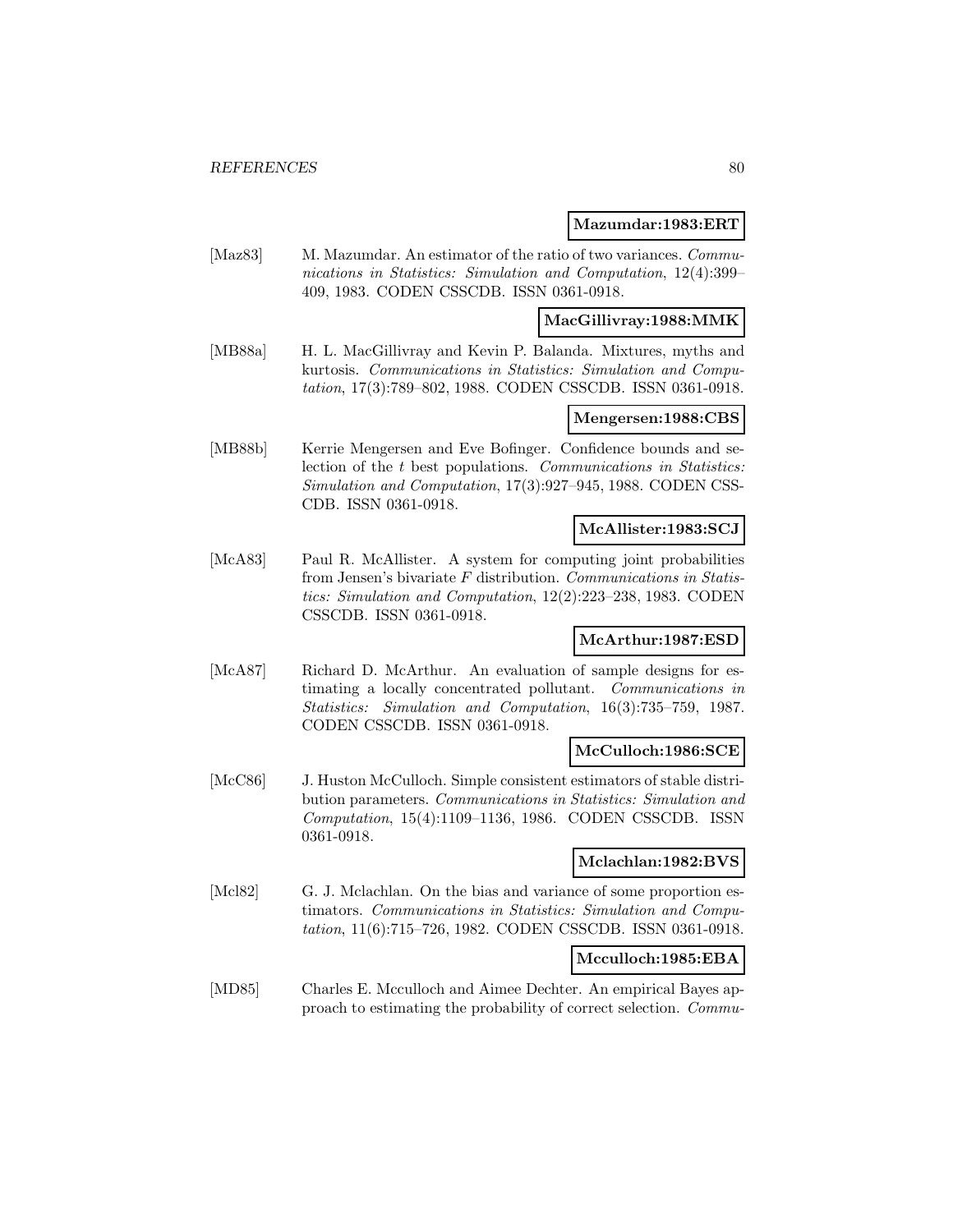**Mazumdar:1983:ERT**

[Maz83] M. Mazumdar. An estimator of the ratio of two variances. *Communications in Statistics: Simulation and Computation*, 12(4):399–409, 1983. CODEN CSSCDB. ISSN 0361-0918.

**MacGillivray:1988:MMK**

[MB88a] H. L. MacGillivray and Kevin P. Balanda. Mixtures, myths and kurtosis. *Communications in Statistics: Simulation and Computation*, 17(3):789–802, 1988. CODEN CSSCDB. ISSN 0361-0918.

**Mengersen:1988:CBS**

[MB88b] Kerrie Mengersen and Eve Bofinger. Confidence bounds and selection of the $t$ best populations. *Communications in Statistics: Simulation and Computation*, 17(3):927–945, 1988. CODEN CSSCDB. ISSN 0361-0918.

**McAllister:1983:SCJ**

[McA83] Paul R. McAllister. A system for computing joint probabilities from Jensen's bivariate $F$ distribution. *Communications in Statistics: Simulation and Computation*, 12(2):223–238, 1983. CODEN CSSCDB. ISSN 0361-0918.

**McArthur:1987:ESD**

[McA87] Richard D. McArthur. An evaluation of sample designs for estimating a locally concentrated pollutant. *Communications in Statistics: Simulation and Computation*, 16(3):735–759, 1987. CODEN CSSCDB. ISSN 0361-0918.

**McCulloch:1986:SCE**

[McC86] J. Huston McCulloch. Simple consistent estimators of stable distribution parameters. *Communications in Statistics: Simulation and Computation*, 15(4):1109–1136, 1986. CODEN CSSCDB. ISSN 0361-0918.

**Mclachlan:1982:BVS**

[Mcl82] G. J. Mclachlan. On the bias and variance of some proportion estimators. *Communications in Statistics: Simulation and Computation*, 11(6):715–726, 1982. CODEN CSSCDB. ISSN 0361-0918.

**Mcculloch:1985:EBA**

[MD85] Charles E. Mcculloch and Aimee Dechter. An empirical Bayes approach to estimating the probability of correct selection. *Commu-*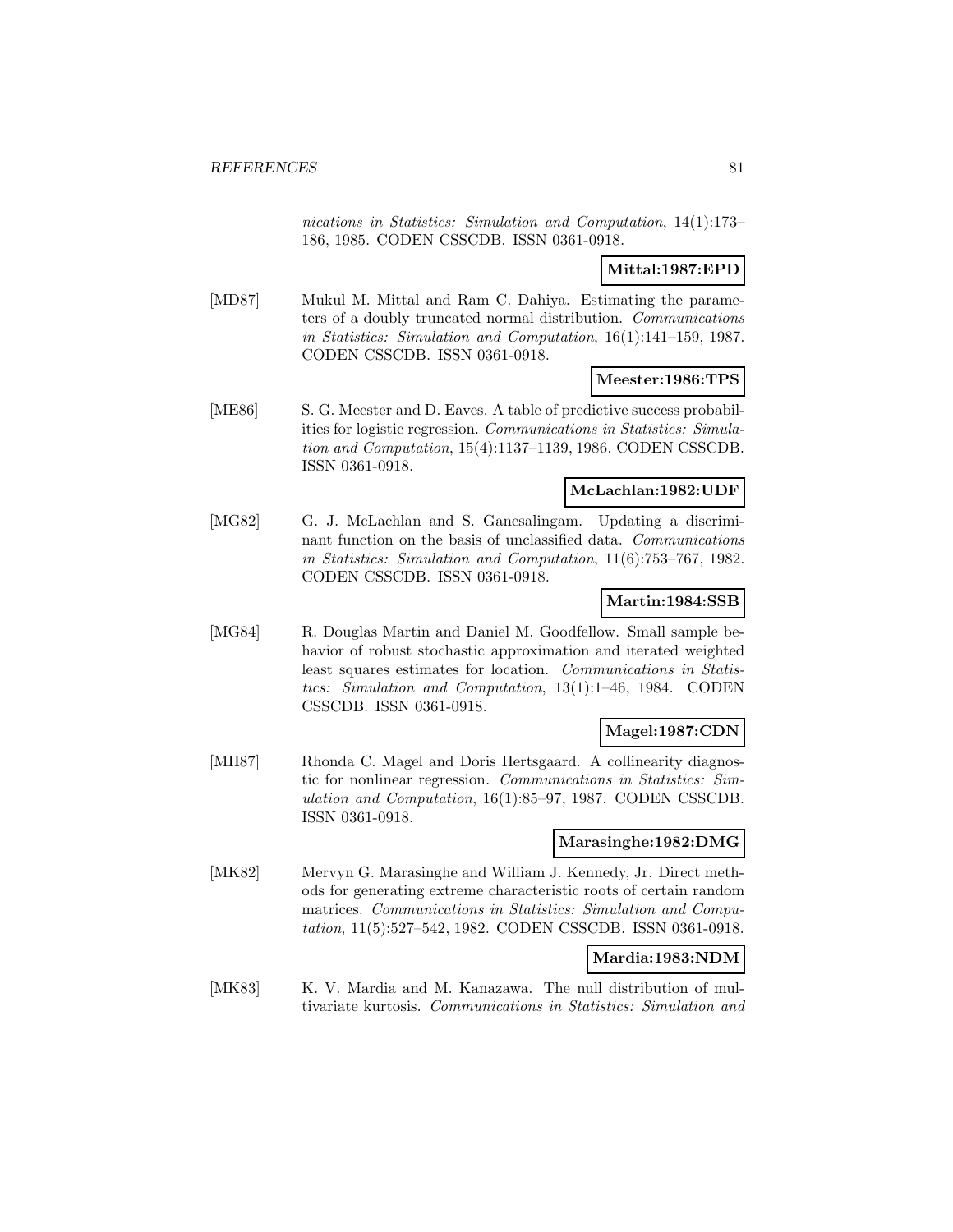*nications in Statistics: Simulation and Computation*, 14(1):173–186, 1985. CODEN CSSCDB. ISSN 0361-0918.

**Mittal:1987:EPD**

[MD87] Mukul M. Mittal and Ram C. Dahiya. Estimating the parameters of a doubly truncated normal distribution. *Communications in Statistics: Simulation and Computation*, 16(1):141–159, 1987. CODEN CSSCDB. ISSN 0361-0918.

**Meester:1986:TPS**

[ME86] S. G. Meester and D. Eaves. A table of predictive success probabilities for logistic regression. *Communications in Statistics: Simulation and Computation*, 15(4):1137–1139, 1986. CODEN CSSCDB. ISSN 0361-0918.

**McLachlan:1982:UDF**

[MG82] G. J. McLachlan and S. Ganesalingam. Updating a discriminant function on the basis of unclassified data. *Communications in Statistics: Simulation and Computation*, 11(6):753–767, 1982. CODEN CSSCDB. ISSN 0361-0918.

**Martin:1984:SSB**

[MG84] R. Douglas Martin and Daniel M. Goodfellow. Small sample behavior of robust stochastic approximation and iterated weighted least squares estimates for location. *Communications in Statistics: Simulation and Computation*, 13(1):1–46, 1984. CODEN CSSCDB. ISSN 0361-0918.

**Magel:1987:CDN**

[MH87] Rhonda C. Magel and Doris Hertsgaard. A collinearity diagnostic for nonlinear regression. *Communications in Statistics: Simulation and Computation*, 16(1):85–97, 1987. CODEN CSSCDB. ISSN 0361-0918.

**Marasinghe:1982:DMG**

[MK82] Mervyn G. Marasinghe and William J. Kennedy, Jr. Direct methods for generating extreme characteristic roots of certain random matrices. *Communications in Statistics: Simulation and Computation*, 11(5):527–542, 1982. CODEN CSSCDB. ISSN 0361-0918.

**Mardia:1983:NDM**

[MK83] K. V. Mardia and M. Kanazawa. The null distribution of multivariate kurtosis. *Communications in Statistics: Simulation and*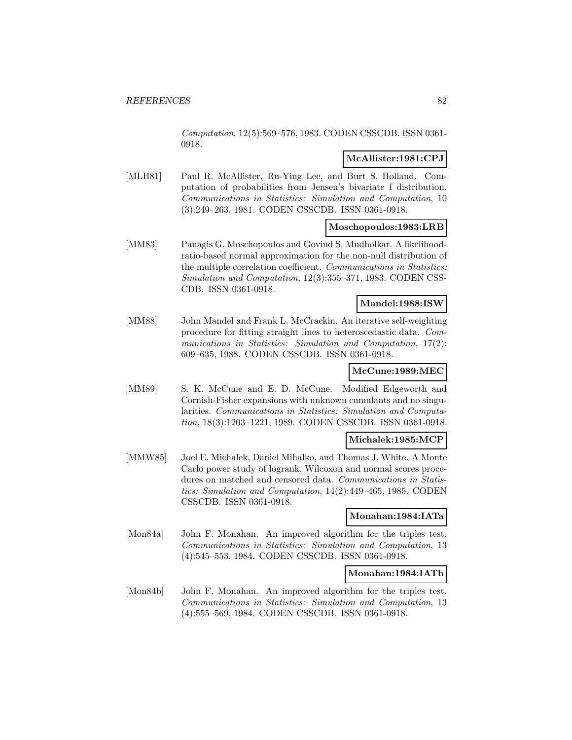*Computation*, 12(5):569–576, 1983. CODEN CSSCDB. ISSN 0361-0918.

**McAllister:1981:CPJ**

[MLH81] Paul R. McAllister, Ru-Ying Lee, and Burt S. Holland. Computation of probabilities from Jensen's bivariate f distribution. *Communications in Statistics: Simulation and Computation*, 10 (3):249–263, 1981. CODEN CSSCDB. ISSN 0361-0918.

**Moschopoulos:1983:LRB**

[MM83] Panagis G. Moschopoulos and Govind S. Mudholkar. A likelihood-ratio-based normal approximation for the non-null distribution of the multiple correlation coefficient. *Communications in Statistics: Simulation and Computation*, 12(3):355–371, 1983. CODEN CSSCDB. ISSN 0361-0918.

**Mandel:1988:ISW**

[MM88] John Mandel and Frank L. McCrackin. An iterative self-weighting procedure for fitting straight lines to heteroscedastic data. *Communications in Statistics: Simulation and Computation*, 17(2): 609–635, 1988. CODEN CSSCDB. ISSN 0361-0918.

**McCune:1989:MEC**

[MM89] S. K. McCune and E. D. McCune. Modified Edgeworth and Cornish-Fisher expansions with unknown cumulants and no singularities. *Communications in Statistics: Simulation and Computation*, 18(3):1203–1221, 1989. CODEN CSSCDB. ISSN 0361-0918.

**Michalek:1985:MCP**

[MMW85] Joel E. Michalek, Daniel Mihalko, and Thomas J. White. A Monte Carlo power study of logrank, Wilcoxon and normal scores procedures on matched and censored data. *Communications in Statistics: Simulation and Computation*, 14(2):449–465, 1985. CODEN CSSCDB. ISSN 0361-0918.

**Monahan:1984:IATa**

[Mon84a] John F. Monahan. An improved algorithm for the triples test. *Communications in Statistics: Simulation and Computation*, 13 (4):545–553, 1984. CODEN CSSCDB. ISSN 0361-0918.

**Monahan:1984:IATb**

[Mon84b] John F. Monahan. An improved algorithm for the triples test. *Communications in Statistics: Simulation and Computation*, 13 (4):555–569, 1984. CODEN CSSCDB. ISSN 0361-0918.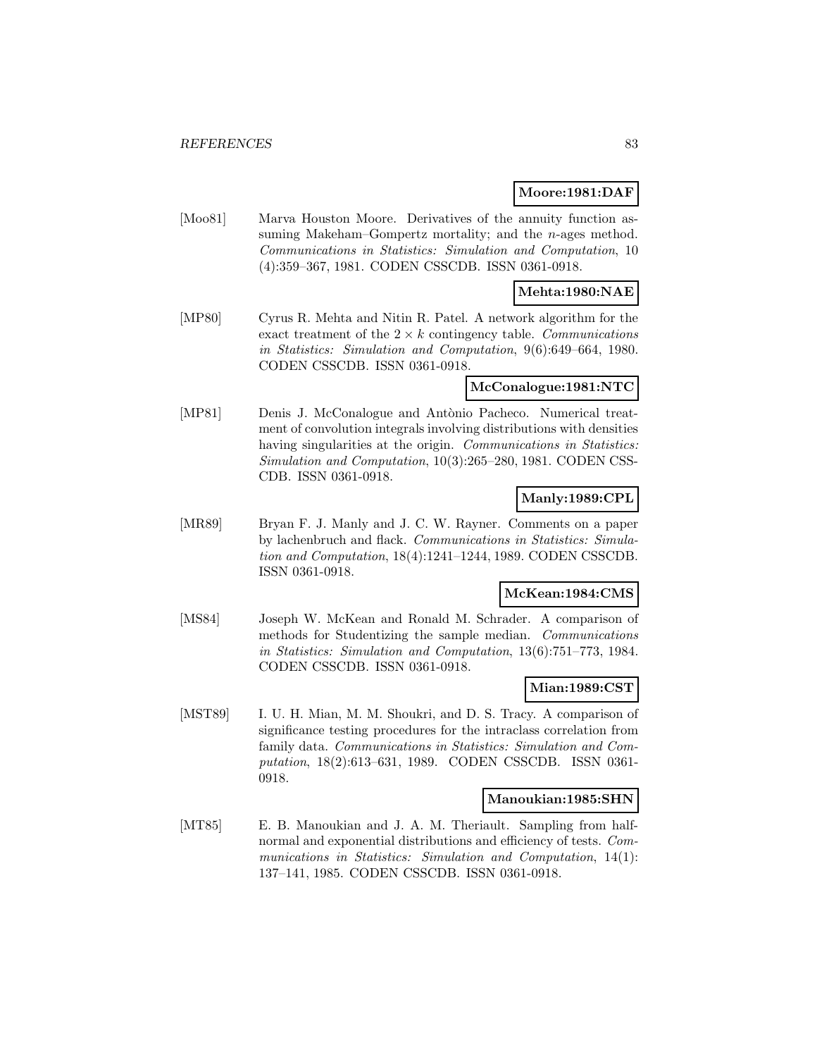**Moore:1981:DAF**

[Moo81] Marva Houston Moore. Derivatives of the annuity function assuming Makeham–Gompertz mortality; and the $n$-ages method. *Communications in Statistics: Simulation and Computation*, 10 (4):359–367, 1981. CODEN CSSCDB. ISSN 0361-0918.

**Mehta:1980:NAE**

[MP80] Cyrus R. Mehta and Nitin R. Patel. A network algorithm for the exact treatment of the $2 \times k$ contingency table. *Communications in Statistics: Simulation and Computation*, 9(6):649–664, 1980. CODEN CSSCDB. ISSN 0361-0918.

**McConalogue:1981:NTC**

[MP81] Denis J. McConalogue and Antònio Pacheco. Numerical treatment of convolution integrals involving distributions with densities having singularities at the origin. *Communications in Statistics: Simulation and Computation*, 10(3):265–280, 1981. CODEN CSSCDB. ISSN 0361-0918.

**Manly:1989:CPL**

[MR89] Bryan F. J. Manly and J. C. W. Rayner. Comments on a paper by lachenbruch and flack. *Communications in Statistics: Simulation and Computation*, 18(4):1241–1244, 1989. CODEN CSSCDB. ISSN 0361-0918.

**McKean:1984:CMS**

[MS84] Joseph W. McKean and Ronald M. Schrader. A comparison of methods for Studentizing the sample median. *Communications in Statistics: Simulation and Computation*, 13(6):751–773, 1984. CODEN CSSCDB. ISSN 0361-0918.

**Mian:1989:CST**

[MST89] I. U. H. Mian, M. M. Shoukri, and D. S. Tracy. A comparison of significance testing procedures for the intraclass correlation from family data. *Communications in Statistics: Simulation and Computation*, 18(2):613–631, 1989. CODEN CSSCDB. ISSN 0361-0918.

**Manoukian:1985:SHN**

[MT85] E. B. Manoukian and J. A. M. Theriault. Sampling from half-normal and exponential distributions and efficiency of tests. *Communications in Statistics: Simulation and Computation*, 14(1): 137–141, 1985. CODEN CSSCDB. ISSN 0361-0918.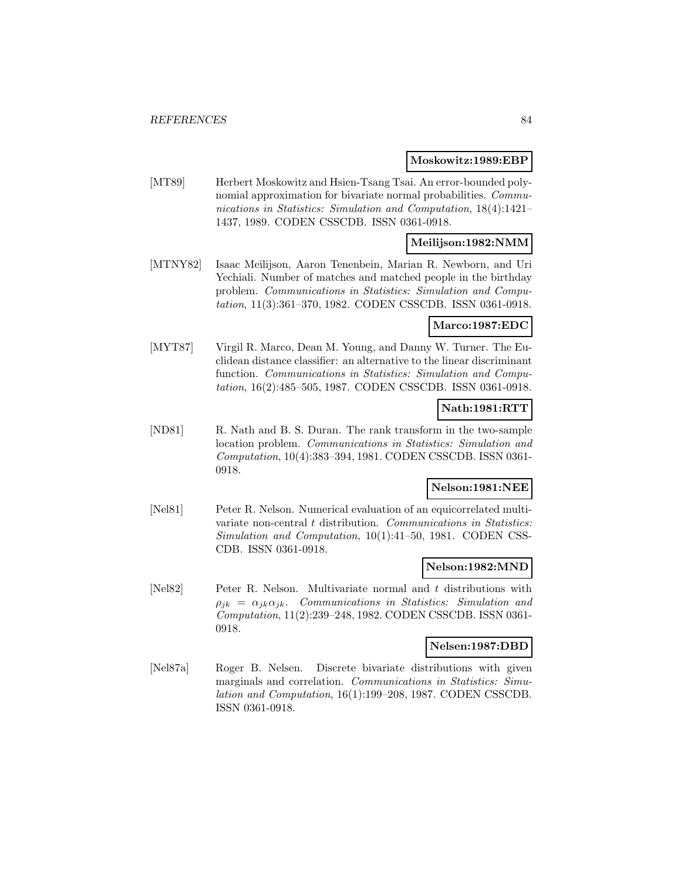**Moskowitz:1989:EBP**

[MT89] Herbert Moskowitz and Hsien-Tsang Tsai. An error-bounded polynomial approximation for bivariate normal probabilities. *Communications in Statistics: Simulation and Computation*, 18(4):1421–1437, 1989. CODEN CSSCDB. ISSN 0361-0918.

**Meilijson:1982:NMM**

[MTNY82] Isaac Meilijson, Aaron Tenenbein, Marian R. Newborn, and Uri Yechiali. Number of matches and matched people in the birthday problem. *Communications in Statistics: Simulation and Computation*, 11(3):361–370, 1982. CODEN CSSCDB. ISSN 0361-0918.

**Marco:1987:EDC**

[MYT87] Virgil R. Marco, Dean M. Young, and Danny W. Turner. The Euclidean distance classifier: an alternative to the linear discriminant function. *Communications in Statistics: Simulation and Computation*, 16(2):485–505, 1987. CODEN CSSCDB. ISSN 0361-0918.

**Nath:1981:RTT**

[ND81] R. Nath and B. S. Duran. The rank transform in the two-sample location problem. *Communications in Statistics: Simulation and Computation*, 10(4):383–394, 1981. CODEN CSSCDB. ISSN 0361-0918.

**Nelson:1981:NEE**

[Nel81] Peter R. Nelson. Numerical evaluation of an equicorrelated multivariate non-central $t$ distribution. *Communications in Statistics: Simulation and Computation*, 10(1):41–50, 1981. CODEN CSSCDB. ISSN 0361-0918.

**Nelson:1982:MND**

[Nel82] Peter R. Nelson. Multivariate normal and $t$ distributions with $\rho_{jk} = \alpha_{jk}\alpha_{jk}$. *Communications in Statistics: Simulation and Computation*, 11(2):239–248, 1982. CODEN CSSCDB. ISSN 0361-0918.

**Nelsen:1987:DBD**

[Nel87a] Roger B. Nelsen. Discrete bivariate distributions with given marginals and correlation. *Communications in Statistics: Simulation and Computation*, 16(1):199–208, 1987. CODEN CSSCDB. ISSN 0361-0918.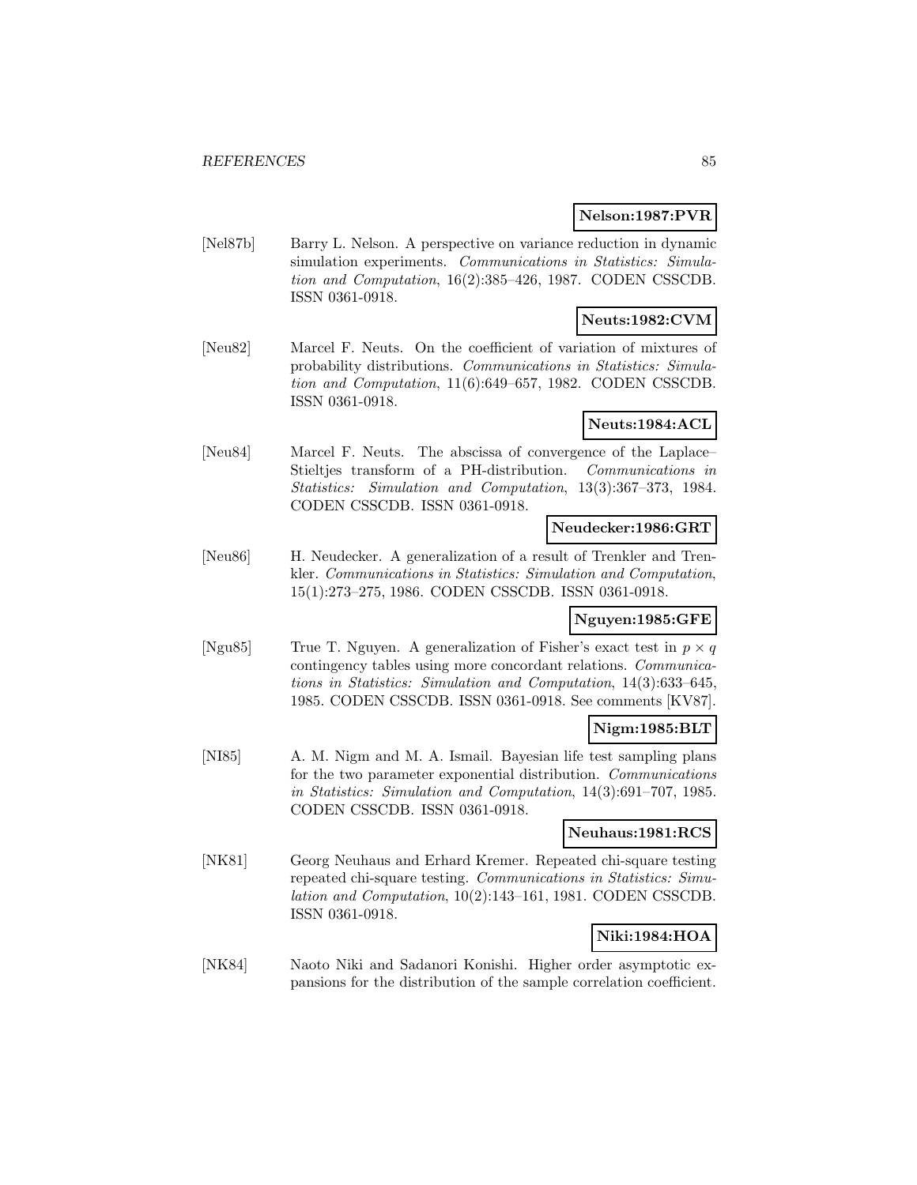**Nelson:1987:PVR**

[Nel87b] Barry L. Nelson. A perspective on variance reduction in dynamic simulation experiments. *Communications in Statistics: Simulation and Computation*, 16(2):385–426, 1987. CODEN CSSCDB. ISSN 0361-0918.

**Neuts:1982:CVM**

[Neu82] Marcel F. Neuts. On the coefficient of variation of mixtures of probability distributions. *Communications in Statistics: Simulation and Computation*, 11(6):649–657, 1982. CODEN CSSCDB. ISSN 0361-0918.

**Neuts:1984:ACL**

[Neu84] Marcel F. Neuts. The abscissa of convergence of the Laplace–Stieltjes transform of a PH-distribution. *Communications in Statistics: Simulation and Computation*, 13(3):367–373, 1984. CODEN CSSCDB. ISSN 0361-0918.

**Neudecker:1986:GRT**

[Neu86] H. Neudecker. A generalization of a result of Trenkler and Trenkler. *Communications in Statistics: Simulation and Computation*, 15(1):273–275, 1986. CODEN CSSCDB. ISSN 0361-0918.

**Nguyen:1985:GFE**

[Ngu85] True T. Nguyen. A generalization of Fisher's exact test in $p \times q$ contingency tables using more concordant relations. *Communications in Statistics: Simulation and Computation*, 14(3):633–645, 1985. CODEN CSSCDB. ISSN 0361-0918. See comments [KV87].

**Nigm:1985:BLT**

[NI85] A. M. Nigm and M. A. Ismail. Bayesian life test sampling plans for the two parameter exponential distribution. *Communications in Statistics: Simulation and Computation*, 14(3):691–707, 1985. CODEN CSSCDB. ISSN 0361-0918.

**Neuhaus:1981:RCS**

[NK81] Georg Neuhaus and Erhard Kremer. Repeated chi-square testing repeated chi-square testing. *Communications in Statistics: Simulation and Computation*, 10(2):143–161, 1981. CODEN CSSCDB. ISSN 0361-0918.

**Niki:1984:HOA**

[NK84] Naoto Niki and Sadanori Konishi. Higher order asymptotic expansions for the distribution of the sample correlation coefficient.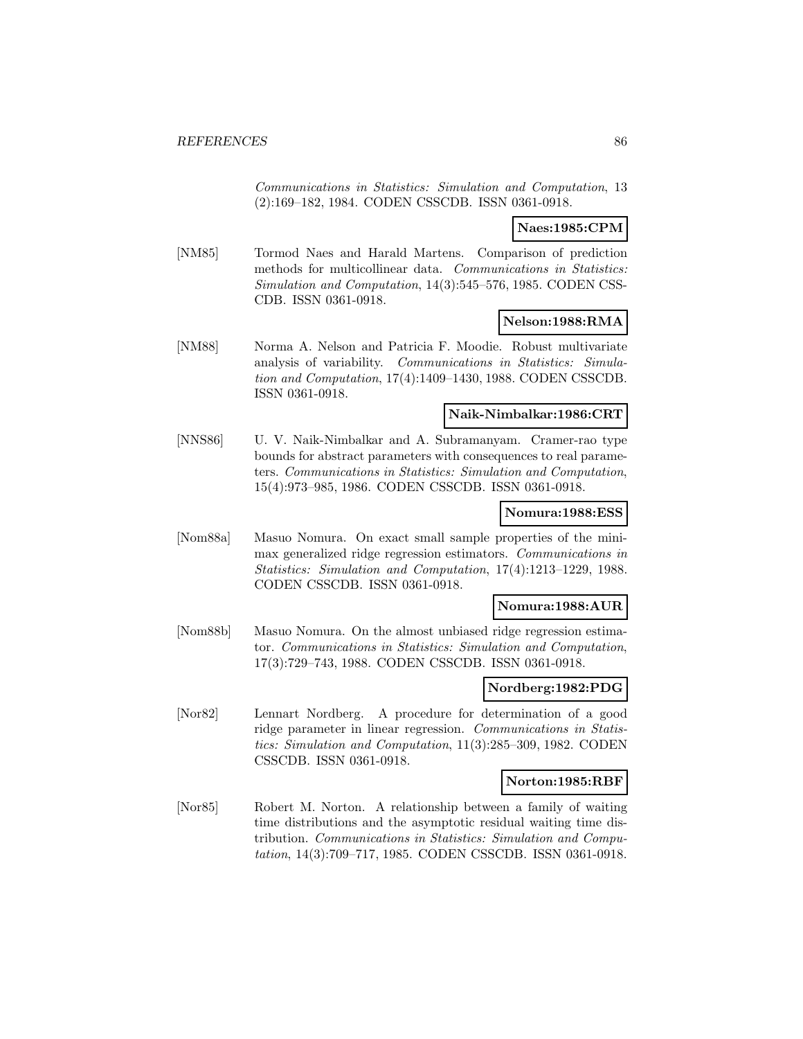*Communications in Statistics: Simulation and Computation*, 13 (2):169–182, 1984. CODEN CSSCDB. ISSN 0361-0918.

**Naes:1985:CPM**

[NM85] Tormod Naes and Harald Martens. Comparison of prediction methods for multicollinear data. *Communications in Statistics: Simulation and Computation*, 14(3):545–576, 1985. CODEN CSSCDB. ISSN 0361-0918.

**Nelson:1988:RMA**

[NM88] Norma A. Nelson and Patricia F. Moodie. Robust multivariate analysis of variability. *Communications in Statistics: Simulation and Computation*, 17(4):1409–1430, 1988. CODEN CSSCDB. ISSN 0361-0918.

**Naik-Nimbalkar:1986:CRT**

[NNS86] U. V. Naik-Nimbalkar and A. Subramanyam. Cramer-rao type bounds for abstract parameters with consequences to real parameters. *Communications in Statistics: Simulation and Computation*, 15(4):973–985, 1986. CODEN CSSCDB. ISSN 0361-0918.

**Nomura:1988:ESS**

[Nom88a] Masuo Nomura. On exact small sample properties of the minimax generalized ridge regression estimators. *Communications in Statistics: Simulation and Computation*, 17(4):1213–1229, 1988. CODEN CSSCDB. ISSN 0361-0918.

**Nomura:1988:AUR**

[Nom88b] Masuo Nomura. On the almost unbiased ridge regression estimator. *Communications in Statistics: Simulation and Computation*, 17(3):729–743, 1988. CODEN CSSCDB. ISSN 0361-0918.

**Nordberg:1982:PDG**

[Nor82] Lennart Nordberg. A procedure for determination of a good ridge parameter in linear regression. *Communications in Statistics: Simulation and Computation*, 11(3):285–309, 1982. CODEN CSSCDB. ISSN 0361-0918.

**Norton:1985:RBF**

[Nor85] Robert M. Norton. A relationship between a family of waiting time distributions and the asymptotic residual waiting time distribution. *Communications in Statistics: Simulation and Computation*, 14(3):709–717, 1985. CODEN CSSCDB. ISSN 0361-0918.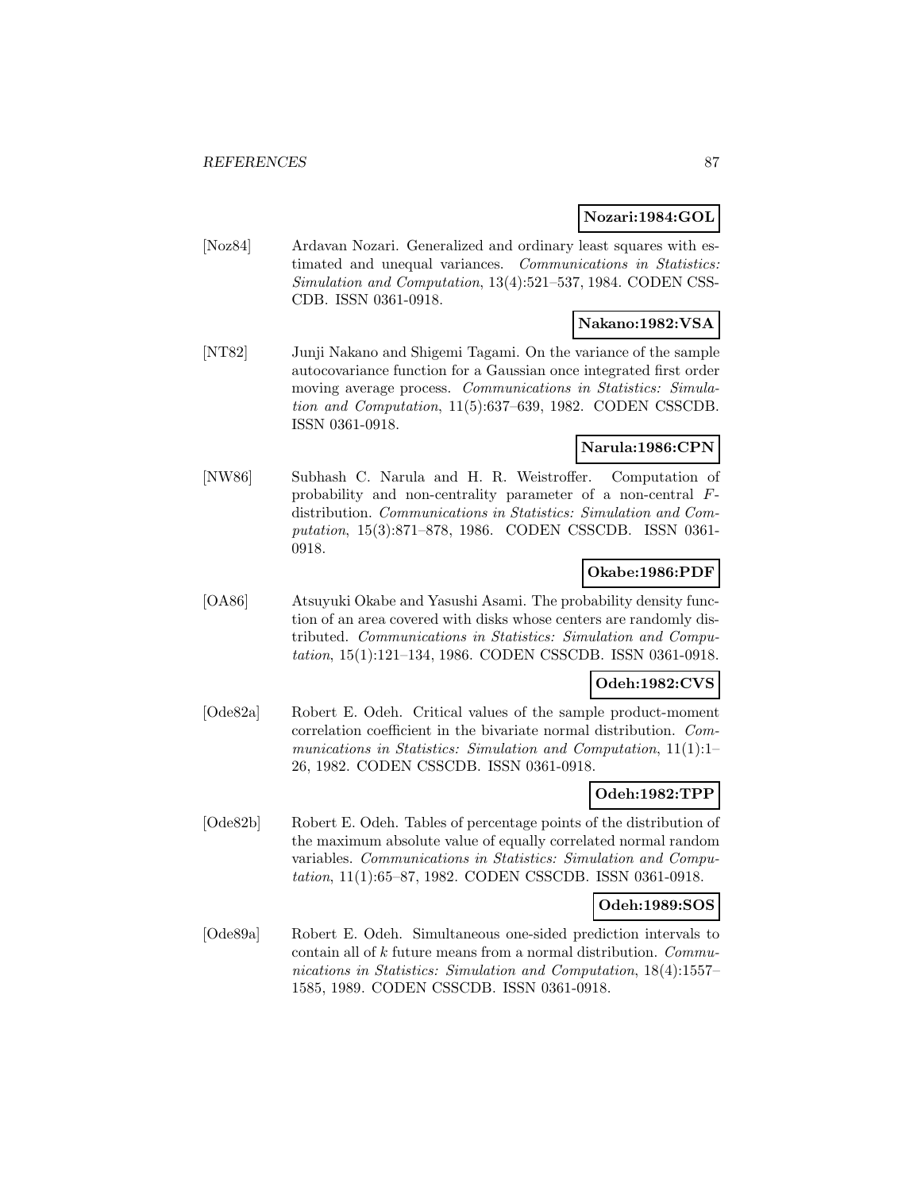**Nozari:1984:GOL**

[Noz84] Ardavan Nozari. Generalized and ordinary least squares with estimated and unequal variances. *Communications in Statistics: Simulation and Computation*, 13(4):521–537, 1984. CODEN CSSCDB. ISSN 0361-0918.

**Nakano:1982:VSA**

[NT82] Junji Nakano and Shigemi Tagami. On the variance of the sample autocovariance function for a Gaussian once integrated first order moving average process. *Communications in Statistics: Simulation and Computation*, 11(5):637–639, 1982. CODEN CSSCDB. ISSN 0361-0918.

**Narula:1986:CPN**

[NW86] Subhash C. Narula and H. R. Weistroffer. Computation of probability and non-centrality parameter of a non-central $F$-distribution. *Communications in Statistics: Simulation and Computation*, 15(3):871–878, 1986. CODEN CSSCDB. ISSN 0361-0918.

**Okabe:1986:PDF**

[OA86] Atsuyuki Okabe and Yasushi Asami. The probability density function of an area covered with disks whose centers are randomly distributed. *Communications in Statistics: Simulation and Computation*, 15(1):121–134, 1986. CODEN CSSCDB. ISSN 0361-0918.

**Odeh:1982:CVS**

[Ode82a] Robert E. Odeh. Critical values of the sample product-moment correlation coefficient in the bivariate normal distribution. *Communications in Statistics: Simulation and Computation*, 11(1):1–26, 1982. CODEN CSSCDB. ISSN 0361-0918.

**Odeh:1982:TPP**

[Ode82b] Robert E. Odeh. Tables of percentage points of the distribution of the maximum absolute value of equally correlated normal random variables. *Communications in Statistics: Simulation and Computation*, 11(1):65–87, 1982. CODEN CSSCDB. ISSN 0361-0918.

**Odeh:1989:SOS**

[Ode89a] Robert E. Odeh. Simultaneous one-sided prediction intervals to contain all of $k$ future means from a normal distribution. *Communications in Statistics: Simulation and Computation*, 18(4):1557–1585, 1989. CODEN CSSCDB. ISSN 0361-0918.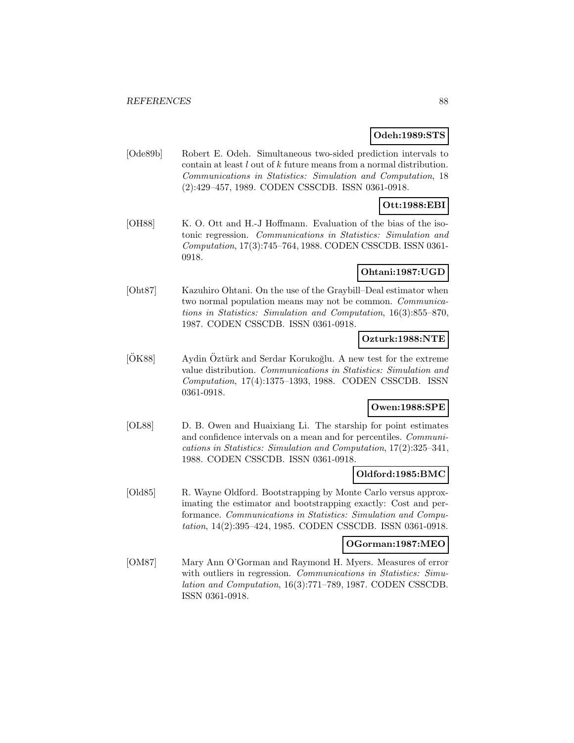**Odeh:1989:STS**

[Ode89b] Robert E. Odeh. Simultaneous two-sided prediction intervals to contain at least $l$ out of $k$ future means from a normal distribution. *Communications in Statistics: Simulation and Computation*, 18 (2):429–457, 1989. CODEN CSSCDB. ISSN 0361-0918.

**Ott:1988:EBI**

[OH88] K. O. Ott and H.-J Hoffmann. Evaluation of the bias of the isotonic regression. *Communications in Statistics: Simulation and Computation*, 17(3):745–764, 1988. CODEN CSSCDB. ISSN 0361-0918.

**Ohtani:1987:UGD**

[Oht87] Kazuhiro Ohtani. On the use of the Graybill–Deal estimator when two normal population means may not be common. *Communications in Statistics: Simulation and Computation*, 16(3):855–870, 1987. CODEN CSSCDB. ISSN 0361-0918.

**Ozturk:1988:NTE**

[ÖK88] Aydin Öztürk and Serdar Korukoğlu. A new test for the extreme value distribution. *Communications in Statistics: Simulation and Computation*, 17(4):1375–1393, 1988. CODEN CSSCDB. ISSN 0361-0918.

**Owen:1988:SPE**

[OL88] D. B. Owen and Huaixiang Li. The starship for point estimates and confidence intervals on a mean and for percentiles. *Communications in Statistics: Simulation and Computation*, 17(2):325–341, 1988. CODEN CSSCDB. ISSN 0361-0918.

**Oldford:1985:BMC**

[Old85] R. Wayne Oldford. Bootstrapping by Monte Carlo versus approximating the estimator and bootstrapping exactly: Cost and performance. *Communications in Statistics: Simulation and Computation*, 14(2):395–424, 1985. CODEN CSSCDB. ISSN 0361-0918.

**OGorman:1987:MEO**

[OM87] Mary Ann O'Gorman and Raymond H. Myers. Measures of error with outliers in regression. *Communications in Statistics: Simulation and Computation*, 16(3):771–789, 1987. CODEN CSSCDB. ISSN 0361-0918.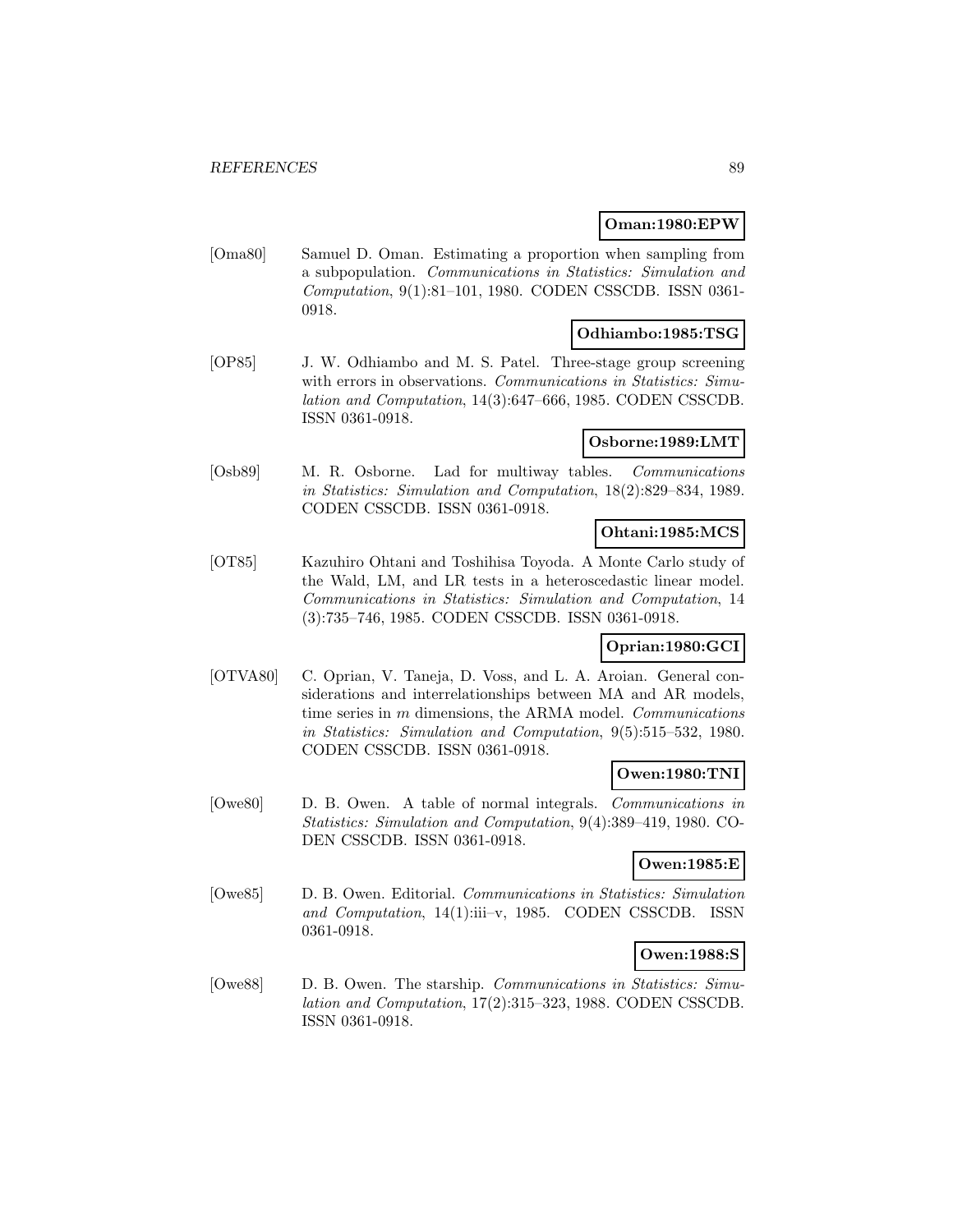**Oman:1980:EPW**

[Oma80] Samuel D. Oman. Estimating a proportion when sampling from a subpopulation. *Communications in Statistics: Simulation and Computation*, 9(1):81–101, 1980. CODEN CSSCDB. ISSN 0361-0918.

**Odhiambo:1985:TSG**

[OP85] J. W. Odhiambo and M. S. Patel. Three-stage group screening with errors in observations. *Communications in Statistics: Simulation and Computation*, 14(3):647–666, 1985. CODEN CSSCDB. ISSN 0361-0918.

**Osborne:1989:LMT**

[Osb89] M. R. Osborne. Lad for multiway tables. *Communications in Statistics: Simulation and Computation*, 18(2):829–834, 1989. CODEN CSSCDB. ISSN 0361-0918.

**Ohtani:1985:MCS**

[OT85] Kazuhiro Ohtani and Toshihisa Toyoda. A Monte Carlo study of the Wald, LM, and LR tests in a heteroscedastic linear model. *Communications in Statistics: Simulation and Computation*, 14 (3):735–746, 1985. CODEN CSSCDB. ISSN 0361-0918.

**Oprian:1980:GCI**

[OTVA80] C. Oprian, V. Taneja, D. Voss, and L. A. Aroian. General considerations and interrelationships between MA and AR models, time series in $m$ dimensions, the ARMA model. *Communications in Statistics: Simulation and Computation*, 9(5):515–532, 1980. CODEN CSSCDB. ISSN 0361-0918.

**Owen:1980:TNI**

[Owe80] D. B. Owen. A table of normal integrals. *Communications in Statistics: Simulation and Computation*, 9(4):389–419, 1980. CODEN CSSCDB. ISSN 0361-0918.

**Owen:1985:E**

[Owe85] D. B. Owen. Editorial. *Communications in Statistics: Simulation and Computation*, 14(1):iii–v, 1985. CODEN CSSCDB. ISSN 0361-0918.

**Owen:1988:S**

[Owe88] D. B. Owen. The starship. *Communications in Statistics: Simulation and Computation*, 17(2):315–323, 1988. CODEN CSSCDB. ISSN 0361-0918.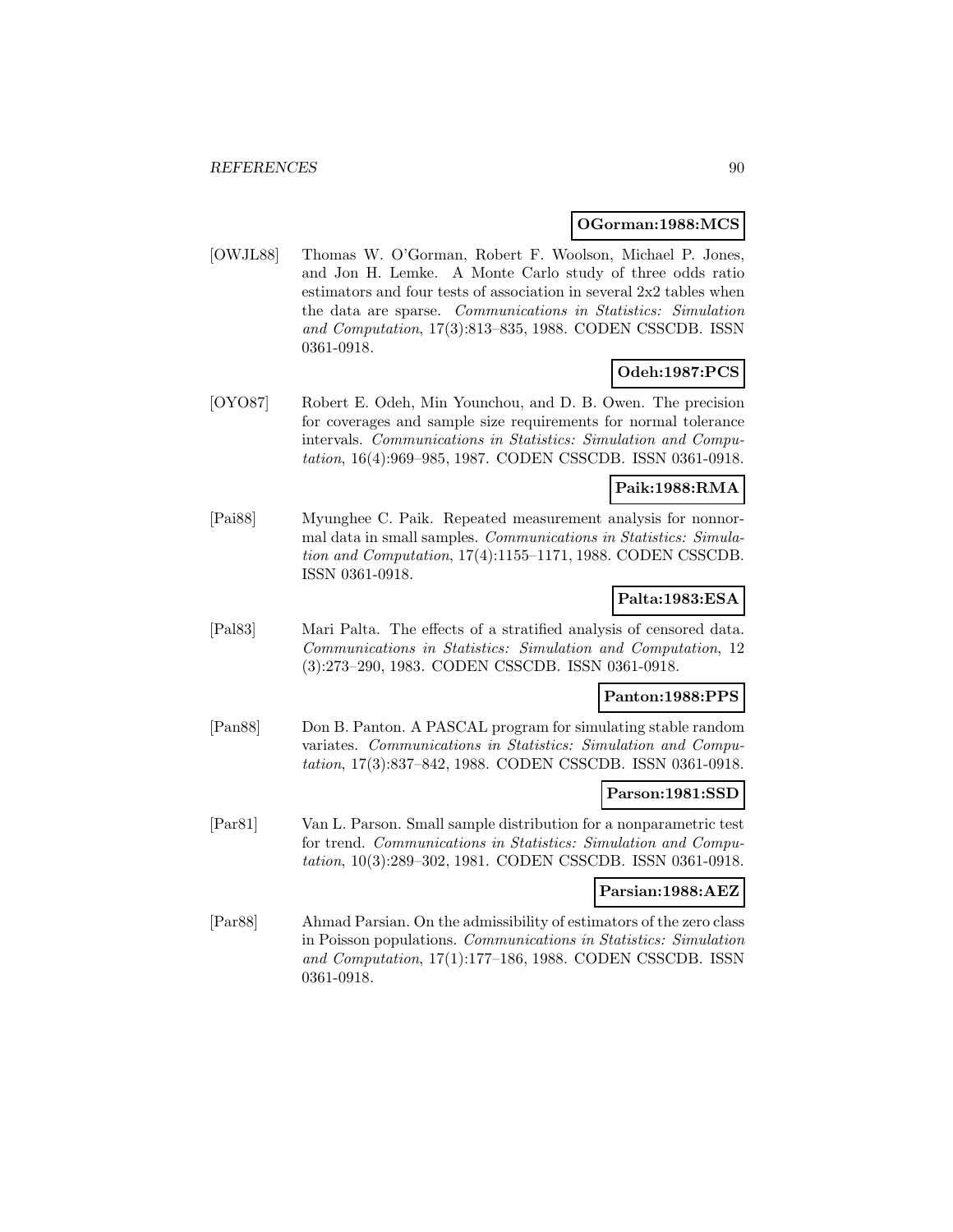**OGorman:1988:MCS**

[OWJL88] Thomas W. O'Gorman, Robert F. Woolson, Michael P. Jones, and Jon H. Lemke. A Monte Carlo study of three odds ratio estimators and four tests of association in several 2x2 tables when the data are sparse. *Communications in Statistics: Simulation and Computation*, 17(3):813–835, 1988. CODEN CSSCDB. ISSN 0361-0918.

**Odeh:1987:PCS**

[OYO87] Robert E. Odeh, Min Younchou, and D. B. Owen. The precision for coverages and sample size requirements for normal tolerance intervals. *Communications in Statistics: Simulation and Computation*, 16(4):969–985, 1987. CODEN CSSCDB. ISSN 0361-0918.

**Paik:1988:RMA**

[Pai88] Myunghee C. Paik. Repeated measurement analysis for nonnormal data in small samples. *Communications in Statistics: Simulation and Computation*, 17(4):1155–1171, 1988. CODEN CSSCDB. ISSN 0361-0918.

**Palta:1983:ESA**

[Pal83] Mari Palta. The effects of a stratified analysis of censored data. *Communications in Statistics: Simulation and Computation*, 12 (3):273–290, 1983. CODEN CSSCDB. ISSN 0361-0918.

**Panton:1988:PPS**

[Pan88] Don B. Panton. A PASCAL program for simulating stable random variates. *Communications in Statistics: Simulation and Computation*, 17(3):837–842, 1988. CODEN CSSCDB. ISSN 0361-0918.

**Parson:1981:SSD**

[Par81] Van L. Parson. Small sample distribution for a nonparametric test for trend. *Communications in Statistics: Simulation and Computation*, 10(3):289–302, 1981. CODEN CSSCDB. ISSN 0361-0918.

**Parsian:1988:AEZ**

[Par88] Ahmad Parsian. On the admissibility of estimators of the zero class in Poisson populations. *Communications in Statistics: Simulation and Computation*, 17(1):177–186, 1988. CODEN CSSCDB. ISSN 0361-0918.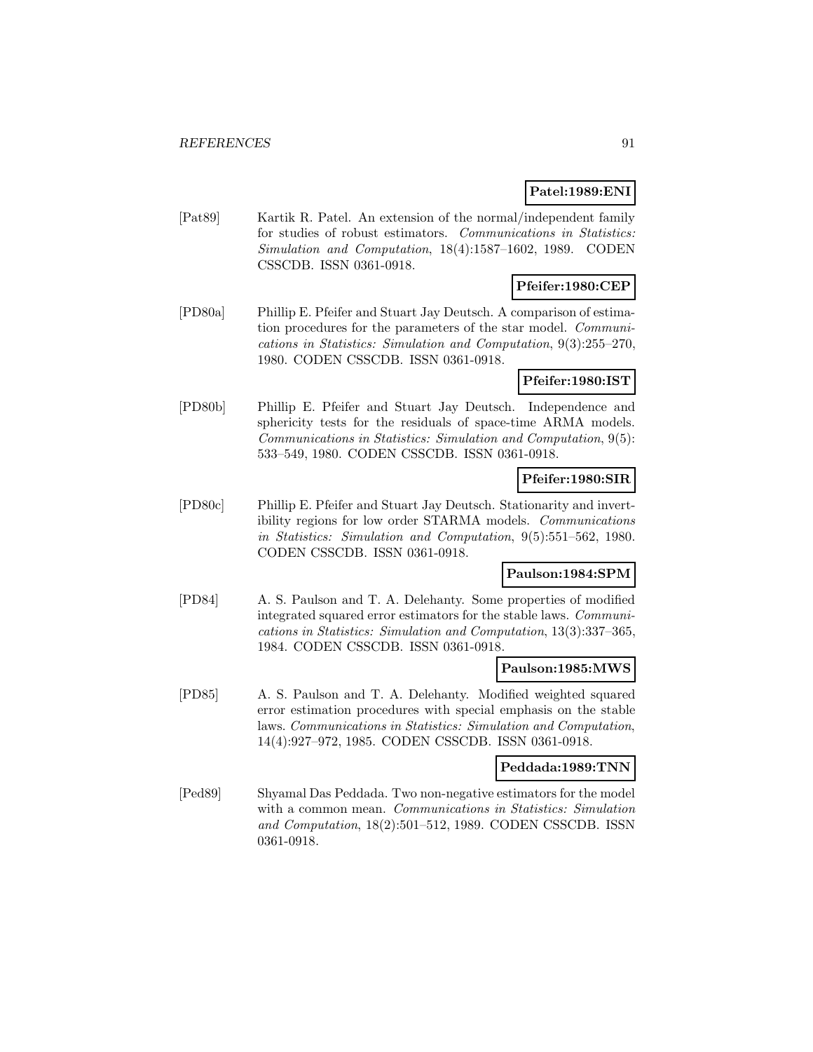**Patel:1989:ENI**

[Pat89] Kartik R. Patel. An extension of the normal/independent family for studies of robust estimators. *Communications in Statistics: Simulation and Computation*, 18(4):1587–1602, 1989. CODEN CSSCDB. ISSN 0361-0918.

**Pfeifer:1980:CEP**

[PD80a] Phillip E. Pfeifer and Stuart Jay Deutsch. A comparison of estimation procedures for the parameters of the star model. *Communications in Statistics: Simulation and Computation*, 9(3):255–270, 1980. CODEN CSSCDB. ISSN 0361-0918.

**Pfeifer:1980:IST**

[PD80b] Phillip E. Pfeifer and Stuart Jay Deutsch. Independence and sphericity tests for the residuals of space-time ARMA models. *Communications in Statistics: Simulation and Computation*, 9(5): 533–549, 1980. CODEN CSSCDB. ISSN 0361-0918.

**Pfeifer:1980:SIR**

[PD80c] Phillip E. Pfeifer and Stuart Jay Deutsch. Stationarity and invertibility regions for low order STARMA models. *Communications in Statistics: Simulation and Computation*, 9(5):551–562, 1980. CODEN CSSCDB. ISSN 0361-0918.

**Paulson:1984:SPM**

[PD84] A. S. Paulson and T. A. Delehanty. Some properties of modified integrated squared error estimators for the stable laws. *Communications in Statistics: Simulation and Computation*, 13(3):337–365, 1984. CODEN CSSCDB. ISSN 0361-0918.

**Paulson:1985:MWS**

[PD85] A. S. Paulson and T. A. Delehanty. Modified weighted squared error estimation procedures with special emphasis on the stable laws. *Communications in Statistics: Simulation and Computation*, 14(4):927–972, 1985. CODEN CSSCDB. ISSN 0361-0918.

**Peddada:1989:TNN**

[Ped89] Shyamal Das Peddada. Two non-negative estimators for the model with a common mean. *Communications in Statistics: Simulation and Computation*, 18(2):501–512, 1989. CODEN CSSCDB. ISSN 0361-0918.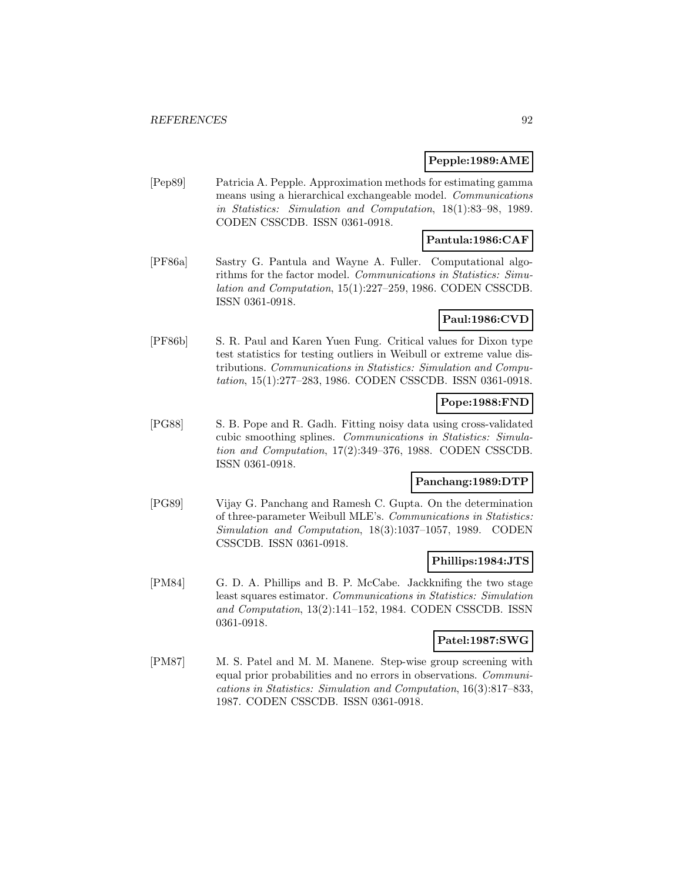**Pepple:1989:AME**

[Pep89] Patricia A. Pepple. Approximation methods for estimating gamma means using a hierarchical exchangeable model. *Communications in Statistics: Simulation and Computation*, 18(1):83–98, 1989. CODEN CSSCDB. ISSN 0361-0918.

**Pantula:1986:CAF**

[PF86a] Sastry G. Pantula and Wayne A. Fuller. Computational algorithms for the factor model. *Communications in Statistics: Simulation and Computation*, 15(1):227–259, 1986. CODEN CSSCDB. ISSN 0361-0918.

**Paul:1986:CVD**

[PF86b] S. R. Paul and Karen Yuen Fung. Critical values for Dixon type test statistics for testing outliers in Weibull or extreme value distributions. *Communications in Statistics: Simulation and Computation*, 15(1):277–283, 1986. CODEN CSSCDB. ISSN 0361-0918.

**Pope:1988:FND**

[PG88] S. B. Pope and R. Gadh. Fitting noisy data using cross-validated cubic smoothing splines. *Communications in Statistics: Simulation and Computation*, 17(2):349–376, 1988. CODEN CSSCDB. ISSN 0361-0918.

**Panchang:1989:DTP**

[PG89] Vijay G. Panchang and Ramesh C. Gupta. On the determination of three-parameter Weibull MLE's. *Communications in Statistics: Simulation and Computation*, 18(3):1037–1057, 1989. CODEN CSSCDB. ISSN 0361-0918.

**Phillips:1984:JTS**

[PM84] G. D. A. Phillips and B. P. McCabe. Jackknifing the two stage least squares estimator. *Communications in Statistics: Simulation and Computation*, 13(2):141–152, 1984. CODEN CSSCDB. ISSN 0361-0918.

**Patel:1987:SWG**

[PM87] M. S. Patel and M. M. Manene. Step-wise group screening with equal prior probabilities and no errors in observations. *Communications in Statistics: Simulation and Computation*, 16(3):817–833, 1987. CODEN CSSCDB. ISSN 0361-0918.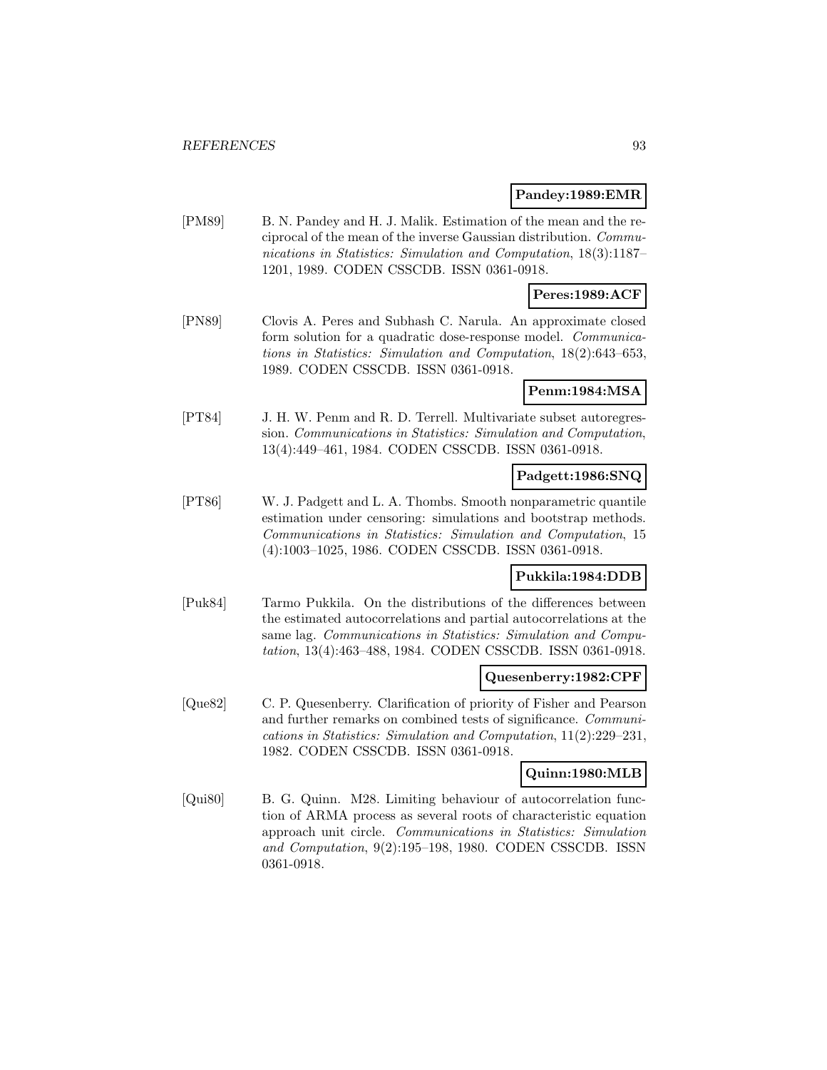**Pandey:1989:EMR**

[PM89] B. N. Pandey and H. J. Malik. Estimation of the mean and the reciprocal of the mean of the inverse Gaussian distribution. *Communications in Statistics: Simulation and Computation*, 18(3):1187–1201, 1989. CODEN CSSCDB. ISSN 0361-0918.

**Peres:1989:ACF**

[PN89] Clovis A. Peres and Subhash C. Narula. An approximate closed form solution for a quadratic dose-response model. *Communications in Statistics: Simulation and Computation*, 18(2):643–653, 1989. CODEN CSSCDB. ISSN 0361-0918.

**Penm:1984:MSA**

[PT84] J. H. W. Penm and R. D. Terrell. Multivariate subset autoregression. *Communications in Statistics: Simulation and Computation*, 13(4):449–461, 1984. CODEN CSSCDB. ISSN 0361-0918.

**Padgett:1986:SNQ**

[PT86] W. J. Padgett and L. A. Thombs. Smooth nonparametric quantile estimation under censoring: simulations and bootstrap methods. *Communications in Statistics: Simulation and Computation*, 15 (4):1003–1025, 1986. CODEN CSSCDB. ISSN 0361-0918.

**Pukkila:1984:DDB**

[Puk84] Tarmo Pukkila. On the distributions of the differences between the estimated autocorrelations and partial autocorrelations at the same lag. *Communications in Statistics: Simulation and Computation*, 13(4):463–488, 1984. CODEN CSSCDB. ISSN 0361-0918.

**Quesenberry:1982:CPF**

[Que82] C. P. Quesenberry. Clarification of priority of Fisher and Pearson and further remarks on combined tests of significance. *Communications in Statistics: Simulation and Computation*, 11(2):229–231, 1982. CODEN CSSCDB. ISSN 0361-0918.

**Quinn:1980:MLB**

[Qui80] B. G. Quinn. M28. Limiting behaviour of autocorrelation function of ARMA process as several roots of characteristic equation approach unit circle. *Communications in Statistics: Simulation and Computation*, 9(2):195–198, 1980. CODEN CSSCDB. ISSN 0361-0918.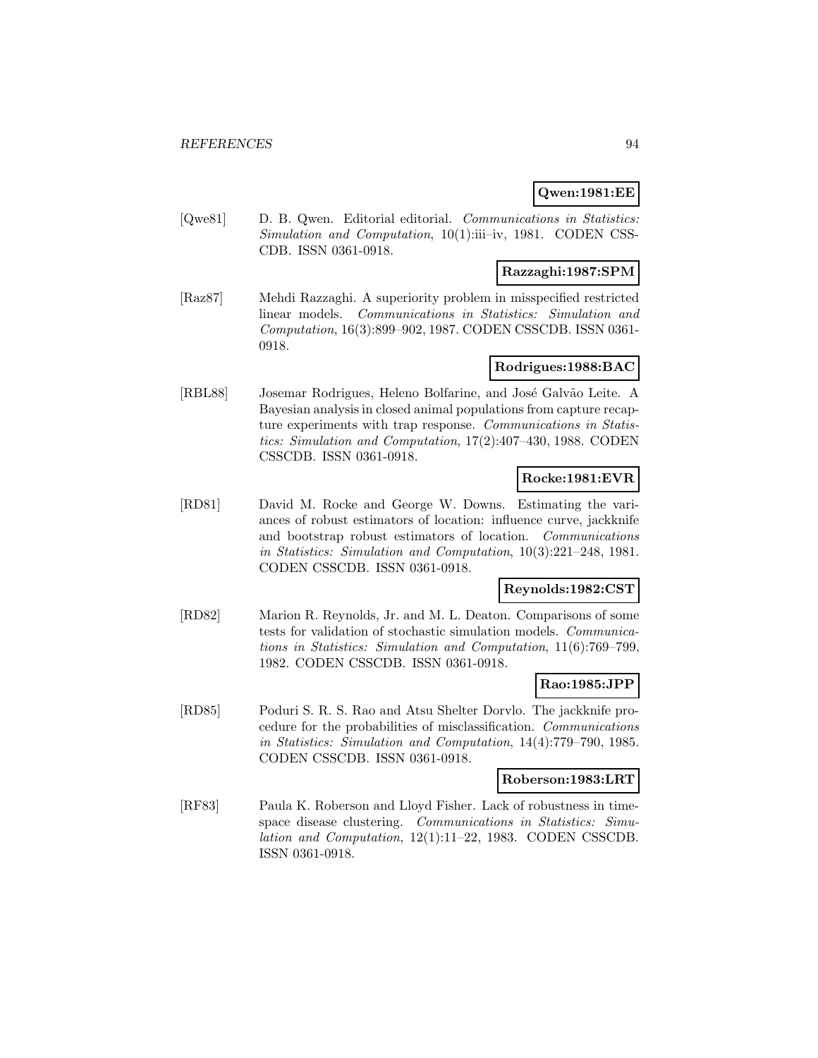**Qwen:1981:EE**

[Qwe81] D. B. Qwen. Editorial editorial. *Communications in Statistics: Simulation and Computation*, 10(1):iii–iv, 1981. CODEN CSSCDB. ISSN 0361-0918.

**Razzaghi:1987:SPM**

[Raz87] Mehdi Razzaghi. A superiority problem in misspecified restricted linear models. *Communications in Statistics: Simulation and Computation*, 16(3):899–902, 1987. CODEN CSSCDB. ISSN 0361-0918.

**Rodrigues:1988:BAC**

[RBL88] Josemar Rodrigues, Heleno Bolfarine, and José Galvão Leite. A Bayesian analysis in closed animal populations from capture recapture experiments with trap response. *Communications in Statistics: Simulation and Computation*, 17(2):407–430, 1988. CODEN CSSCDB. ISSN 0361-0918.

**Rocke:1981:EVR**

[RD81] David M. Rocke and George W. Downs. Estimating the variances of robust estimators of location: influence curve, jackknife and bootstrap robust estimators of location. *Communications in Statistics: Simulation and Computation*, 10(3):221–248, 1981. CODEN CSSCDB. ISSN 0361-0918.

**Reynolds:1982:CST**

[RD82] Marion R. Reynolds, Jr. and M. L. Deaton. Comparisons of some tests for validation of stochastic simulation models. *Communications in Statistics: Simulation and Computation*, 11(6):769–799, 1982. CODEN CSSCDB. ISSN 0361-0918.

**Rao:1985:JPP**

[RD85] Poduri S. R. S. Rao and Atsu Shelter Dorvlo. The jackknife procedure for the probabilities of misclassification. *Communications in Statistics: Simulation and Computation*, 14(4):779–790, 1985. CODEN CSSCDB. ISSN 0361-0918.

**Roberson:1983:LRT**

[RF83] Paula K. Roberson and Lloyd Fisher. Lack of robustness in time-space disease clustering. *Communications in Statistics: Simulation and Computation*, 12(1):11–22, 1983. CODEN CSSCDB. ISSN 0361-0918.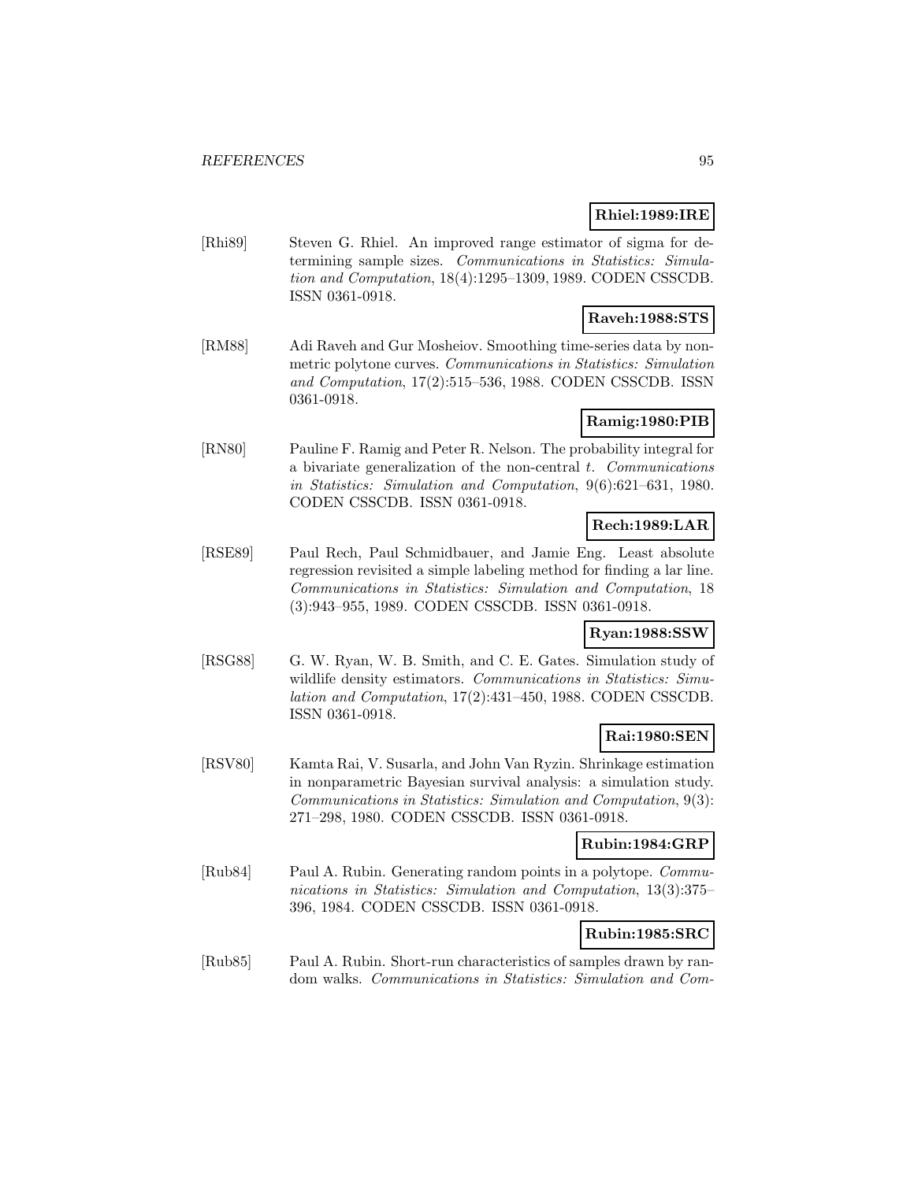**Rhiel:1989:IRE**

[Rhi89] Steven G. Rhiel. An improved range estimator of sigma for determining sample sizes. *Communications in Statistics: Simulation and Computation*, 18(4):1295–1309, 1989. CODEN CSSCDB. ISSN 0361-0918.

**Raveh:1988:STS**

[RM88] Adi Raveh and Gur Mosheiov. Smoothing time-series data by nonmetric polytone curves. *Communications in Statistics: Simulation and Computation*, 17(2):515–536, 1988. CODEN CSSCDB. ISSN 0361-0918.

**Ramig:1980:PIB**

[RN80] Pauline F. Ramig and Peter R. Nelson. The probability integral for a bivariate generalization of the non-central $t$. *Communications in Statistics: Simulation and Computation*, 9(6):621–631, 1980. CODEN CSSCDB. ISSN 0361-0918.

**Rech:1989:LAR**

[RSE89] Paul Rech, Paul Schmidbauer, and Jamie Eng. Least absolute regression revisited a simple labeling method for finding a lar line. *Communications in Statistics: Simulation and Computation*, 18 (3):943–955, 1989. CODEN CSSCDB. ISSN 0361-0918.

**Ryan:1988:SSW**

[RSG88] G. W. Ryan, W. B. Smith, and C. E. Gates. Simulation study of wildlife density estimators. *Communications in Statistics: Simulation and Computation*, 17(2):431–450, 1988. CODEN CSSCDB. ISSN 0361-0918.

**Rai:1980:SEN**

[RSV80] Kamta Rai, V. Susarla, and John Van Ryzin. Shrinkage estimation in nonparametric Bayesian survival analysis: a simulation study. *Communications in Statistics: Simulation and Computation*, 9(3): 271–298, 1980. CODEN CSSCDB. ISSN 0361-0918.

**Rubin:1984:GRP**

[Rub84] Paul A. Rubin. Generating random points in a polytope. *Communications in Statistics: Simulation and Computation*, 13(3):375–396, 1984. CODEN CSSCDB. ISSN 0361-0918.

**Rubin:1985:SRC**

[Rub85] Paul A. Rubin. Short-run characteristics of samples drawn by random walks. *Communications in Statistics: Simulation and Com-*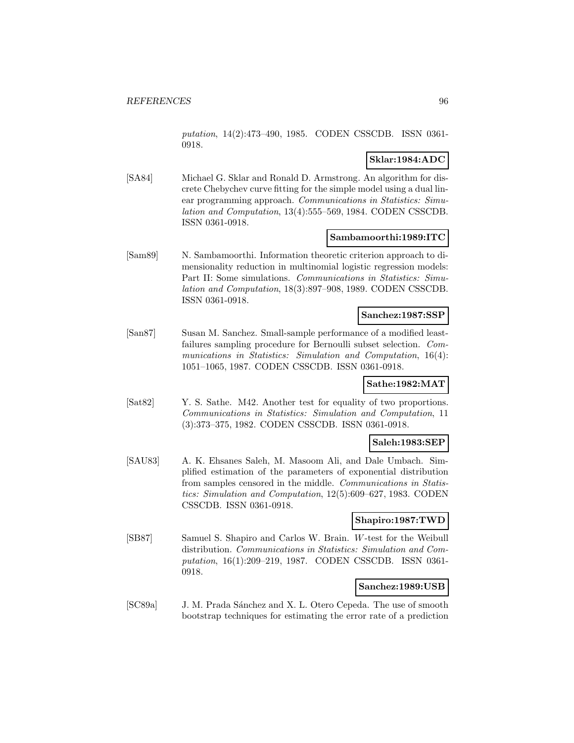*putation*, 14(2):473–490, 1985. CODEN CSSCDB. ISSN 0361-0918.

**Sklar:1984:ADC**

[SA84] Michael G. Sklar and Ronald D. Armstrong. An algorithm for discrete Chebychev curve fitting for the simple model using a dual linear programming approach. *Communications in Statistics: Simulation and Computation*, 13(4):555–569, 1984. CODEN CSSCDB. ISSN 0361-0918.

**Sambamoorthi:1989:ITC**

[Sam89] N. Sambamoorthi. Information theoretic criterion approach to dimensionality reduction in multinomial logistic regression models: Part II: Some simulations. *Communications in Statistics: Simulation and Computation*, 18(3):897–908, 1989. CODEN CSSCDB. ISSN 0361-0918.

**Sanchez:1987:SSP**

[San87] Susan M. Sanchez. Small-sample performance of a modified least-failures sampling procedure for Bernoulli subset selection. *Communications in Statistics: Simulation and Computation*, 16(4): 1051–1065, 1987. CODEN CSSCDB. ISSN 0361-0918.

**Sathe:1982:MAT**

[Sat82] Y. S. Sathe. M42. Another test for equality of two proportions. *Communications in Statistics: Simulation and Computation*, 11 (3):373–375, 1982. CODEN CSSCDB. ISSN 0361-0918.

**Saleh:1983:SEP**

[SAU83] A. K. Ehsanes Saleh, M. Masoom Ali, and Dale Umbach. Simplified estimation of the parameters of exponential distribution from samples censored in the middle. *Communications in Statistics: Simulation and Computation*, 12(5):609–627, 1983. CODEN CSSCDB. ISSN 0361-0918.

**Shapiro:1987:TWD**

[SB87] Samuel S. Shapiro and Carlos W. Brain. $W$-test for the Weibull distribution. *Communications in Statistics: Simulation and Computation*, 16(1):209–219, 1987. CODEN CSSCDB. ISSN 0361-0918.

**Sanchez:1989:USB**

[SC89a] J. M. Prada Sánchez and X. L. Otero Cepeda. The use of smooth bootstrap techniques for estimating the error rate of a prediction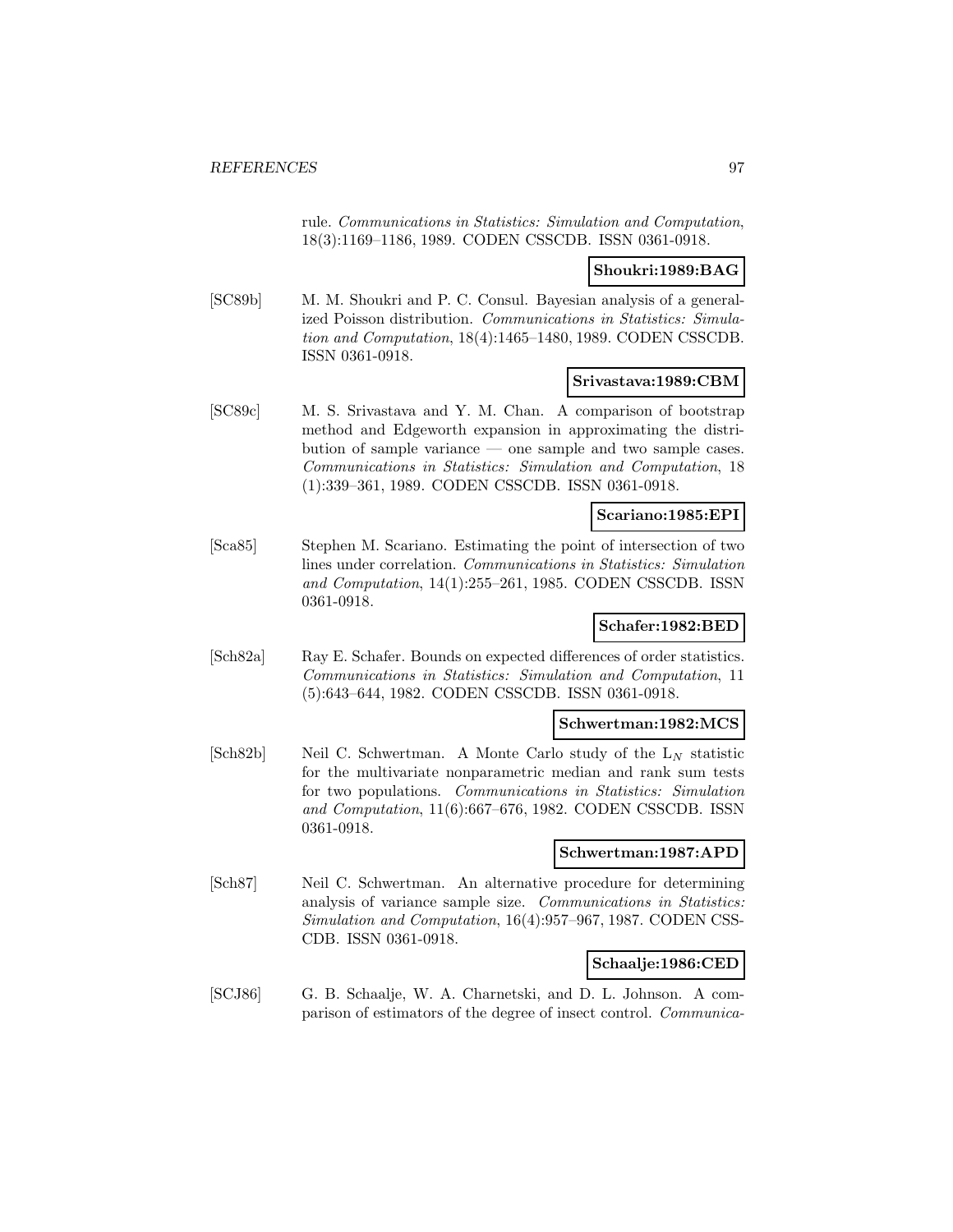rule. *Communications in Statistics: Simulation and Computation*, 18(3):1169–1186, 1989. CODEN CSSCDB. ISSN 0361-0918.

**Shoukri:1989:BAG**

[SC89b] M. M. Shoukri and P. C. Consul. Bayesian analysis of a generalized Poisson distribution. *Communications in Statistics: Simulation and Computation*, 18(4):1465–1480, 1989. CODEN CSSCDB. ISSN 0361-0918.

**Srivastava:1989:CBM**

[SC89c] M. S. Srivastava and Y. M. Chan. A comparison of bootstrap method and Edgeworth expansion in approximating the distribution of sample variance — one sample and two sample cases. *Communications in Statistics: Simulation and Computation*, 18 (1):339–361, 1989. CODEN CSSCDB. ISSN 0361-0918.

**Scariano:1985:EPI**

[Sca85] Stephen M. Scariano. Estimating the point of intersection of two lines under correlation. *Communications in Statistics: Simulation and Computation*, 14(1):255–261, 1985. CODEN CSSCDB. ISSN 0361-0918.

**Schafer:1982:BED**

[Sch82a] Ray E. Schafer. Bounds on expected differences of order statistics. *Communications in Statistics: Simulation and Computation*, 11 (5):643–644, 1982. CODEN CSSCDB. ISSN 0361-0918.

**Schwertman:1982:MCS**

[Sch82b] Neil C. Schwertman. A Monte Carlo study of the $L_N$ statistic for the multivariate nonparametric median and rank sum tests for two populations. *Communications in Statistics: Simulation and Computation*, 11(6):667–676, 1982. CODEN CSSCDB. ISSN 0361-0918.

**Schwertman:1987:APD**

[Sch87] Neil C. Schwertman. An alternative procedure for determining analysis of variance sample size. *Communications in Statistics: Simulation and Computation*, 16(4):957–967, 1987. CODEN CSSCDB. ISSN 0361-0918.

**Schaalje:1986:CED**

[SCJ86] G. B. Schaalje, W. A. Charnetski, and D. L. Johnson. A comparison of estimators of the degree of insect control. *Communica-*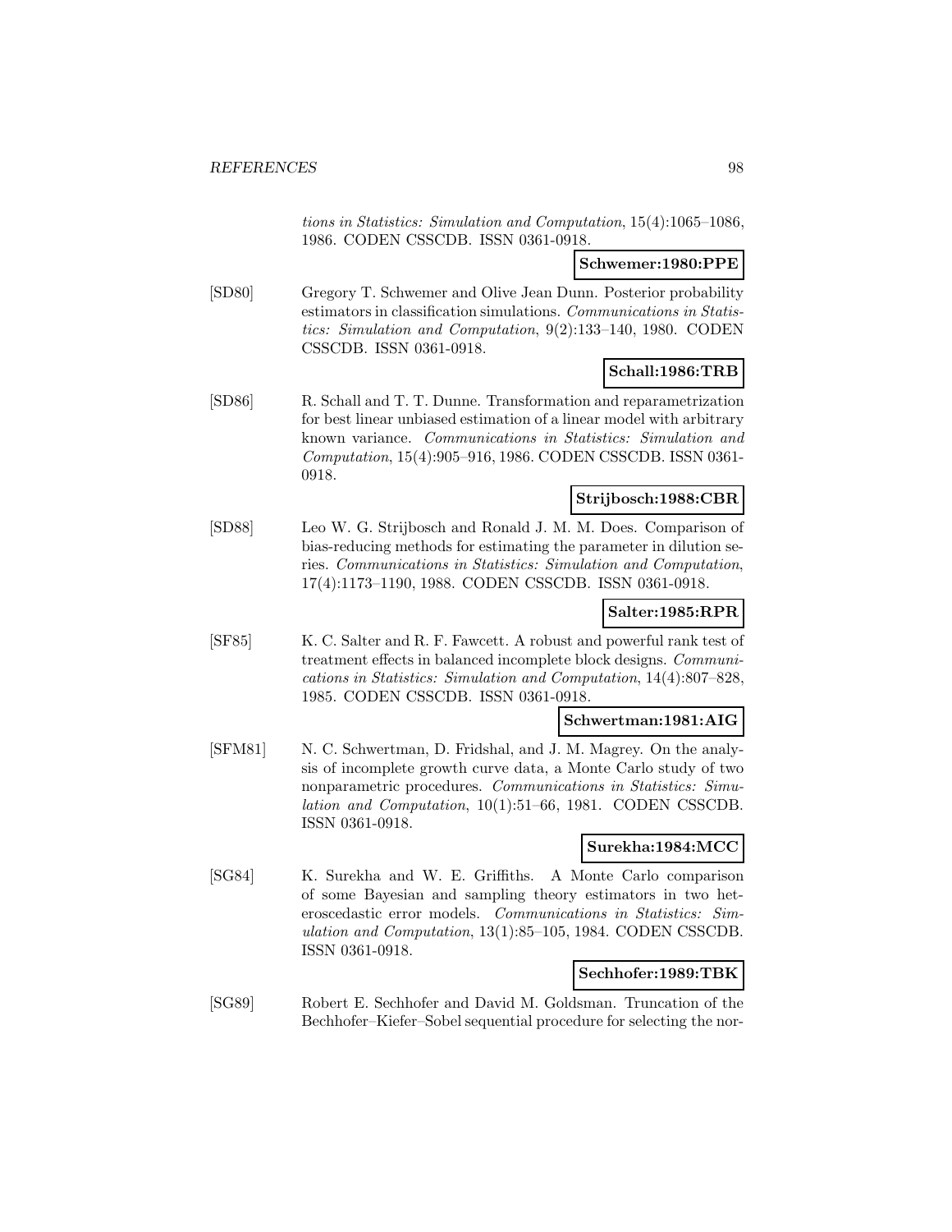*tions in Statistics: Simulation and Computation*, 15(4):1065–1086, 1986. CODEN CSSCDB. ISSN 0361-0918.

**Schwemer:1980:PPE**

[SD80] Gregory T. Schwemer and Olive Jean Dunn. Posterior probability estimators in classification simulations. *Communications in Statistics: Simulation and Computation*, 9(2):133–140, 1980. CODEN CSSCDB. ISSN 0361-0918.

**Schall:1986:TRB**

[SD86] R. Schall and T. T. Dunne. Transformation and reparametrization for best linear unbiased estimation of a linear model with arbitrary known variance. *Communications in Statistics: Simulation and Computation*, 15(4):905–916, 1986. CODEN CSSCDB. ISSN 0361-0918.

**Strijbosch:1988:CBR**

[SD88] Leo W. G. Strijbosch and Ronald J. M. M. Does. Comparison of bias-reducing methods for estimating the parameter in dilution series. *Communications in Statistics: Simulation and Computation*, 17(4):1173–1190, 1988. CODEN CSSCDB. ISSN 0361-0918.

**Salter:1985:RPR**

[SF85] K. C. Salter and R. F. Fawcett. A robust and powerful rank test of treatment effects in balanced incomplete block designs. *Communications in Statistics: Simulation and Computation*, 14(4):807–828, 1985. CODEN CSSCDB. ISSN 0361-0918.

**Schwertman:1981:AIG**

[SFM81] N. C. Schwertman, D. Fridshal, and J. M. Magrey. On the analysis of incomplete growth curve data, a Monte Carlo study of two nonparametric procedures. *Communications in Statistics: Simulation and Computation*, 10(1):51–66, 1981. CODEN CSSCDB. ISSN 0361-0918.

**Surekha:1984:MCC**

[SG84] K. Surekha and W. E. Griffiths. A Monte Carlo comparison of some Bayesian and sampling theory estimators in two heteroscedastic error models. *Communications in Statistics: Simulation and Computation*, 13(1):85–105, 1984. CODEN CSSCDB. ISSN 0361-0918.

**Sechhofer:1989:TBK**

[SG89] Robert E. Sechhofer and David M. Goldsman. Truncation of the Bechhofer–Kiefer–Sobel sequential procedure for selecting the nor-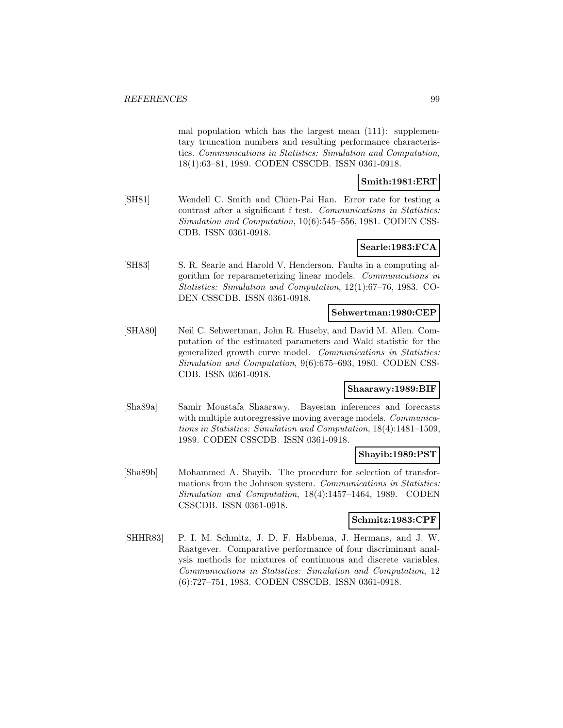mal population which has the largest mean (111): supplementary truncation numbers and resulting performance characteristics. *Communications in Statistics: Simulation and Computation*, 18(1):63–81, 1989. CODEN CSSCDB. ISSN 0361-0918.

**Smith:1981:ERT**

[SH81] Wendell C. Smith and Chien-Pai Han. Error rate for testing a contrast after a significant f test. *Communications in Statistics: Simulation and Computation*, 10(6):545–556, 1981. CODEN CSSCDB. ISSN 0361-0918.

**Searle:1983:FCA**

[SH83] S. R. Searle and Harold V. Henderson. Faults in a computing algorithm for reparameterizing linear models. *Communications in Statistics: Simulation and Computation*, 12(1):67–76, 1983. CODEN CSSCDB. ISSN 0361-0918.

**Sehwertman:1980:CEP**

[SHA80] Neil C. Sehwertman, John R. Huseby, and David M. Allen. Computation of the estimated parameters and Wald statistic for the generalized growth curve model. *Communications in Statistics: Simulation and Computation*, 9(6):675–693, 1980. CODEN CSSCDB. ISSN 0361-0918.

**Shaarawy:1989:BIF**

[Sha89a] Samir Moustafa Shaarawy. Bayesian inferences and forecasts with multiple autoregressive moving average models. *Communications in Statistics: Simulation and Computation*, 18(4):1481–1509, 1989. CODEN CSSCDB. ISSN 0361-0918.

**Shayib:1989:PST**

[Sha89b] Mohammed A. Shayib. The procedure for selection of transformations from the Johnson system. *Communications in Statistics: Simulation and Computation*, 18(4):1457–1464, 1989. CODEN CSSCDB. ISSN 0361-0918.

**Schmitz:1983:CPF**

[SHHR83] P. I. M. Schmitz, J. D. F. Habbema, J. Hermans, and J. W. Raatgever. Comparative performance of four discriminant analysis methods for mixtures of continuous and discrete variables. *Communications in Statistics: Simulation and Computation*, 12 (6):727–751, 1983. CODEN CSSCDB. ISSN 0361-0918.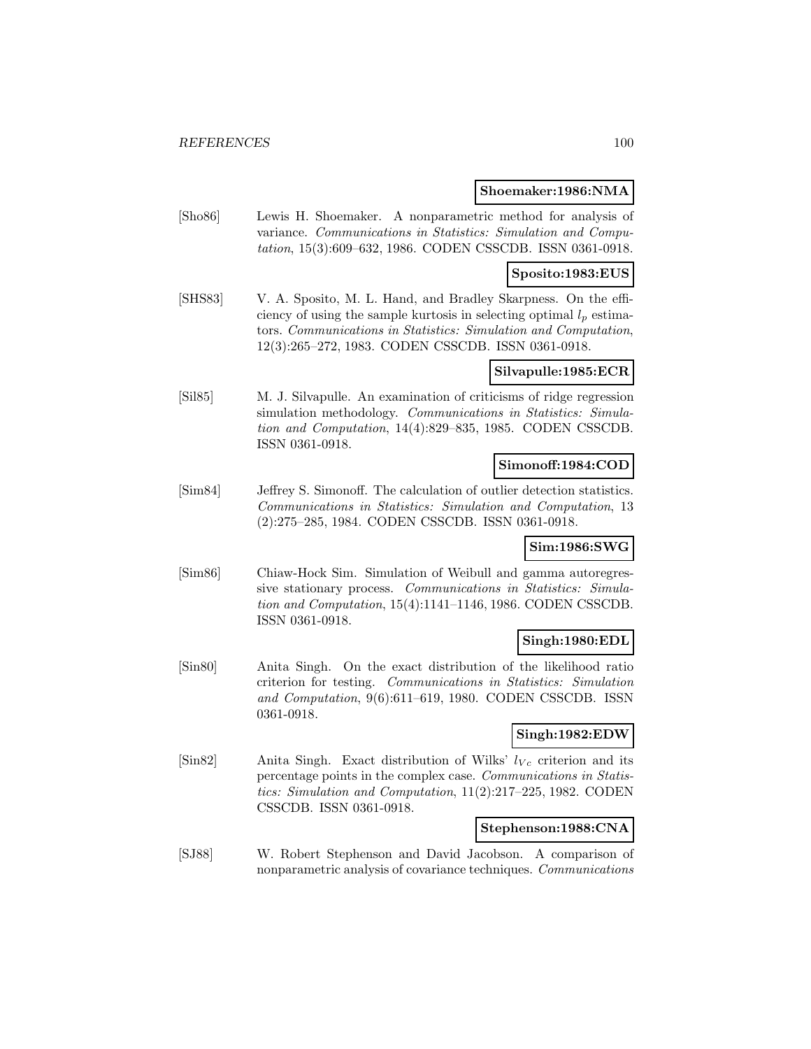**Shoemaker:1986:NMA**

[Sho86] Lewis H. Shoemaker. A nonparametric method for analysis of variance. *Communications in Statistics: Simulation and Computation*, 15(3):609–632, 1986. CODEN CSSCDB. ISSN 0361-0918.

**Sposito:1983:EUS**

[SHS83] V. A. Sposito, M. L. Hand, and Bradley Skarpness. On the efficiency of using the sample kurtosis in selecting optimal $l_p$ estimators. *Communications in Statistics: Simulation and Computation*, 12(3):265–272, 1983. CODEN CSSCDB. ISSN 0361-0918.

**Silvapulle:1985:ECR**

[Sil85] M. J. Silvapulle. An examination of criticisms of ridge regression simulation methodology. *Communications in Statistics: Simulation and Computation*, 14(4):829–835, 1985. CODEN CSSCDB. ISSN 0361-0918.

**Simonoff:1984:COD**

[Sim84] Jeffrey S. Simonoff. The calculation of outlier detection statistics. *Communications in Statistics: Simulation and Computation*, 13 (2):275–285, 1984. CODEN CSSCDB. ISSN 0361-0918.

**Sim:1986:SWG**

[Sim86] Chiaw-Hock Sim. Simulation of Weibull and gamma autoregressive stationary process. *Communications in Statistics: Simulation and Computation*, 15(4):1141–1146, 1986. CODEN CSSCDB. ISSN 0361-0918.

**Singh:1980:EDL**

[Sin80] Anita Singh. On the exact distribution of the likelihood ratio criterion for testing. *Communications in Statistics: Simulation and Computation*, 9(6):611–619, 1980. CODEN CSSCDB. ISSN 0361-0918.

**Singh:1982:EDW**

[Sin82] Anita Singh. Exact distribution of Wilks' $l_{Vc}$ criterion and its percentage points in the complex case. *Communications in Statistics: Simulation and Computation*, 11(2):217–225, 1982. CODEN CSSCDB. ISSN 0361-0918.

**Stephenson:1988:CNA**

[SJ88] W. Robert Stephenson and David Jacobson. A comparison of nonparametric analysis of covariance techniques. *Communications*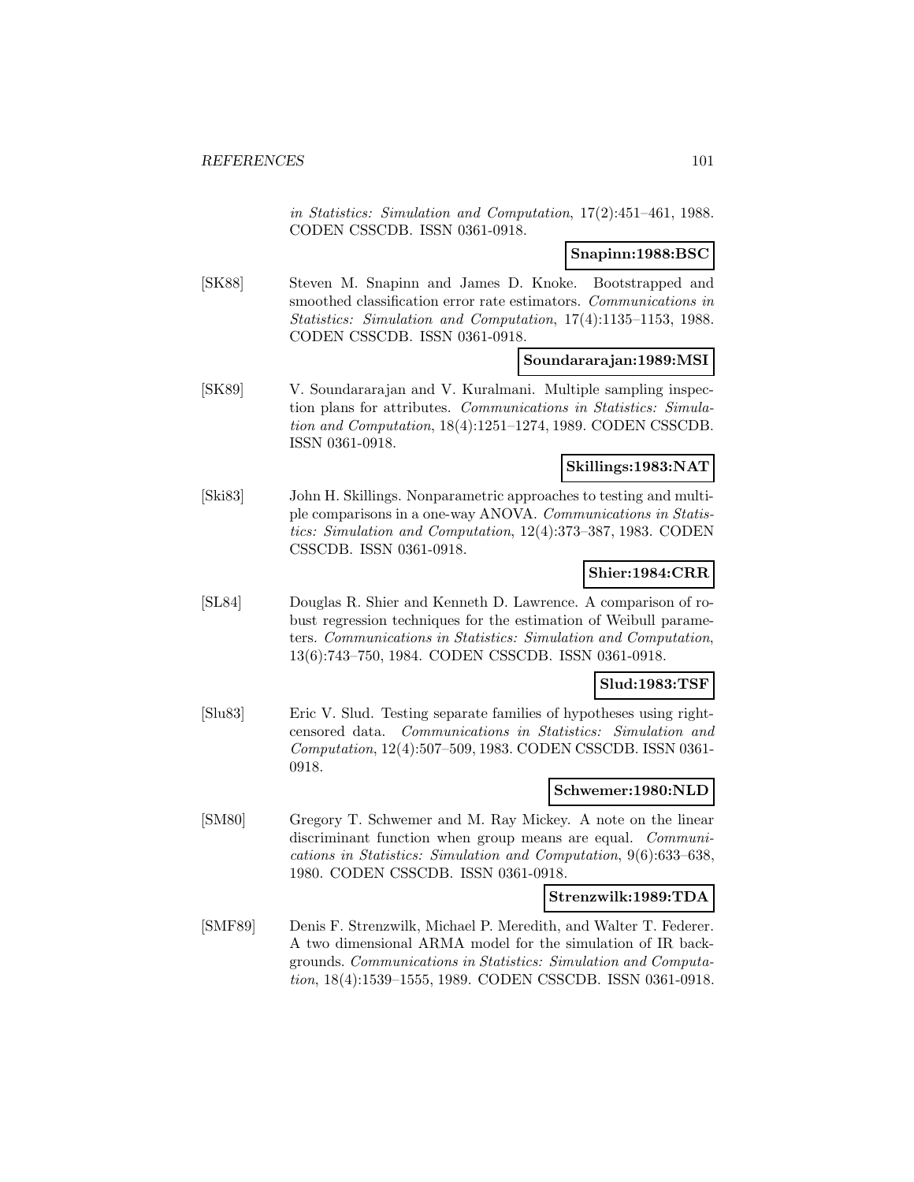*in Statistics: Simulation and Computation*, 17(2):451–461, 1988. CODEN CSSCDB. ISSN 0361-0918.

**Snapinn:1988:BSC**

[SK88] Steven M. Snapinn and James D. Knoke. Bootstrapped and smoothed classification error rate estimators. *Communications in Statistics: Simulation and Computation*, 17(4):1135–1153, 1988. CODEN CSSCDB. ISSN 0361-0918.

**Soundararajan:1989:MSI**

[SK89] V. Soundararajan and V. Kuralmani. Multiple sampling inspection plans for attributes. *Communications in Statistics: Simulation and Computation*, 18(4):1251–1274, 1989. CODEN CSSCDB. ISSN 0361-0918.

**Skillings:1983:NAT**

[Ski83] John H. Skillings. Nonparametric approaches to testing and multiple comparisons in a one-way ANOVA. *Communications in Statistics: Simulation and Computation*, 12(4):373–387, 1983. CODEN CSSCDB. ISSN 0361-0918.

**Shier:1984:CRR**

[SL84] Douglas R. Shier and Kenneth D. Lawrence. A comparison of robust regression techniques for the estimation of Weibull parameters. *Communications in Statistics: Simulation and Computation*, 13(6):743–750, 1984. CODEN CSSCDB. ISSN 0361-0918.

**Slud:1983:TSF**

[Slu83] Eric V. Slud. Testing separate families of hypotheses using right-censored data. *Communications in Statistics: Simulation and Computation*, 12(4):507–509, 1983. CODEN CSSCDB. ISSN 0361-0918.

**Schwemer:1980:NLD**

[SM80] Gregory T. Schwemer and M. Ray Mickey. A note on the linear discriminant function when group means are equal. *Communications in Statistics: Simulation and Computation*, 9(6):633–638, 1980. CODEN CSSCDB. ISSN 0361-0918.

**Strenzwilk:1989:TDA**

[SMF89] Denis F. Strenzwilk, Michael P. Meredith, and Walter T. Federer. A two dimensional ARMA model for the simulation of IR backgrounds. *Communications in Statistics: Simulation and Computation*, 18(4):1539–1555, 1989. CODEN CSSCDB. ISSN 0361-0918.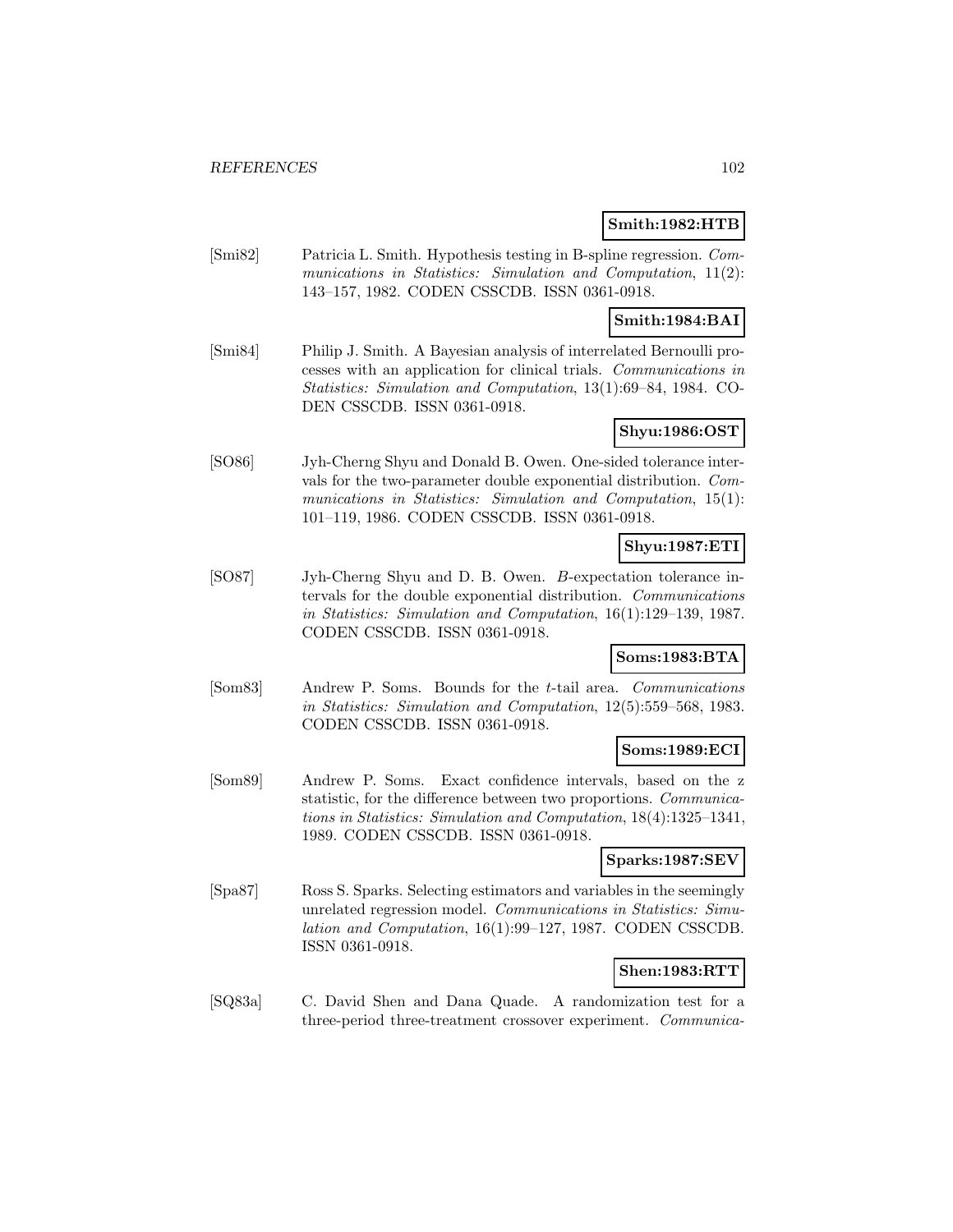**Smith:1982:HTB**

[Smi82] Patricia L. Smith. Hypothesis testing in B-spline regression. *Communications in Statistics: Simulation and Computation*, 11(2): 143–157, 1982. CODEN CSSCDB. ISSN 0361-0918.

**Smith:1984:BAI**

[Smi84] Philip J. Smith. A Bayesian analysis of interrelated Bernoulli processes with an application for clinical trials. *Communications in Statistics: Simulation and Computation*, 13(1):69–84, 1984. CODEN CSSCDB. ISSN 0361-0918.

**Shyu:1986:OST**

[SO86] Jyh-Cherng Shyu and Donald B. Owen. One-sided tolerance intervals for the two-parameter double exponential distribution. *Communications in Statistics: Simulation and Computation*, 15(1): 101–119, 1986. CODEN CSSCDB. ISSN 0361-0918.

**Shyu:1987:ETI**

[SO87] Jyh-Cherng Shyu and D. B. Owen. *B*-expectation tolerance intervals for the double exponential distribution. *Communications in Statistics: Simulation and Computation*, 16(1):129–139, 1987. CODEN CSSCDB. ISSN 0361-0918.

**Soms:1983:BTA**

[Som83] Andrew P. Soms. Bounds for the $t$-tail area. *Communications in Statistics: Simulation and Computation*, 12(5):559–568, 1983. CODEN CSSCDB. ISSN 0361-0918.

**Soms:1989:ECI**

[Som89] Andrew P. Soms. Exact confidence intervals, based on the z statistic, for the difference between two proportions. *Communications in Statistics: Simulation and Computation*, 18(4):1325–1341, 1989. CODEN CSSCDB. ISSN 0361-0918.

**Sparks:1987:SEV**

[Spa87] Ross S. Sparks. Selecting estimators and variables in the seemingly unrelated regression model. *Communications in Statistics: Simulation and Computation*, 16(1):99–127, 1987. CODEN CSSCDB. ISSN 0361-0918.

**Shen:1983:RTT**

[SQ83a] C. David Shen and Dana Quade. A randomization test for a three-period three-treatment crossover experiment. *Communica-*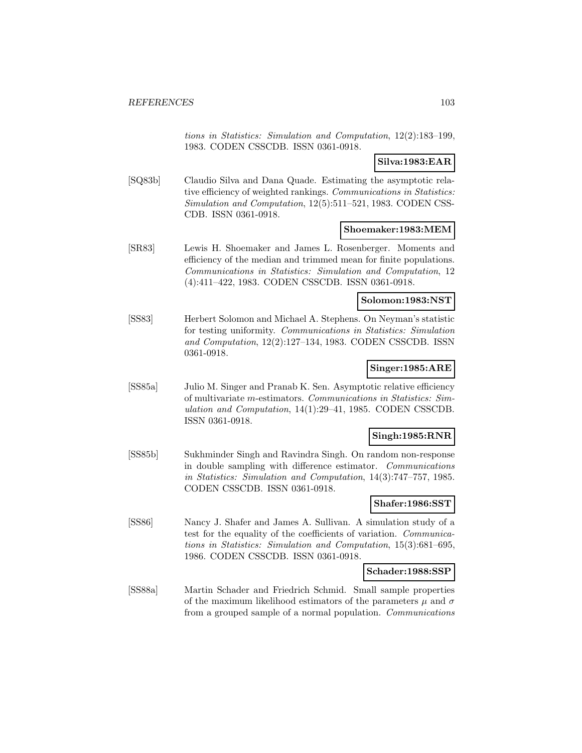tions in Statistics: Simulation and Computation*, 12(2):183–199, 1983. CODEN CSSCDB. ISSN 0361-0918.

**Silva:1983:EAR**

[SQ83b] Claudio Silva and Dana Quade. Estimating the asymptotic relative efficiency of weighted rankings. *Communications in Statistics: Simulation and Computation*, 12(5):511–521, 1983. CODEN CSSCDB. ISSN 0361-0918.

**Shoemaker:1983:MEM**

[SR83] Lewis H. Shoemaker and James L. Rosenberger. Moments and efficiency of the median and trimmed mean for finite populations. *Communications in Statistics: Simulation and Computation*, 12 (4):411–422, 1983. CODEN CSSCDB. ISSN 0361-0918.

**Solomon:1983:NST**

[SS83] Herbert Solomon and Michael A. Stephens. On Neyman's statistic for testing uniformity. *Communications in Statistics: Simulation and Computation*, 12(2):127–134, 1983. CODEN CSSCDB. ISSN 0361-0918.

**Singer:1985:ARE**

[SS85a] Julio M. Singer and Pranab K. Sen. Asymptotic relative efficiency of multivariate $m$-estimators. *Communications in Statistics: Simulation and Computation*, 14(1):29–41, 1985. CODEN CSSCDB. ISSN 0361-0918.

**Singh:1985:RNR**

[SS85b] Sukhminder Singh and Ravindra Singh. On random non-response in double sampling with difference estimator. *Communications in Statistics: Simulation and Computation*, 14(3):747–757, 1985. CODEN CSSCDB. ISSN 0361-0918.

**Shafer:1986:SST**

[SS86] Nancy J. Shafer and James A. Sullivan. A simulation study of a test for the equality of the coefficients of variation. *Communications in Statistics: Simulation and Computation*, 15(3):681–695, 1986. CODEN CSSCDB. ISSN 0361-0918.

**Schader:1988:SSP**

[SS88a] Martin Schader and Friedrich Schmid. Small sample properties of the maximum likelihood estimators of the parameters $\mu$ and $\sigma$ from a grouped sample of a normal population. *Communications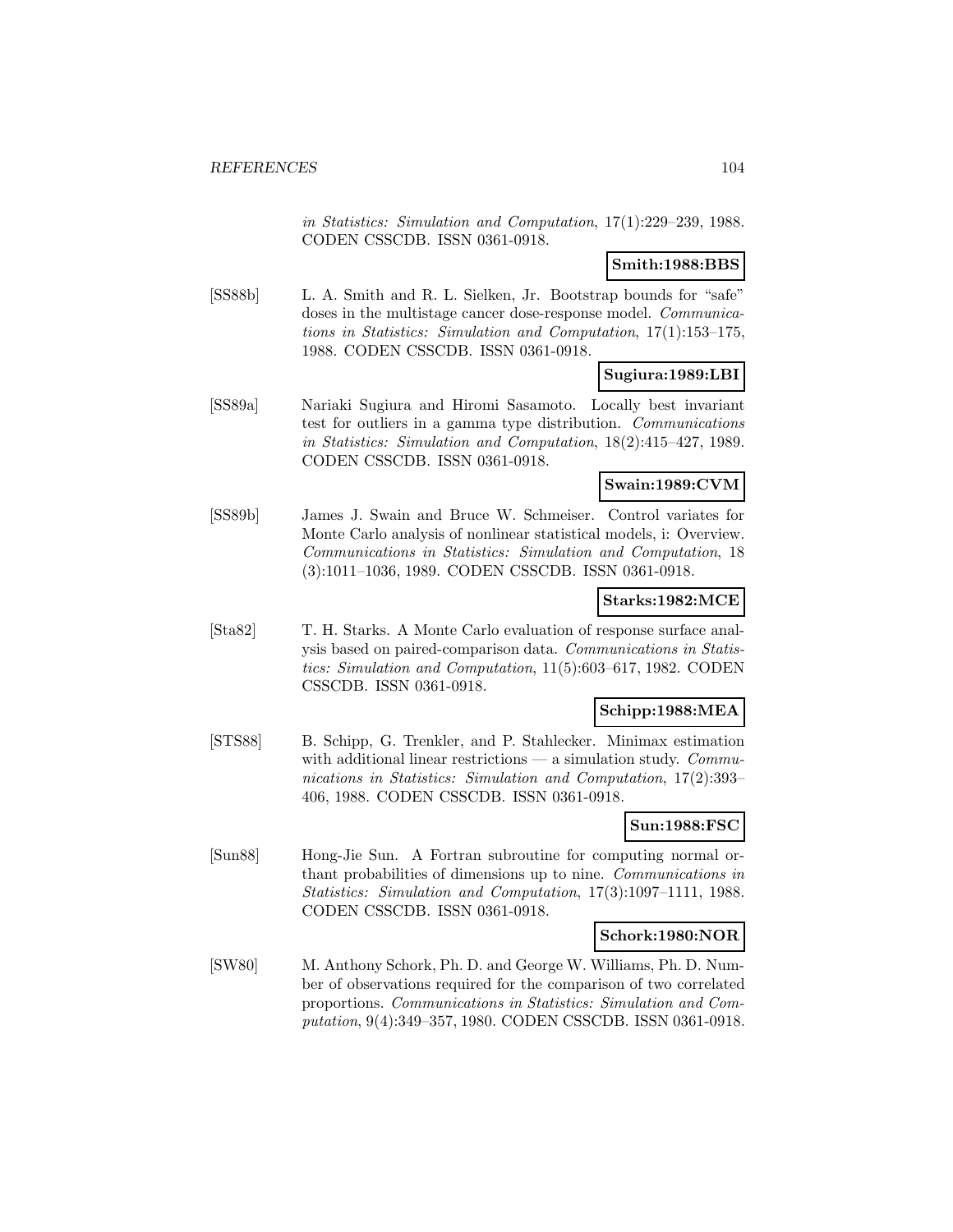*in Statistics: Simulation and Computation*, 17(1):229–239, 1988. CODEN CSSCDB. ISSN 0361-0918.

**Smith:1988:BBS**

[SS88b] L. A. Smith and R. L. Sielken, Jr. Bootstrap bounds for "safe" doses in the multistage cancer dose-response model. *Communications in Statistics: Simulation and Computation*, 17(1):153–175, 1988. CODEN CSSCDB. ISSN 0361-0918.

**Sugiura:1989:LBI**

[SS89a] Nariaki Sugiura and Hiromi Sasamoto. Locally best invariant test for outliers in a gamma type distribution. *Communications in Statistics: Simulation and Computation*, 18(2):415–427, 1989. CODEN CSSCDB. ISSN 0361-0918.

**Swain:1989:CVM**

[SS89b] James J. Swain and Bruce W. Schmeiser. Control variates for Monte Carlo analysis of nonlinear statistical models, i: Overview. *Communications in Statistics: Simulation and Computation*, 18 (3):1011–1036, 1989. CODEN CSSCDB. ISSN 0361-0918.

**Starks:1982:MCE**

[Sta82] T. H. Starks. A Monte Carlo evaluation of response surface analysis based on paired-comparison data. *Communications in Statistics: Simulation and Computation*, 11(5):603–617, 1982. CODEN CSSCDB. ISSN 0361-0918.

**Schipp:1988:MEA**

[STS88] B. Schipp, G. Trenkler, and P. Stahlecker. Minimax estimation with additional linear restrictions — a simulation study. *Communications in Statistics: Simulation and Computation*, 17(2):393–406, 1988. CODEN CSSCDB. ISSN 0361-0918.

**Sun:1988:FSC**

[Sun88] Hong-Jie Sun. A Fortran subroutine for computing normal orthant probabilities of dimensions up to nine. *Communications in Statistics: Simulation and Computation*, 17(3):1097–1111, 1988. CODEN CSSCDB. ISSN 0361-0918.

**Schork:1980:NOR**

[SW80] M. Anthony Schork, Ph. D. and George W. Williams, Ph. D. Number of observations required for the comparison of two correlated proportions. *Communications in Statistics: Simulation and Computation*, 9(4):349–357, 1980. CODEN CSSCDB. ISSN 0361-0918.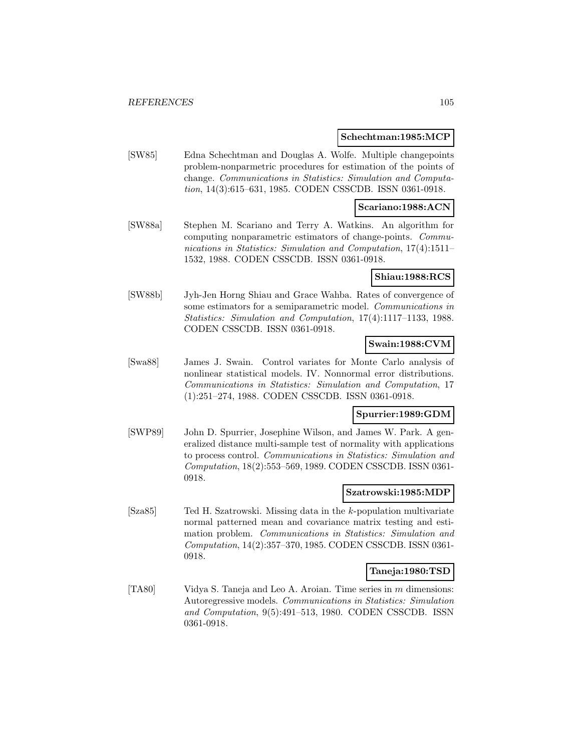**Schechtman:1985:MCP**

[SW85] Edna Schechtman and Douglas A. Wolfe. Multiple changepoints problem-nonparmetric procedures for estimation of the points of change. *Communications in Statistics: Simulation and Computation*, 14(3):615–631, 1985. CODEN CSSCDB. ISSN 0361-0918.

**Scariano:1988:ACN**

[SW88a] Stephen M. Scariano and Terry A. Watkins. An algorithm for computing nonparametric estimators of change-points. *Communications in Statistics: Simulation and Computation*, 17(4):1511–1532, 1988. CODEN CSSCDB. ISSN 0361-0918.

**Shiau:1988:RCS**

[SW88b] Jyh-Jen Horng Shiau and Grace Wahba. Rates of convergence of some estimators for a semiparametric model. *Communications in Statistics: Simulation and Computation*, 17(4):1117–1133, 1988. CODEN CSSCDB. ISSN 0361-0918.

**Swain:1988:CVM**

[Swa88] James J. Swain. Control variates for Monte Carlo analysis of nonlinear statistical models. IV. Nonnormal error distributions. *Communications in Statistics: Simulation and Computation*, 17 (1):251–274, 1988. CODEN CSSCDB. ISSN 0361-0918.

**Spurrier:1989:GDM**

[SWP89] John D. Spurrier, Josephine Wilson, and James W. Park. A generalized distance multi-sample test of normality with applications to process control. *Communications in Statistics: Simulation and Computation*, 18(2):553–569, 1989. CODEN CSSCDB. ISSN 0361-0918.

**Szatrowski:1985:MDP**

[Sza85] Ted H. Szatrowski. Missing data in the $k$-population multivariate normal patterned mean and covariance matrix testing and estimation problem. *Communications in Statistics: Simulation and Computation*, 14(2):357–370, 1985. CODEN CSSCDB. ISSN 0361-0918.

**Taneja:1980:TSD**

[TA80] Vidya S. Taneja and Leo A. Aroian. Time series in $m$ dimensions: Autoregressive models. *Communications in Statistics: Simulation and Computation*, 9(5):491–513, 1980. CODEN CSSCDB. ISSN 0361-0918.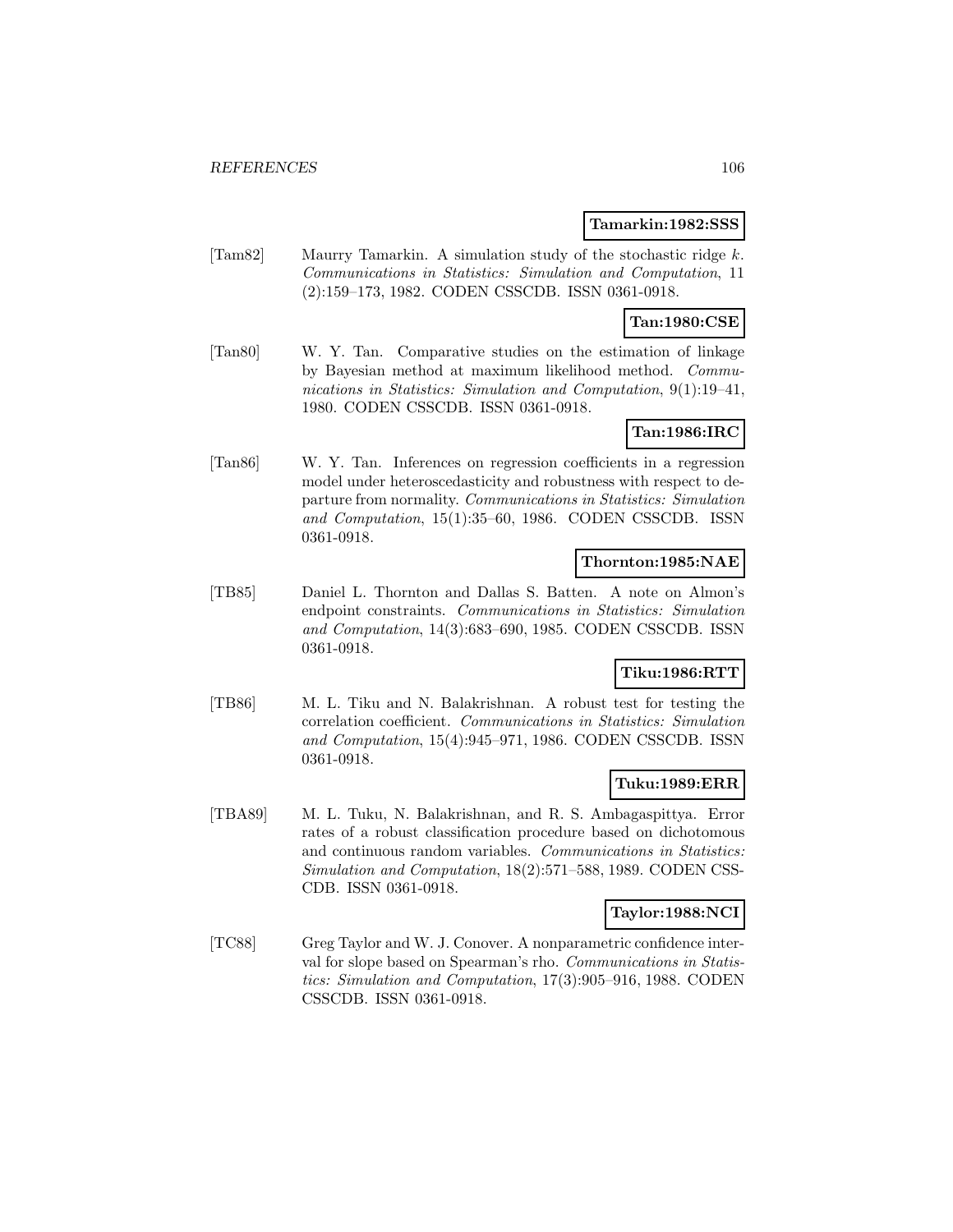**Tamarkin:1982:SSS**

[Tam82] Maurry Tamarkin. A simulation study of the stochastic ridge $k$. *Communications in Statistics: Simulation and Computation*, 11 (2):159–173, 1982. CODEN CSSCDB. ISSN 0361-0918.

**Tan:1980:CSE**

[Tan80] W. Y. Tan. Comparative studies on the estimation of linkage by Bayesian method at maximum likelihood method. *Communications in Statistics: Simulation and Computation*, 9(1):19–41, 1980. CODEN CSSCDB. ISSN 0361-0918.

**Tan:1986:IRC**

[Tan86] W. Y. Tan. Inferences on regression coefficients in a regression model under heteroscedasticity and robustness with respect to departure from normality. *Communications in Statistics: Simulation and Computation*, 15(1):35–60, 1986. CODEN CSSCDB. ISSN 0361-0918.

**Thornton:1985:NAE**

[TB85] Daniel L. Thornton and Dallas S. Batten. A note on Almon's endpoint constraints. *Communications in Statistics: Simulation and Computation*, 14(3):683–690, 1985. CODEN CSSCDB. ISSN 0361-0918.

**Tiku:1986:RTT**

[TB86] M. L. Tiku and N. Balakrishnan. A robust test for testing the correlation coefficient. *Communications in Statistics: Simulation and Computation*, 15(4):945–971, 1986. CODEN CSSCDB. ISSN 0361-0918.

**Tuku:1989:ERR**

[TBA89] M. L. Tuku, N. Balakrishnan, and R. S. Ambagaspittya. Error rates of a robust classification procedure based on dichotomous and continuous random variables. *Communications in Statistics: Simulation and Computation*, 18(2):571–588, 1989. CODEN CSSCDB. ISSN 0361-0918.

**Taylor:1988:NCI**

[TC88] Greg Taylor and W. J. Conover. A nonparametric confidence interval for slope based on Spearman's rho. *Communications in Statistics: Simulation and Computation*, 17(3):905–916, 1988. CODEN CSSCDB. ISSN 0361-0918.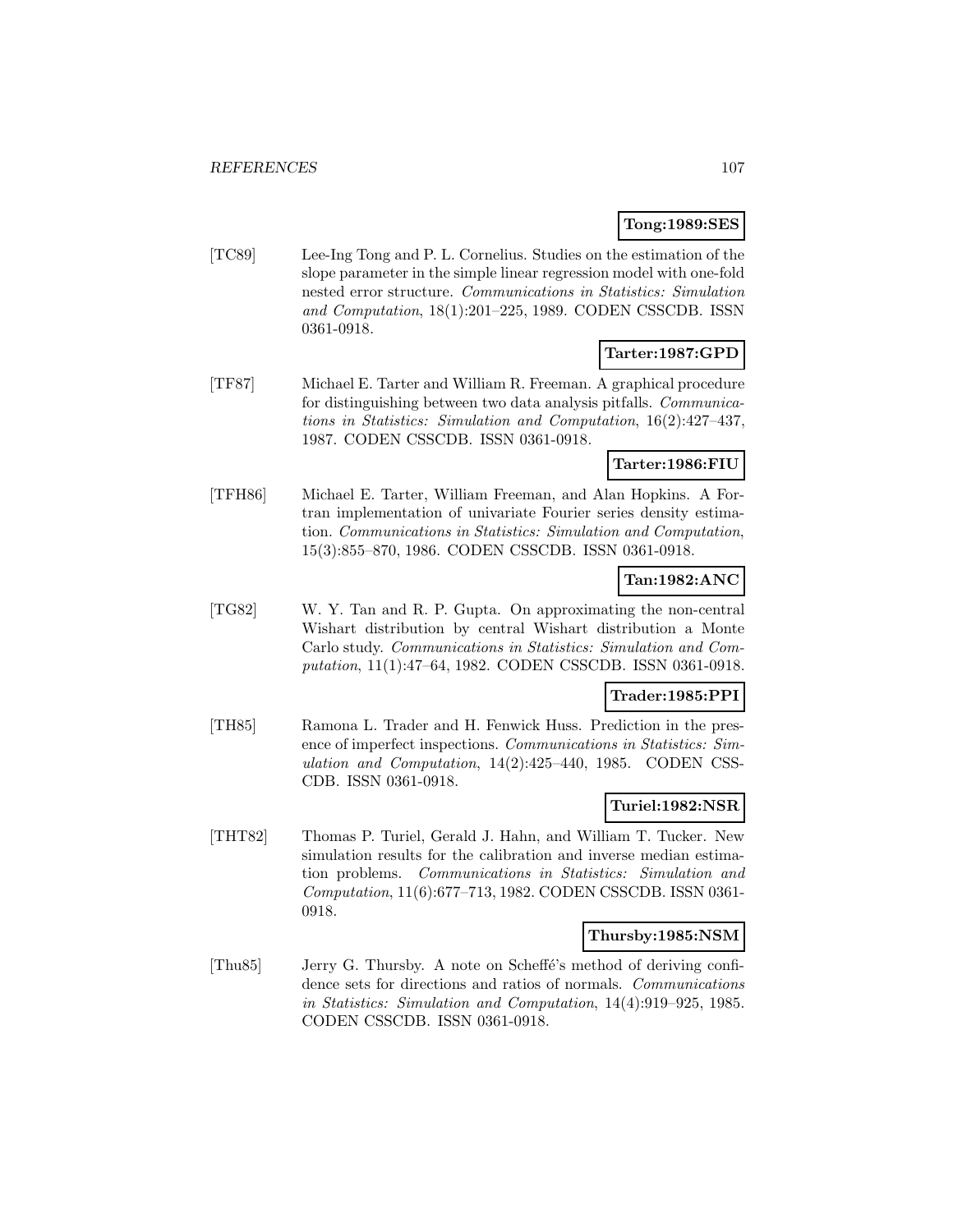**Tong:1989:SES**

[TC89] Lee-Ing Tong and P. L. Cornelius. Studies on the estimation of the slope parameter in the simple linear regression model with one-fold nested error structure. *Communications in Statistics: Simulation and Computation*, 18(1):201–225, 1989. CODEN CSSCDB. ISSN 0361-0918.

**Tarter:1987:GPD**

[TF87] Michael E. Tarter and William R. Freeman. A graphical procedure for distinguishing between two data analysis pitfalls. *Communications in Statistics: Simulation and Computation*, 16(2):427–437, 1987. CODEN CSSCDB. ISSN 0361-0918.

**Tarter:1986:FIU**

[TFH86] Michael E. Tarter, William Freeman, and Alan Hopkins. A Fortran implementation of univariate Fourier series density estimation. *Communications in Statistics: Simulation and Computation*, 15(3):855–870, 1986. CODEN CSSCDB. ISSN 0361-0918.

**Tan:1982:ANC**

[TG82] W. Y. Tan and R. P. Gupta. On approximating the non-central Wishart distribution by central Wishart distribution a Monte Carlo study. *Communications in Statistics: Simulation and Computation*, 11(1):47–64, 1982. CODEN CSSCDB. ISSN 0361-0918.

**Trader:1985:PPI**

[TH85] Ramona L. Trader and H. Fenwick Huss. Prediction in the presence of imperfect inspections. *Communications in Statistics: Simulation and Computation*, 14(2):425–440, 1985. CODEN CSSCDB. ISSN 0361-0918.

**Turiel:1982:NSR**

[THT82] Thomas P. Turiel, Gerald J. Hahn, and William T. Tucker. New simulation results for the calibration and inverse median estimation problems. *Communications in Statistics: Simulation and Computation*, 11(6):677–713, 1982. CODEN CSSCDB. ISSN 0361-0918.

**Thursby:1985:NSM**

[Thu85] Jerry G. Thursby. A note on Scheffé's method of deriving confidence sets for directions and ratios of normals. *Communications in Statistics: Simulation and Computation*, 14(4):919–925, 1985. CODEN CSSCDB. ISSN 0361-0918.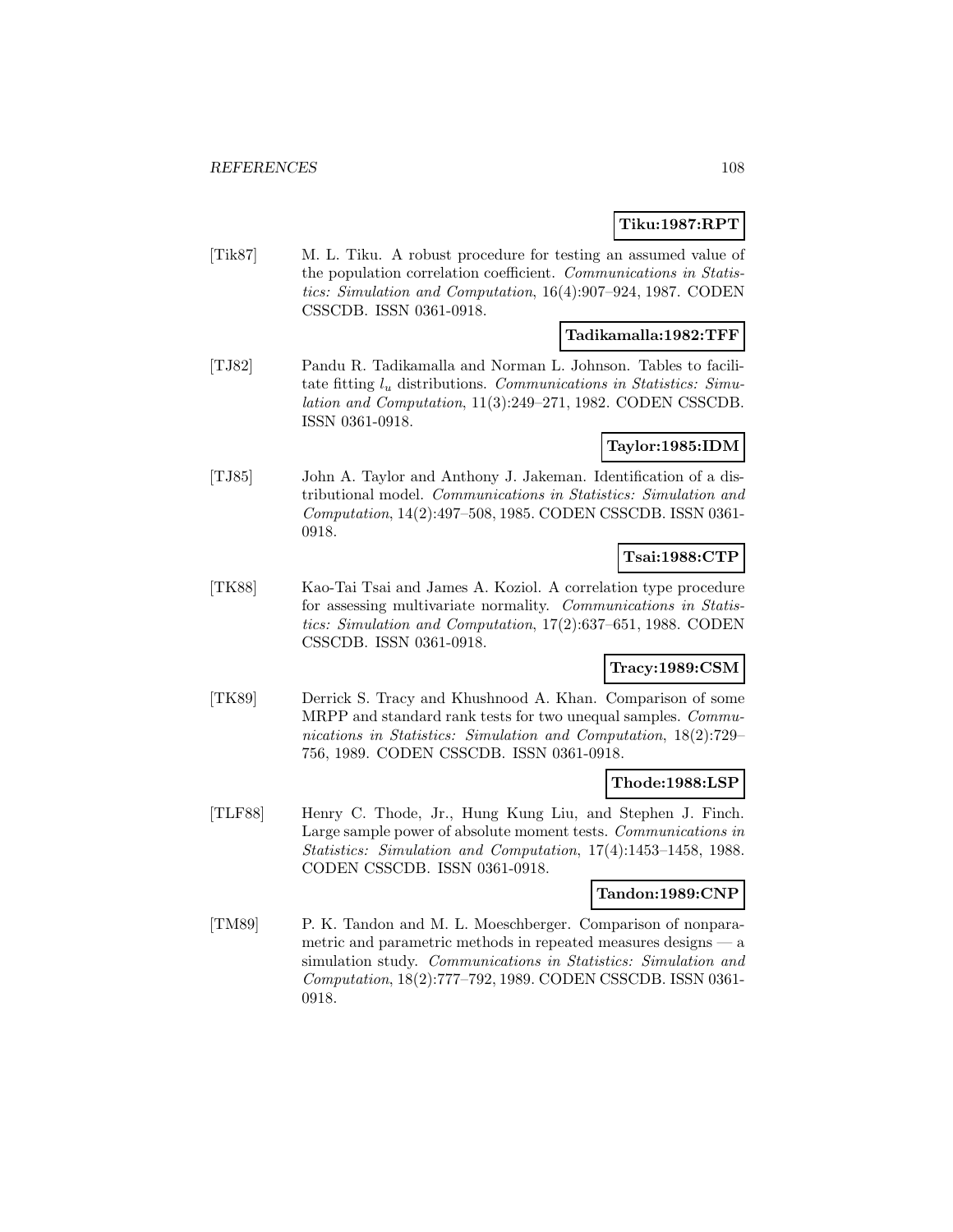**Tiku:1987:RPT**

[Tik87] M. L. Tiku. A robust procedure for testing an assumed value of the population correlation coefficient. *Communications in Statistics: Simulation and Computation*, 16(4):907–924, 1987. CODEN CSSCDB. ISSN 0361-0918.

**Tadikamalla:1982:TFF**

[TJ82] Pandu R. Tadikamalla and Norman L. Johnson. Tables to facilitate fitting $l_u$ distributions. *Communications in Statistics: Simulation and Computation*, 11(3):249–271, 1982. CODEN CSSCDB. ISSN 0361-0918.

**Taylor:1985:IDM**

[TJ85] John A. Taylor and Anthony J. Jakeman. Identification of a distributional model. *Communications in Statistics: Simulation and Computation*, 14(2):497–508, 1985. CODEN CSSCDB. ISSN 0361-0918.

**Tsai:1988:CTP**

[TK88] Kao-Tai Tsai and James A. Koziol. A correlation type procedure for assessing multivariate normality. *Communications in Statistics: Simulation and Computation*, 17(2):637–651, 1988. CODEN CSSCDB. ISSN 0361-0918.

**Tracy:1989:CSM**

[TK89] Derrick S. Tracy and Khushnood A. Khan. Comparison of some MRPP and standard rank tests for two unequal samples. *Communications in Statistics: Simulation and Computation*, 18(2):729–756, 1989. CODEN CSSCDB. ISSN 0361-0918.

**Thode:1988:LSP**

[TLF88] Henry C. Thode, Jr., Hung Kung Liu, and Stephen J. Finch. Large sample power of absolute moment tests. *Communications in Statistics: Simulation and Computation*, 17(4):1453–1458, 1988. CODEN CSSCDB. ISSN 0361-0918.

**Tandon:1989:CNP**

[TM89] P. K. Tandon and M. L. Moeschberger. Comparison of nonparametric and parametric methods in repeated measures designs — a simulation study. *Communications in Statistics: Simulation and Computation*, 18(2):777–792, 1989. CODEN CSSCDB. ISSN 0361-0918.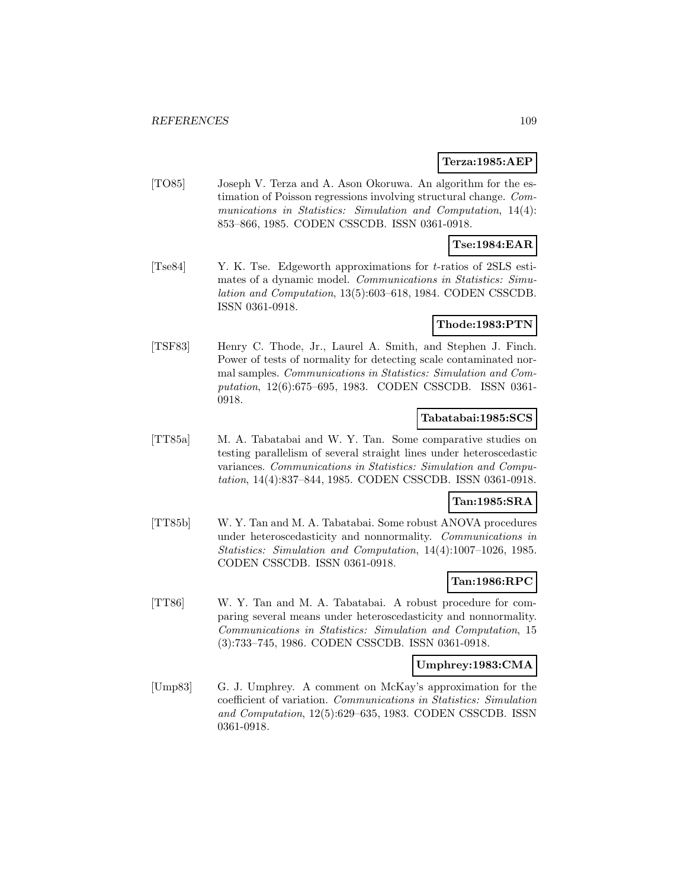**Terza:1985:AEP**

[TO85] Joseph V. Terza and A. Ason Okoruwa. An algorithm for the estimation of Poisson regressions involving structural change. *Communications in Statistics: Simulation and Computation*, 14(4): 853–866, 1985. CODEN CSSCDB. ISSN 0361-0918.

**Tse:1984:EAR**

[Tse84] Y. K. Tse. Edgeworth approximations for $t$-ratios of 2SLS estimates of a dynamic model. *Communications in Statistics: Simulation and Computation*, 13(5):603–618, 1984. CODEN CSSCDB. ISSN 0361-0918.

**Thode:1983:PTN**

[TSF83] Henry C. Thode, Jr., Laurel A. Smith, and Stephen J. Finch. Power of tests of normality for detecting scale contaminated normal samples. *Communications in Statistics: Simulation and Computation*, 12(6):675–695, 1983. CODEN CSSCDB. ISSN 0361-0918.

**Tabatabai:1985:SCS**

[TT85a] M. A. Tabatabai and W. Y. Tan. Some comparative studies on testing parallelism of several straight lines under heteroscedastic variances. *Communications in Statistics: Simulation and Computation*, 14(4):837–844, 1985. CODEN CSSCDB. ISSN 0361-0918.

**Tan:1985:SRA**

[TT85b] W. Y. Tan and M. A. Tabatabai. Some robust ANOVA procedures under heteroscedasticity and nonnormality. *Communications in Statistics: Simulation and Computation*, 14(4):1007–1026, 1985. CODEN CSSCDB. ISSN 0361-0918.

**Tan:1986:RPC**

[TT86] W. Y. Tan and M. A. Tabatabai. A robust procedure for comparing several means under heteroscedasticity and nonnormality. *Communications in Statistics: Simulation and Computation*, 15 (3):733–745, 1986. CODEN CSSCDB. ISSN 0361-0918.

**Umphrey:1983:CMA**

[Ump83] G. J. Umphrey. A comment on McKay's approximation for the coefficient of variation. *Communications in Statistics: Simulation and Computation*, 12(5):629–635, 1983. CODEN CSSCDB. ISSN 0361-0918.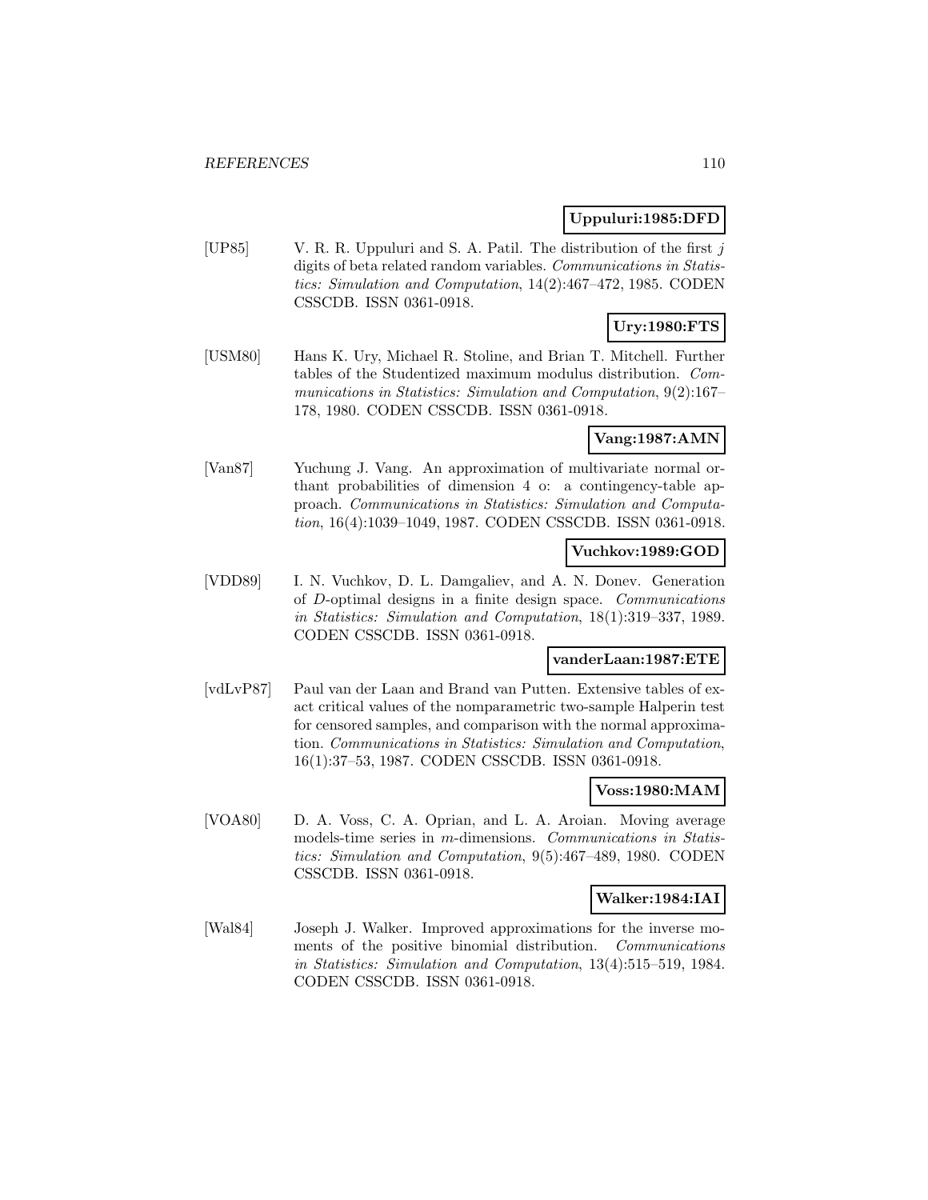**Uppuluri:1985:DFD**

[UP85] V. R. R. Uppuluri and S. A. Patil. The distribution of the first $j$ digits of beta related random variables. *Communications in Statistics: Simulation and Computation*, 14(2):467–472, 1985. CODEN CSSCDB. ISSN 0361-0918.

**Ury:1980:FTS**

[USM80] Hans K. Ury, Michael R. Stoline, and Brian T. Mitchell. Further tables of the Studentized maximum modulus distribution. *Communications in Statistics: Simulation and Computation*, 9(2):167–178, 1980. CODEN CSSCDB. ISSN 0361-0918.

**Vang:1987:AMN**

[Van87] Yuchung J. Vang. An approximation of multivariate normal orthant probabilities of dimension 4 o: a contingency-table approach. *Communications in Statistics: Simulation and Computation*, 16(4):1039–1049, 1987. CODEN CSSCDB. ISSN 0361-0918.

**Vuchkov:1989:GOD**

[VDD89] I. N. Vuchkov, D. L. Damgaliev, and A. N. Donev. Generation of $D$-optimal designs in a finite design space. *Communications in Statistics: Simulation and Computation*, 18(1):319–337, 1989. CODEN CSSCDB. ISSN 0361-0918.

**vanderLaan:1987:ETE**

[vdLvP87] Paul van der Laan and Brand van Putten. Extensive tables of exact critical values of the nomparametric two-sample Halperin test for censored samples, and comparison with the normal approximation. *Communications in Statistics: Simulation and Computation*, 16(1):37–53, 1987. CODEN CSSCDB. ISSN 0361-0918.

**Voss:1980:MAM**

[VOA80] D. A. Voss, C. A. Oprian, and L. A. Aroian. Moving average models-time series in $m$-dimensions. *Communications in Statistics: Simulation and Computation*, 9(5):467–489, 1980. CODEN CSSCDB. ISSN 0361-0918.

**Walker:1984:IAI**

[Wal84] Joseph J. Walker. Improved approximations for the inverse moments of the positive binomial distribution. *Communications in Statistics: Simulation and Computation*, 13(4):515–519, 1984. CODEN CSSCDB. ISSN 0361-0918.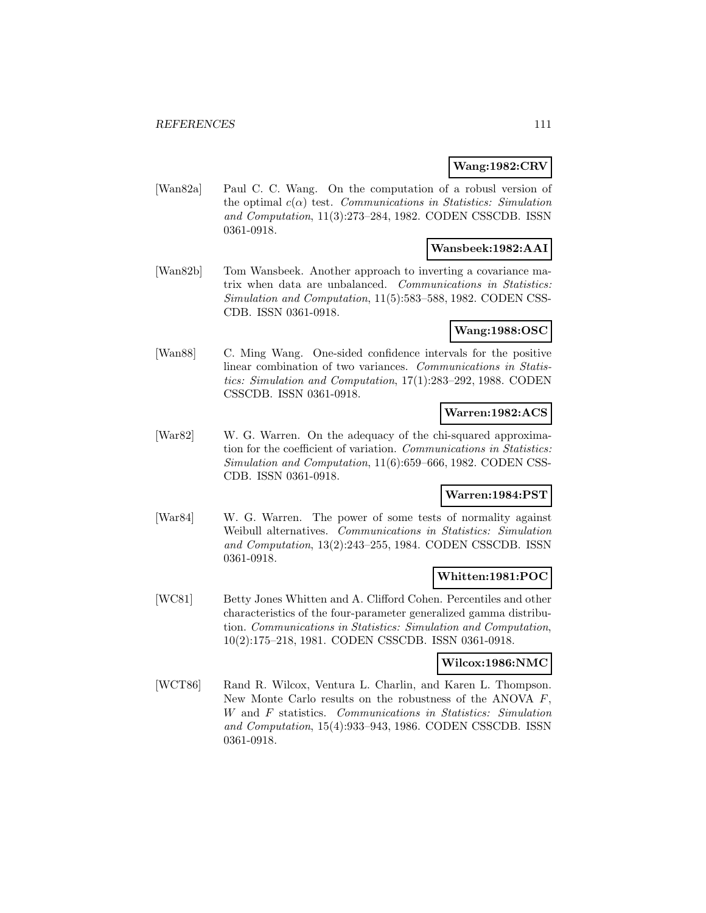**Wang:1982:CRV**

[Wan82a] Paul C. C. Wang. On the computation of a robusl version of the optimal $c(\alpha)$ test. *Communications in Statistics: Simulation and Computation*, 11(3):273–284, 1982. CODEN CSSCDB. ISSN 0361-0918.

**Wansbeek:1982:AAI**

[Wan82b] Tom Wansbeek. Another approach to inverting a covariance matrix when data are unbalanced. *Communications in Statistics: Simulation and Computation*, 11(5):583–588, 1982. CODEN CSSCDB. ISSN 0361-0918.

**Wang:1988:OSC**

[Wan88] C. Ming Wang. One-sided confidence intervals for the positive linear combination of two variances. *Communications in Statistics: Simulation and Computation*, 17(1):283–292, 1988. CODEN CSSCDB. ISSN 0361-0918.

**Warren:1982:ACS**

[War82] W. G. Warren. On the adequacy of the chi-squared approximation for the coefficient of variation. *Communications in Statistics: Simulation and Computation*, 11(6):659–666, 1982. CODEN CSSCDB. ISSN 0361-0918.

**Warren:1984:PST**

[War84] W. G. Warren. The power of some tests of normality against Weibull alternatives. *Communications in Statistics: Simulation and Computation*, 13(2):243–255, 1984. CODEN CSSCDB. ISSN 0361-0918.

**Whitten:1981:POC**

[WC81] Betty Jones Whitten and A. Clifford Cohen. Percentiles and other characteristics of the four-parameter generalized gamma distribution. *Communications in Statistics: Simulation and Computation*, 10(2):175–218, 1981. CODEN CSSCDB. ISSN 0361-0918.

**Wilcox:1986:NMC**

[WCT86] Rand R. Wilcox, Ventura L. Charlin, and Karen L. Thompson. New Monte Carlo results on the robustness of the ANOVA $F$, $W$ and $F$ statistics. *Communications in Statistics: Simulation and Computation*, 15(4):933–943, 1986. CODEN CSSCDB. ISSN 0361-0918.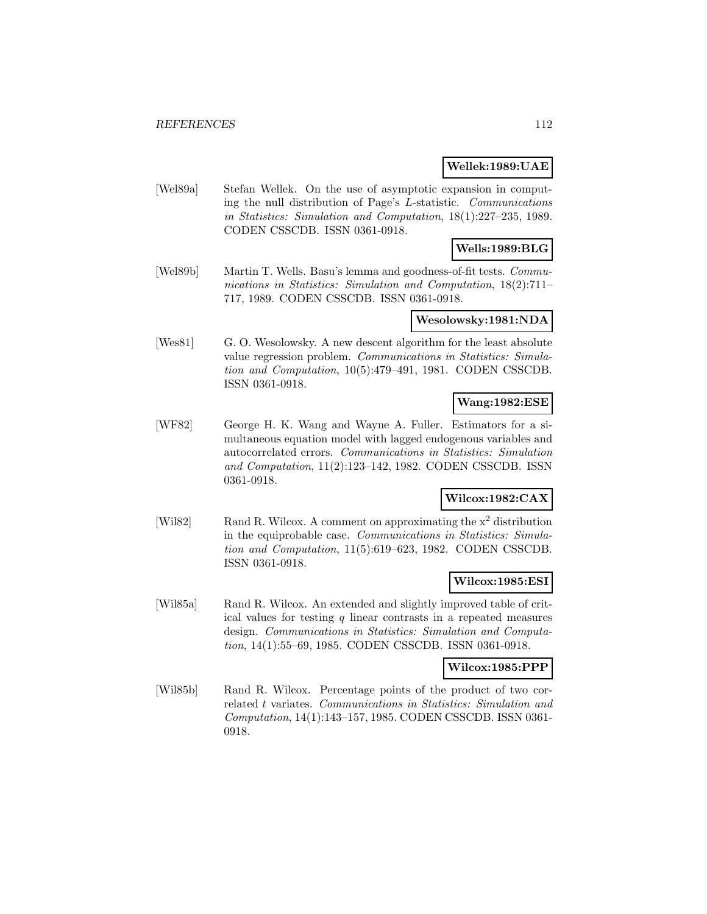**Wellek:1989:UAE**

[Wel89a] Stefan Wellek. On the use of asymptotic expansion in computing the null distribution of Page's *L*-statistic. *Communications in Statistics: Simulation and Computation*, 18(1):227–235, 1989. CODEN CSSCDB. ISSN 0361-0918.

**Wells:1989:BLG**

[Wel89b] Martin T. Wells. Basu's lemma and goodness-of-fit tests. *Communications in Statistics: Simulation and Computation*, 18(2):711–717, 1989. CODEN CSSCDB. ISSN 0361-0918.

**Wesolowsky:1981:NDA**

[Wes81] G. O. Wesolowsky. A new descent algorithm for the least absolute value regression problem. *Communications in Statistics: Simulation and Computation*, 10(5):479–491, 1981. CODEN CSSCDB. ISSN 0361-0918.

**Wang:1982:ESE**

[WF82] George H. K. Wang and Wayne A. Fuller. Estimators for a simultaneous equation model with lagged endogenous variables and autocorrelated errors. *Communications in Statistics: Simulation and Computation*, 11(2):123–142, 1982. CODEN CSSCDB. ISSN 0361-0918.

**Wilcox:1982:CAX**

[Wil82] Rand R. Wilcox. A comment on approximating the $x^2$ distribution in the equiprobable case. *Communications in Statistics: Simulation and Computation*, 11(5):619–623, 1982. CODEN CSSCDB. ISSN 0361-0918.

**Wilcox:1985:ESI**

[Wil85a] Rand R. Wilcox. An extended and slightly improved table of critical values for testing $q$ linear contrasts in a repeated measures design. *Communications in Statistics: Simulation and Computation*, 14(1):55–69, 1985. CODEN CSSCDB. ISSN 0361-0918.

**Wilcox:1985:PPP**

[Wil85b] Rand R. Wilcox. Percentage points of the product of two correlated $t$ variates. *Communications in Statistics: Simulation and Computation*, 14(1):143–157, 1985. CODEN CSSCDB. ISSN 0361-0918.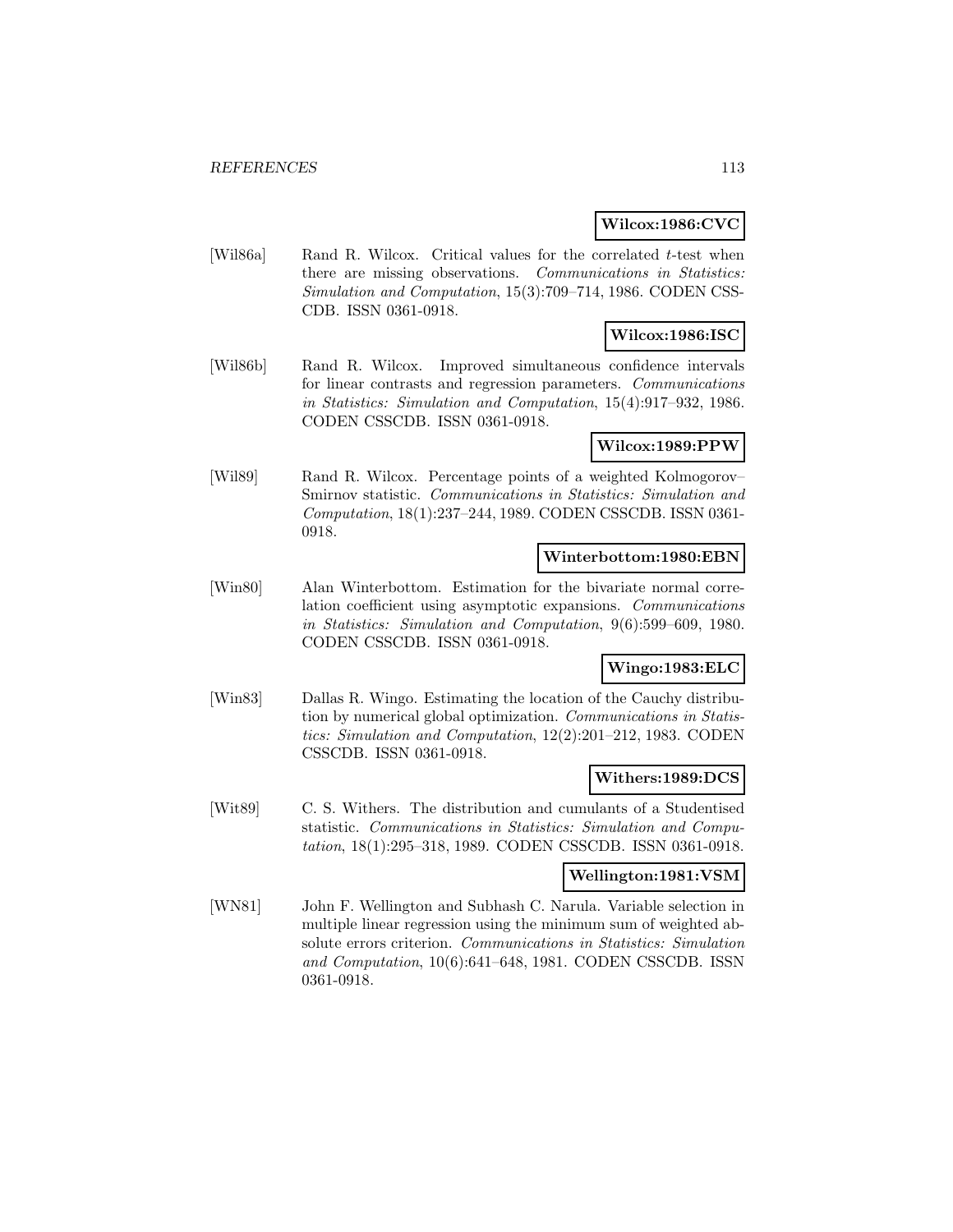**Wilcox:1986:CVC**

[Wil86a] Rand R. Wilcox. Critical values for the correlated $t$-test when there are missing observations. *Communications in Statistics: Simulation and Computation*, 15(3):709–714, 1986. CODEN CSSCDB. ISSN 0361-0918.

**Wilcox:1986:ISC**

[Wil86b] Rand R. Wilcox. Improved simultaneous confidence intervals for linear contrasts and regression parameters. *Communications in Statistics: Simulation and Computation*, 15(4):917–932, 1986. CODEN CSSCDB. ISSN 0361-0918.

**Wilcox:1989:PPW**

[Wil89] Rand R. Wilcox. Percentage points of a weighted Kolmogorov–Smirnov statistic. *Communications in Statistics: Simulation and Computation*, 18(1):237–244, 1989. CODEN CSSCDB. ISSN 0361-0918.

**Winterbottom:1980:EBN**

[Win80] Alan Winterbottom. Estimation for the bivariate normal correlation coefficient using asymptotic expansions. *Communications in Statistics: Simulation and Computation*, 9(6):599–609, 1980. CODEN CSSCDB. ISSN 0361-0918.

**Wingo:1983:ELC**

[Win83] Dallas R. Wingo. Estimating the location of the Cauchy distribution by numerical global optimization. *Communications in Statistics: Simulation and Computation*, 12(2):201–212, 1983. CODEN CSSCDB. ISSN 0361-0918.

**Withers:1989:DCS**

[Wit89] C. S. Withers. The distribution and cumulants of a Studentised statistic. *Communications in Statistics: Simulation and Computation*, 18(1):295–318, 1989. CODEN CSSCDB. ISSN 0361-0918.

**Wellington:1981:VSM**

[WN81] John F. Wellington and Subhash C. Narula. Variable selection in multiple linear regression using the minimum sum of weighted absolute errors criterion. *Communications in Statistics: Simulation and Computation*, 10(6):641–648, 1981. CODEN CSSCDB. ISSN 0361-0918.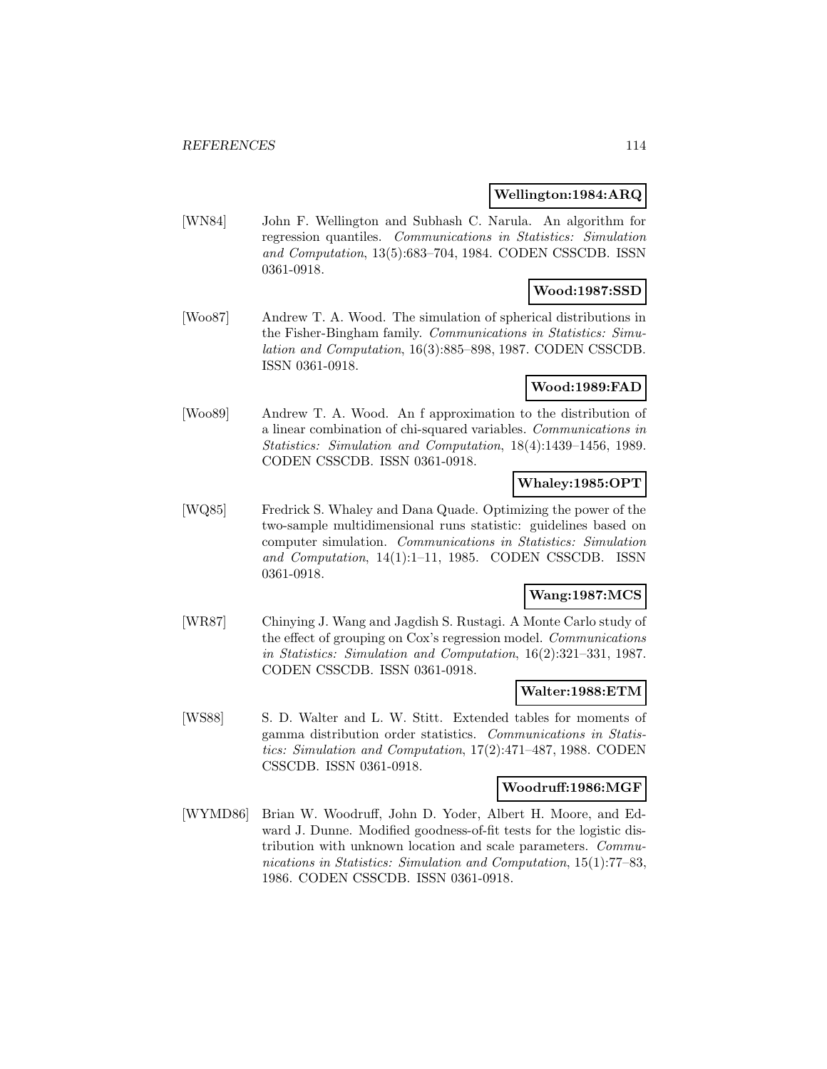**Wellington:1984:ARQ**

[WN84] John F. Wellington and Subhash C. Narula. An algorithm for regression quantiles. *Communications in Statistics: Simulation and Computation*, 13(5):683–704, 1984. CODEN CSSCDB. ISSN 0361-0918.

**Wood:1987:SSD**

[Woo87] Andrew T. A. Wood. The simulation of spherical distributions in the Fisher-Bingham family. *Communications in Statistics: Simulation and Computation*, 16(3):885–898, 1987. CODEN CSSCDB. ISSN 0361-0918.

**Wood:1989:FAD**

[Woo89] Andrew T. A. Wood. An f approximation to the distribution of a linear combination of chi-squared variables. *Communications in Statistics: Simulation and Computation*, 18(4):1439–1456, 1989. CODEN CSSCDB. ISSN 0361-0918.

**Whaley:1985:OPT**

[WQ85] Fredrick S. Whaley and Dana Quade. Optimizing the power of the two-sample multidimensional runs statistic: guidelines based on computer simulation. *Communications in Statistics: Simulation and Computation*, 14(1):1–11, 1985. CODEN CSSCDB. ISSN 0361-0918.

**Wang:1987:MCS**

[WR87] Chinying J. Wang and Jagdish S. Rustagi. A Monte Carlo study of the effect of grouping on Cox's regression model. *Communications in Statistics: Simulation and Computation*, 16(2):321–331, 1987. CODEN CSSCDB. ISSN 0361-0918.

**Walter:1988:ETM**

[WS88] S. D. Walter and L. W. Stitt. Extended tables for moments of gamma distribution order statistics. *Communications in Statistics: Simulation and Computation*, 17(2):471–487, 1988. CODEN CSSCDB. ISSN 0361-0918.

**Woodruff:1986:MGF**

[WYMD86] Brian W. Woodruff, John D. Yoder, Albert H. Moore, and Edward J. Dunne. Modified goodness-of-fit tests for the logistic distribution with unknown location and scale parameters. *Communications in Statistics: Simulation and Computation*, 15(1):77–83, 1986. CODEN CSSCDB. ISSN 0361-0918.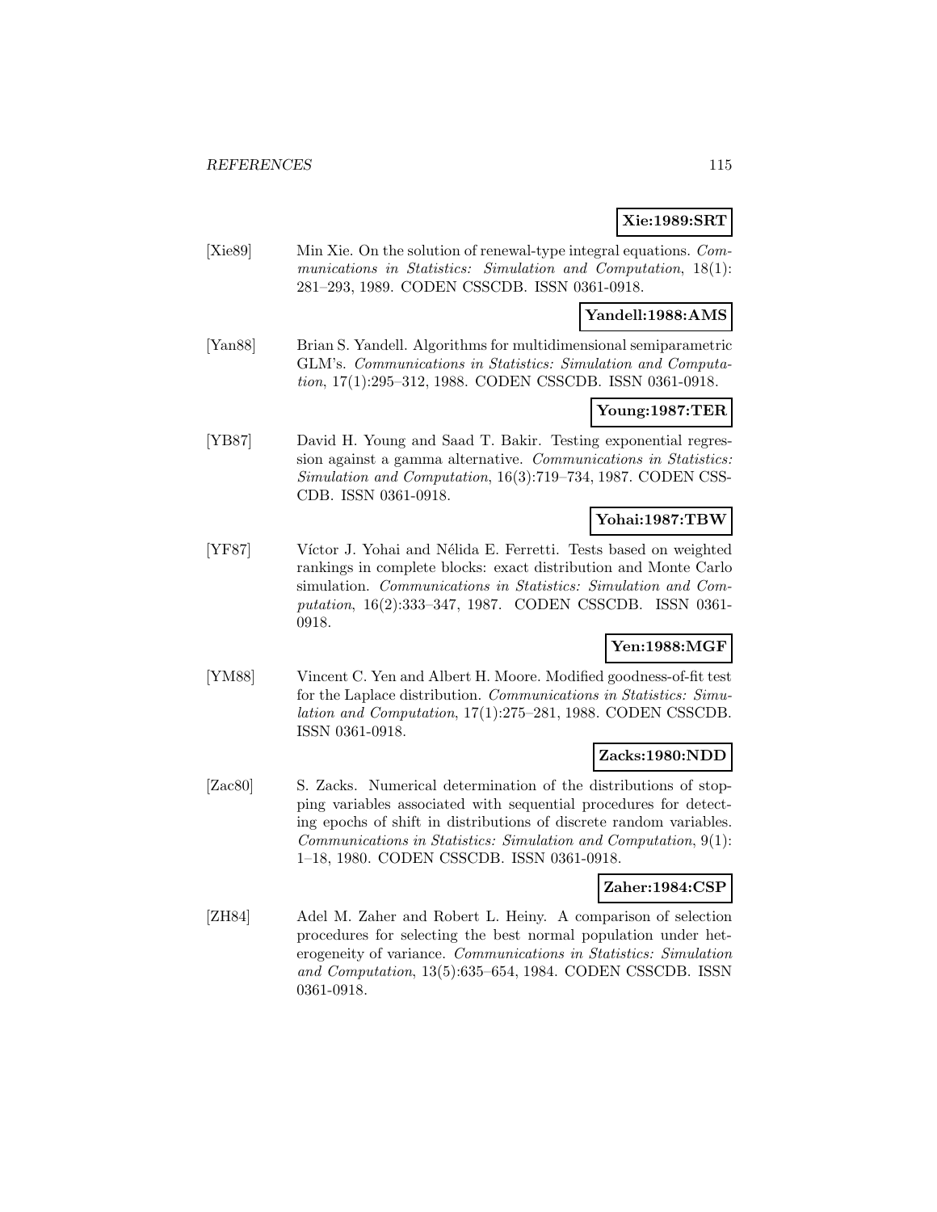**Xie:1989:SRT**

[Xie89] Min Xie. On the solution of renewal-type integral equations. *Communications in Statistics: Simulation and Computation*, 18(1): 281–293, 1989. CODEN CSSCDB. ISSN 0361-0918.

**Yandell:1988:AMS**

[Yan88] Brian S. Yandell. Algorithms for multidimensional semiparametric GLM's. *Communications in Statistics: Simulation and Computation*, 17(1):295–312, 1988. CODEN CSSCDB. ISSN 0361-0918.

**Young:1987:TER**

[YB87] David H. Young and Saad T. Bakir. Testing exponential regression against a gamma alternative. *Communications in Statistics: Simulation and Computation*, 16(3):719–734, 1987. CODEN CSSCDB. ISSN 0361-0918.

**Yohai:1987:TBW**

[YF87] Víctor J. Yohai and Nélida E. Ferretti. Tests based on weighted rankings in complete blocks: exact distribution and Monte Carlo simulation. *Communications in Statistics: Simulation and Computation*, 16(2):333–347, 1987. CODEN CSSCDB. ISSN 0361-0918.

**Yen:1988:MGF**

[YM88] Vincent C. Yen and Albert H. Moore. Modified goodness-of-fit test for the Laplace distribution. *Communications in Statistics: Simulation and Computation*, 17(1):275–281, 1988. CODEN CSSCDB. ISSN 0361-0918.

**Zacks:1980:NDD**

[Zac80] S. Zacks. Numerical determination of the distributions of stopping variables associated with sequential procedures for detecting epochs of shift in distributions of discrete random variables. *Communications in Statistics: Simulation and Computation*, 9(1): 1–18, 1980. CODEN CSSCDB. ISSN 0361-0918.

**Zaher:1984:CSP**

[ZH84] Adel M. Zaher and Robert L. Heiny. A comparison of selection procedures for selecting the best normal population under heterogeneity of variance. *Communications in Statistics: Simulation and Computation*, 13(5):635–654, 1984. CODEN CSSCDB. ISSN 0361-0918.